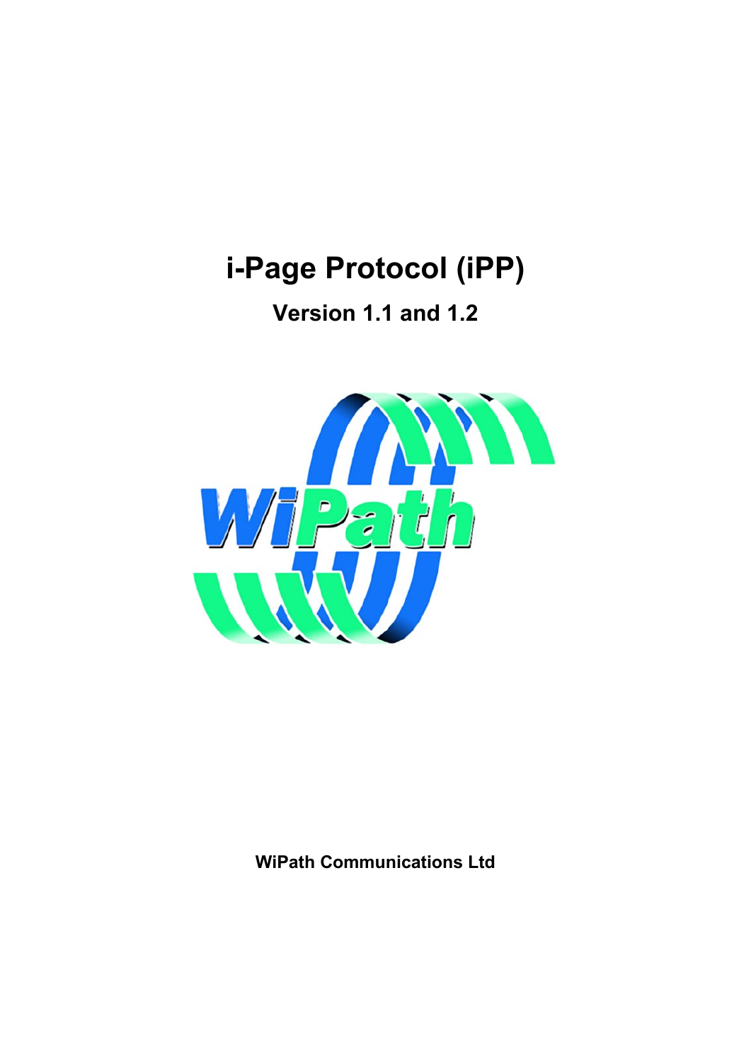# i-Page Protocol (iPP)

## Version 1.1 and 1.2

**WiPath Communications Ltd**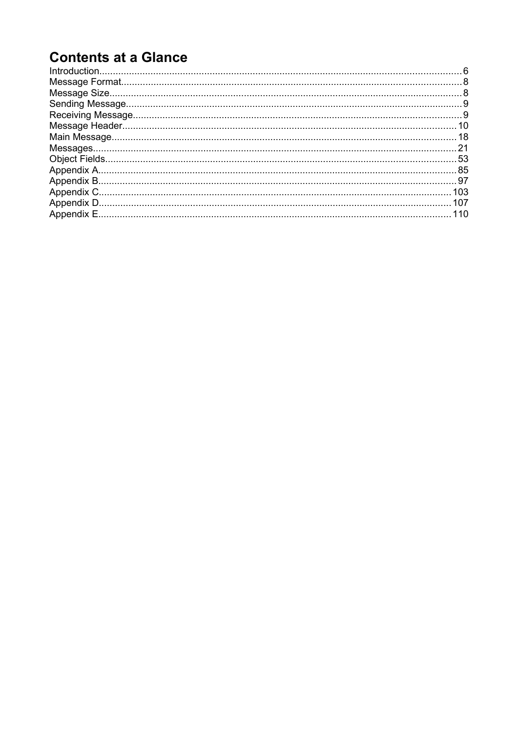# Contents at a Glance

| Section | Page |
| --- | --- |
| Introduction | 6 |
| Message Format | 8 |
| Message Size | 8 |
| Sending Message | 9 |
| Receiving Message | 9 |
| Message Header | 10 |
| Main Message | 18 |
| Messages | 21 |
| Object Fields | 53 |
| Appendix A | 85 |
| Appendix B | 97 |
| Appendix C | 103 |
| Appendix D | 107 |
| Appendix E | 110 |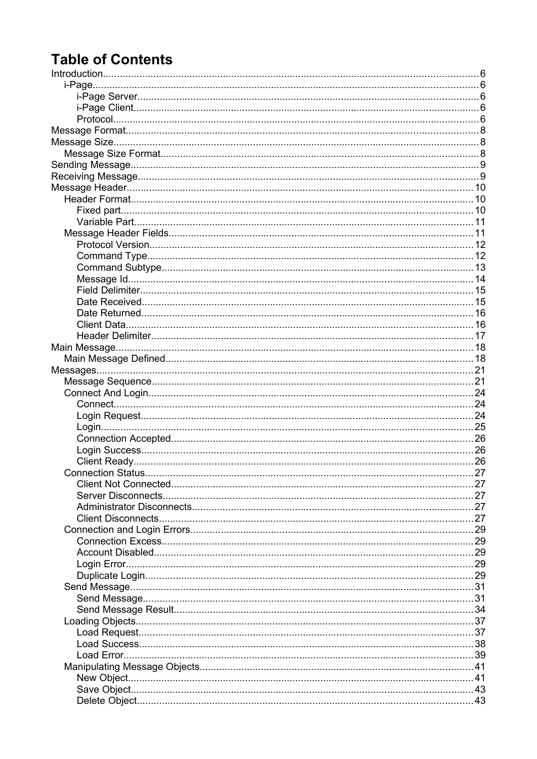# Table of Contents

Introduction....................................................6
- i-Page....................................................6
  - i-Page Server....................................................6
  - i-Page Client....................................................6
  - Protocol....................................................6

Message Format....................................................8

Message Size....................................................8
- Message Size Format....................................................8

Sending Message....................................................9

Receiving Message....................................................9

Message Header....................................................10
- Header Format....................................................10
  - Fixed part....................................................10
  - Variable Part....................................................11
- Message Header Fields....................................................11
  - Protocol Version....................................................12
  - Command Type....................................................12
  - Command Subtype....................................................13
  - Message Id....................................................14
  - Field Delimiter....................................................15
  - Date Received....................................................15
  - Date Returned....................................................16
  - Client Data....................................................16
  - Header Delimiter....................................................17

Main Message....................................................18
- Main Message Defined....................................................18

Messages....................................................21
- Message Sequence....................................................21
- Connect And Login....................................................24
  - Connect....................................................24
  - Login Request....................................................24
  - Login....................................................25
  - Connection Accepted....................................................26
  - Login Success....................................................26
  - Client Ready....................................................26
- Connection Status....................................................27
  - Client Not Connected....................................................27
  - Server Disconnects....................................................27
  - Administrator Disconnects....................................................27
  - Client Disconnects....................................................27
- Connection and Login Errors....................................................29
  - Connection Excess....................................................29
  - Account Disabled....................................................29
  - Login Error....................................................29
  - Duplicate Login....................................................29
- Send Message....................................................31
  - Send Message....................................................31
  - Send Message Result....................................................34
- Loading Objects....................................................37
  - Load Request....................................................37
  - Load Success....................................................38
  - Load Error....................................................39
- Manipulating Message Objects....................................................41
  - New Object....................................................41
  - Save Object....................................................43
  - Delete Object....................................................43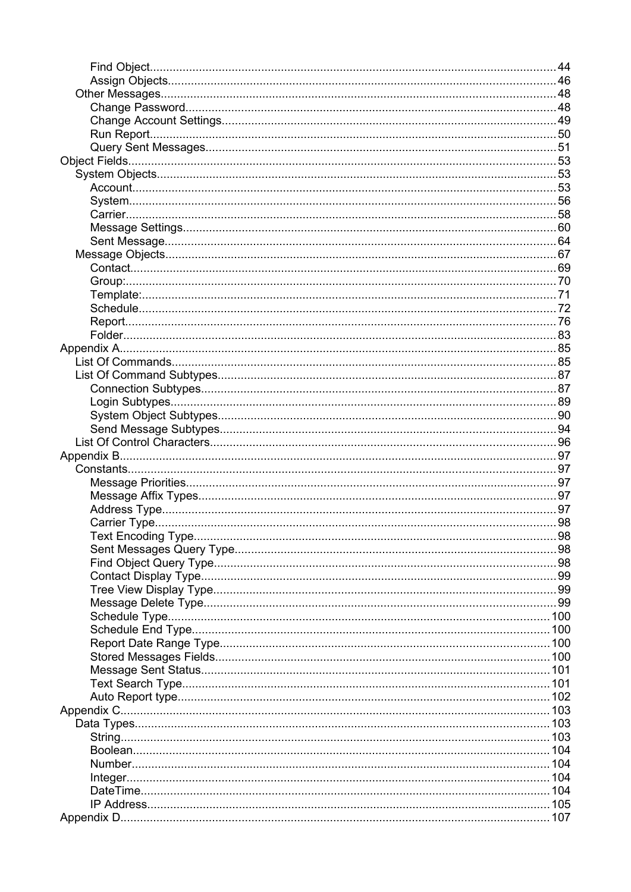- Find Object ........ 44
- Assign Objects ........ 46
- Other Messages ........ 48
  - Change Password ........ 48
  - Change Account Settings ........ 49
  - Run Report ........ 50
  - Query Sent Messages ........ 51
- Object Fields ........ 53
  - System Objects ........ 53
    - Account ........ 53
    - System ........ 56
    - Carrier ........ 58
    - Message Settings ........ 60
    - Sent Message ........ 64
  - Message Objects ........ 67
    - Contact ........ 69
    - Group: ........ 70
    - Template: ........ 71
    - Schedule ........ 72
    - Report ........ 76
    - Folder ........ 83
- Appendix A ........ 85
  - List Of Commands ........ 85
  - List Of Command Subtypes ........ 87
    - Connection Subtypes ........ 87
    - Login Subtypes ........ 89
    - System Object Subtypes ........ 90
    - Send Message Subtypes ........ 94
  - List Of Control Characters ........ 96
- Appendix B ........ 97
  - Constants ........ 97
    - Message Priorities ........ 97
    - Message Affix Types ........ 97
    - Address Type ........ 97
    - Carrier Type ........ 98
    - Text Encoding Type ........ 98
    - Sent Messages Query Type ........ 98
    - Find Object Query Type ........ 98
    - Contact Display Type ........ 99
    - Tree View Display Type ........ 99
    - Message Delete Type ........ 99
    - Schedule Type ........ 100
    - Schedule End Type ........ 100
    - Report Date Range Type ........ 100
    - Stored Messages Fields ........ 100
    - Message Sent Status ........ 101
    - Text Search Type ........ 101
    - Auto Report type ........ 102
- Appendix C ........ 103
  - Data Types ........ 103
    - String ........ 103
    - Boolean ........ 104
    - Number ........ 104
    - Integer ........ 104
    - DateTime ........ 104
    - IP Address ........ 105
- Appendix D ........ 107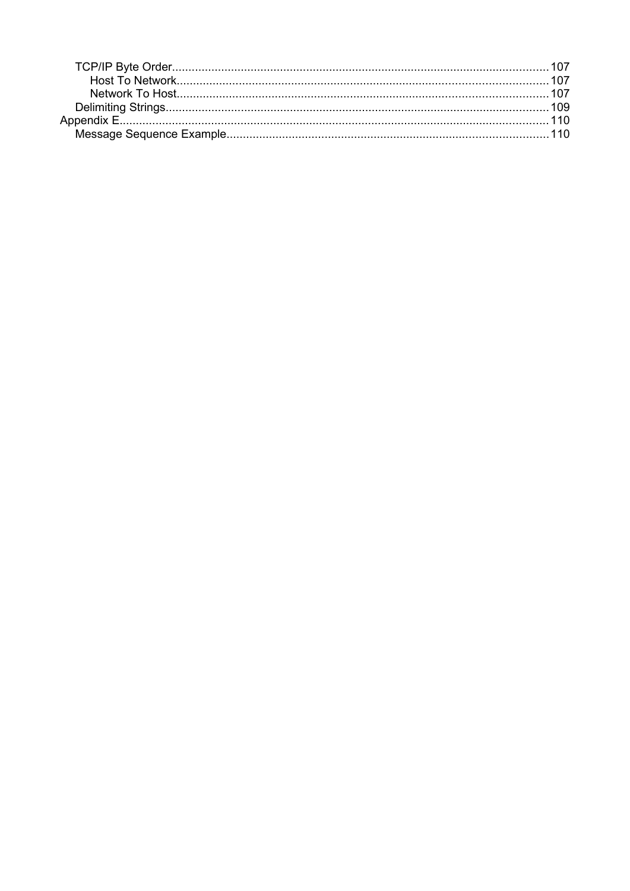- TCP/IP Byte Order 107
    - Host To Network 107
    - Network To Host 107
- Delimiting Strings 109

Appendix E 110

- Message Sequence Example 110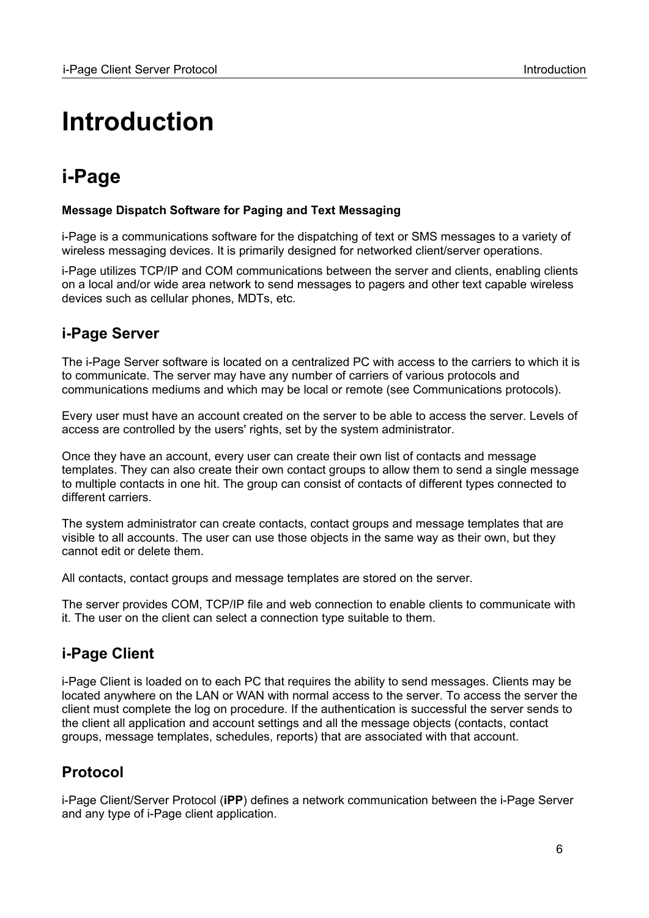# Introduction

## i-Page

**Message Dispatch Software for Paging and Text Messaging**

i-Page is a communications software for the dispatching of text or SMS messages to a variety of wireless messaging devices. It is primarily designed for networked client/server operations.

i-Page utilizes TCP/IP and COM communications between the server and clients, enabling clients on a local and/or wide area network to send messages to pagers and other text capable wireless devices such as cellular phones, MDTs, etc.

### i-Page Server

The i-Page Server software is located on a centralized PC with access to the carriers to which it is to communicate. The server may have any number of carriers of various protocols and communications mediums and which may be local or remote (see Communications protocols).

Every user must have an account created on the server to be able to access the server. Levels of access are controlled by the users' rights, set by the system administrator.

Once they have an account, every user can create their own list of contacts and message templates. They can also create their own contact groups to allow them to send a single message to multiple contacts in one hit. The group can consist of contacts of different types connected to different carriers.

The system administrator can create contacts, contact groups and message templates that are visible to all accounts. The user can use those objects in the same way as their own, but they cannot edit or delete them.

All contacts, contact groups and message templates are stored on the server.

The server provides COM, TCP/IP file and web connection to enable clients to communicate with it. The user on the client can select a connection type suitable to them.

### i-Page Client

i-Page Client is loaded on to each PC that requires the ability to send messages. Clients may be located anywhere on the LAN or WAN with normal access to the server. To access the server the client must complete the log on procedure. If the authentication is successful the server sends to the client all application and account settings and all the message objects (contacts, contact groups, message templates, schedules, reports) that are associated with that account.

### Protocol

i-Page Client/Server Protocol (**iPP**) defines a network communication between the i-Page Server and any type of i-Page client application.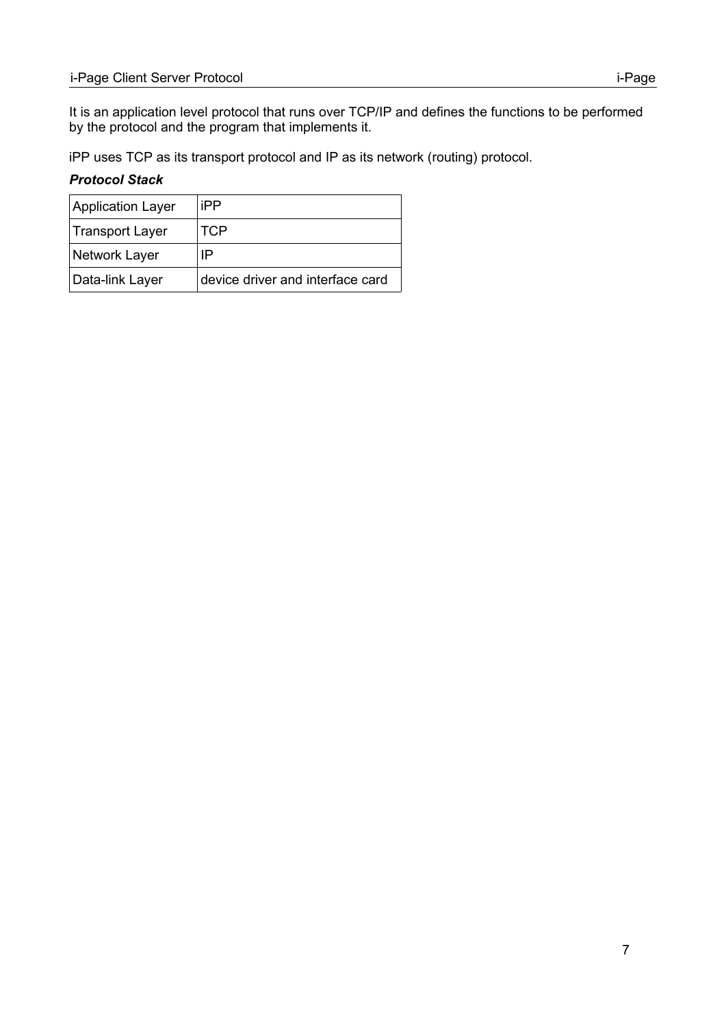It is an application level protocol that runs over TCP/IP and defines the functions to be performed by the protocol and the program that implements it.

iPP uses TCP as its transport protocol and IP as its network (routing) protocol.

***Protocol Stack***

| Application Layer | iPP |
|---|---|
| Transport Layer | TCP |
| Network Layer | IP |
| Data-link Layer | device driver and interface card |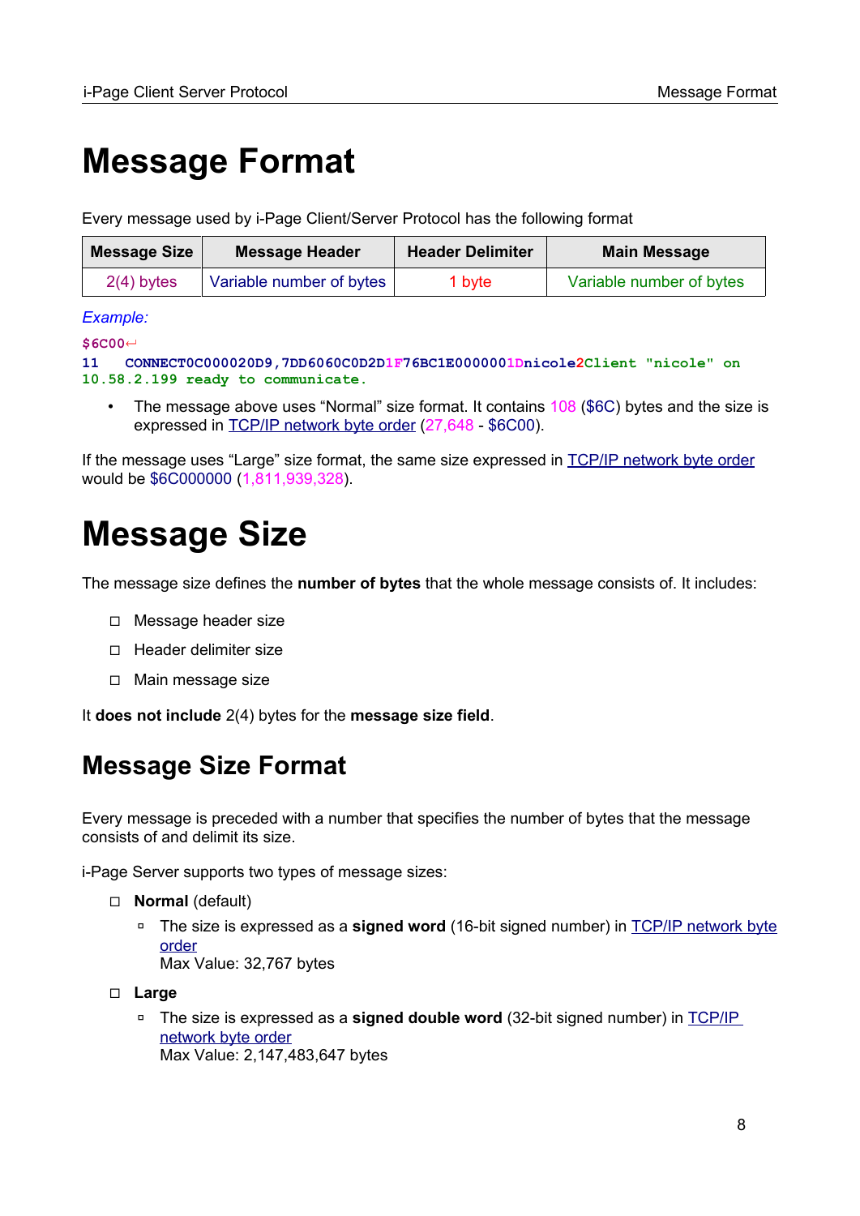# Message Format

Every message used by i-Page Client/Server Protocol has the following format

| Message Size | Message Header | Header Delimiter | Main Message |
|---|---|---|---|
| 2(4) bytes | Variable number of bytes | 1 byte | Variable number of bytes |

*Example:*

```
$6C00↵
11   CONNECT0C000020D9,7DD6060C0D2D1F76BC1E0000001Dnicole2Client "nicole" on
10.58.2.199 ready to communicate.
```

- The message above uses “Normal” size format. It contains 108 ($6C) bytes and the size is expressed in TCP/IP network byte order (27,648 - $6C00).

If the message uses “Large” size format, the same size expressed in TCP/IP network byte order would be $6C000000 (1,811,939,328).

# Message Size

The message size defines the **number of bytes** that the whole message consists of. It includes:

- Message header size
- Header delimiter size
- Main message size

It **does not include** 2(4) bytes for the **message size field**.

## Message Size Format

Every message is preceded with a number that specifies the number of bytes that the message consists of and delimit its size.

i-Page Server supports two types of message sizes:

- **Normal** (default)
  - The size is expressed as a **signed word** (16-bit signed number) in TCP/IP network byte order
    Max Value: 32,767 bytes
- **Large**
  - The size is expressed as a **signed double word** (32-bit signed number) in TCP/IP network byte order
    Max Value: 2,147,483,647 bytes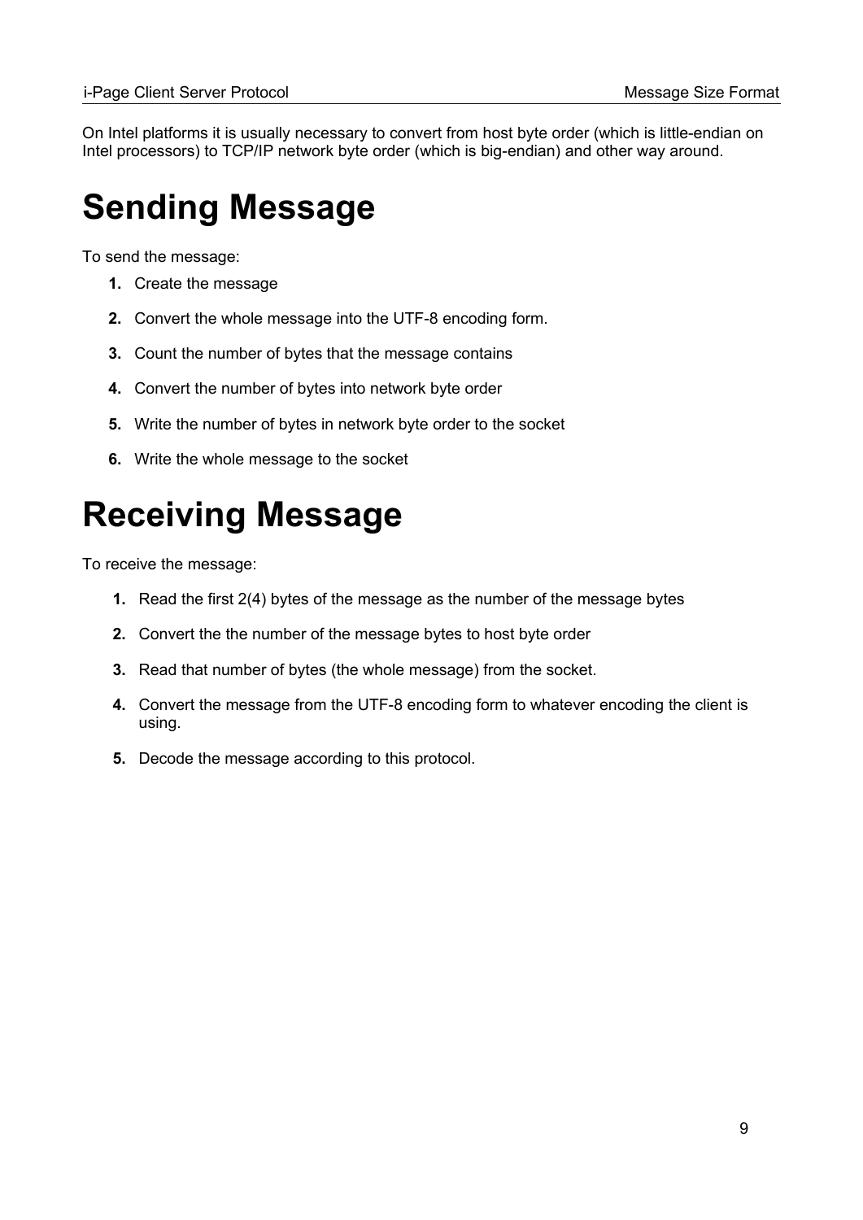On Intel platforms it is usually necessary to convert from host byte order (which is little-endian on Intel processors) to TCP/IP network byte order (which is big-endian) and other way around.

# Sending Message

To send the message:

1. Create the message
2. Convert the whole message into the UTF-8 encoding form.
3. Count the number of bytes that the message contains
4. Convert the number of bytes into network byte order
5. Write the number of bytes in network byte order to the socket
6. Write the whole message to the socket

# Receiving Message

To receive the message:

1. Read the first 2(4) bytes of the message as the number of the message bytes
2. Convert the the number of the message bytes to host byte order
3. Read that number of bytes (the whole message) from the socket.
4. Convert the message from the UTF-8 encoding form to whatever encoding the client is using.
5. Decode the message according to this protocol.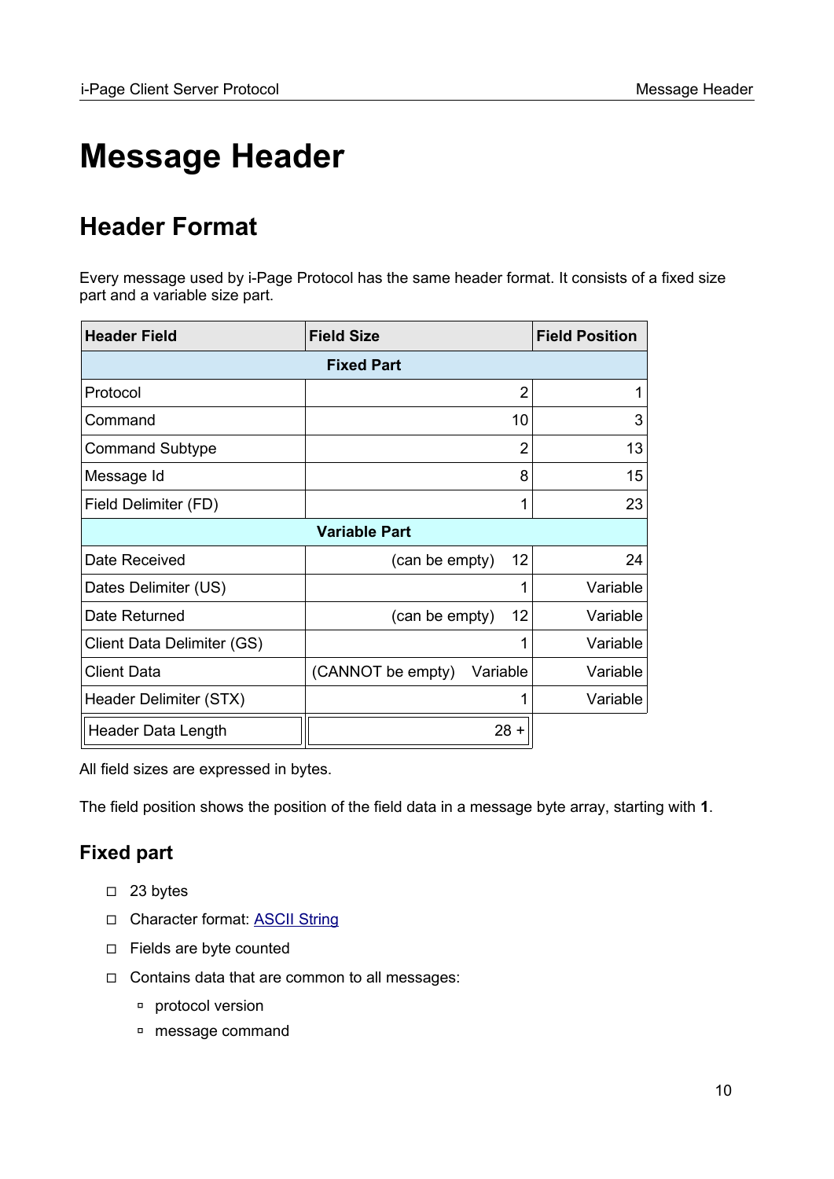# Message Header

## Header Format

Every message used by i-Page Protocol has the same header format. It consists of a fixed size part and a variable size part.

| Header Field | Field Size | Field Position |
|---|---|---|
| **Fixed Part** | | |
| Protocol | 2 | 1 |
| Command | 10 | 3 |
| Command Subtype | 2 | 13 |
| Message Id | 8 | 15 |
| Field Delimiter (FD) | 1 | 23 |
| **Variable Part** | | |
| Date Received | (can be empty) 12 | 24 |
| Dates Delimiter (US) | 1 | Variable |
| Date Returned | (can be empty) 12 | Variable |
| Client Data Delimiter (GS) | 1 | Variable |
| Client Data | (CANNOT be empty) Variable | Variable |
| Header Delimiter (STX) | 1 | Variable |
| Header Data Length | 28 + | |

All field sizes are expressed in bytes.

The field position shows the position of the field data in a message byte array, starting with **1**.

### Fixed part

- 23 bytes
- Character format: ASCII String
- Fields are byte counted
- Contains data that are common to all messages:
  - protocol version
  - message command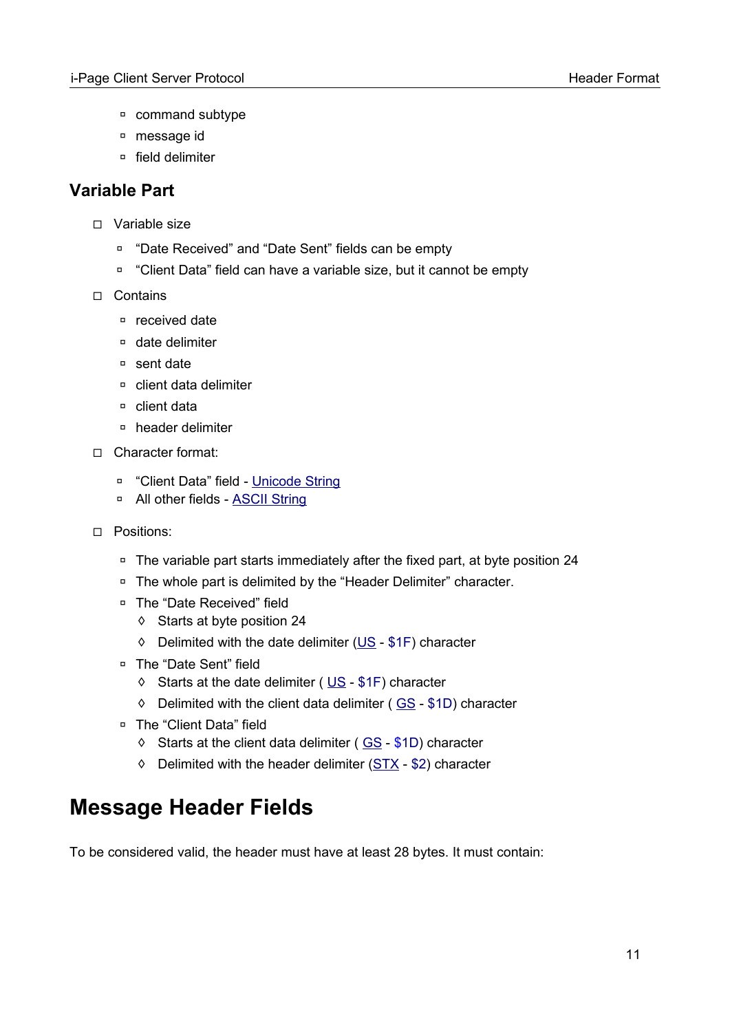- command subtype
- message id
- field delimiter

## Variable Part

- Variable size
  - “Date Received” and “Date Sent” fields can be empty
  - “Client Data” field can have a variable size, but it cannot be empty
- Contains
  - received date
  - date delimiter
  - sent date
  - client data delimiter
  - client data
  - header delimiter
- Character format:
  - “Client Data” field - Unicode String
  - All other fields - ASCII String
- Positions:
  - The variable part starts immediately after the fixed part, at byte position 24
  - The whole part is delimited by the “Header Delimiter” character.
  - The “Date Received” field
    - Starts at byte position 24
    - Delimited with the date delimiter (US - $1F) character
  - The “Date Sent” field
    - Starts at the date delimiter ( US - $1F) character
    - Delimited with the client data delimiter ( GS - $1D) character
  - The “Client Data” field
    - Starts at the client data delimiter ( GS - $1D) character
    - Delimited with the header delimiter (STX - $2) character

# Message Header Fields

To be considered valid, the header must have at least 28 bytes. It must contain: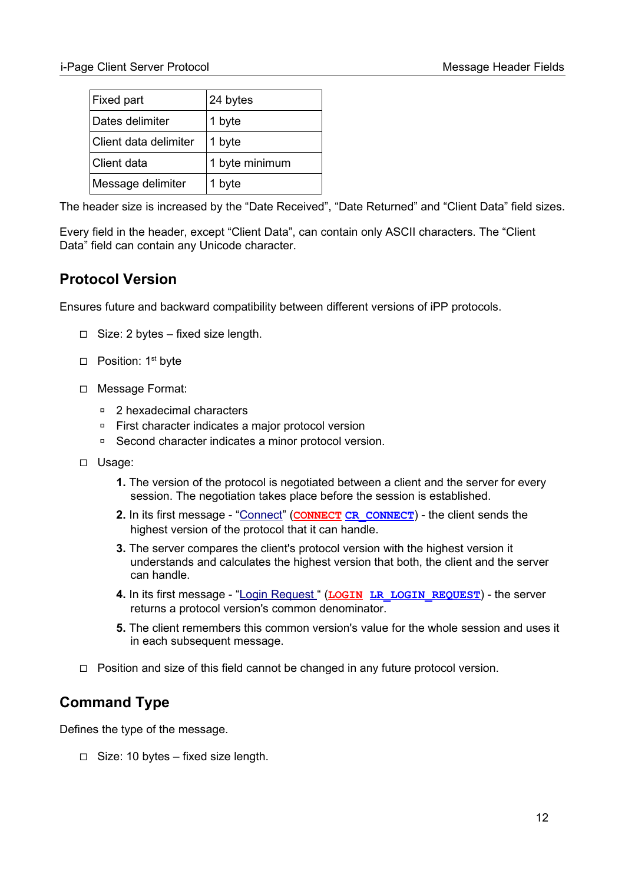| Fixed part | 24 bytes |
|---|---|
| Dates delimiter | 1 byte |
| Client data delimiter | 1 byte |
| Client data | 1 byte minimum |
| Message delimiter | 1 byte |

The header size is increased by the "Date Received", "Date Returned" and "Client Data" field sizes.

Every field in the header, except "Client Data", can contain only ASCII characters. The "Client Data" field can contain any Unicode character.

## Protocol Version

Ensures future and backward compatibility between different versions of iPP protocols.

- Size: 2 bytes – fixed size length.
- Position: 1st byte
- Message Format:
  - 2 hexadecimal characters
  - First character indicates a major protocol version
  - Second character indicates a minor protocol version.
- Usage:
  1. The version of the protocol is negotiated between a client and the server for every session. The negotiation takes place before the session is established.
  2. In its first message - "Connect" (**CONNECT** **CR_CONNECT**) - the client sends the highest version of the protocol that it can handle.
  3. The server compares the client's protocol version with the highest version it understands and calculates the highest version that both, the client and the server can handle.
  4. In its first message - "Login Request " (**LOGIN** **LR_LOGIN_REQUEST**) - the server returns a protocol version's common denominator.
  5. The client remembers this common version's value for the whole session and uses it in each subsequent message.
- Position and size of this field cannot be changed in any future protocol version.

## Command Type

Defines the type of the message.

- Size: 10 bytes – fixed size length.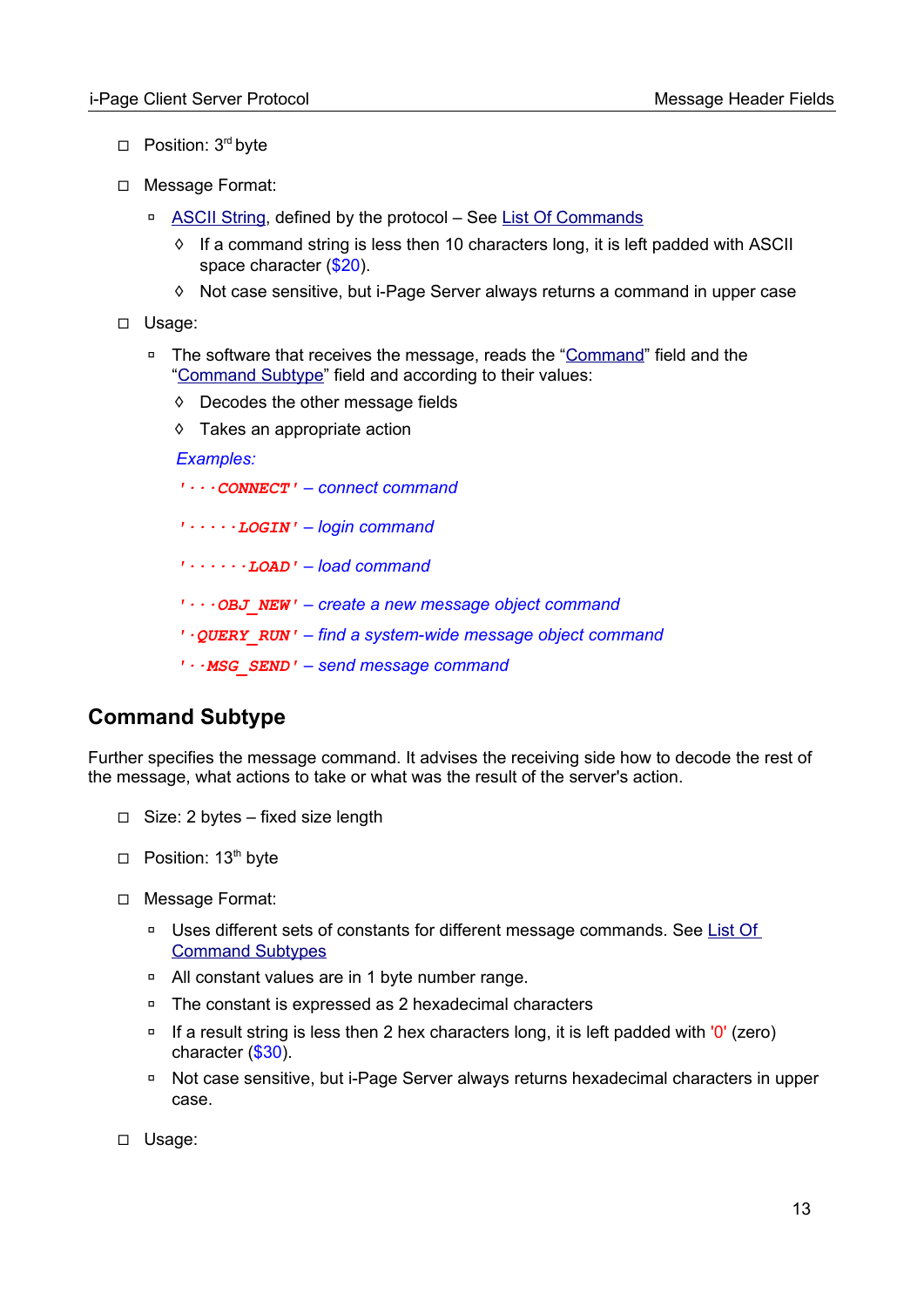- Position: 3rd byte
- Message Format:
  - ASCII String, defined by the protocol – See List Of Commands
    - If a command string is less then 10 characters long, it is left padded with ASCII space character ($20).
    - Not case sensitive, but i-Page Server always returns a command in upper case
- Usage:
  - The software that receives the message, reads the "Command" field and the "Command Subtype" field and according to their values:
    - Decodes the other message fields
    - Takes an appropriate action

    *Examples:*

    *'···CONNECT' – connect command*

    *'·····LOGIN' – login command*

    *'······LOAD' – load command*

    *'···OBJ_NEW' – create a new message object command*

    *'·QUERY_RUN' – find a system-wide message object command*

    *'··MSG_SEND' – send message command*

## Command Subtype

Further specifies the message command. It advises the receiving side how to decode the rest of the message, what actions to take or what was the result of the server's action.

- Size: 2 bytes – fixed size length
- Position: 13th byte
- Message Format:
  - Uses different sets of constants for different message commands. See List Of Command Subtypes
  - All constant values are in 1 byte number range.
  - The constant is expressed as 2 hexadecimal characters
  - If a result string is less then 2 hex characters long, it is left padded with '0' (zero) character ($30).
  - Not case sensitive, but i-Page Server always returns hexadecimal characters in upper case.
- Usage: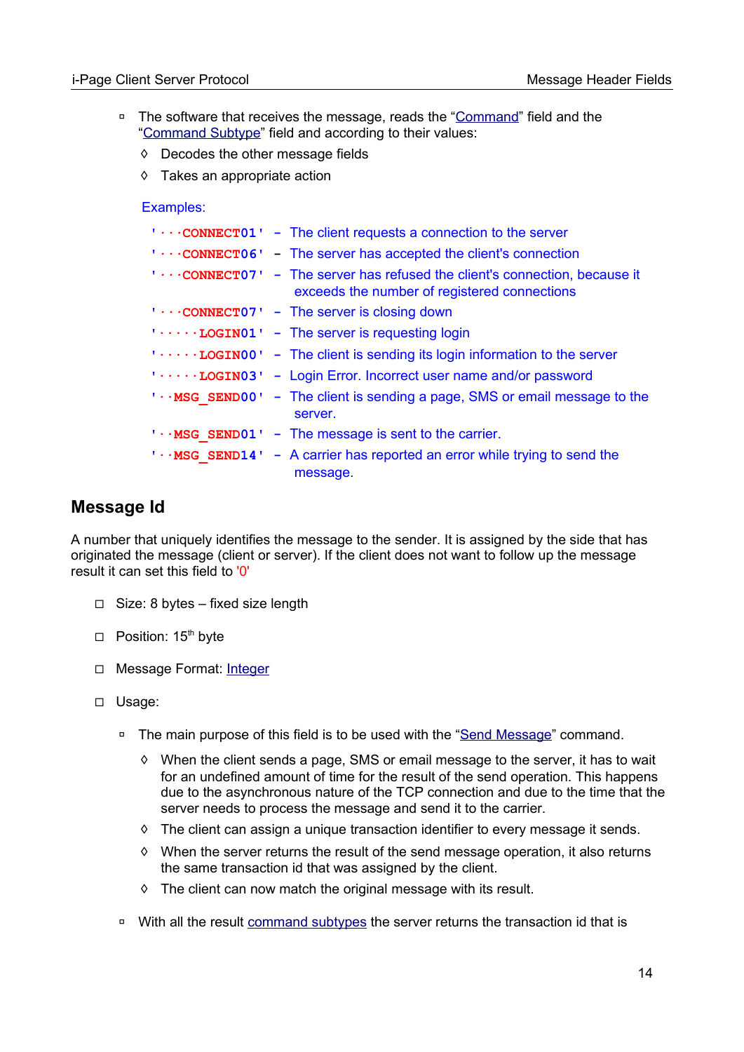- The software that receives the message, reads the "Command" field and the "Command Subtype" field and according to their values:
  - Decodes the other message fields
  - Takes an appropriate action

  Examples:

  `'···CONNECT01'` – The client requests a connection to the server

  `'···CONNECT06'` – The server has accepted the client's connection

  `'···CONNECT07'` – The server has refused the client's connection, because it exceeds the number of registered connections

  `'···CONNECT07'` – The server is closing down

  `'·····LOGIN01'` – The server is requesting login

  `'·····LOGIN00'` – The client is sending its login information to the server

  `'·····LOGIN03'` – Login Error. Incorrect user name and/or password

  `'··MSG_SEND00'` – The client is sending a page, SMS or email message to the server.

  `'··MSG_SEND01'` – The message is sent to the carrier.

  `'··MSG_SEND14'` – A carrier has reported an error while trying to send the message.

## Message Id

A number that uniquely identifies the message to the sender. It is assigned by the side that has originated the message (client or server). If the client does not want to follow up the message result it can set this field to '0'

- Size: 8 bytes – fixed size length
- Position: 15th byte
- Message Format: Integer
- Usage:
  - The main purpose of this field is to be used with the "Send Message" command.
    - When the client sends a page, SMS or email message to the server, it has to wait for an undefined amount of time for the result of the send operation. This happens due to the asynchronous nature of the TCP connection and due to the time that the server needs to process the message and send it to the carrier.
    - The client can assign a unique transaction identifier to every message it sends.
    - When the server returns the result of the send message operation, it also returns the same transaction id that was assigned by the client.
    - The client can now match the original message with its result.
  - With all the result command subtypes the server returns the transaction id that is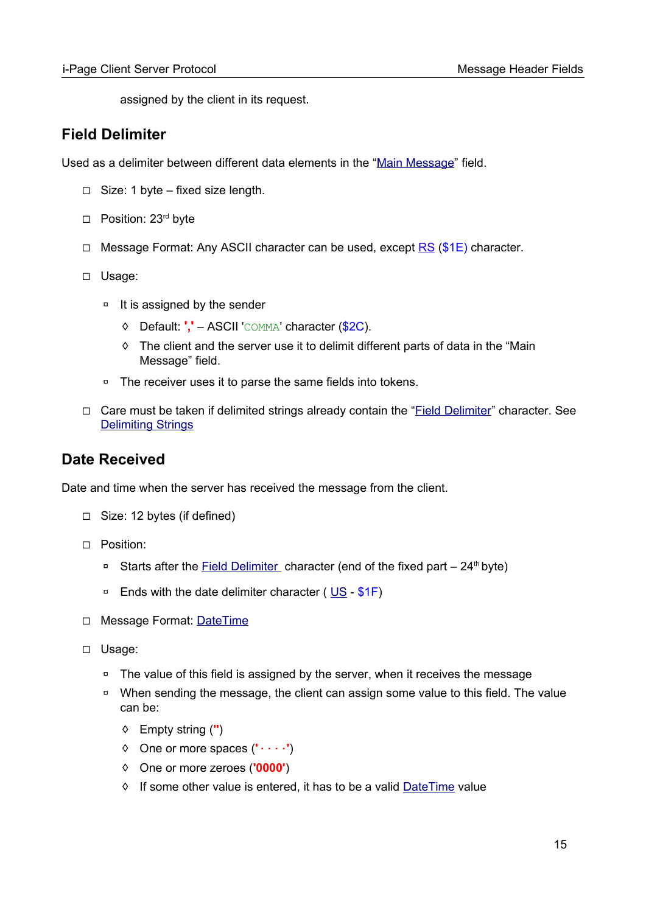assigned by the client in its request.

## Field Delimiter

Used as a delimiter between different data elements in the "Main Message" field.

- Size: 1 byte – fixed size length.
- Position: 23[rd] byte
- Message Format: Any ASCII character can be used, except RS ($1E) character.
- Usage:
  - It is assigned by the sender
    - Default: **','** – ASCII 'COMMA' character ($2C).
    - The client and the server use it to delimit different parts of data in the "Main Message" field.
  - The receiver uses it to parse the same fields into tokens.
- Care must be taken if delimited strings already contain the "Field Delimiter" character. See Delimiting Strings

## Date Received

Date and time when the server has received the message from the client.

- Size: 12 bytes (if defined)
- Position:
  - Starts after the Field Delimiter character (end of the fixed part – 24[th] byte)
  - Ends with the date delimiter character ( US - $1F)
- Message Format: DateTime
- Usage:
  - The value of this field is assigned by the server, when it receives the message
  - When sending the message, the client can assign some value to this field. The value can be:
    - Empty string (**''**)
    - One or more spaces (**'· · · ·'**)
    - One or more zeroes (**'0000'**)
    - If some other value is entered, it has to be a valid DateTime value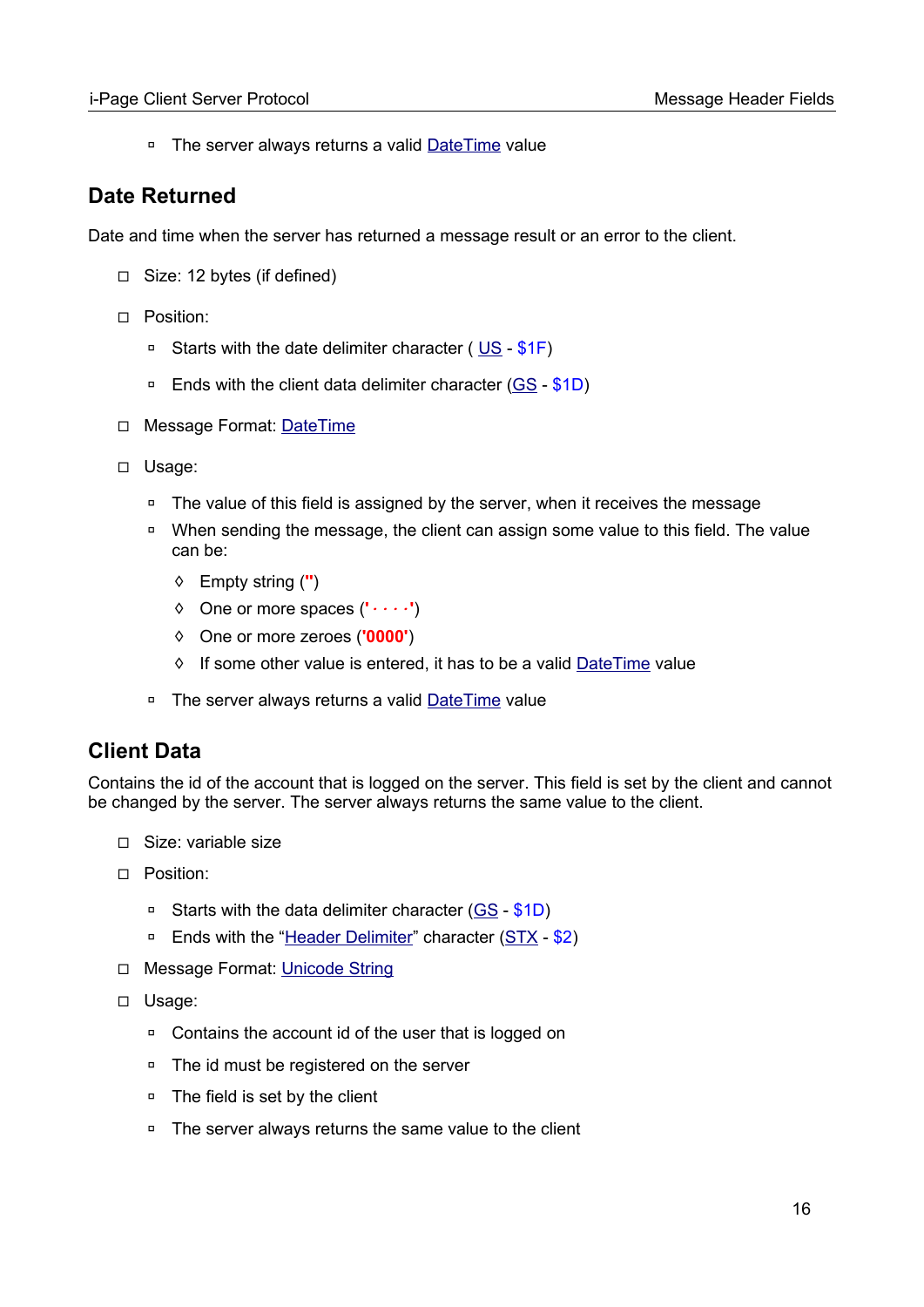- The server always returns a valid DateTime value

## Date Returned

Date and time when the server has returned a message result or an error to the client.

- Size: 12 bytes (if defined)
- Position:
  - Starts with the date delimiter character ( US - $1F)
  - Ends with the client data delimiter character (GS - $1D)
- Message Format: DateTime
- Usage:
  - The value of this field is assigned by the server, when it receives the message
  - When sending the message, the client can assign some value to this field. The value can be:
    - Empty string ('')
    - One or more spaces ('····')
    - One or more zeroes ('0000')
    - If some other value is entered, it has to be a valid DateTime value
  - The server always returns a valid DateTime value

## Client Data

Contains the id of the account that is logged on the server. This field is set by the client and cannot be changed by the server. The server always returns the same value to the client.

- Size: variable size
- Position:
  - Starts with the data delimiter character (GS - $1D)
  - Ends with the “Header Delimiter” character (STX - $2)
- Message Format: Unicode String
- Usage:
  - Contains the account id of the user that is logged on
  - The id must be registered on the server
  - The field is set by the client
  - The server always returns the same value to the client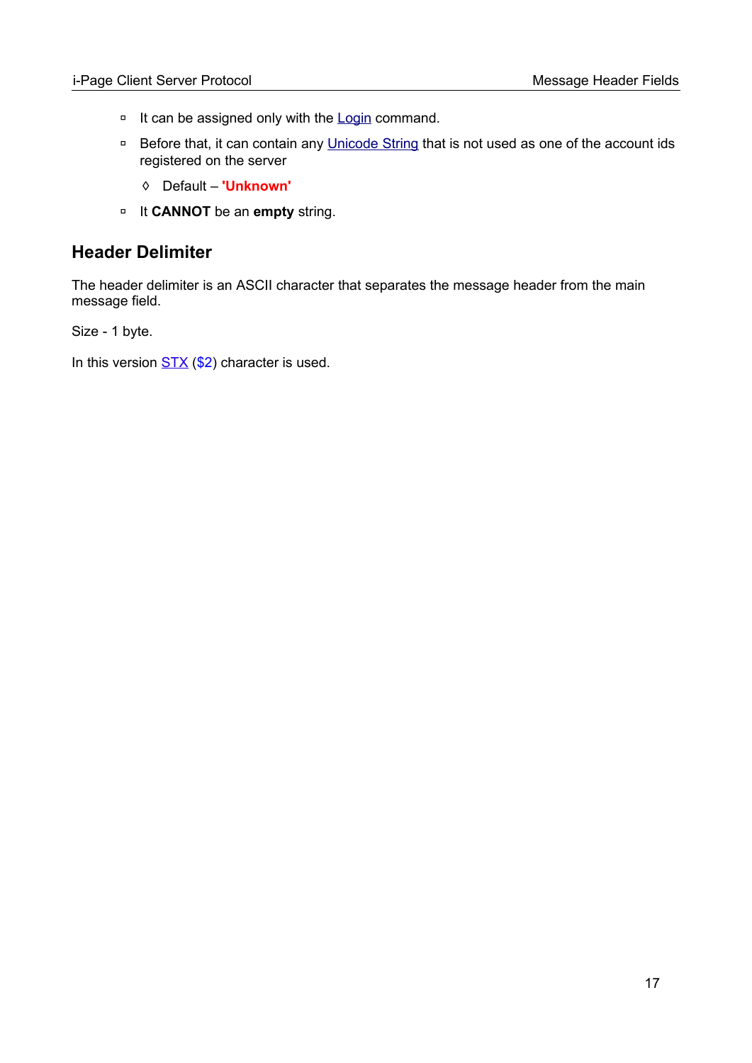- It can be assigned only with the Login command.
- Before that, it can contain any Unicode String that is not used as one of the account ids registered on the server
  - Default – **'Unknown'**
- It **CANNOT** be an **empty** string.

## Header Delimiter

The header delimiter is an ASCII character that separates the message header from the main message field.

Size - 1 byte.

In this version STX ($2) character is used.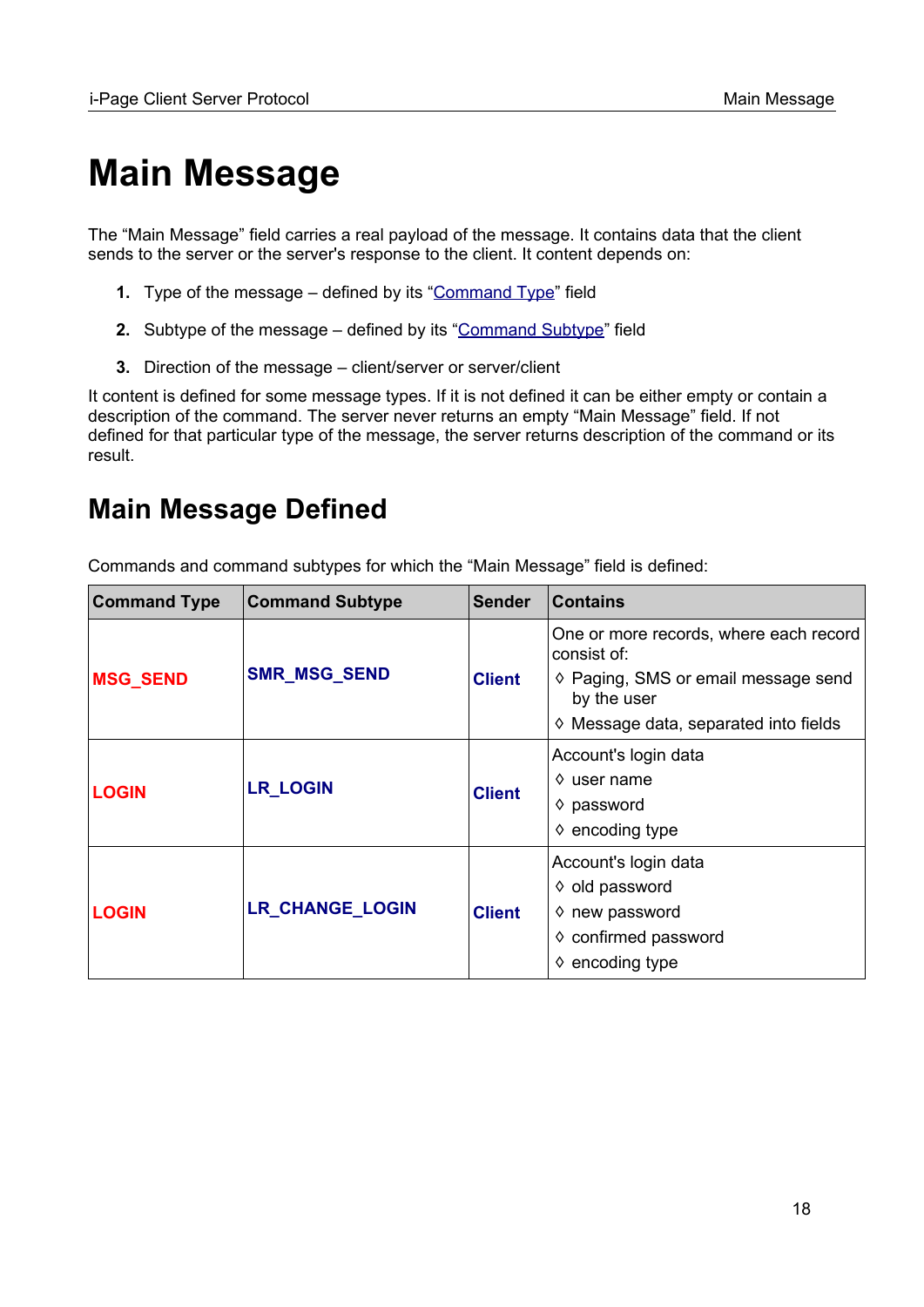# Main Message

The “Main Message” field carries a real payload of the message. It contains data that the client sends to the server or the server's response to the client. It content depends on:

1. Type of the message – defined by its “Command Type” field
2. Subtype of the message – defined by its “Command Subtype” field
3. Direction of the message – client/server or server/client

It content is defined for some message types. If it is not defined it can be either empty or contain a description of the command. The server never returns an empty “Main Message” field. If not defined for that particular type of the message, the server returns description of the command or its result.

## Main Message Defined

Commands and command subtypes for which the “Main Message” field is defined:

| Command Type | Command Subtype | Sender | Contains |
|---|---|---|---|
| **MSG_SEND** | **SMR_MSG_SEND** | **Client** | One or more records, where each record consist of:<br>◊ Paging, SMS or email message send by the user<br>◊ Message data, separated into fields |
| **LOGIN** | **LR_LOGIN** | **Client** | Account's login data<br>◊ user name<br>◊ password<br>◊ encoding type |
| **LOGIN** | **LR_CHANGE_LOGIN** | **Client** | Account's login data<br>◊ old password<br>◊ new password<br>◊ confirmed password<br>◊ encoding type |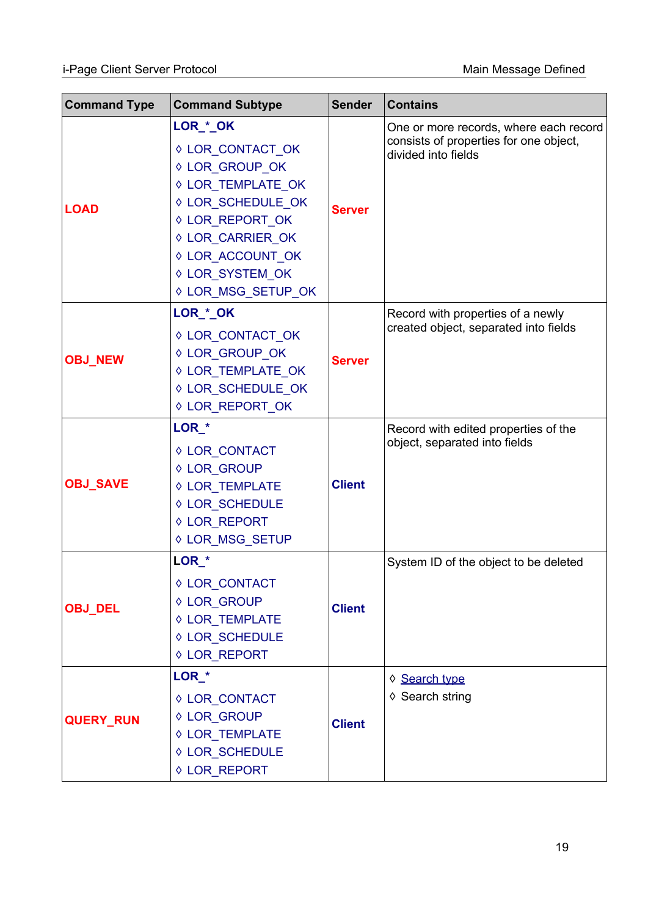| Command Type | Command Subtype | Sender | Contains |
|---|---|---|---|
| **LOAD** | **LOR_*_OK**<br>◊ LOR_CONTACT_OK<br>◊ LOR_GROUP_OK<br>◊ LOR_TEMPLATE_OK<br>◊ LOR_SCHEDULE_OK<br>◊ LOR_REPORT_OK<br>◊ LOR_CARRIER_OK<br>◊ LOR_ACCOUNT_OK<br>◊ LOR_SYSTEM_OK<br>◊ LOR_MSG_SETUP_OK | **Server** | One or more records, where each record consists of properties for one object, divided into fields |
| **OBJ_NEW** | **LOR_*_OK**<br>◊ LOR_CONTACT_OK<br>◊ LOR_GROUP_OK<br>◊ LOR_TEMPLATE_OK<br>◊ LOR_SCHEDULE_OK<br>◊ LOR_REPORT_OK | **Server** | Record with properties of a newly created object, separated into fields |
| **OBJ_SAVE** | **LOR_***<br>◊ LOR_CONTACT<br>◊ LOR_GROUP<br>◊ LOR_TEMPLATE<br>◊ LOR_SCHEDULE<br>◊ LOR_REPORT<br>◊ LOR_MSG_SETUP | **Client** | Record with edited properties of the object, separated into fields |
| **OBJ_DEL** | **LOR_***<br>◊ LOR_CONTACT<br>◊ LOR_GROUP<br>◊ LOR_TEMPLATE<br>◊ LOR_SCHEDULE<br>◊ LOR_REPORT | **Client** | System ID of the object to be deleted |
| **QUERY_RUN** | **LOR_***<br>◊ LOR_CONTACT<br>◊ LOR_GROUP<br>◊ LOR_TEMPLATE<br>◊ LOR_SCHEDULE<br>◊ LOR_REPORT | **Client** | ◊ Search type<br>◊ Search string |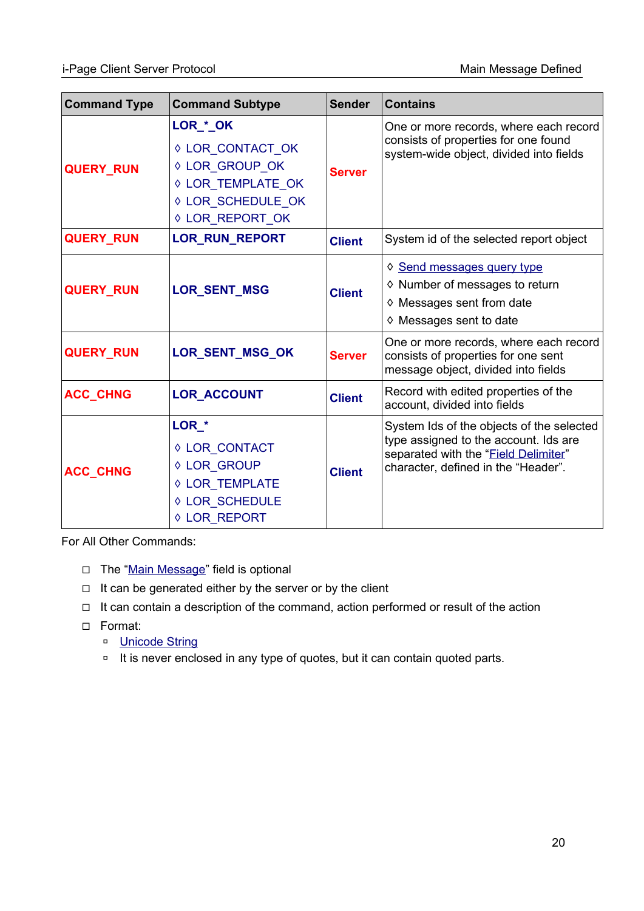| Command Type | Command Subtype | Sender | Contains |
|---|---|---|---|
| **QUERY_RUN** | **LOR_*_OK**<br>◊ LOR_CONTACT_OK<br>◊ LOR_GROUP_OK<br>◊ LOR_TEMPLATE_OK<br>◊ LOR_SCHEDULE_OK<br>◊ LOR_REPORT_OK | **Server** | One or more records, where each record consists of properties for one found system-wide object, divided into fields |
| **QUERY_RUN** | **LOR_RUN_REPORT** | **Client** | System id of the selected report object |
| **QUERY_RUN** | **LOR_SENT_MSG** | **Client** | ◊ Send messages query type<br>◊ Number of messages to return<br>◊ Messages sent from date<br>◊ Messages sent to date |
| **QUERY_RUN** | **LOR_SENT_MSG_OK** | **Server** | One or more records, where each record consists of properties for one sent message object, divided into fields |
| **ACC_CHNG** | **LOR_ACCOUNT** | **Client** | Record with edited properties of the account, divided into fields |
| **ACC_CHNG** | **LOR_***<br>◊ LOR_CONTACT<br>◊ LOR_GROUP<br>◊ LOR_TEMPLATE<br>◊ LOR_SCHEDULE<br>◊ LOR_REPORT | **Client** | System Ids of the objects of the selected type assigned to the account. Ids are separated with the "Field Delimiter" character, defined in the "Header". |

For All Other Commands:

- The "Main Message" field is optional
- It can be generated either by the server or by the client
- It can contain a description of the command, action performed or result of the action
- Format:
  - Unicode String
  - It is never enclosed in any type of quotes, but it can contain quoted parts.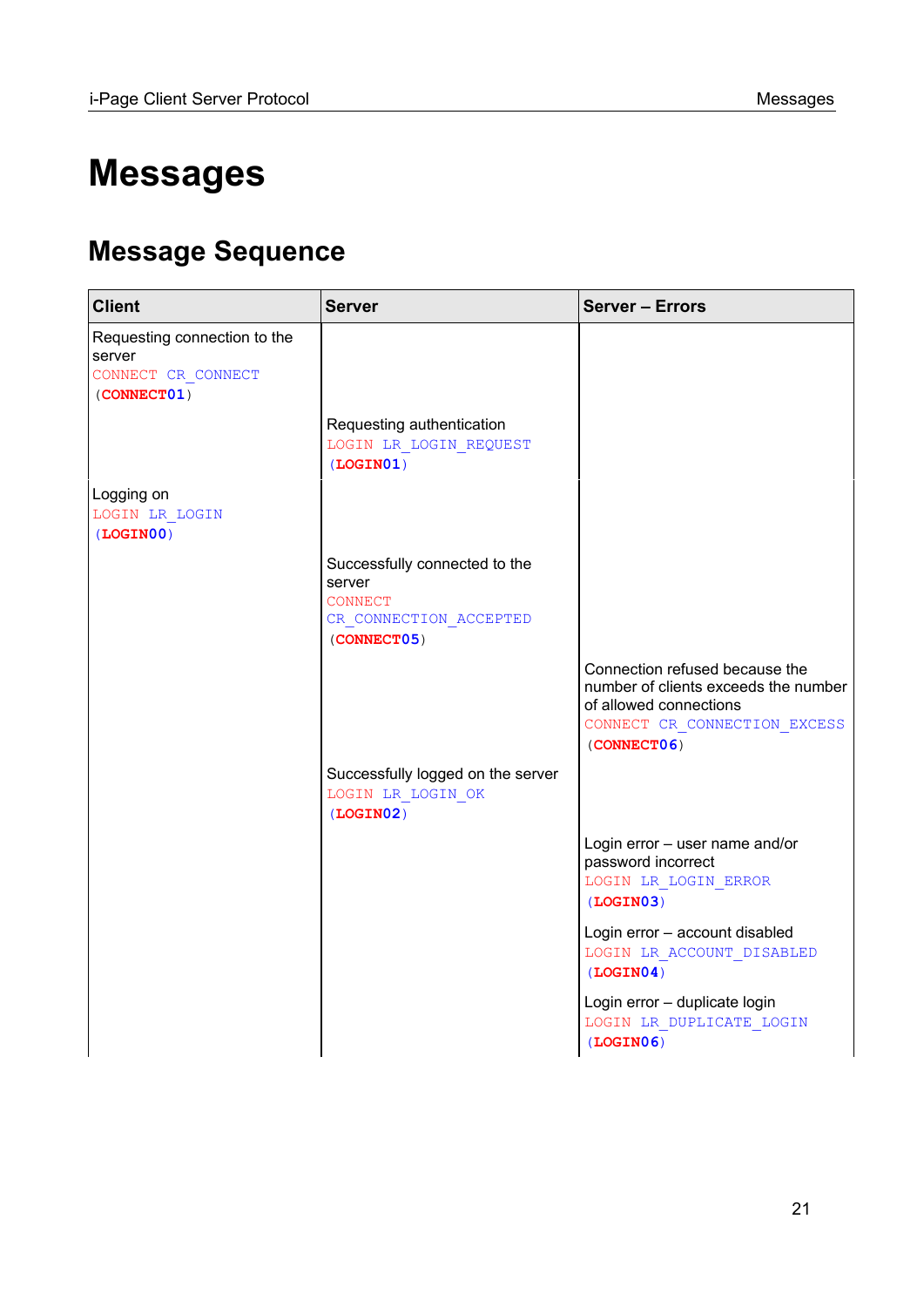# Messages

## Message Sequence

| Client | Server | Server – Errors |
|---|---|---|
| Requesting connection to the server<br>CONNECT CR_CONNECT<br>(**CONNECT01**) | | |
| | Requesting authentication<br>LOGIN LR_LOGIN_REQUEST<br>(**LOGIN01**) | |
| Logging on<br>LOGIN LR_LOGIN<br>(**LOGIN00**) | | |
| | Successfully connected to the server<br>CONNECT CR_CONNECTION_ACCEPTED<br>(**CONNECT05**) | |
| | | Connection refused because the number of clients exceeds the number of allowed connections<br>CONNECT CR_CONNECTION_EXCESS<br>(**CONNECT06**) |
| | Successfully logged on the server<br>LOGIN LR_LOGIN_OK<br>(**LOGIN02**) | |
| | | Login error – user name and/or password incorrect<br>LOGIN LR_LOGIN_ERROR<br>(**LOGIN03**) |
| | | Login error – account disabled<br>LOGIN LR_ACCOUNT_DISABLED<br>(**LOGIN04**) |
| | | Login error – duplicate login<br>LOGIN LR_DUPLICATE_LOGIN<br>(**LOGIN06**) |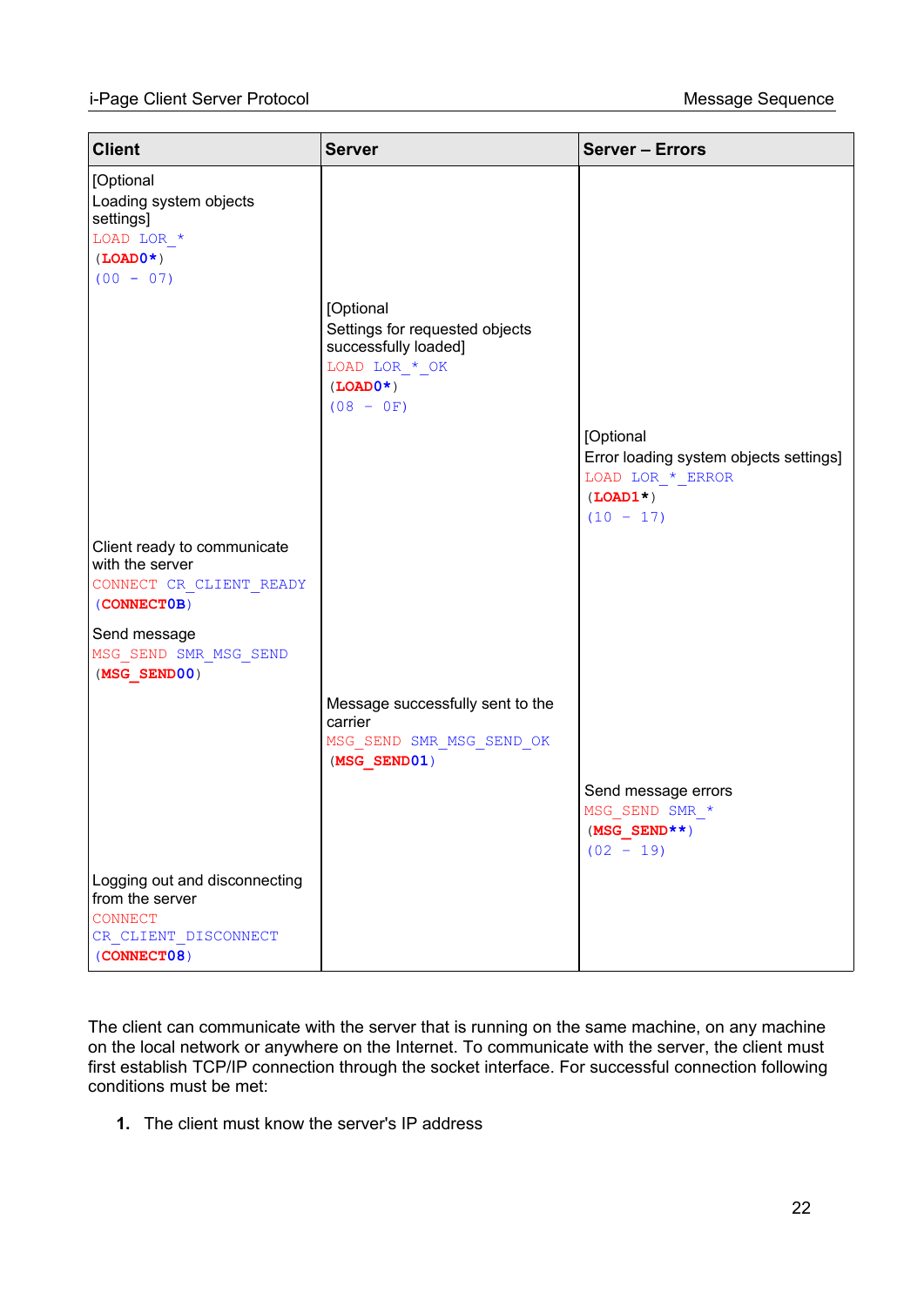| Client | Server | Server – Errors |
|---|---|---|
| [Optional<br>Loading system objects settings]<br>LOAD LOR_*<br>(**LOAD0***)<br>(00 - 07) | | |
| | [Optional<br>Settings for requested objects successfully loaded]<br>LOAD LOR_*_OK<br>(**LOAD0***)<br>(08 – 0F) | |
| | | [Optional<br>Error loading system objects settings]<br>LOAD LOR_*_ERROR<br>(**LOAD1***)<br>(10 – 17) |
| Client ready to communicate with the server<br>CONNECT CR_CLIENT_READY<br>(**CONNECT0B**) | | |
| Send message<br>MSG_SEND SMR_MSG_SEND<br>(**MSG_SEND00**) | | |
| | Message successfully sent to the carrier<br>MSG_SEND SMR_MSG_SEND_OK<br>(**MSG_SEND01**) | |
| | | Send message errors<br>MSG_SEND SMR_*<br>(**MSG_SEND****)<br>(02 – 19) |
| Logging out and disconnecting from the server<br>CONNECT<br>CR_CLIENT_DISCONNECT<br>(**CONNECT08**) | | |

The client can communicate with the server that is running on the same machine, on any machine on the local network or anywhere on the Internet. To communicate with the server, the client must first establish TCP/IP connection through the socket interface. For successful connection following conditions must be met:

1. The client must know the server's IP address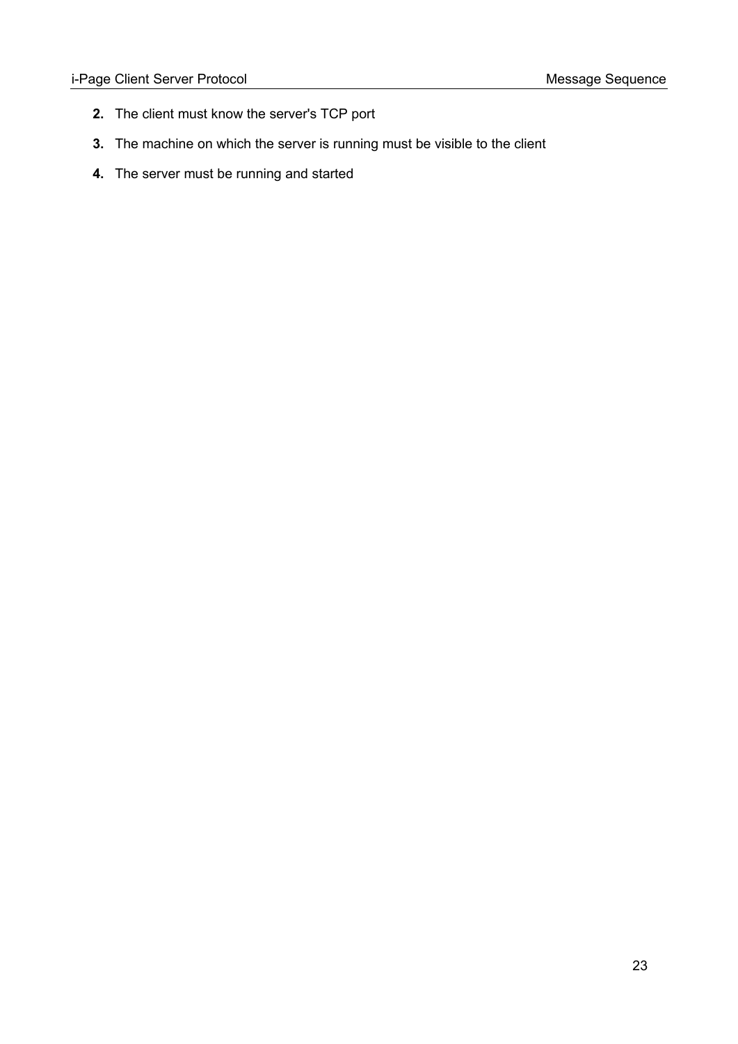2. The client must know the server's TCP port
3. The machine on which the server is running must be visible to the client
4. The server must be running and started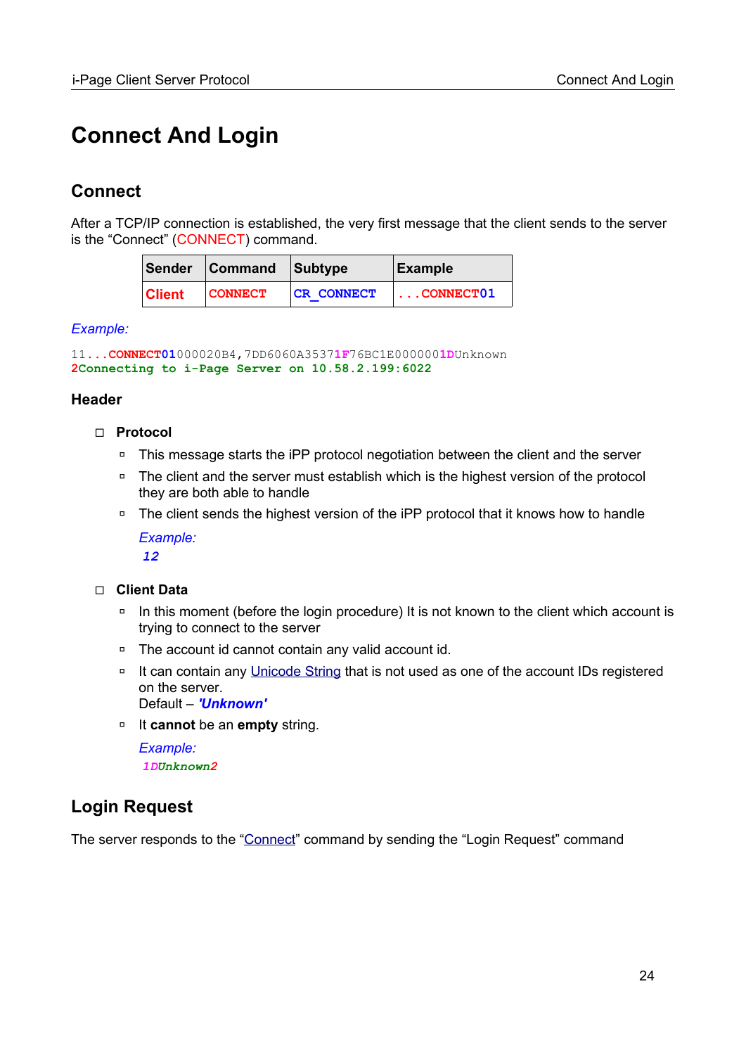# Connect And Login

## Connect

After a TCP/IP connection is established, the very first message that the client sends to the server is the “Connect” (CONNECT) command.

| Sender | Command | Subtype | Example |
|---|---|---|---|
| Client | CONNECT | CR_CONNECT | ...CONNECT01 |

*Example:*

```
11...CONNECT01000020B4,7DD6060A35371F76BC1E0000001DUnknown
2Connecting to i-Page Server on 10.58.2.199:6022
```

### Header

- **Protocol**
  - This message starts the iPP protocol negotiation between the client and the server
  - The client and the server must establish which is the highest version of the protocol they are both able to handle
  - The client sends the highest version of the iPP protocol that it knows how to handle

    *Example:*
    ***12***

- **Client Data**
  - In this moment (before the login procedure) It is not known to the client which account is trying to connect to the server
  - The account id cannot contain any valid account id.
  - It can contain any Unicode String that is not used as one of the account IDs registered on the server.
    Default – ***'Unknown'***
  - It **cannot** be an **empty** string.

    *Example:*
    ***1DUnknown2***

## Login Request

The server responds to the “Connect” command by sending the “Login Request” command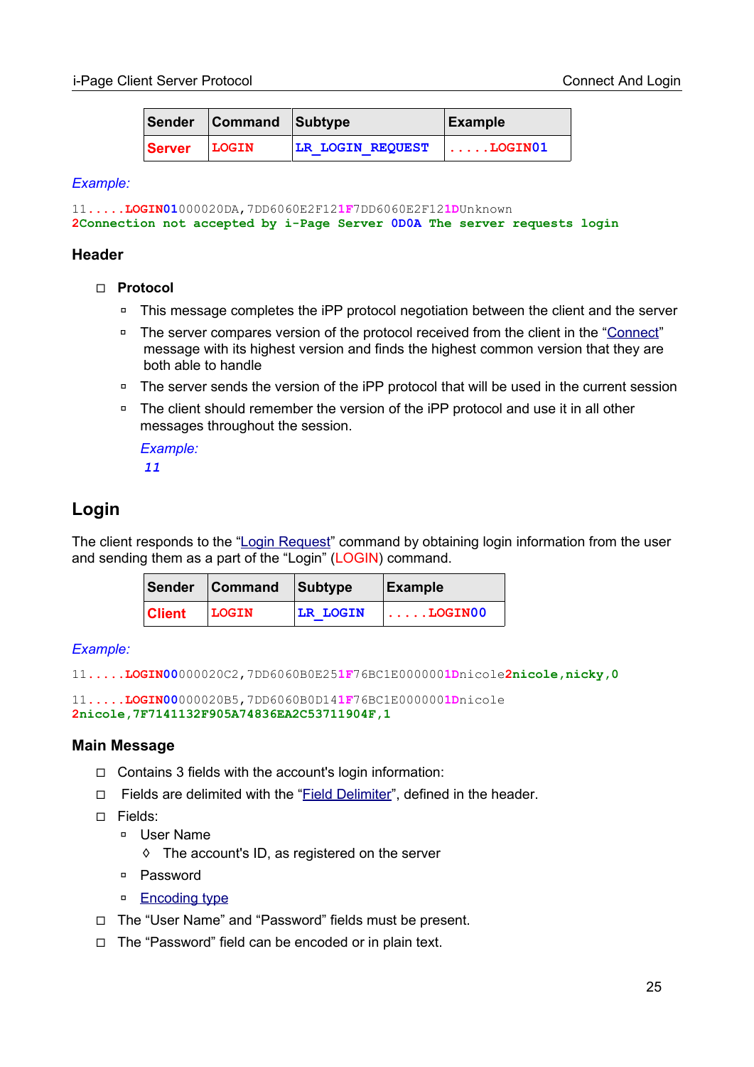| Sender | Command | Subtype | Example |
|---|---|---|---|
| Server | LOGIN | LR_LOGIN_REQUEST | .....LOGIN01 |

*Example:*

```
11.....LOGIN01000020DA,7DD6060E2F121F7DD6060E2F121DUnknown
2Connection not accepted by i-Page Server 0D0A The server requests login
```

### Header

- **Protocol**
  - This message completes the iPP protocol negotiation between the client and the server
  - The server compares version of the protocol received from the client in the "Connect" message with its highest version and finds the highest common version that they are both able to handle
  - The server sends the version of the iPP protocol that will be used in the current session
  - The client should remember the version of the iPP protocol and use it in all other messages throughout the session.

    *Example:*
    ***11***

## Login

The client responds to the "Login Request" command by obtaining login information from the user and sending them as a part of the "Login" (LOGIN) command.

| Sender | Command | Subtype | Example |
|---|---|---|---|
| Client | LOGIN | LR_LOGIN | .....LOGIN00 |

*Example:*

```
11.....LOGIN00000020C2,7DD6060B0E251F76BC1E0000001Dnicole2nicole,nicky,0
```

```
11.....LOGIN00000020B5,7DD6060B0D141F76BC1E0000001Dnicole
2nicole,7F7141132F905A74836EA2C53711904F,1
```

### Main Message

- Contains 3 fields with the account's login information:
- Fields are delimited with the "Field Delimiter", defined in the header.
- Fields:
  - User Name
    - The account's ID, as registered on the server
  - Password
  - Encoding type
- The "User Name" and "Password" fields must be present.
- The "Password" field can be encoded or in plain text.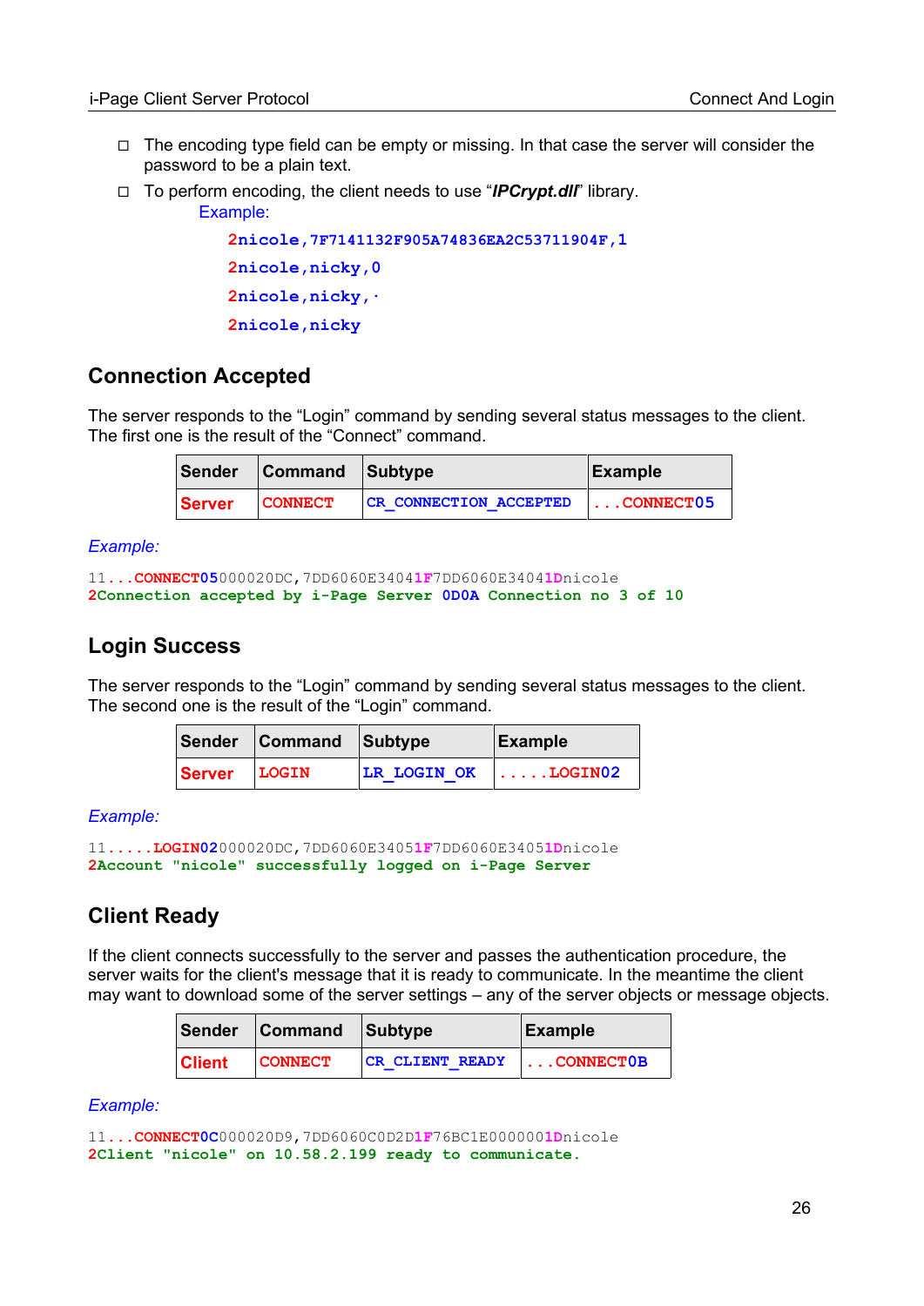- The encoding type field can be empty or missing. In that case the server will consider the password to be a plain text.
- To perform encoding, the client needs to use "***IPCrypt.dll***" library.

  Example:

  ```
  2nicole,7F7141132F905A74836EA2C53711904F,1
  2nicole,nicky,0
  2nicole,nicky,·
  2nicole,nicky
  ```

## Connection Accepted

The server responds to the "Login" command by sending several status messages to the client. The first one is the result of the "Connect" command.

| Sender | Command | Subtype | Example |
|---|---|---|---|
| Server | CONNECT | CR_CONNECTION_ACCEPTED | ...CONNECT05 |

*Example:*

```
11...CONNECT05000020DC,7DD6060E34041F7DD6060E34041Dnicole
2Connection accepted by i-Page Server 0D0A Connection no 3 of 10
```

## Login Success

The server responds to the "Login" command by sending several status messages to the client. The second one is the result of the "Login" command.

| Sender | Command | Subtype | Example |
|---|---|---|---|
| Server | LOGIN | LR_LOGIN_OK | .....LOGIN02 |

*Example:*

```
11.....LOGIN02000020DC,7DD6060E34051F7DD6060E34051Dnicole
2Account "nicole" successfully logged on i-Page Server
```

## Client Ready

If the client connects successfully to the server and passes the authentication procedure, the server waits for the client's message that it is ready to communicate. In the meantime the client may want to download some of the server settings – any of the server objects or message objects.

| Sender | Command | Subtype | Example |
|---|---|---|---|
| Client | CONNECT | CR_CLIENT_READY | ...CONNECT0B |

*Example:*

```
11...CONNECT0C000020D9,7DD6060C0D2D1F76BC1E0000001Dnicole
2Client "nicole" on 10.58.2.199 ready to communicate.
```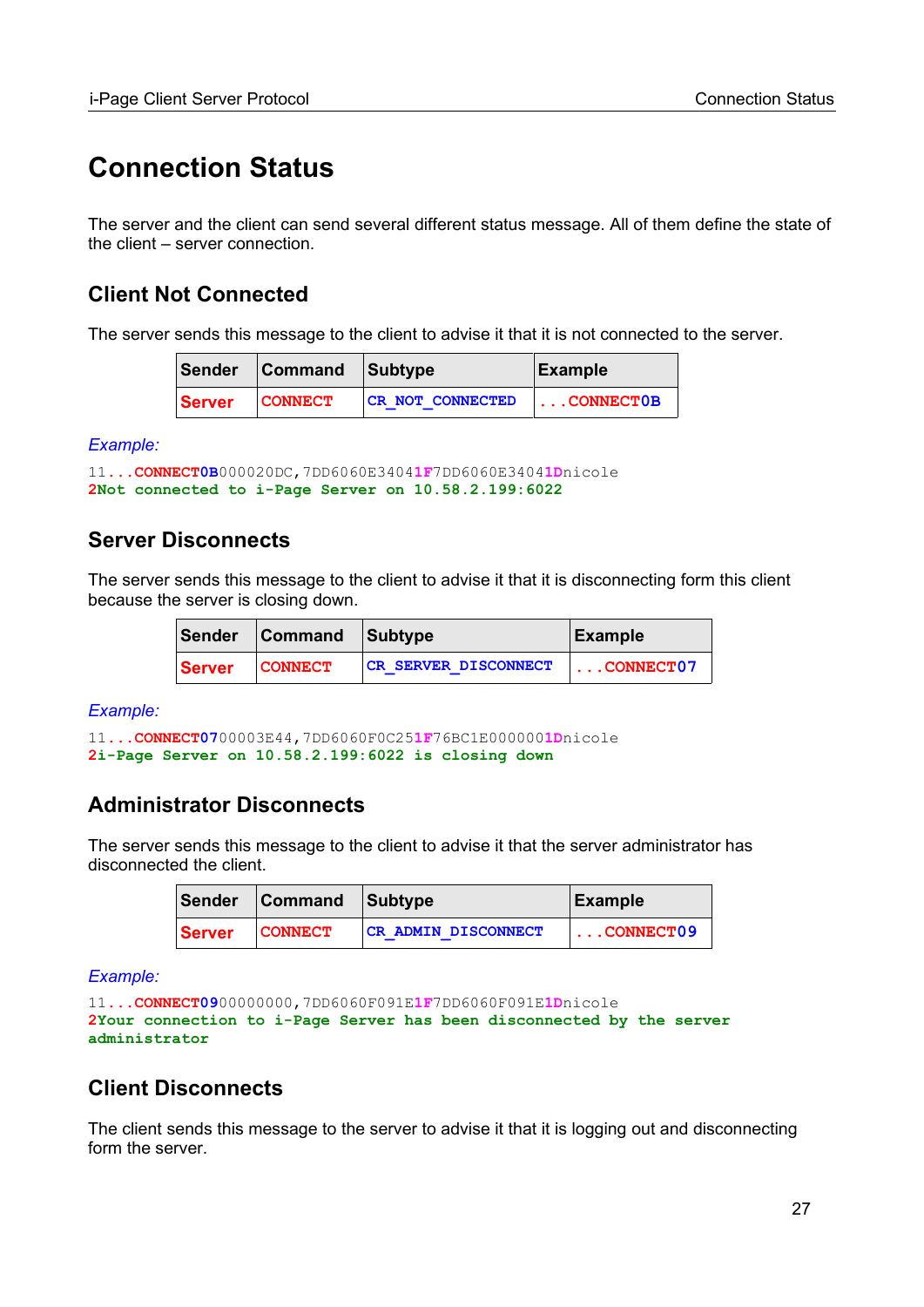# Connection Status

The server and the client can send several different status message. All of them define the state of the client – server connection.

## Client Not Connected

The server sends this message to the client to advise it that it is not connected to the server.

| Sender | Command | Subtype | Example |
|---|---|---|---|
| Server | CONNECT | CR_NOT_CONNECTED | ...CONNECT0B |

*Example:*

```
11...CONNECT0B000020DC,7DD6060E34041F7DD6060E34041Dnicole
2Not connected to i-Page Server on 10.58.2.199:6022
```

## Server Disconnects

The server sends this message to the client to advise it that it is disconnecting form this client because the server is closing down.

| Sender | Command | Subtype | Example |
|---|---|---|---|
| Server | CONNECT | CR_SERVER_DISCONNECT | ...CONNECT07 |

*Example:*

```
11...CONNECT0700003E44,7DD6060F0C251F76BC1E0000001Dnicole
2i-Page Server on 10.58.2.199:6022 is closing down
```

## Administrator Disconnects

The server sends this message to the client to advise it that the server administrator has disconnected the client.

| Sender | Command | Subtype | Example |
|---|---|---|---|
| Server | CONNECT | CR_ADMIN_DISCONNECT | ...CONNECT09 |

*Example:*

```
11...CONNECT0900000000,7DD6060F091E1F7DD6060F091E1Dnicole
2Your connection to i-Page Server has been disconnected by the server
administrator
```

## Client Disconnects

The client sends this message to the server to advise it that it is logging out and disconnecting form the server.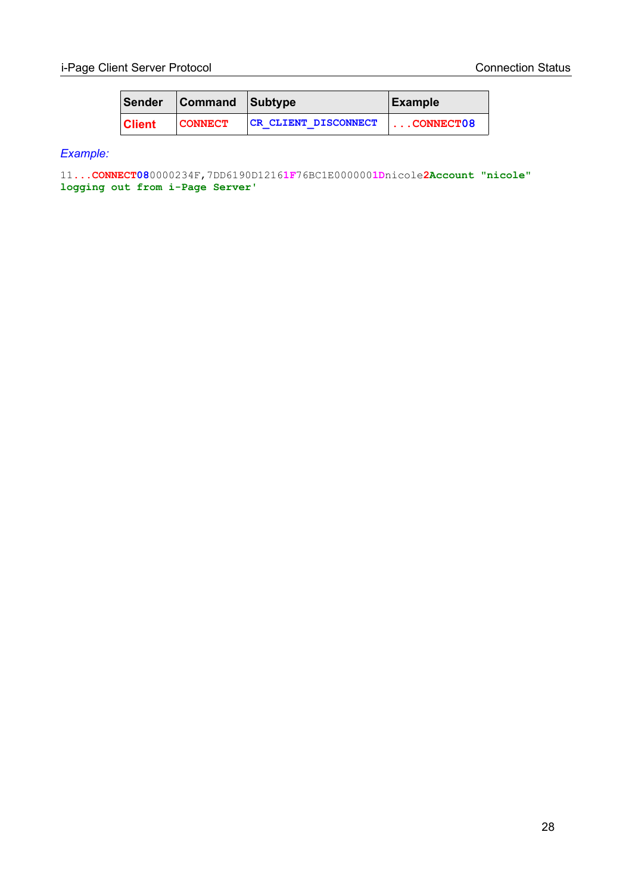| Sender | Command | Subtype | Example |
|---|---|---|---|
| Client | CONNECT | CR_CLIENT_DISCONNECT | ...CONNECT08 |

*Example:*

```
11...CONNECT080000234F,7DD6190D12161F76BC1E0000001Dnicole2Account "nicole" logging out from i-Page Server'
```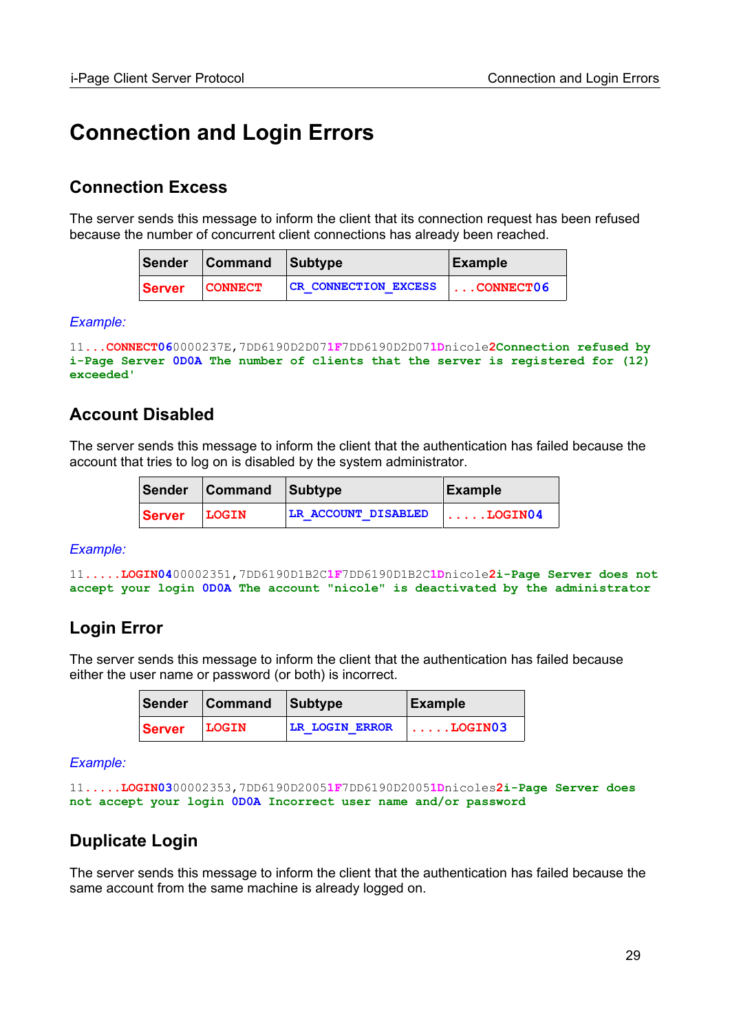# Connection and Login Errors

## Connection Excess

The server sends this message to inform the client that its connection request has been refused because the number of concurrent client connections has already been reached.

| Sender | Command | Subtype | Example |
|---|---|---|---|
| Server | CONNECT | CR_CONNECTION_EXCESS | ...CONNECT06 |

*Example:*

```
11...CONNECT060000237E,7DD6190D2D071F7DD6190D2D071Dnicole2Connection refused by i-Page Server 0D0A The number of clients that the server is registered for (12) exceeded'
```

## Account Disabled

The server sends this message to inform the client that the authentication has failed because the account that tries to log on is disabled by the system administrator.

| Sender | Command | Subtype | Example |
|---|---|---|---|
| Server | LOGIN | LR_ACCOUNT_DISABLED | .....LOGIN04 |

*Example:*

```
11.....LOGIN0400002351,7DD6190D1B2C1F7DD6190D1B2C1Dnicole2i-Page Server does not accept your login 0D0A The account "nicole" is deactivated by the administrator
```

## Login Error

The server sends this message to inform the client that the authentication has failed because either the user name or password (or both) is incorrect.

| Sender | Command | Subtype | Example |
|---|---|---|---|
| Server | LOGIN | LR_LOGIN_ERROR | .....LOGIN03 |

*Example:*

```
11.....LOGIN0300002353,7DD6190D20051F7DD6190D20051Dnicoles2i-Page Server does not accept your login 0D0A Incorrect user name and/or password
```

## Duplicate Login

The server sends this message to inform the client that the authentication has failed because the same account from the same machine is already logged on.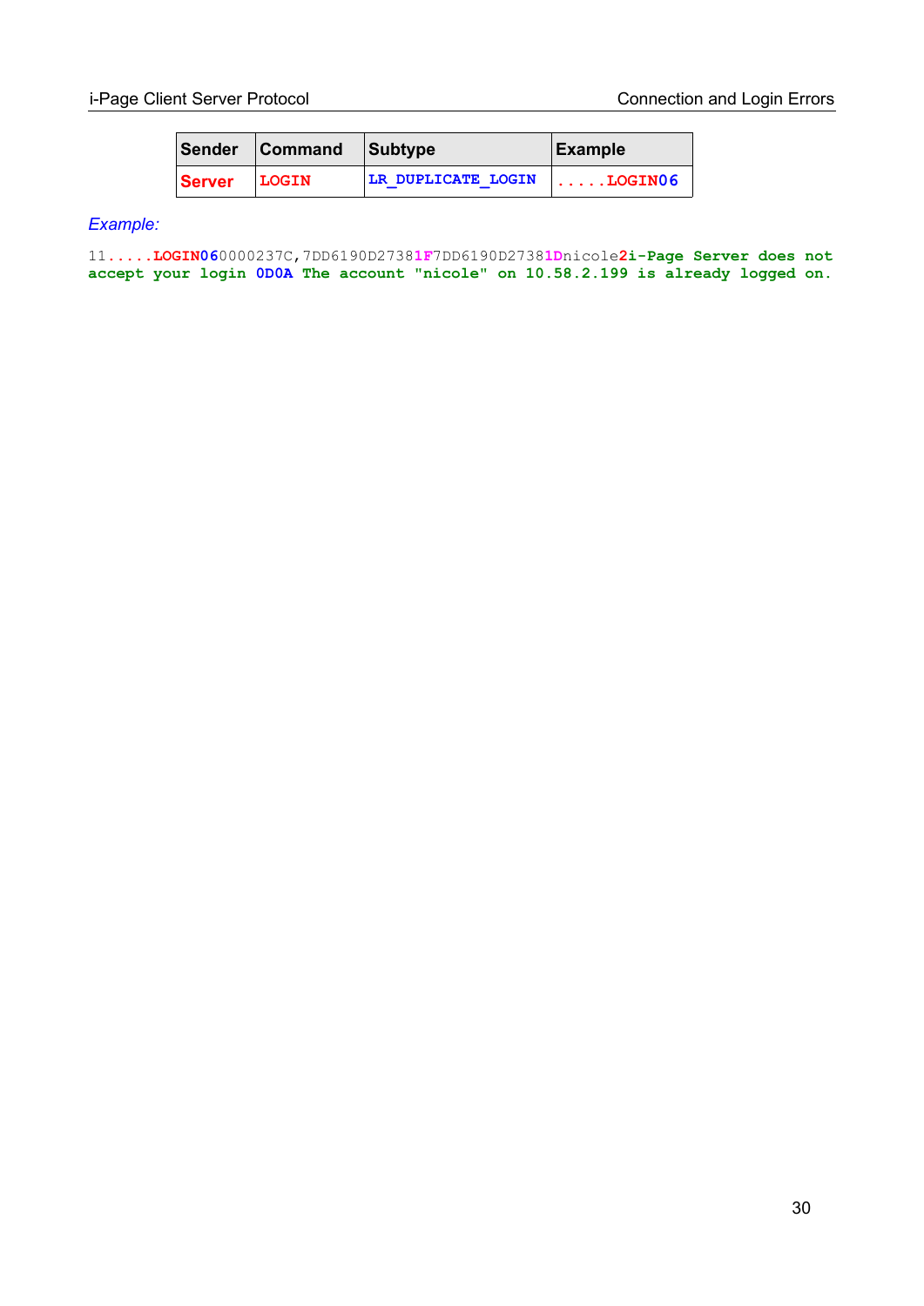| Sender | Command | Subtype | Example |
| --- | --- | --- | --- |
| Server | LOGIN | LR_DUPLICATE_LOGIN | .....LOGIN06 |

*Example:*

```
11.....LOGIN060000237C,7DD6190D27381F7DD6190D27381Dnicole2i-Page Server does not
accept your login 0D0A The account "nicole" on 10.58.2.199 is already logged on.
```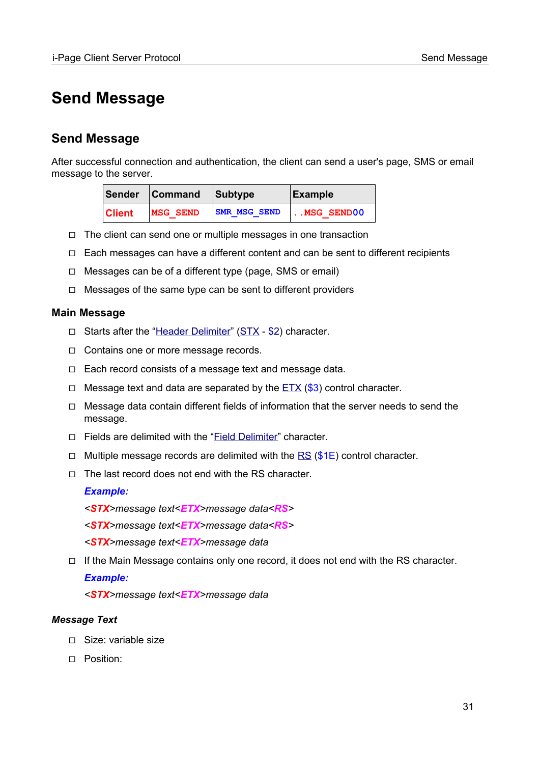# Send Message

## Send Message

After successful connection and authentication, the client can send a user's page, SMS or email message to the server.

| Sender | Command | Subtype | Example |
|---|---|---|---|
| Client | MSG_SEND | SMR_MSG_SEND | ..MSG_SEND00 |

- The client can send one or multiple messages in one transaction
- Each messages can have a different content and can be sent to different recipients
- Messages can be of a different type (page, SMS or email)
- Messages of the same type can be sent to different providers

### Main Message

- Starts after the "Header Delimiter" (STX - $2) character.
- Contains one or more message records.
- Each record consists of a message text and message data.
- Message text and data are separated by the ETX ($3) control character.
- Message data contain different fields of information that the server needs to send the message.
- Fields are delimited with the "Field Delimiter" character.
- Multiple message records are delimited with the RS ($1E) control character.
- The last record does not end with the RS character.

  ***Example:***

  *<**STX**>message text<**ETX**>message data<**RS**>*

  *<**STX**>message text<**ETX**>message data<**RS**>*

  *<**STX**>message text<**ETX**>message data*

- If the Main Message contains only one record, it does not end with the RS character.

  ***Example:***

  *<**STX**>message text<**ETX**>message data*

#### *Message Text*

- Size: variable size
- Position: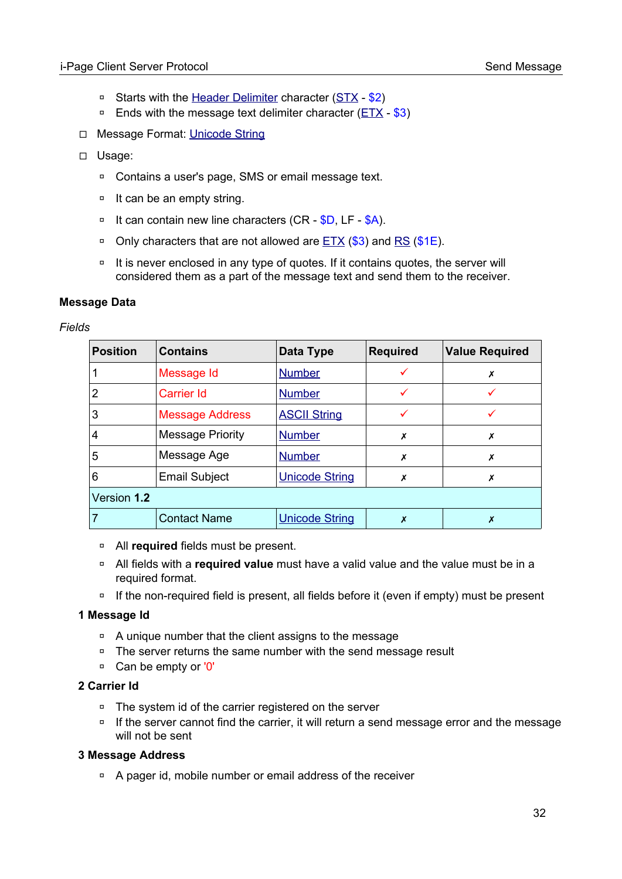- Starts with the Header Delimiter character (STX - $2)
  - Ends with the message text delimiter character (ETX - $3)
- Message Format: Unicode String
- Usage:
  - Contains a user's page, SMS or email message text.
  - It can be an empty string.
  - It can contain new line characters (CR - $D, LF - $A).
  - Only characters that are not allowed are ETX ($3) and RS ($1E).
  - It is never enclosed in any type of quotes. If it contains quotes, the server will considered them as a part of the message text and send them to the receiver.

**Message Data**

*Fields*

| Position | Contains | Data Type | Required | Value Required |
|---|---|---|---|---|
| 1 | Message Id | Number | ✓ | ✗ |
| 2 | Carrier Id | Number | ✓ | ✓ |
| 3 | Message Address | ASCII String | ✓ | ✓ |
| 4 | Message Priority | Number | ✗ | ✗ |
| 5 | Message Age | Number | ✗ | ✗ |
| 6 | Email Subject | Unicode String | ✗ | ✗ |
| Version **1.2** | | | | |
| 7 | Contact Name | Unicode String | ✗ | ✗ |

- All **required** fields must be present.
- All fields with a **required value** must have a valid value and the value must be in a required format.
- If the non-required field is present, all fields before it (even if empty) must be present

**1 Message Id**

- A unique number that the client assigns to the message
- The server returns the same number with the send message result
- Can be empty or '0'

**2 Carrier Id**

- The system id of the carrier registered on the server
- If the server cannot find the carrier, it will return a send message error and the message will not be sent

**3 Message Address**

- A pager id, mobile number or email address of the receiver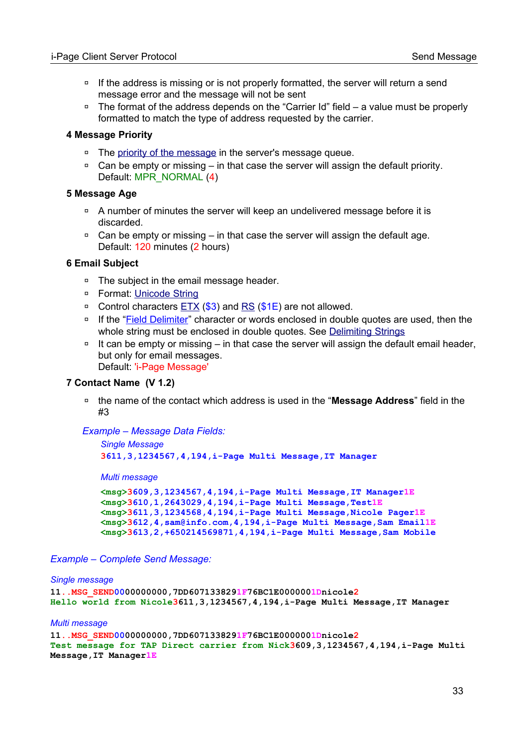- If the address is missing or is not properly formatted, the server will return a send message error and the message will not be sent
- The format of the address depends on the "Carrier Id" field – a value must be properly formatted to match the type of address requested by the carrier.

#### 4 Message Priority

- The priority of the message in the server's message queue.
- Can be empty or missing – in that case the server will assign the default priority. Default: MPR_NORMAL (4)

#### 5 Message Age

- A number of minutes the server will keep an undelivered message before it is discarded.
- Can be empty or missing – in that case the server will assign the default age. Default: 120 minutes (2 hours)

#### 6 Email Subject

- The subject in the email message header.
- Format: Unicode String
- Control characters ETX ($3) and RS ($1E) are not allowed.
- If the "Field Delimiter" character or words enclosed in double quotes are used, then the whole string must be enclosed in double quotes. See Delimiting Strings
- It can be empty or missing – in that case the server will assign the default email header, but only for email messages.
  Default: 'i-Page Message'

#### 7 Contact Name (V 1.2)

- the name of the contact which address is used in the "**Message Address**" field in the #3

*Example – Message Data Fields:*

*Single Message*

```
3611,3,1234567,4,194,i-Page Multi Message,IT Manager
```

*Multi message*

```
<msg>3609,3,1234567,4,194,i-Page Multi Message,IT Manager1E
<msg>3610,1,2643029,4,194,i-Page Multi Message,Test1E
<msg>3611,3,1234568,4,194,i-Page Multi Message,Nicole Pager1E
<msg>3612,4,sam@info.com,4,194,i-Page Multi Message,Sam Email1E
<msg>3613,2,+650214569871,4,194,i-Page Multi Message,Sam Mobile
```

*Example – Complete Send Message:*

*Single message*

```
11..MSG_SEND0000000000,7DD6071338291F76BC1E0000001Dnicole2
Hello world from Nicole3611,3,1234567,4,194,i-Page Multi Message,IT Manager
```

*Multi message*

```
11..MSG_SEND0000000000,7DD6071338291F76BC1E0000001Dnicole2
Test message for TAP Direct carrier from Nick3609,3,1234567,4,194,i-Page Multi
Message,IT Manager1E
```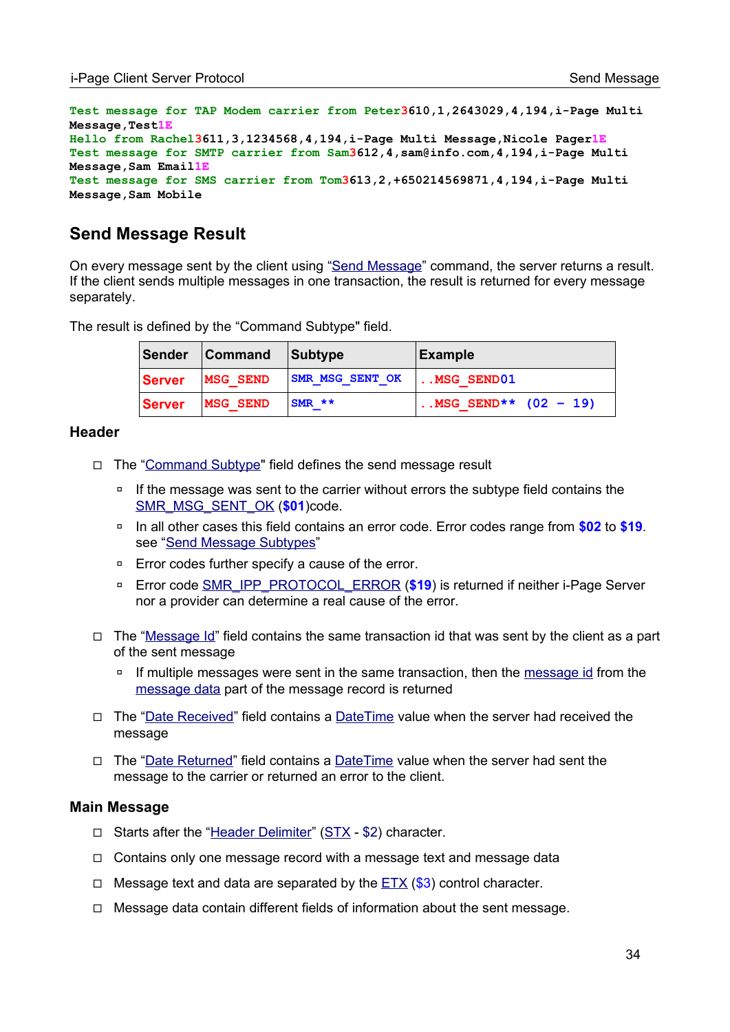```
Test message for TAP Modem carrier from Peter3610,1,2643029,4,194,i-Page Multi
Message,Test1E
Hello from Rachel3611,3,1234568,4,194,i-Page Multi Message,Nicole Pager1E
Test message for SMTP carrier from Sam3612,4,sam@info.com,4,194,i-Page Multi
Message,Sam Email1E
Test message for SMS carrier from Tom3613,2,+650214569871,4,194,i-Page Multi
Message,Sam Mobile
```

## Send Message Result

On every message sent by the client using "Send Message" command, the server returns a result. If the client sends multiple messages in one transaction, the result is returned for every message separately.

The result is defined by the "Command Subtype" field.

| Sender | Command | Subtype | Example |
|---|---|---|---|
| Server | MSG_SEND | SMR_MSG_SENT_OK | ..MSG_SEND01 |
| Server | MSG_SEND | SMR_** | ..MSG_SEND** (02 – 19) |

### Header

- The "Command Subtype" field defines the send message result
  - If the message was sent to the carrier without errors the subtype field contains the SMR_MSG_SENT_OK (**$01**)code.
  - In all other cases this field contains an error code. Error codes range from **$02** to **$19**. see "Send Message Subtypes"
  - Error codes further specify a cause of the error.
  - Error code SMR_IPP_PROTOCOL_ERROR (**$19**) is returned if neither i-Page Server nor a provider can determine a real cause of the error.
- The "Message Id" field contains the same transaction id that was sent by the client as a part of the sent message
  - If multiple messages were sent in the same transaction, then the message id from the message data part of the message record is returned
- The "Date Received" field contains a DateTime value when the server had received the message
- The "Date Returned" field contains a DateTime value when the server had sent the message to the carrier or returned an error to the client.

### Main Message

- Starts after the "Header Delimiter" (STX - $2) character.
- Contains only one message record with a message text and message data
- Message text and data are separated by the ETX ($3) control character.
- Message data contain different fields of information about the sent message.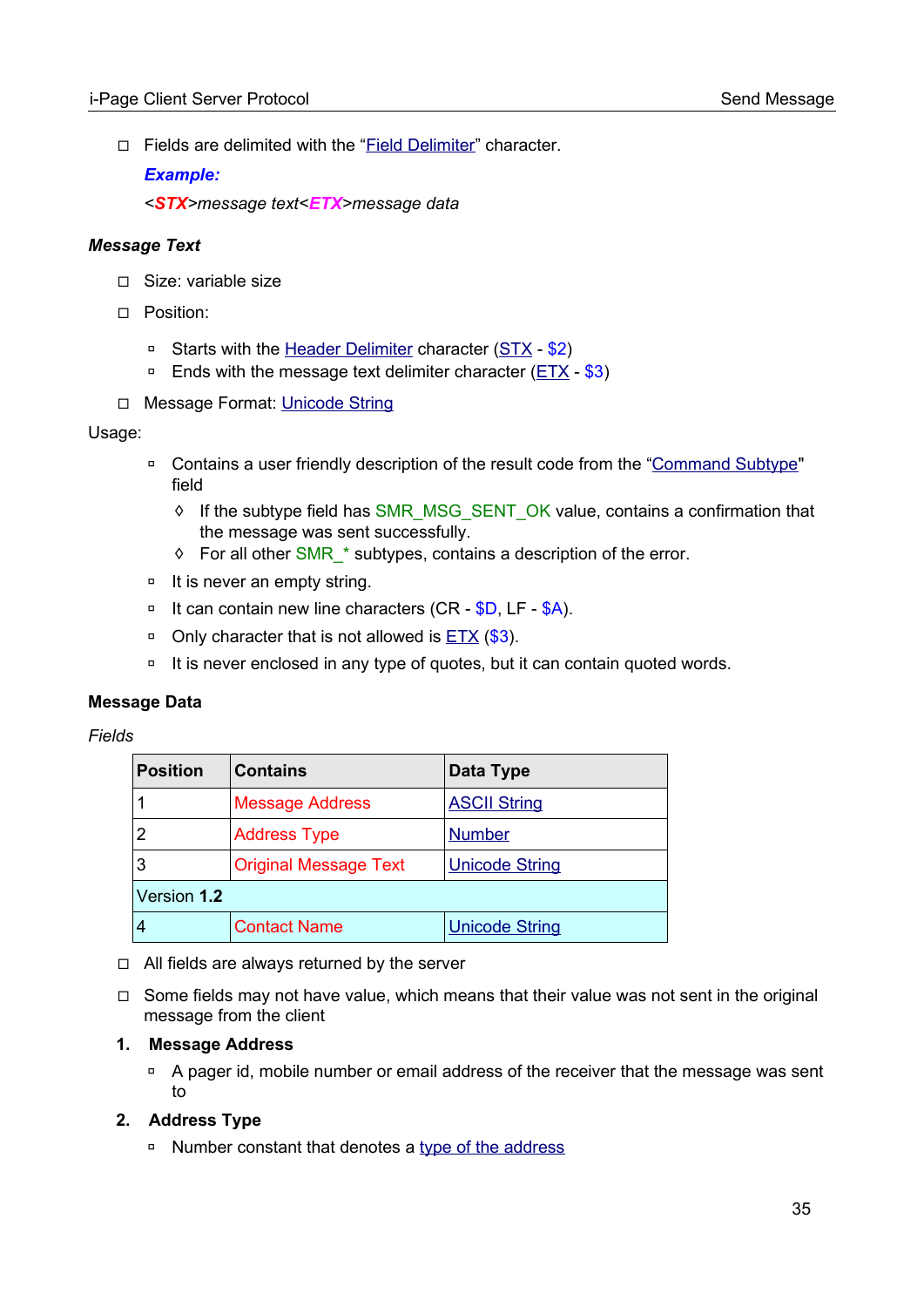- Fields are delimited with the "Field Delimiter" character.

  ***Example:***

  *<**STX**>message text<**ETX**>message data*

### *Message Text*

- Size: variable size
- Position:
  - Starts with the Header Delimiter character (STX - $2)
  - Ends with the message text delimiter character (ETX - $3)
- Message Format: Unicode String

Usage:

- Contains a user friendly description of the result code from the "Command Subtype" field
  - If the subtype field has SMR_MSG_SENT_OK value, contains a confirmation that the message was sent successfully.
  - For all other SMR_* subtypes, contains a description of the error.
- It is never an empty string.
- It can contain new line characters (CR - $D, LF - $A).
- Only character that is not allowed is ETX ($3).
- It is never enclosed in any type of quotes, but it can contain quoted words.

### Message Data

*Fields*

| Position | Contains | Data Type |
|---|---|---|
| 1 | Message Address | ASCII String |
| 2 | Address Type | Number |
| 3 | Original Message Text | Unicode String |
| Version **1.2** | | |
| 4 | Contact Name | Unicode String |

- All fields are always returned by the server
- Some fields may not have value, which means that their value was not sent in the original message from the client

1. **Message Address**
   - A pager id, mobile number or email address of the receiver that the message was sent to
2. **Address Type**
   - Number constant that denotes a type of the address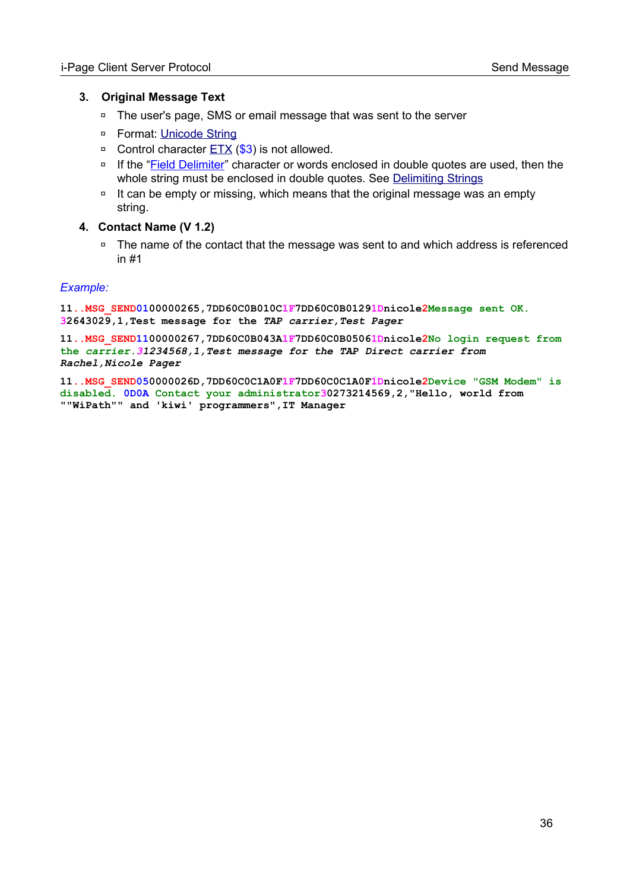3. **Original Message Text**
   - The user's page, SMS or email message that was sent to the server
   - Format: Unicode String
   - Control character ETX ($3) is not allowed.
   - If the "Field Delimiter" character or words enclosed in double quotes are used, then the whole string must be enclosed in double quotes. See Delimiting Strings
   - It can be empty or missing, which means that the original message was an empty string.

4. **Contact Name (V 1.2)**
   - The name of the contact that the message was sent to and which address is referenced in #1

*Example:*

```
11..MSG_SEND0100000265,7DD60C0B010C1F7DD60C0B01291Dnicole2Message sent OK.
32643029,1,Test message for the TAP carrier,Test Pager
```

```
11..MSG_SEND1100000267,7DD60C0B043A1F7DD60C0B05061Dnicole2No login request from
the carrier.31234568,1,Test message for the TAP Direct carrier from
Rachel,Nicole Pager
```

```
11..MSG_SEND050000026D,7DD60C0C1A0F1F7DD60C0C1A0F1Dnicole2Device "GSM Modem" is
disabled. 0D0A Contact your administrator30273214569,2,"Hello, world from
""WiPath"" and 'kiwi' programmers",IT Manager
```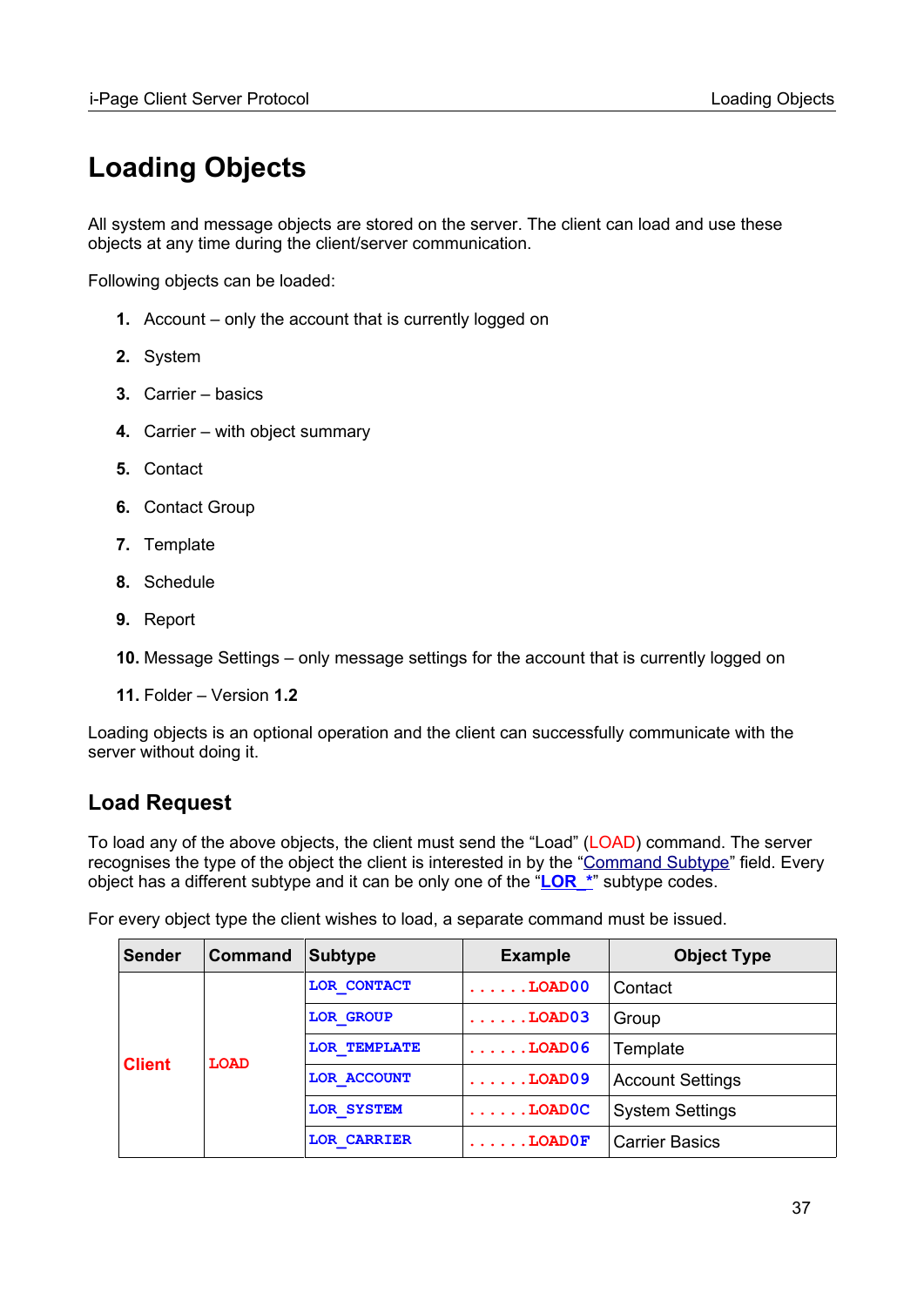# Loading Objects

All system and message objects are stored on the server. The client can load and use these objects at any time during the client/server communication.

Following objects can be loaded:

1. Account – only the account that is currently logged on
2. System
3. Carrier – basics
4. Carrier – with object summary
5. Contact
6. Contact Group
7. Template
8. Schedule
9. Report
10. Message Settings – only message settings for the account that is currently logged on
11. Folder – Version **1.2**

Loading objects is an optional operation and the client can successfully communicate with the server without doing it.

## Load Request

To load any of the above objects, the client must send the "Load" (LOAD) command. The server recognises the type of the object the client is interested in by the "Command Subtype" field. Every object has a different subtype and it can be only one of the "**LOR_***" subtype codes.

For every object type the client wishes to load, a separate command must be issued.

| Sender | Command | Subtype | Example | Object Type |
|---|---|---|---|---|
| Client | LOAD | LOR_CONTACT | ......LOAD00 | Contact |
| | | LOR_GROUP | ......LOAD03 | Group |
| | | LOR_TEMPLATE | ......LOAD06 | Template |
| | | LOR_ACCOUNT | ......LOAD09 | Account Settings |
| | | LOR_SYSTEM | ......LOAD0C | System Settings |
| | | LOR_CARRIER | ......LOAD0F | Carrier Basics |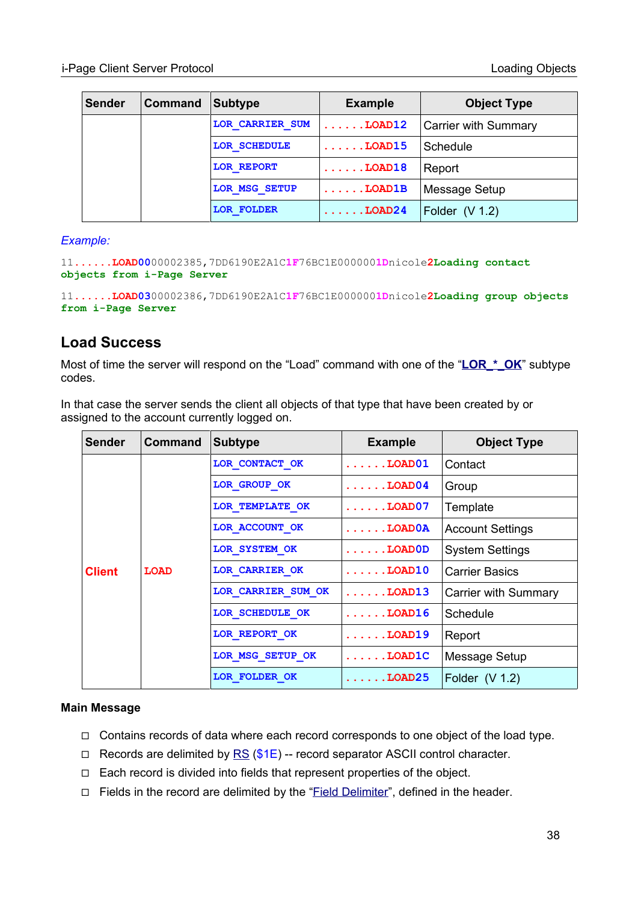| Sender | Command | Subtype | Example | Object Type |
|---|---|---|---|---|
| | | LOR_CARRIER_SUM | ......LOAD12 | Carrier with Summary |
| | | LOR_SCHEDULE | ......LOAD15 | Schedule |
| | | LOR_REPORT | ......LOAD18 | Report |
| | | LOR_MSG_SETUP | ......LOAD1B | Message Setup |
| | | LOR_FOLDER | ......LOAD24 | Folder (V 1.2) |

*Example:*

```
11......LOAD0000002385,7DD6190E2A1C1F76BC1E0000001Dnicole2Loading contact
objects from i-Page Server
```

```
11......LOAD0300002386,7DD6190E2A1C1F76BC1E0000001Dnicole2Loading group objects
from i-Page Server
```

## Load Success

Most of time the server will respond on the "Load" command with one of the "LOR_*_OK" subtype codes.

In that case the server sends the client all objects of that type that have been created by or assigned to the account currently logged on.

| Sender | Command | Subtype | Example | Object Type |
|---|---|---|---|---|
| Client | LOAD | LOR_CONTACT_OK | ......LOAD01 | Contact |
| | | LOR_GROUP_OK | ......LOAD04 | Group |
| | | LOR_TEMPLATE_OK | ......LOAD07 | Template |
| | | LOR_ACCOUNT_OK | ......LOAD0A | Account Settings |
| | | LOR_SYSTEM_OK | ......LOAD0D | System Settings |
| | | LOR_CARRIER_OK | ......LOAD10 | Carrier Basics |
| | | LOR_CARRIER_SUM_OK | ......LOAD13 | Carrier with Summary |
| | | LOR_SCHEDULE_OK | ......LOAD16 | Schedule |
| | | LOR_REPORT_OK | ......LOAD19 | Report |
| | | LOR_MSG_SETUP_OK | ......LOAD1C | Message Setup |
| | | LOR_FOLDER_OK | ......LOAD25 | Folder (V 1.2) |

**Main Message**

- Contains records of data where each record corresponds to one object of the load type.
- Records are delimited by RS ($1E) -- record separator ASCII control character.
- Each record is divided into fields that represent properties of the object.
- Fields in the record are delimited by the "Field Delimiter", defined in the header.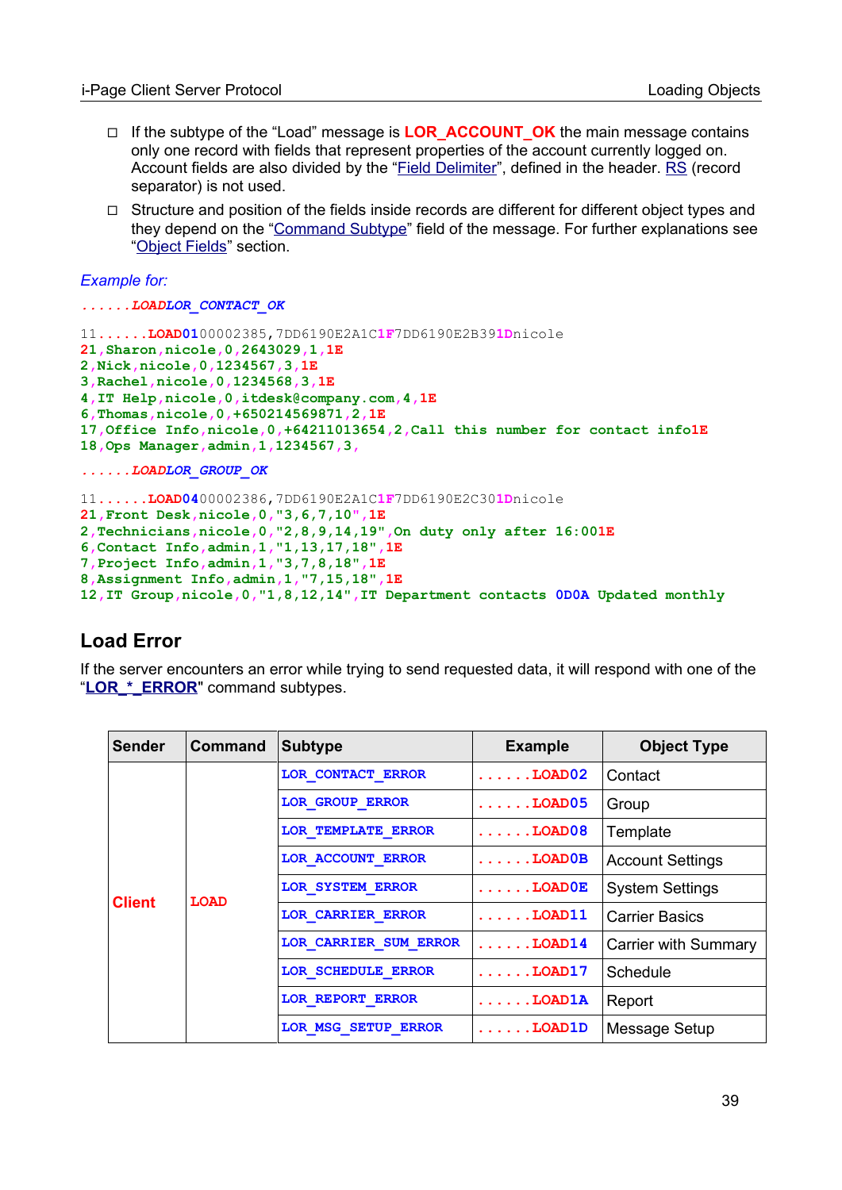- If the subtype of the "Load" message is **LOR_ACCOUNT_OK** the main message contains only one record with fields that represent properties of the account currently logged on. Account fields are also divided by the "Field Delimiter", defined in the header. RS (record separator) is not used.
- Structure and position of the fields inside records are different for different object types and they depend on the "Command Subtype" field of the message. For further explanations see "Object Fields" section.

*Example for:*

*......LOADLOR_CONTACT_OK*

```
11......LOAD0100002385,7DD6190E2A1C1F7DD6190E2B391Dnicole
21,Sharon,nicole,0,2643029,1,1E
2,Nick,nicole,0,1234567,3,1E
3,Rachel,nicole,0,1234568,3,1E
4,IT Help,nicole,0,itdesk@company.com,4,1E
6,Thomas,nicole,0,+650214569871,2,1E
17,Office Info,nicole,0,+64211013654,2,Call this number for contact info1E
18,Ops Manager,admin,1,1234567,3,
```

*......LOADLOR_GROUP_OK*

```
11......LOAD0400002386,7DD6190E2A1C1F7DD6190E2C301Dnicole
21,Front Desk,nicole,0,"3,6,7,10",1E
2,Technicians,nicole,0,"2,8,9,14,19",On duty only after 16:001E
6,Contact Info,admin,1,"1,13,17,18",1E
7,Project Info,admin,1,"3,7,8,18",1E
8,Assignment Info,admin,1,"7,15,18",1E
12,IT Group,nicole,0,"1,8,12,14",IT Department contacts 0D0A Updated monthly
```

## Load Error

If the server encounters an error while trying to send requested data, it will respond with one of the "**LOR_*_ERROR**" command subtypes.

| Sender | Command | Subtype | Example | Object Type |
|---|---|---|---|---|
| **Client** | **LOAD** | LOR_CONTACT_ERROR | ......LOAD02 | Contact |
| | | LOR_GROUP_ERROR | ......LOAD05 | Group |
| | | LOR_TEMPLATE_ERROR | ......LOAD08 | Template |
| | | LOR_ACCOUNT_ERROR | ......LOAD0B | Account Settings |
| | | LOR_SYSTEM_ERROR | ......LOAD0E | System Settings |
| | | LOR_CARRIER_ERROR | ......LOAD11 | Carrier Basics |
| | | LOR_CARRIER_SUM_ERROR | ......LOAD14 | Carrier with Summary |
| | | LOR_SCHEDULE_ERROR | ......LOAD17 | Schedule |
| | | LOR_REPORT_ERROR | ......LOAD1A | Report |
| | | LOR_MSG_SETUP_ERROR | ......LOAD1D | Message Setup |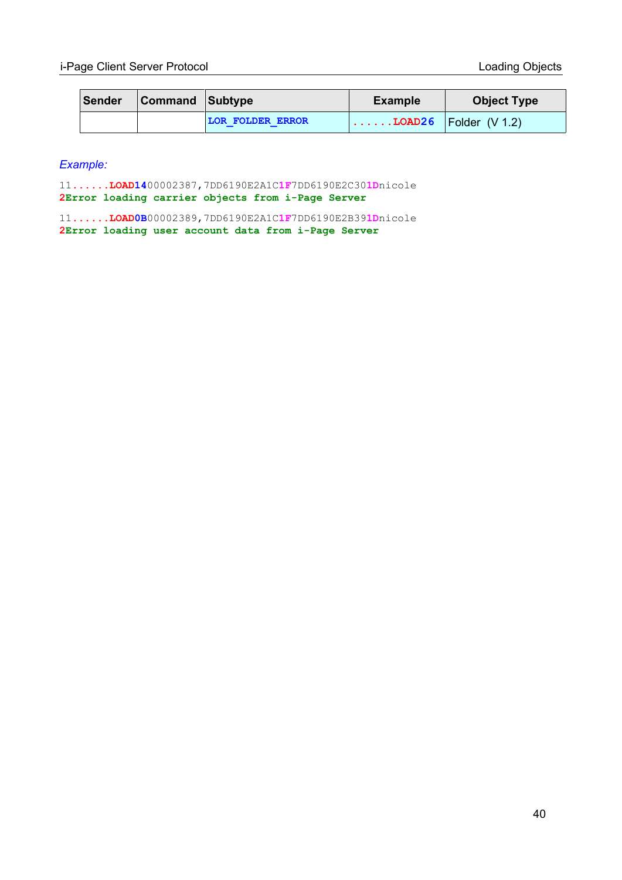| Sender | Command | Subtype | Example | Object Type |
|---|---|---|---|---|
| | | LOR_FOLDER_ERROR | ......LOAD26 | Folder (V 1.2) |

*Example:*

```
11......LOAD1400002387,7DD6190E2A1C1F7DD6190E2C301Dnicole
2Error loading carrier objects from i-Page Server

11......LOAD0B00002389,7DD6190E2A1C1F7DD6190E2B391Dnicole
2Error loading user account data from i-Page Server
```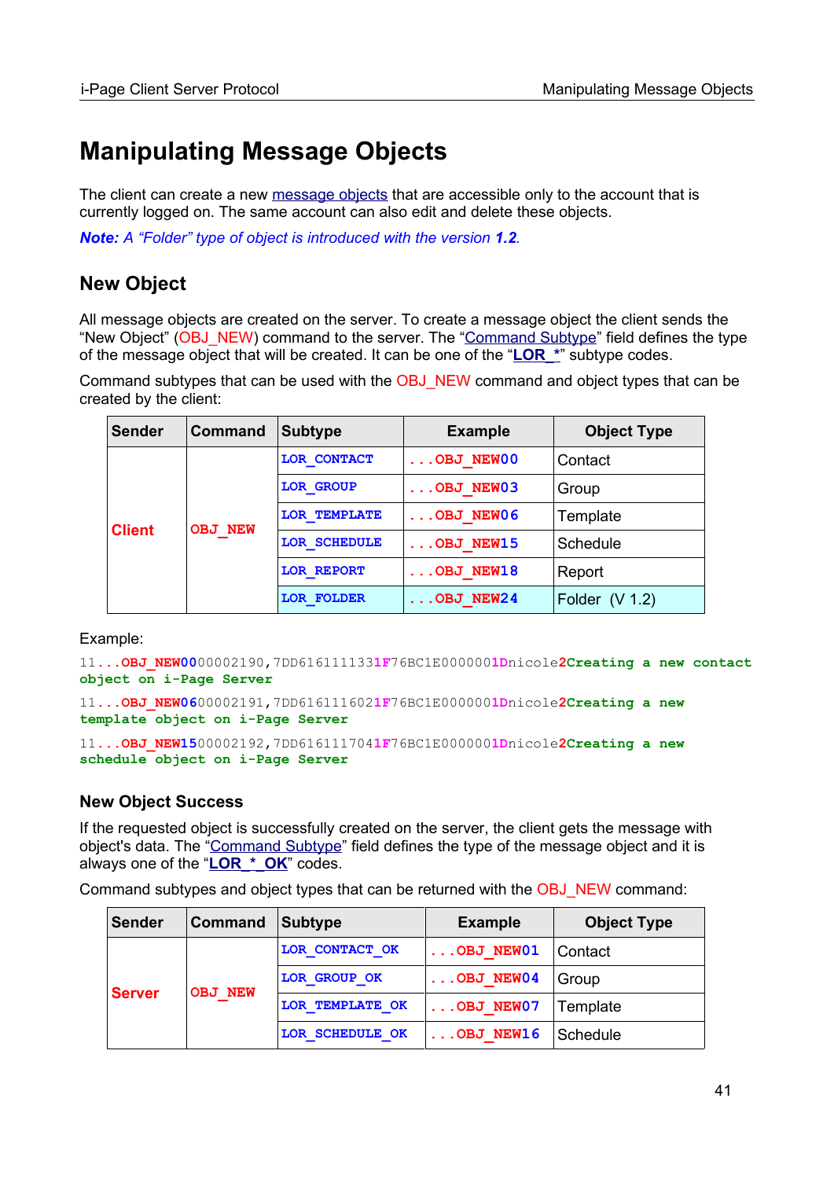# Manipulating Message Objects

The client can create a new message objects that are accessible only to the account that is currently logged on. The same account can also edit and delete these objects.

***Note:** A "Folder" type of object is introduced with the version **1.2**.*

## New Object

All message objects are created on the server. To create a message object the client sends the "New Object" (OBJ_NEW) command to the server. The "Command Subtype" field defines the type of the message object that will be created. It can be one of the "**LOR_***" subtype codes.

Command subtypes that can be used with the OBJ_NEW command and object types that can be created by the client:

| Sender | Command | Subtype | Example | Object Type |
|---|---|---|---|---|
| Client | OBJ_NEW | LOR_CONTACT | ...OBJ_NEW00 | Contact |
| | | LOR_GROUP | ...OBJ_NEW03 | Group |
| | | LOR_TEMPLATE | ...OBJ_NEW06 | Template |
| | | LOR_SCHEDULE | ...OBJ_NEW15 | Schedule |
| | | LOR_REPORT | ...OBJ_NEW18 | Report |
| | | LOR_FOLDER | ...OBJ_NEW24 | Folder (V 1.2) |

Example:

```
11...OBJ_NEW0000002190,7DD6161111331F76BC1E0000001Dnicole2Creating a new contact object on i-Page Server
```

```
11...OBJ_NEW0600002191,7DD6161116021F76BC1E0000001Dnicole2Creating a new template object on i-Page Server
```

```
11...OBJ_NEW1500002192,7DD6161117041F76BC1E0000001Dnicole2Creating a new schedule object on i-Page Server
```

### New Object Success

If the requested object is successfully created on the server, the client gets the message with object's data. The "Command Subtype" field defines the type of the message object and it is always one of the "**LOR_*_OK**" codes.

Command subtypes and object types that can be returned with the OBJ_NEW command:

| Sender | Command | Subtype | Example | Object Type |
|---|---|---|---|---|
| Server | OBJ_NEW | LOR_CONTACT_OK | ...OBJ_NEW01 | Contact |
| | | LOR_GROUP_OK | ...OBJ_NEW04 | Group |
| | | LOR_TEMPLATE_OK | ...OBJ_NEW07 | Template |
| | | LOR_SCHEDULE_OK | ...OBJ_NEW16 | Schedule |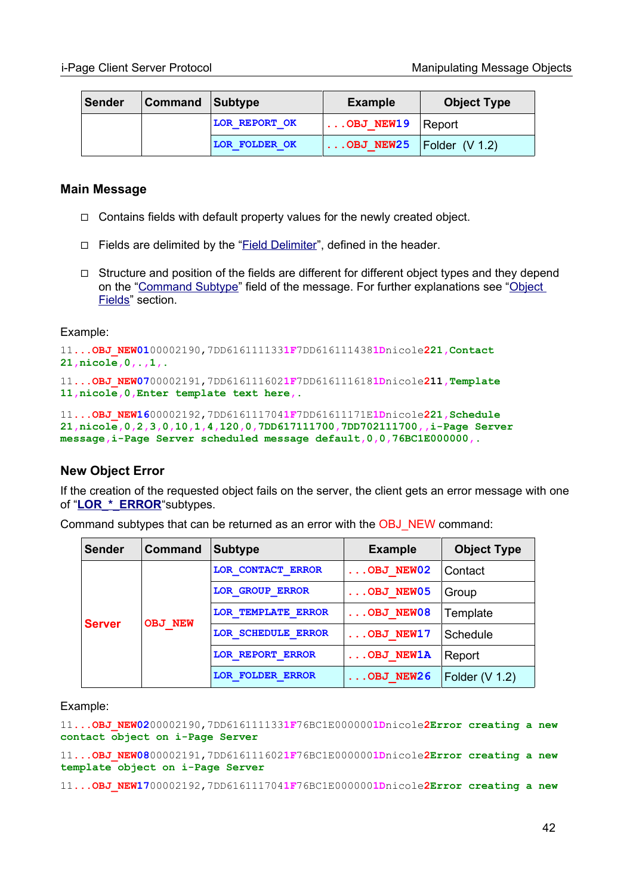| Sender | Command | Subtype | Example | Object Type |
|---|---|---|---|---|
| | | LOR_REPORT_OK | ...OBJ_NEW19 | Report |
| | | LOR_FOLDER_OK | ...OBJ_NEW25 | Folder (V 1.2) |

### Main Message

- Contains fields with default property values for the newly created object.
- Fields are delimited by the "Field Delimiter", defined in the header.
- Structure and position of the fields are different for different object types and they depend on the "Command Subtype" field of the message. For further explanations see "Object Fields" section.

Example:

```
11...OBJ_NEW0100002190,7DD6161111331F7DD6161114381Dnicole221,Contact
21,nicole,0,.,1,.
```

```
11...OBJ_NEW0700002191,7DD6161116021F7DD6161116181Dnicole211,Template
11,nicole,0,Enter template text here,.
```

```
11...OBJ_NEW1600002192,7DD6161117041F7DD61611171E1Dnicole221,Schedule
21,nicole,0,2,3,0,10,1,4,120,0,7DD617111700,7DD702111700,,i-Page Server
message,i-Page Server scheduled message default,0,0,76BC1E000000,.
```

### New Object Error

If the creation of the requested object fails on the server, the client gets an error message with one of "**LOR_*_ERROR**"subtypes.

Command subtypes that can be returned as an error with the OBJ_NEW command:

| Sender | Command | Subtype | Example | Object Type |
|---|---|---|---|---|
| Server | OBJ_NEW | LOR_CONTACT_ERROR | ...OBJ_NEW02 | Contact |
| | | LOR_GROUP_ERROR | ...OBJ_NEW05 | Group |
| | | LOR_TEMPLATE_ERROR | ...OBJ_NEW08 | Template |
| | | LOR_SCHEDULE_ERROR | ...OBJ_NEW17 | Schedule |
| | | LOR_REPORT_ERROR | ...OBJ_NEW1A | Report |
| | | LOR_FOLDER_ERROR | ...OBJ_NEW26 | Folder (V 1.2) |

Example:

```
11...OBJ_NEW0200002190,7DD6161111331F76BC1E0000001Dnicole2Error creating a new
contact object on i-Page Server
```

```
11...OBJ_NEW0800002191,7DD6161116021F76BC1E0000001Dnicole2Error creating a new
template object on i-Page Server
```

```
11...OBJ_NEW1700002192,7DD6161117041F76BC1E0000001Dnicole2Error creating a new
```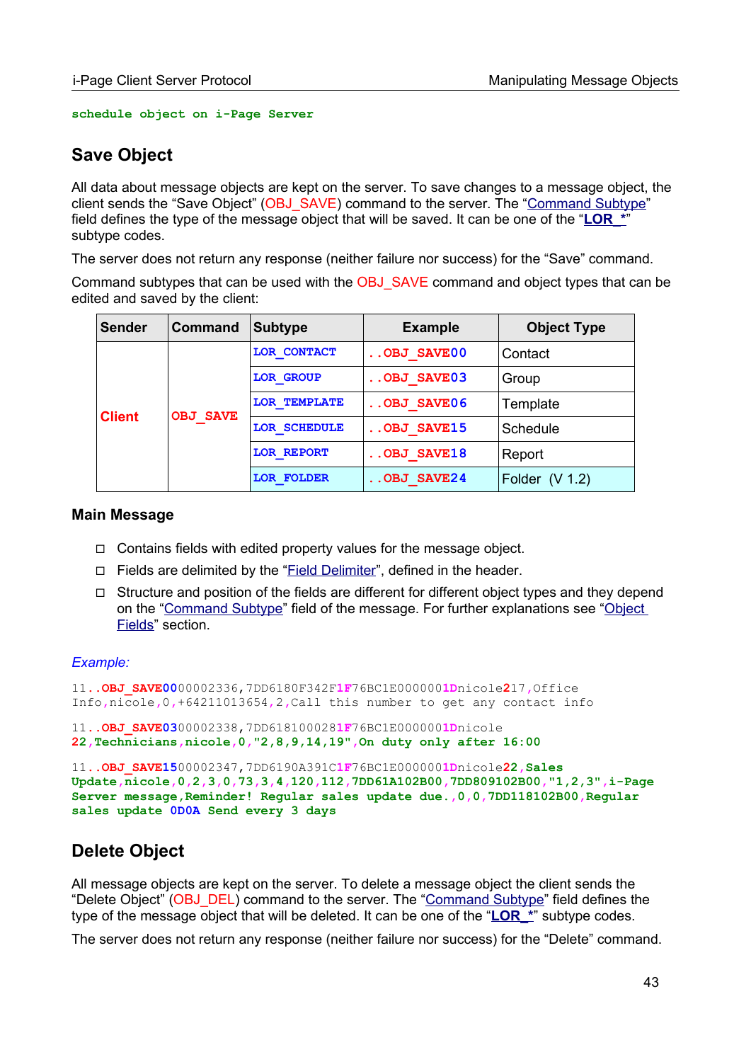schedule object on i-Page Server

## Save Object

All data about message objects are kept on the server. To save changes to a message object, the client sends the “Save Object” (OBJ_SAVE) command to the server. The “Command Subtype” field defines the type of the message object that will be saved. It can be one of the “**LOR_***” subtype codes.

The server does not return any response (neither failure or success) for the “Save” command.

Command subtypes that can be used with the OBJ_SAVE command and object types that can be edited and saved by the client:

| Sender | Command | Subtype | Example | Object Type |
|---|---|---|---|---|
| Client | OBJ_SAVE | LOR_CONTACT | ..OBJ_SAVE00 | Contact |
| | | LOR_GROUP | ..OBJ_SAVE03 | Group |
| | | LOR_TEMPLATE | ..OBJ_SAVE06 | Template |
| | | LOR_SCHEDULE | ..OBJ_SAVE15 | Schedule |
| | | LOR_REPORT | ..OBJ_SAVE18 | Report |
| | | LOR_FOLDER | ..OBJ_SAVE24 | Folder (V 1.2) |

### Main Message

- Contains fields with edited property values for the message object.
- Fields are delimited by the “Field Delimiter”, defined in the header.
- Structure and position of the fields are different for different object types and they depend on the “Command Subtype” field of the message. For further explanations see “Object Fields” section.

*Example:*

```
11..OBJ_SAVE0000002336,7DD6180F342F1F76BC1E0000001Dnicole217,Office
Info,nicole,0,+64211013654,2,Call this number to get any contact info
```

```
11..OBJ_SAVE0300002338,7DD61810002815F76BC1E0000001Dnicole
22,Technicians,nicole,0,"2,8,9,14,19",On duty only after 16:00
```

```
11..OBJ_SAVE1500002347,7DD6190A391C1F76BC1E0000001Dnicole22,Sales
Update,nicole,0,2,3,0,73,3,4,120,112,7DD61A102B00,7DD809102B00,"1,2,3",i-Page
Server message,Reminder! Regular sales update due.,0,0,7DD118102B00,Regular
sales update 0D0A Send every 3 days
```

## Delete Object

All message objects are kept on the server. To delete a message object the client sends the “Delete Object” (OBJ_DEL) command to the server. The “Command Subtype” field defines the type of the message object that will be deleted. It can be one of the “**LOR_***” subtype codes.

The server does not return any response (neither failure nor success) for the “Delete” command.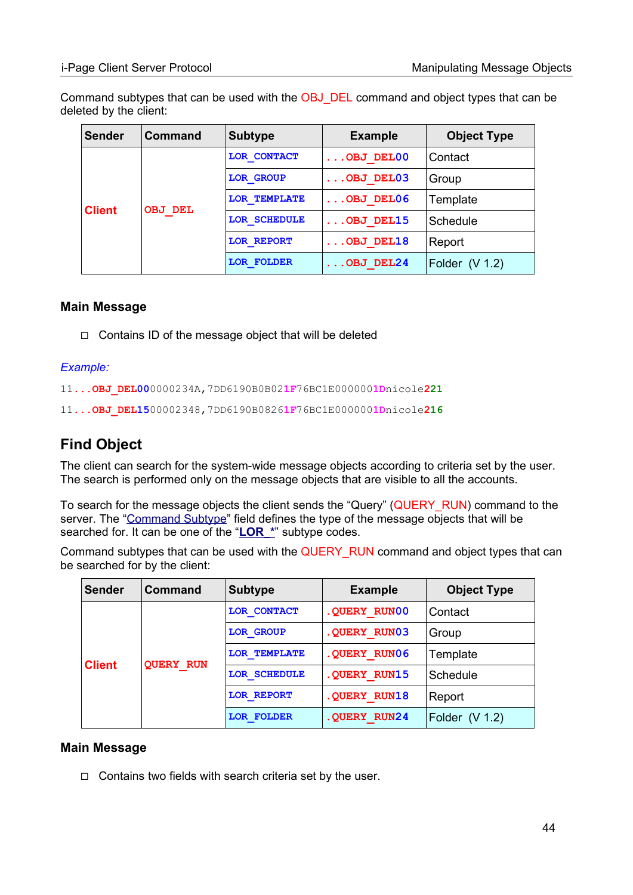Command subtypes that can be used with the OBJ_DEL command and object types that can be deleted by the client:

| Sender | Command | Subtype | Example | Object Type |
|---|---|---|---|---|
| Client | OBJ_DEL | LOR_CONTACT | ...OBJ_DEL00 | Contact |
| | | LOR_GROUP | ...OBJ_DEL03 | Group |
| | | LOR_TEMPLATE | ...OBJ_DEL06 | Template |
| | | LOR_SCHEDULE | ...OBJ_DEL15 | Schedule |
| | | LOR_REPORT | ...OBJ_DEL18 | Report |
| | | LOR_FOLDER | ...OBJ_DEL24 | Folder (V 1.2) |

### Main Message

- Contains ID of the message object that will be deleted

*Example:*

```
11...OBJ_DEL000000234A,7DD6190B0B021F76BC1E0000001Dnicole221
11...OBJ_DEL1500002348,7DD6190B08261F76BC1E0000001Dnicole216
```

## Find Object

The client can search for the system-wide message objects according to criteria set by the user. The search is performed only on the message objects that are visible to all the accounts.

To search for the message objects the client sends the "Query" (QUERY_RUN) command to the server. The "Command Subtype" field defines the type of the message objects that will be searched for. It can be one of the "LOR_*" subtype codes.

Command subtypes that can be used with the QUERY_RUN command and object types that can be searched for by the client:

| Sender | Command | Subtype | Example | Object Type |
|---|---|---|---|---|
| Client | QUERY_RUN | LOR_CONTACT | .QUERY_RUN00 | Contact |
| | | LOR_GROUP | .QUERY_RUN03 | Group |
| | | LOR_TEMPLATE | .QUERY_RUN06 | Template |
| | | LOR_SCHEDULE | .QUERY_RUN15 | Schedule |
| | | LOR_REPORT | .QUERY_RUN18 | Report |
| | | LOR_FOLDER | .QUERY_RUN24 | Folder (V 1.2) |

### Main Message

- Contains two fields with search criteria set by the user.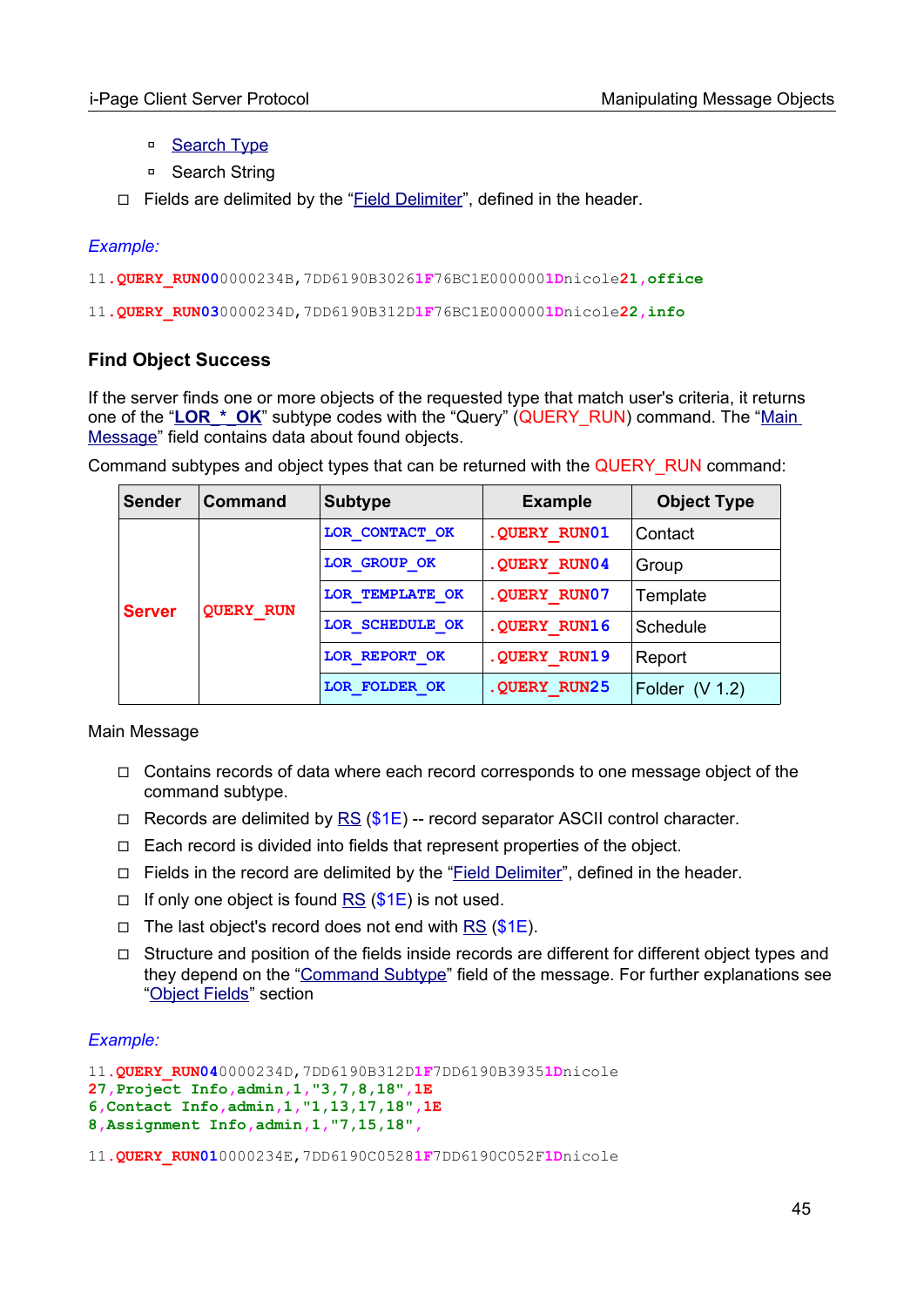- Search Type
- Search String

- Fields are delimited by the "Field Delimiter", defined in the header.

*Example:*

```
11.QUERY_RUN000000234B,7DD6190B30261F76BC1E0000001Dnicole21,office
```

```
11.QUERY_RUN030000234D,7DD6190B312D1F76BC1E0000001Dnicole22,info
```

### Find Object Success

If the server finds one or more objects of the requested type that match user's criteria, it returns one of the "**LOR_*_OK**" subtype codes with the "Query" (QUERY_RUN) command. The "Main Message" field contains data about found objects.

Command subtypes and object types that can be returned with the QUERY_RUN command:

| Sender | Command | Subtype | Example | Object Type |
|---|---|---|---|---|
| Server | QUERY_RUN | LOR_CONTACT_OK | .QUERY_RUN01 | Contact |
| | | LOR_GROUP_OK | .QUERY_RUN04 | Group |
| | | LOR_TEMPLATE_OK | .QUERY_RUN07 | Template |
| | | LOR_SCHEDULE_OK | .QUERY_RUN16 | Schedule |
| | | LOR_REPORT_OK | .QUERY_RUN19 | Report |
| | | LOR_FOLDER_OK | .QUERY_RUN25 | Folder (V 1.2) |

Main Message

- Contains records of data where each record corresponds to one message object of the command subtype.
- Records are delimited by RS ($1E) -- record separator ASCII control character.
- Each record is divided into fields that represent properties of the object.
- Fields in the record are delimited by the "Field Delimiter", defined in the header.
- If only one object is found RS ($1E) is not used.
- The last object's record does not end with RS ($1E).
- Structure and position of the fields inside records are different for different object types and they depend on the "Command Subtype" field of the message. For further explanations see "Object Fields" section

*Example:*

```
11.QUERY_RUN040000234D,7DD6190B312D1F7DD6190B39351Dnicole
27,Project Info,admin,1,"3,7,8,18",1E
6,Contact Info,admin,1,"1,13,17,18",1E
8,Assignment Info,admin,1,"7,15,18",
```

```
11.QUERY_RUN010000234E,7DD6190C05281F7DD6190C052F1Dnicole
```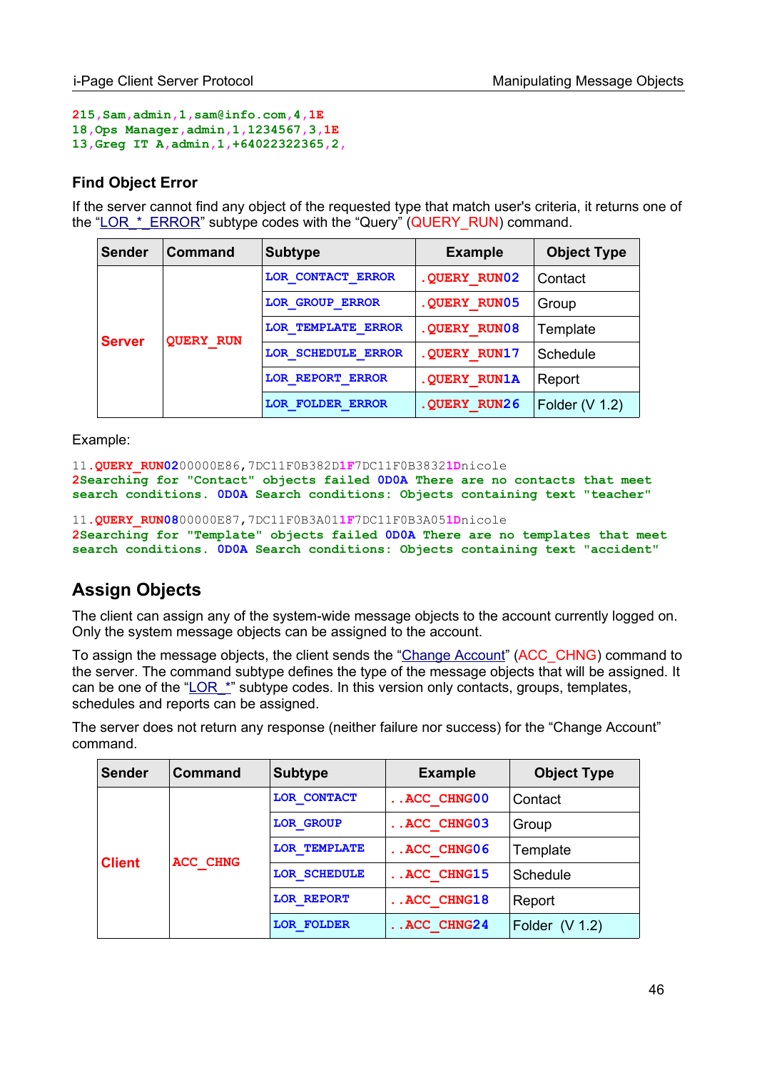```
215,Sam,admin,1,sam@info.com,4,1E
18,Ops Manager,admin,1,1234567,3,1E
13,Greg IT A,admin,1,+64022322365,2,
```

### Find Object Error

If the server cannot find any object of the requested type that match user's criteria, it returns one of the "LOR_*_ERROR" subtype codes with the "Query" (QUERY_RUN) command.

| Sender | Command | Subtype | Example | Object Type |
|---|---|---|---|---|
| Server | QUERY_RUN | LOR_CONTACT_ERROR | .QUERY_RUN02 | Contact |
| | | LOR_GROUP_ERROR | .QUERY_RUN05 | Group |
| | | LOR_TEMPLATE_ERROR | .QUERY_RUN08 | Template |
| | | LOR_SCHEDULE_ERROR | .QUERY_RUN17 | Schedule |
| | | LOR_REPORT_ERROR | .QUERY_RUN1A | Report |
| | | LOR_FOLDER_ERROR | .QUERY_RUN26 | Folder (V 1.2) |

Example:

```
11.QUERY_RUN0200000E86,7DC11F0B382D1F7DC11F0B38321Dnicole
2Searching for "Contact" objects failed 0D0A There are no contacts that meet
search conditions. 0D0A Search conditions: Objects containing text "teacher"
```

```
11.QUERY_RUN0800000E87,7DC11F0B3A011F7DC11F0B3A051Dnicole
2Searching for "Template" objects failed 0D0A There are no templates that meet
search conditions. 0D0A Search conditions: Objects containing text "accident"
```

## Assign Objects

The client can assign any of the system-wide message objects to the account currently logged on. Only the system message objects can be assigned to the account.

To assign the message objects, the client sends the "Change Account" (ACC_CHNG) command to the server. The command subtype defines the type of the message objects that will be assigned. It can be one of the "LOR_*" subtype codes. In this version only contacts, groups, templates, schedules and reports can be assigned.

The server does not return any response (neither failure nor success) for the "Change Account" command.

| Sender | Command | Subtype | Example | Object Type |
|---|---|---|---|---|
| Client | ACC_CHNG | LOR_CONTACT | ..ACC_CHNG00 | Contact |
| | | LOR_GROUP | ..ACC_CHNG03 | Group |
| | | LOR_TEMPLATE | ..ACC_CHNG06 | Template |
| | | LOR_SCHEDULE | ..ACC_CHNG15 | Schedule |
| | | LOR_REPORT | ..ACC_CHNG18 | Report |
| | | LOR_FOLDER | ..ACC_CHNG24 | Folder (V 1.2) |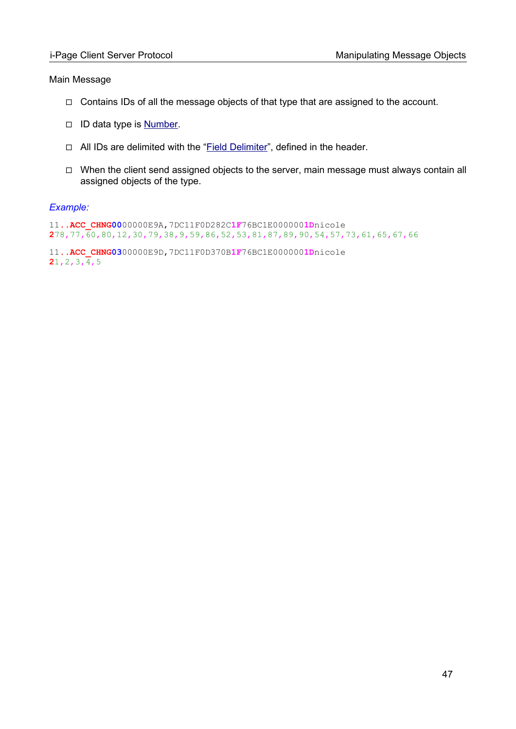Main Message

- Contains IDs of all the message objects of that type that are assigned to the account.
- ID data type is Number.
- All IDs are delimited with the "Field Delimiter", defined in the header.
- When the client send assigned objects to the server, main message must always contain all assigned objects of the type.

*Example:*

```
11..ACC_CHNG0000000E9A,7DC11F0D282C1F76BC1E0000001Dnicole
278,77,60,80,12,30,79,38,9,59,86,52,53,81,87,89,90,54,57,73,61,65,67,66

11..ACC_CHNG0300000E9D,7DC11F0D370B1F76BC1E0000001Dnicole
21,2,3,4,5
```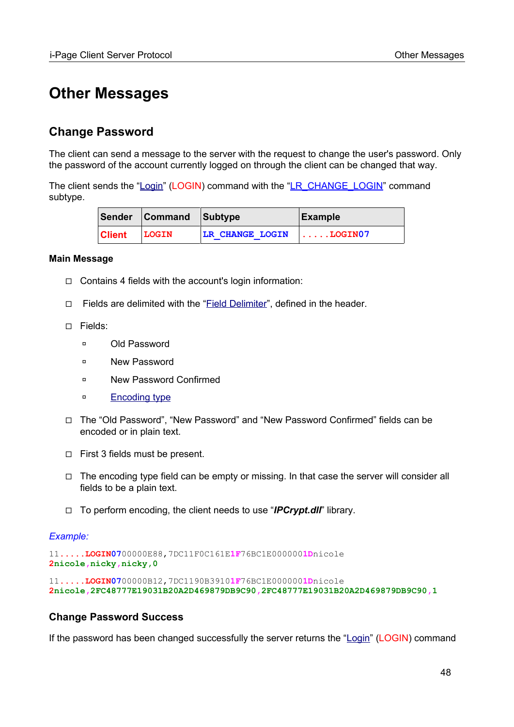# Other Messages

## Change Password

The client can send a message to the server with the request to change the user's password. Only the password of the account currently logged on through the client can be changed that way.

The client sends the "Login" (LOGIN) command with the "LR_CHANGE_LOGIN" command subtype.

| Sender | Command | Subtype | Example |
|---|---|---|---|
| Client | LOGIN | LR_CHANGE_LOGIN | .....LOGIN07 |

### Main Message

- Contains 4 fields with the account's login information:
- Fields are delimited with the "Field Delimiter", defined in the header.
- Fields:
  - Old Password
  - New Password
  - New Password Confirmed
  - Encoding type
- The "Old Password", "New Password" and "New Password Confirmed" fields can be encoded or in plain text.
- First 3 fields must be present.
- The encoding type field can be empty or missing. In that case the server will consider all fields to be a plain text.
- To perform encoding, the client needs to use "***IPCrypt.dll***" library.

*Example:*

```
11.....LOGIN0700000E88,7DC11F0C161E1F76BC1E0000001Dnicole
2nicole,nicky,nicky,0
```

```
11.....LOGIN0700000B12,7DC1190B39101F76BC1E0000001Dnicole
2nicole,2FC48777E19031B20A2D469879DB9C90,2FC48777E19031B20A2D469879DB9C90,1
```

### Change Password Success

If the password has been changed successfully the server returns the "Login" (LOGIN) command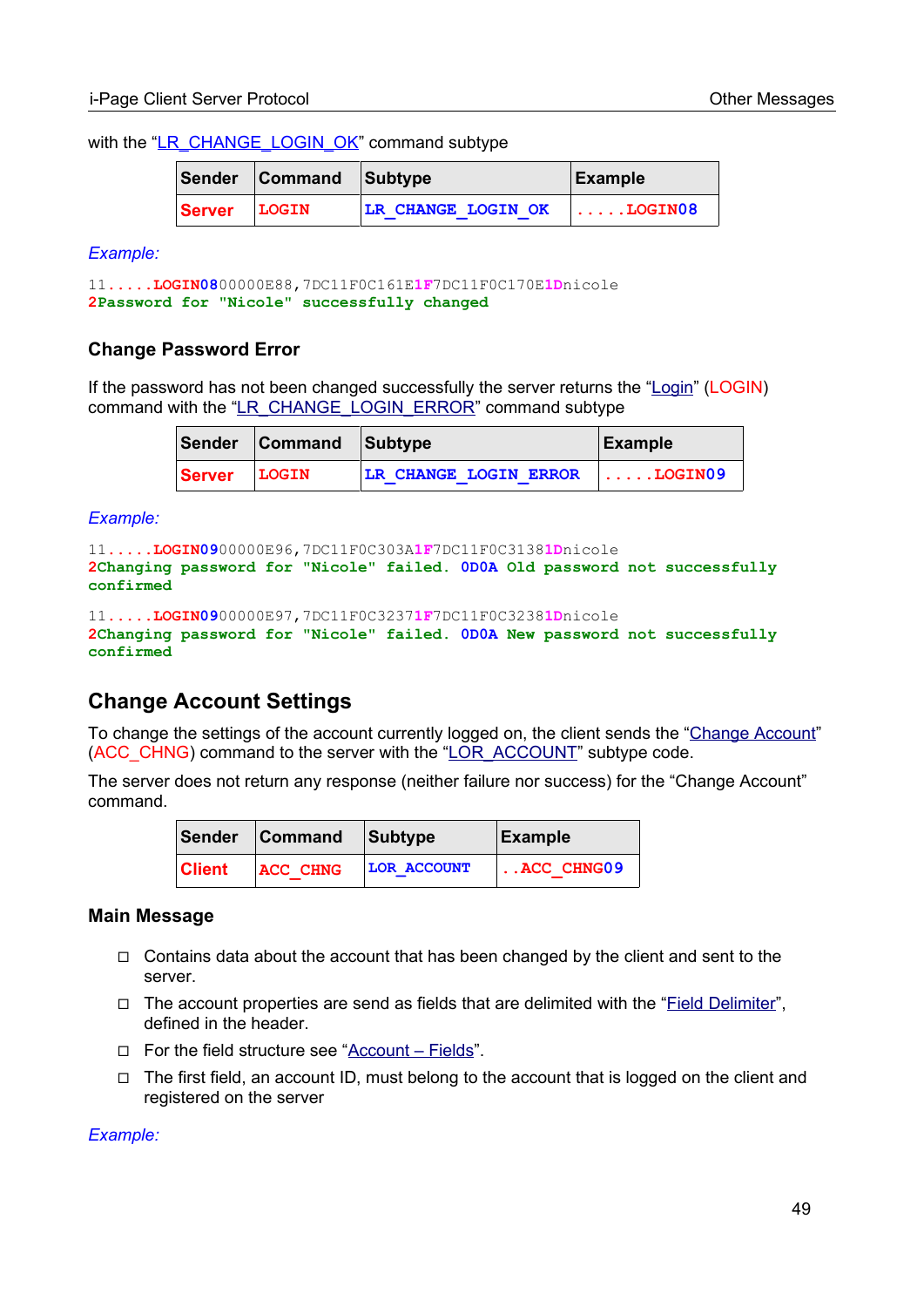with the "LR_CHANGE_LOGIN_OK" command subtype

| Sender | Command | Subtype | Example |
|---|---|---|---|
| Server | LOGIN | LR_CHANGE_LOGIN_OK | .....LOGIN08 |

*Example:*

```
11.....LOGIN0800000E88,7DC11F0C161E1F7DC11F0C170E1Dnicole
2Password for "Nicole" successfully changed
```

### Change Password Error

If the password has not been changed successfully the server returns the "Login" (LOGIN) command with the "LR_CHANGE_LOGIN_ERROR" command subtype

| Sender | Command | Subtype | Example |
|---|---|---|---|
| Server | LOGIN | LR_CHANGE_LOGIN_ERROR | .....LOGIN09 |

*Example:*

```
11.....LOGIN0900000E96,7DC11F0C303A1F7DC11F0C31381Dnicole
2Changing password for "Nicole" failed. 0D0A Old password not successfully
confirmed

11.....LOGIN0900000E97,7DC11F0C32371F7DC11F0C32381Dnicole
2Changing password for "Nicole" failed. 0D0A New password not successfully
confirmed
```

## Change Account Settings

To change the settings of the account currently logged on, the client sends the "Change Account" (ACC_CHNG) command to the server with the "LOR_ACCOUNT" subtype code.

The server does not return any response (neither failure nor success) for the "Change Account" command.

| Sender | Command | Subtype | Example |
|---|---|---|---|
| Client | ACC_CHNG | LOR_ACCOUNT | ..ACC_CHNG09 |

### Main Message

- Contains data about the account that has been changed by the client and sent to the server.
- The account properties are send as fields that are delimited with the "Field Delimiter", defined in the header.
- For the field structure see "Account – Fields".
- The first field, an account ID, must belong to the account that is logged on the client and registered on the server

*Example:*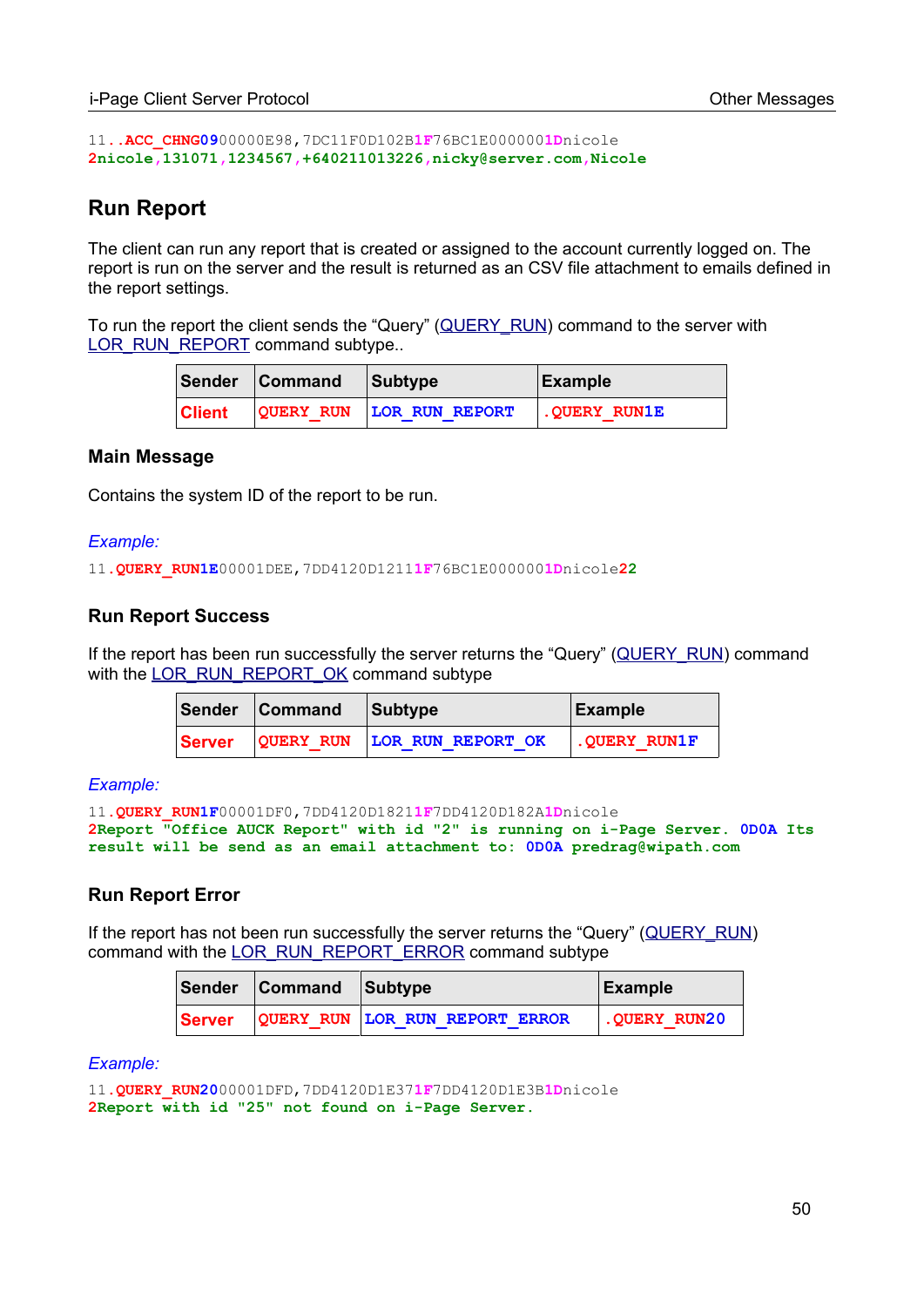```
11..ACC_CHNG0900000E98,7DC11F0D102B1F76BC1E0000001Dnicole
2nicole,131071,1234567,+640211013226,nicky@server.com,Nicole
```

## Run Report

The client can run any report that is created or assigned to the account currently logged on. The report is run on the server and the result is returned as an CSV file attachment to emails defined in the report settings.

To run the report the client sends the “Query” (QUERY_RUN) command to the server with LOR_RUN_REPORT command subtype..

| Sender | Command | Subtype | Example |
|---|---|---|---|
| Client | QUERY_RUN | LOR_RUN_REPORT | .QUERY_RUN1E |

### Main Message

Contains the system ID of the report to be run.

*Example:*

```
11.QUERY_RUN1E00001DEE,7DD4120D12111F76BC1E0000001Dnicole22
```

### Run Report Success

If the report has been run successfully the server returns the “Query” (QUERY_RUN) command with the LOR_RUN_REPORT_OK command subtype

| Sender | Command | Subtype | Example |
|---|---|---|---|
| Server | QUERY_RUN | LOR_RUN_REPORT_OK | .QUERY_RUN1F |

*Example:*

```
11.QUERY_RUN1F00001DF0,7DD4120D18211F7DD4120D182A1Dnicole
2Report "Office AUCK Report" with id "2" is running on i-Page Server. 0D0A Its
result will be send as an email attachment to: 0D0A predrag@wipath.com
```

### Run Report Error

If the report has not been run successfully the server returns the “Query” (QUERY_RUN) command with the LOR_RUN_REPORT_ERROR command subtype

| Sender | Command | Subtype | Example |
|---|---|---|---|
| Server | QUERY_RUN | LOR_RUN_REPORT_ERROR | .QUERY_RUN20 |

*Example:*

```
11.QUERY_RUN2000001DFD,7DD4120D1E371F7DD4120D1E3B1Dnicole
2Report with id "25" not found on i-Page Server.
```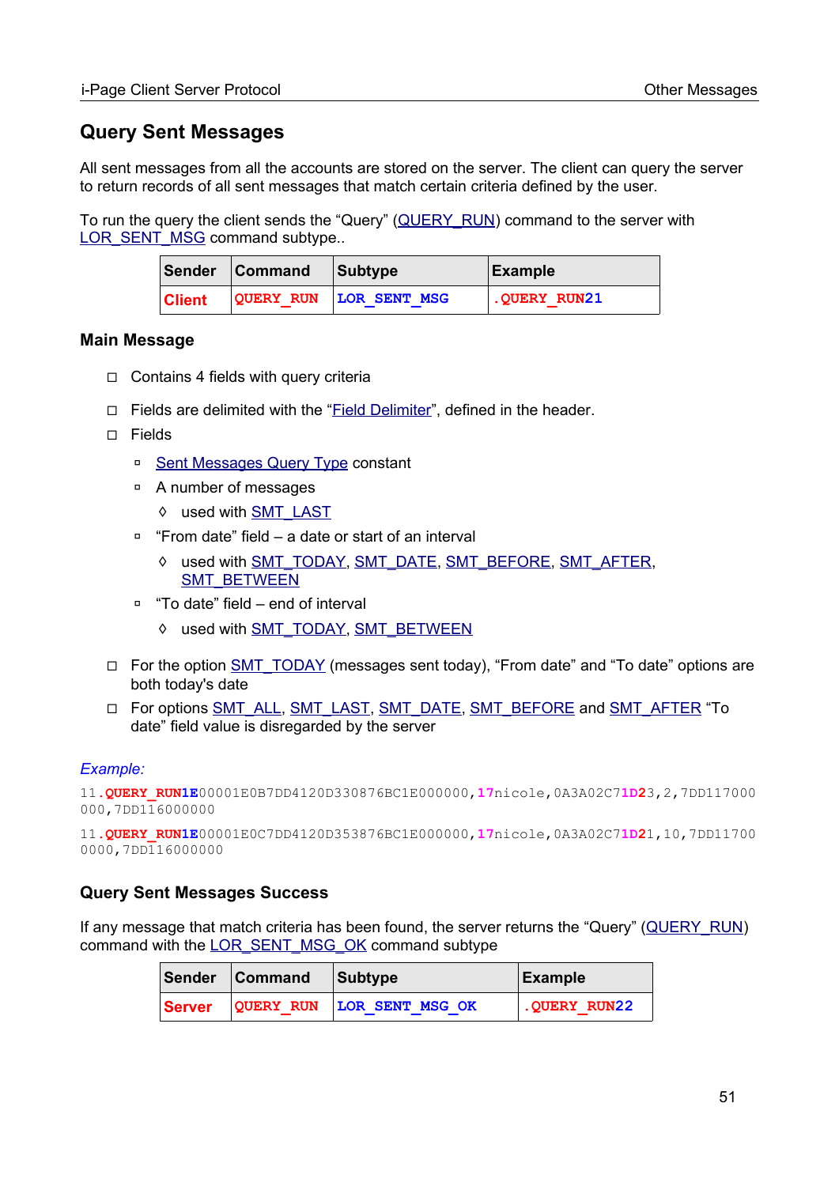## Query Sent Messages

All sent messages from all the accounts are stored on the server. The client can query the server to return records of all sent messages that match certain criteria defined by the user.

To run the query the client sends the "Query" (QUERY_RUN) command to the server with LOR_SENT_MSG command subtype..

| Sender | Command | Subtype | Example |
|---|---|---|---|
| Client | QUERY_RUN | LOR_SENT_MSG | .QUERY_RUN21 |

### Main Message

- Contains 4 fields with query criteria
- Fields are delimited with the "Field Delimiter", defined in the header.
- Fields
  - Sent Messages Query Type constant
  - A number of messages
    - used with SMT_LAST
  - "From date" field – a date or start of an interval
    - used with SMT_TODAY, SMT_DATE, SMT_BEFORE, SMT_AFTER, SMT_BETWEEN
  - "To date" field – end of interval
    - used with SMT_TODAY, SMT_BETWEEN
- For the option SMT_TODAY (messages sent today), "From date" and "To date" options are both today's date
- For options SMT_ALL, SMT_LAST, SMT_DATE, SMT_BEFORE and SMT_AFTER "To date" field value is disregarded by the server

*Example:*

```
11.QUERY_RUN1E00001E0B7DD4120D330876BC1E000000,17nicole,0A3A02C71D23,2,7DD117000000,7DD116000000
```

```
11.QUERY_RUN1E00001E0C7DD4120D353876BC1E000000,17nicole,0A3A02C71D21,10,7DD117000000,7DD116000000
```

### Query Sent Messages Success

If any message that match criteria has been found, the server returns the "Query" (QUERY_RUN) command with the LOR_SENT_MSG_OK command subtype

| Sender | Command | Subtype | Example |
|---|---|---|---|
| Server | QUERY_RUN | LOR_SENT_MSG_OK | .QUERY_RUN22 |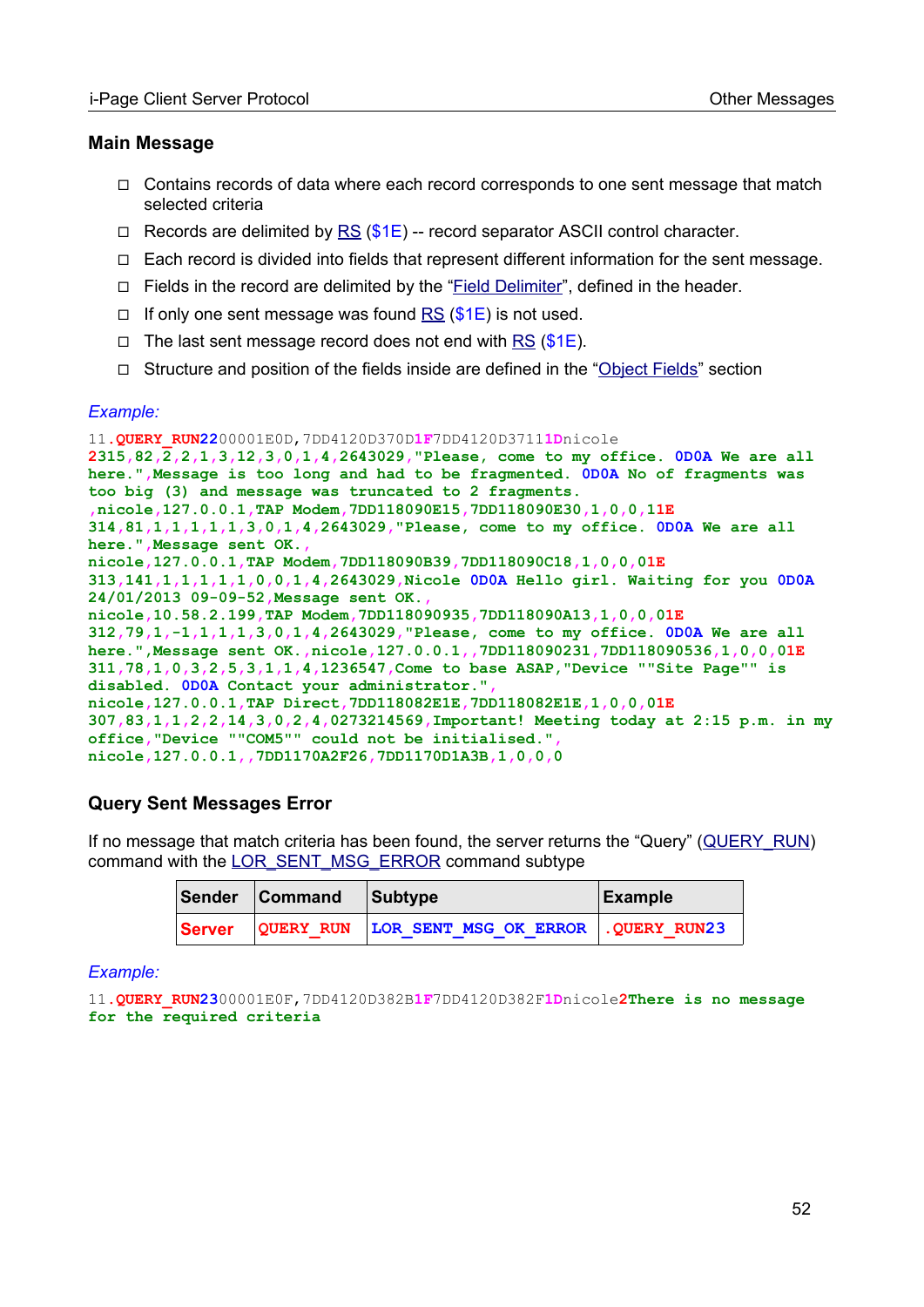## Main Message

- Contains records of data where each record corresponds to one sent message that match selected criteria
- Records are delimited by RS ($1E) -- record separator ASCII control character.
- Each record is divided into fields that represent different information for the sent message.
- Fields in the record are delimited by the "Field Delimiter", defined in the header.
- If only one sent message was found RS ($1E) is not used.
- The last sent message record does not end with RS ($1E).
- Structure and position of the fields inside are defined in the "Object Fields" section

*Example:*

```
11.QUERY_RUN2200001E0D,7DD4120D370D1F7DD4120D37111Dnicole
2315,82,2,2,1,3,12,3,0,1,4,2643029,"Please, come to my office. 0D0A We are all
here.",Message is too long and had to be fragmented. 0D0A No of fragments was
too big (3) and message was truncated to 2 fragments.
,nicole,127.0.0.1,TAP Modem,7DD118090E15,7DD118090E30,1,0,0,11E
314,81,1,1,1,1,1,3,0,1,4,2643029,"Please, come to my office. 0D0A We are all
here.",Message sent OK.,
nicole,127.0.0.1,TAP Modem,7DD118090B39,7DD118090C18,1,0,0,01E
313,141,1,1,1,1,1,0,0,1,4,2643029,Nicole 0D0A Hello girl. Waiting for you 0D0A
24/01/2013 09-09-52,Message sent OK.,
nicole,10.58.2.199,TAP Modem,7DD118090935,7DD118090A13,1,0,0,01E
312,79,1,-1,1,1,1,1,3,0,1,4,2643029,"Please, come to my office. 0D0A We are all
here.",Message sent OK.,nicole,127.0.0.1,,7DD118090231,7DD118090536,1,0,0,01E
311,78,1,0,3,2,5,3,1,1,4,1236547,Come to base ASAP,"Device ""Site Page"" is
disabled. 0D0A Contact your administrator.",
nicole,127.0.0.1,TAP Direct,7DD118082E1E,7DD118082E1E,1,0,0,01E
307,83,1,1,2,2,14,3,0,2,4,0273214569,Important! Meeting today at 2:15 p.m. in my
office,"Device ""COM5"" could not be initialised.",
nicole,127.0.0.1,,7DD1170A2F26,7DD1170D1A3B,1,0,0,0
```

## Query Sent Messages Error

If no message that match criteria has been found, the server returns the "Query" (QUERY_RUN) command with the LOR_SENT_MSG_ERROR command subtype

| Sender | Command | Subtype | Example |
|---|---|---|---|
| Server | QUERY_RUN | LOR_SENT_MSG_OK_ERROR | .QUERY_RUN23 |

*Example:*

```
11.QUERY_RUN2300001E0F,7DD4120D382B1F7DD4120D382F1Dnicole2There is no message
for the required criteria
```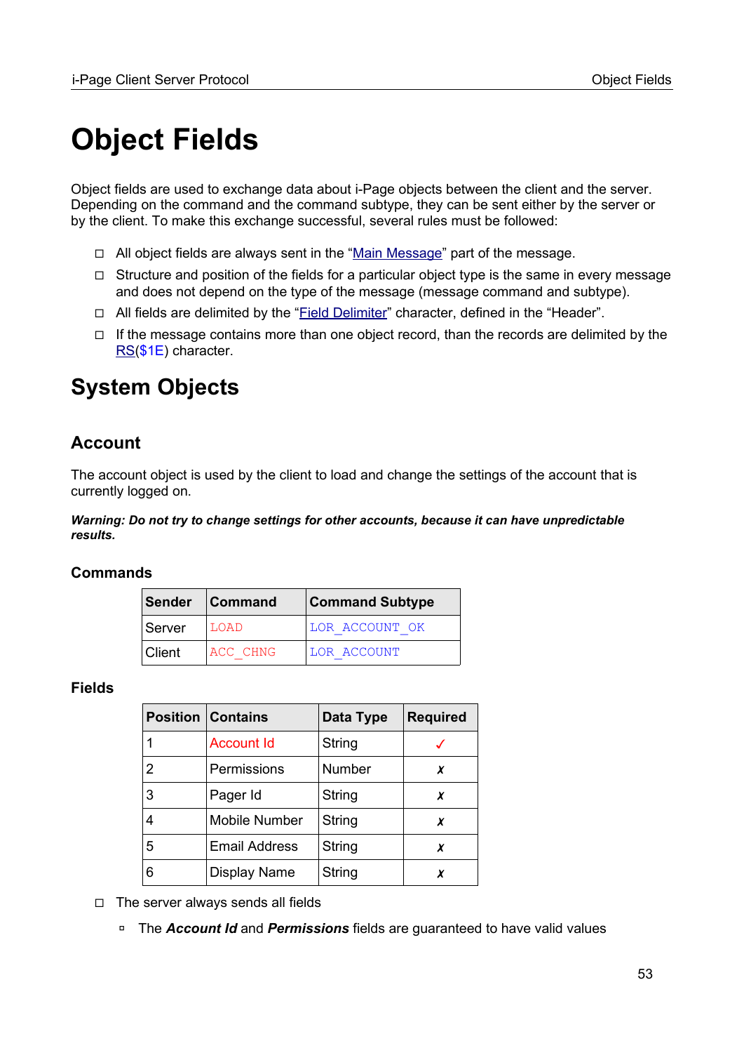# Object Fields

Object fields are used to exchange data about i-Page objects between the client and the server. Depending on the command and the command subtype, they can be sent either by the server or by the client. To make this exchange successful, several rules must be followed:

- All object fields are always sent in the "Main Message" part of the message.
- Structure and position of the fields for a particular object type is the same in every message and does not depend on the type of the message (message command and subtype).
- All fields are delimited by the "Field Delimiter" character, defined in the "Header".
- If the message contains more than one object record, than the records are delimited by the RS($1E) character.

## System Objects

### Account

The account object is used by the client to load and change the settings of the account that is currently logged on.

***Warning: Do not try to change settings for other accounts, because it can have unpredictable results.***

#### Commands

| Sender | Command | Command Subtype |
|---|---|---|
| Server | `LOAD` | `LOR_ACCOUNT_OK` |
| Client | `ACC_CHNG` | `LOR_ACCOUNT` |

#### Fields

| Position | Contains | Data Type | Required |
|---|---|---|---|
| 1 | Account Id | String | ✓ |
| 2 | Permissions | Number | ✗ |
| 3 | Pager Id | String | ✗ |
| 4 | Mobile Number | String | ✗ |
| 5 | Email Address | String | ✗ |
| 6 | Display Name | String | ✗ |

- The server always sends all fields
  - The ***Account Id*** and ***Permissions*** fields are guaranteed to have valid values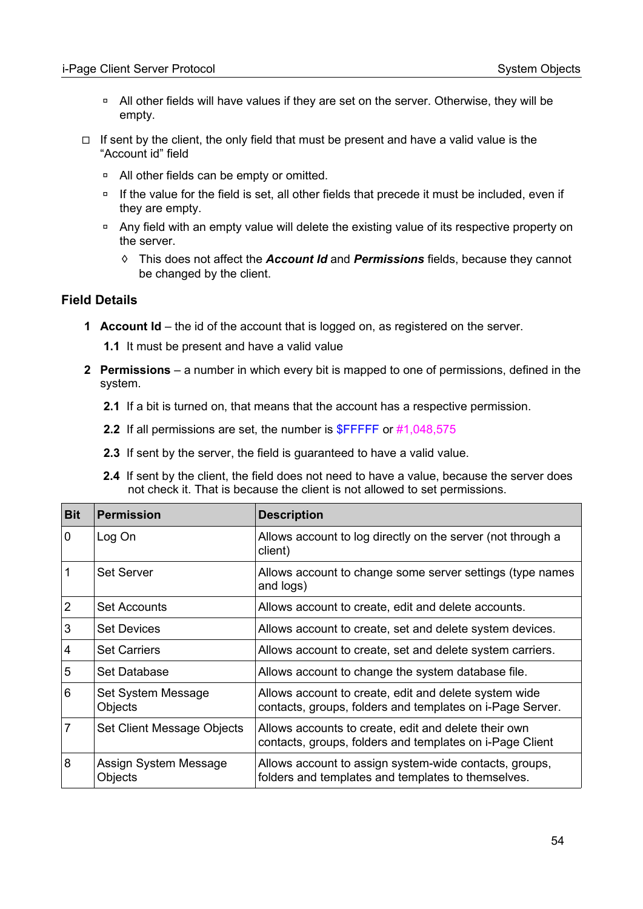- All other fields will have values if they are set on the server. Otherwise, they will be empty.

- If sent by the client, the only field that must be present and have a valid value is the “Account id” field
  - All other fields can be empty or omitted.
  - If the value for the field is set, all other fields that precede it must be included, even if they are empty.
  - Any field with an empty value will delete the existing value of its respective property on the server.
    - This does not affect the ***Account Id*** and ***Permissions*** fields, because they cannot be changed by the client.

### Field Details

1. **Account Id** – the id of the account that is logged on, as registered on the server.

   **1.1** It must be present and have a valid value

2. **Permissions** – a number in which every bit is mapped to one of permissions, defined in the system.

   **2.1** If a bit is turned on, that means that the account has a respective permission.

   **2.2** If all permissions are set, the number is $FFFFF or #1,048,575

   **2.3** If sent by the server, the field is guaranteed to have a valid value.

   **2.4** If sent by the client, the field does not need to have a value, because the server does not check it. That is because the client is not allowed to set permissions.

| Bit | Permission | Description |
|---|---|---|
| 0 | Log On | Allows account to log directly on the server (not through a client) |
| 1 | Set Server | Allows account to change some server settings (type names and logs) |
| 2 | Set Accounts | Allows account to create, edit and delete accounts. |
| 3 | Set Devices | Allows account to create, set and delete system devices. |
| 4 | Set Carriers | Allows account to create, set and delete system carriers. |
| 5 | Set Database | Allows account to change the system database file. |
| 6 | Set System Message Objects | Allows account to create, edit and delete system wide contacts, groups, folders and templates on i-Page Server. |
| 7 | Set Client Message Objects | Allows accounts to create, edit and delete their own contacts, groups, folders and templates on i-Page Client |
| 8 | Assign System Message Objects | Allows account to assign system-wide contacts, groups, folders and templates and templates to themselves. |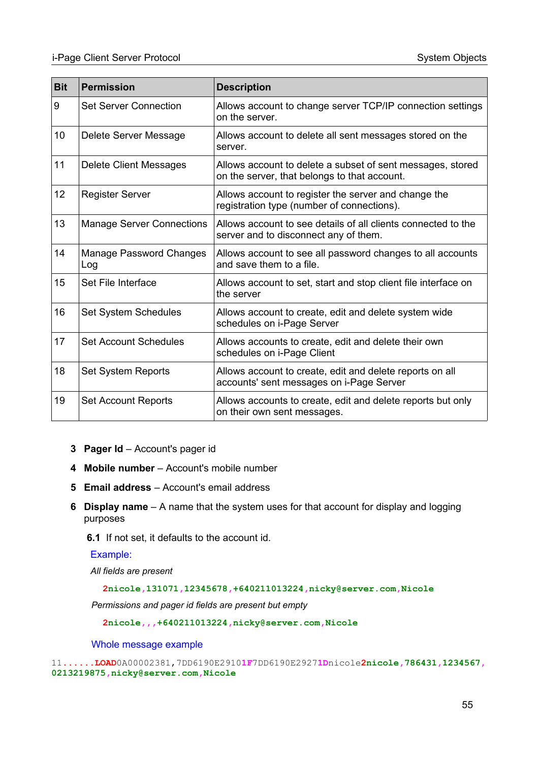| Bit | Permission | Description |
|---|---|---|
| 9 | Set Server Connection | Allows account to change server TCP/IP connection settings on the server. |
| 10 | Delete Server Message | Allows account to delete all sent messages stored on the server. |
| 11 | Delete Client Messages | Allows account to delete a subset of sent messages, stored on the server, that belongs to that account. |
| 12 | Register Server | Allows account to register the server and change the registration type (number of connections). |
| 13 | Manage Server Connections | Allows account to see details of all clients connected to the server and to disconnect any of them. |
| 14 | Manage Password Changes Log | Allows account to see all password changes to all accounts and save them to a file. |
| 15 | Set File Interface | Allows account to set, start and stop client file interface on the server |
| 16 | Set System Schedules | Allows account to create, edit and delete system wide schedules on i-Page Server |
| 17 | Set Account Schedules | Allows accounts to create, edit and delete their own schedules on i-Page Client |
| 18 | Set System Reports | Allows account to create, edit and delete reports on all accounts' sent messages on i-Page Server |
| 19 | Set Account Reports | Allows accounts to create, edit and delete reports but only on their own sent messages. |

3 **Pager Id** – Account's pager id

4 **Mobile number** – Account's mobile number

5 **Email address** – Account's email address

6 **Display name** – A name that the system uses for that account for display and logging purposes

**6.1** If not set, it defaults to the account id.

Example:

*All fields are present*

```
2nicole,131071,12345678,+640211013224,nicky@server.com,Nicole
```

*Permissions and pager id fields are present but empty*

```
2nicole,,,+640211013224,nicky@server.com,Nicole
```

Whole message example

```
11......LOAD0A00002381,7DD6190E29101F7DD6190E29271Dnicole2nicole,786431,1234567,
0213219875,nicky@server.com,Nicole
```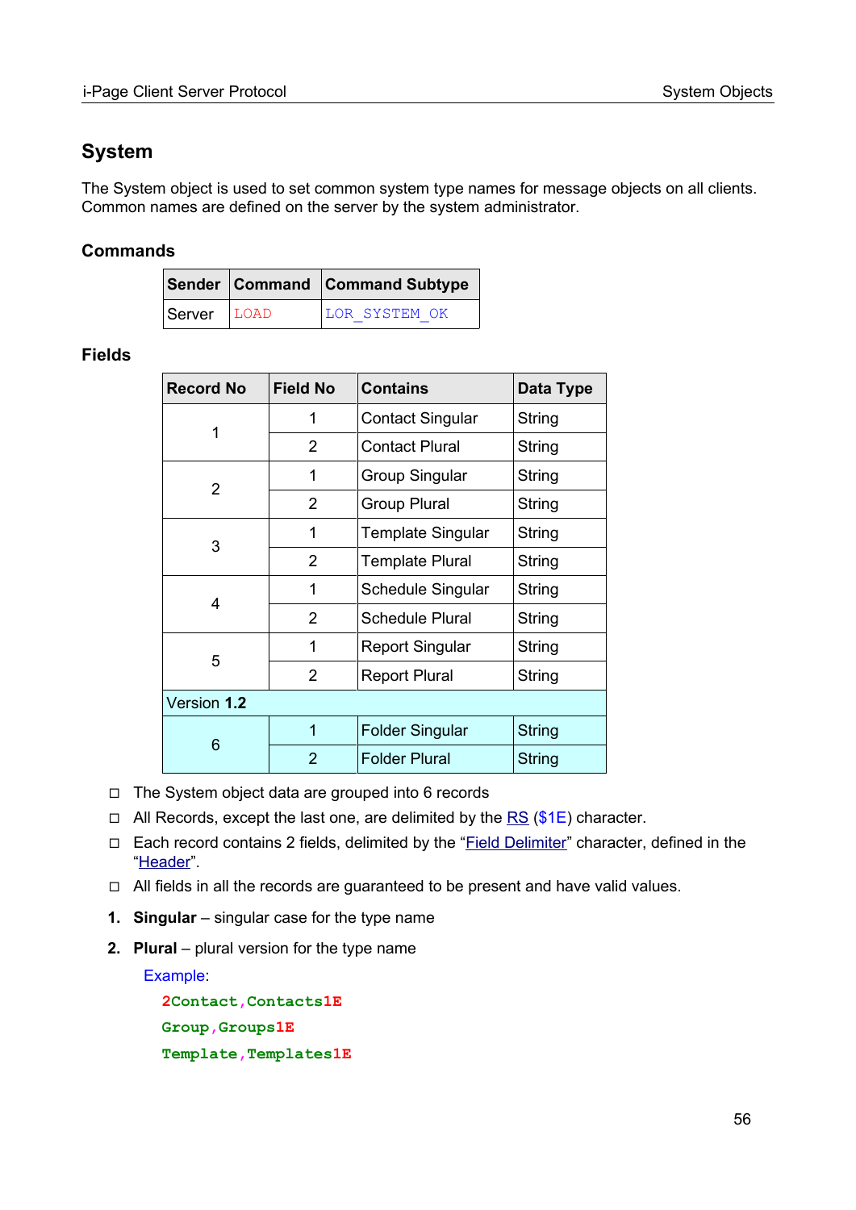## System

The System object is used to set common system type names for message objects on all clients. Common names are defined on the server by the system administrator.

### Commands

| Sender | Command | Command Subtype |
|---|---|---|
| Server | LOAD | LOR_SYSTEM_OK |

### Fields

| Record No | Field No | Contains | Data Type |
|---|---|---|---|
| 1 | 1 | Contact Singular | String |
| | 2 | Contact Plural | String |
| 2 | 1 | Group Singular | String |
| | 2 | Group Plural | String |
| 3 | 1 | Template Singular | String |
| | 2 | Template Plural | String |
| 4 | 1 | Schedule Singular | String |
| | 2 | Schedule Plural | String |
| 5 | 1 | Report Singular | String |
| | 2 | Report Plural | String |
| Version **1.2** | | | |
| 6 | 1 | Folder Singular | String |
| | 2 | Folder Plural | String |

- The System object data are grouped into 6 records
- All Records, except the last one, are delimited by the RS ($1E) character.
- Each record contains 2 fields, delimited by the "Field Delimiter" character, defined in the "Header".
- All fields in all the records are guaranteed to be present and have valid values.

1. **Singular** – singular case for the type name
2. **Plural** – plural version for the type name

Example:

```
2Contact,Contacts1E
Group,Groups1E
Template,Templates1E
```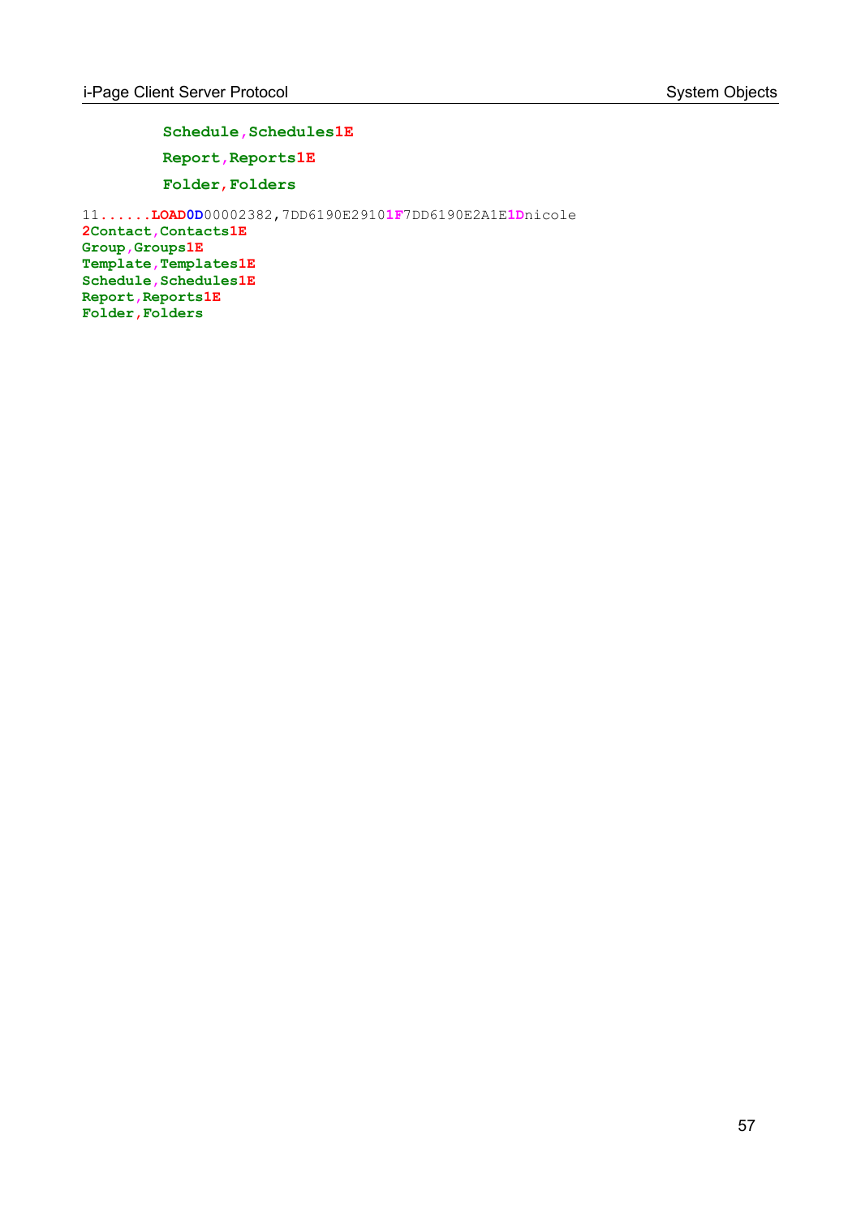```
Schedule,Schedules1E
Report,Reports1E
Folder,Folders
```

```
11......LOAD0D00002382,7DD6190E29101F7DD6190E2A1E1Dnicole
2Contact,Contacts1E
Group,Groups1E
Template,Templates1E
Schedule,Schedules1E
Report,Reports1E
Folder,Folders
```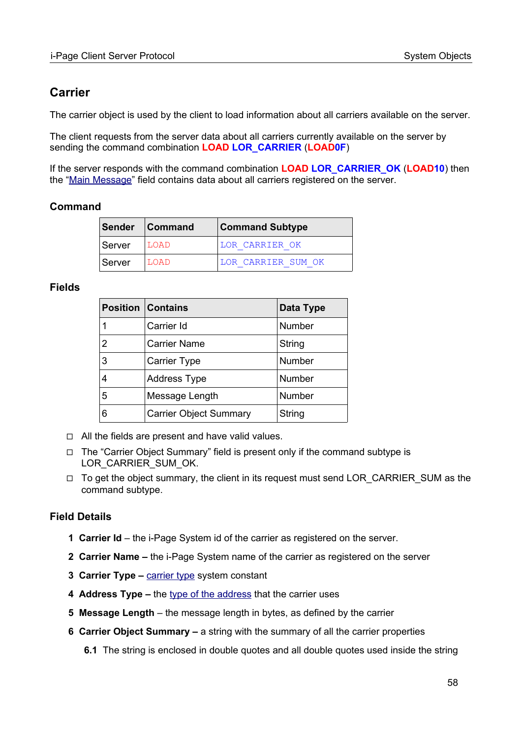## Carrier

The carrier object is used by the client to load information about all carriers available on the server.

The client requests from the server data about all carriers currently available on the server by sending the command combination **LOAD LOR_CARRIER** (**LOAD0F**)

If the server responds with the command combination **LOAD LOR_CARRIER_OK** (**LOAD10**) then the "Main Message" field contains data about all carriers registered on the server.

### Command

| Sender | Command | Command Subtype |
|---|---|---|
| Server | LOAD | LOR_CARRIER_OK |
| Server | LOAD | LOR_CARRIER_SUM_OK |

### Fields

| Position | Contains | Data Type |
|---|---|---|
| 1 | Carrier Id | Number |
| 2 | Carrier Name | String |
| 3 | Carrier Type | Number |
| 4 | Address Type | Number |
| 5 | Message Length | Number |
| 6 | Carrier Object Summary | String |

- All the fields are present and have valid values.
- The "Carrier Object Summary" field is present only if the command subtype is LOR_CARRIER_SUM_OK.
- To get the object summary, the client in its request must send LOR_CARRIER_SUM as the command subtype.

### Field Details

**1 Carrier Id** – the i-Page System id of the carrier as registered on the server.

**2 Carrier Name –** the i-Page System name of the carrier as registered on the server

**3 Carrier Type –** carrier type system constant

**4 Address Type –** the type of the address that the carrier uses

**5 Message Length** – the message length in bytes, as defined by the carrier

**6 Carrier Object Summary –** a string with the summary of all the carrier properties

**6.1** The string is enclosed in double quotes and all double quotes used inside the string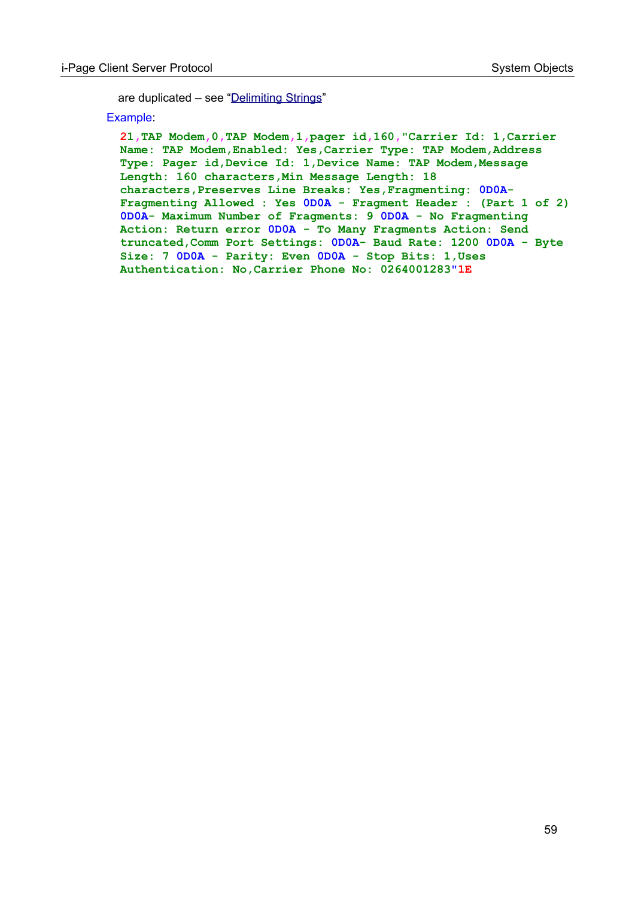are duplicated – see “Delimiting Strings”

Example:

```
21,TAP Modem,0,TAP Modem,1,pager id,160,"Carrier Id: 1,Carrier
Name: TAP Modem,Enabled: Yes,Carrier Type: TAP Modem,Address
Type: Pager id,Device Id: 1,Device Name: TAP Modem,Message
Length: 160 characters,Min Message Length: 18
characters,Preserves Line Breaks: Yes,Fragmenting: 0D0A-
Fragmenting Allowed : Yes 0D0A - Fragment Header : (Part 1 of 2)
0D0A- Maximum Number of Fragments: 9 0D0A - No Fragmenting
Action: Return error 0D0A - To Many Fragments Action: Send
truncated,Comm Port Settings: 0D0A- Baud Rate: 1200 0D0A - Byte
Size: 7 0D0A - Parity: Even 0D0A - Stop Bits: 1,Uses
Authentication: No,Carrier Phone No: 0264001283"1E
```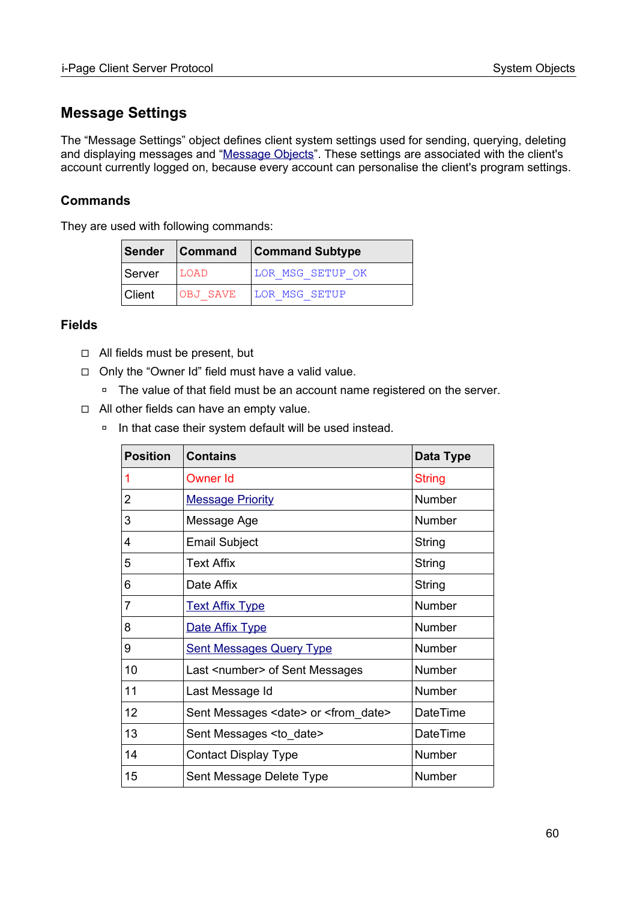## Message Settings

The “Message Settings” object defines client system settings used for sending, querying, deleting and displaying messages and “Message Objects”. These settings are associated with the client's account currently logged on, because every account can personalise the client's program settings.

### Commands

They are used with following commands:

| Sender | Command | Command Subtype |
|---|---|---|
| Server | LOAD | LOR_MSG_SETUP_OK |
| Client | OBJ_SAVE | LOR_MSG_SETUP |

### Fields

- All fields must be present, but
- Only the “Owner Id” field must have a valid value.
  - The value of that field must be an account name registered on the server.
- All other fields can have an empty value.
  - In that case their system default will be used instead.

| Position | Contains | Data Type |
|---|---|---|
| 1 | Owner Id | String |
| 2 | Message Priority | Number |
| 3 | Message Age | Number |
| 4 | Email Subject | String |
| 5 | Text Affix | String |
| 6 | Date Affix | String |
| 7 | Text Affix Type | Number |
| 8 | Date Affix Type | Number |
| 9 | Sent Messages Query Type | Number |
| 10 | Last <number> of Sent Messages | Number |
| 11 | Last Message Id | Number |
| 12 | Sent Messages <date> or <from_date> | DateTime |
| 13 | Sent Messages <to_date> | DateTime |
| 14 | Contact Display Type | Number |
| 15 | Sent Message Delete Type | Number |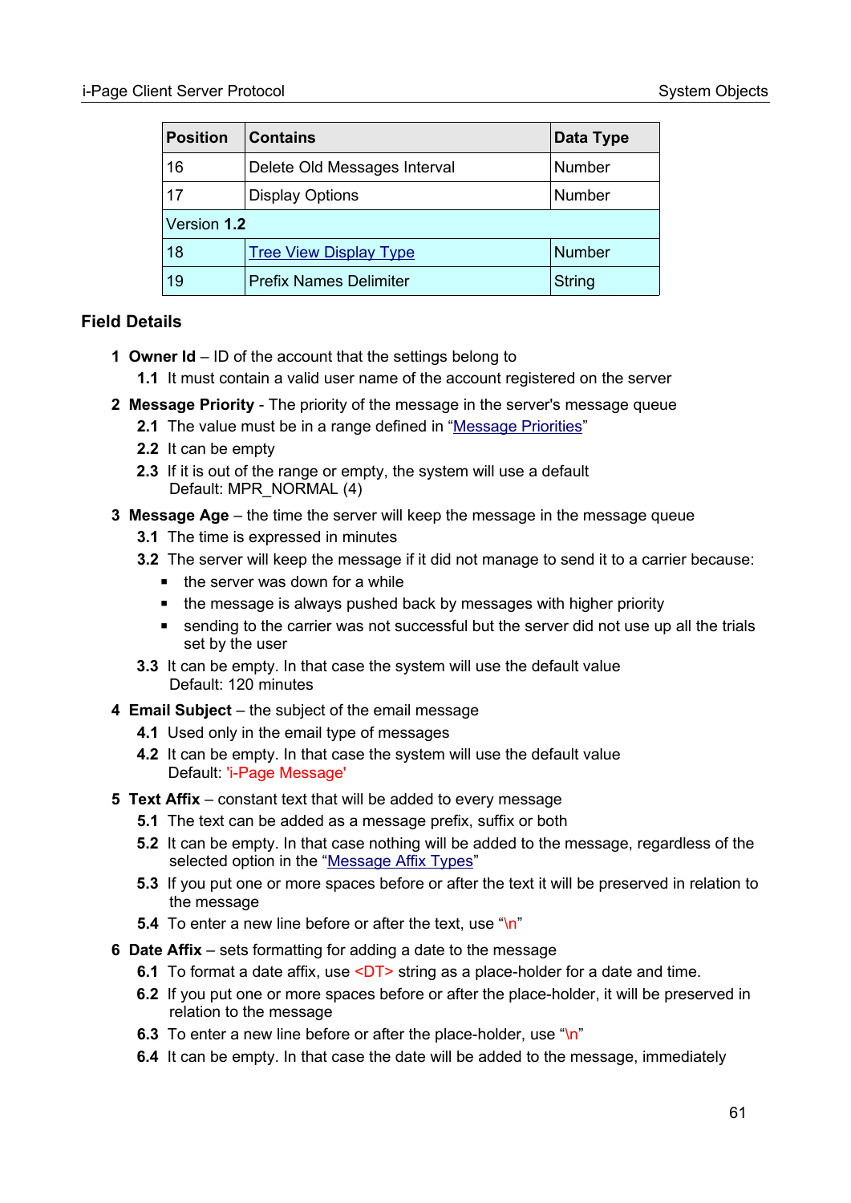| Position | Contains | Data Type |
|---|---|---|
| 16 | Delete Old Messages Interval | Number |
| 17 | Display Options | Number |
| Version **1.2** | | |
| 18 | Tree View Display Type | Number |
| 19 | Prefix Names Delimiter | String |

### Field Details

**1 Owner Id** – ID of the account that the settings belong to

- **1.1** It must contain a valid user name of the account registered on the server

**2 Message Priority** - The priority of the message in the server's message queue

- **2.1** The value must be in a range defined in "Message Priorities"
- **2.2** It can be empty
- **2.3** If it is out of the range or empty, the system will use a default
  Default: MPR_NORMAL (4)

**3 Message Age** – the time the server will keep the message in the message queue

- **3.1** The time is expressed in minutes
- **3.2** The server will keep the message if it did not manage to send it to a carrier because:
  - the server was down for a while
  - the message is always pushed back by messages with higher priority
  - sending to the carrier was not successful but the server did not use up all the trials set by the user
- **3.3** It can be empty. In that case the system will use the default value
  Default: 120 minutes

**4 Email Subject** – the subject of the email message

- **4.1** Used only in the email type of messages
- **4.2** It can be empty. In that case the system will use the default value
  Default: 'i-Page Message'

**5 Text Affix** – constant text that will be added to every message

- **5.1** The text can be added as a message prefix, suffix or both
- **5.2** It can be empty. In that case nothing will be added to the message, regardless of the selected option in the "Message Affix Types"
- **5.3** If you put one or more spaces before or after the text it will be preserved in relation to the message
- **5.4** To enter a new line before or after the text, use "\n"

**6 Date Affix** – sets formatting for adding a date to the message

- **6.1** To format a date affix, use <DT> string as a place-holder for a date and time.
- **6.2** If you put one or more spaces before or after the place-holder, it will be preserved in relation to the message
- **6.3** To enter a new line before or after the place-holder, use "\n"
- **6.4** It can be empty. In that case the date will be added to the message, immediately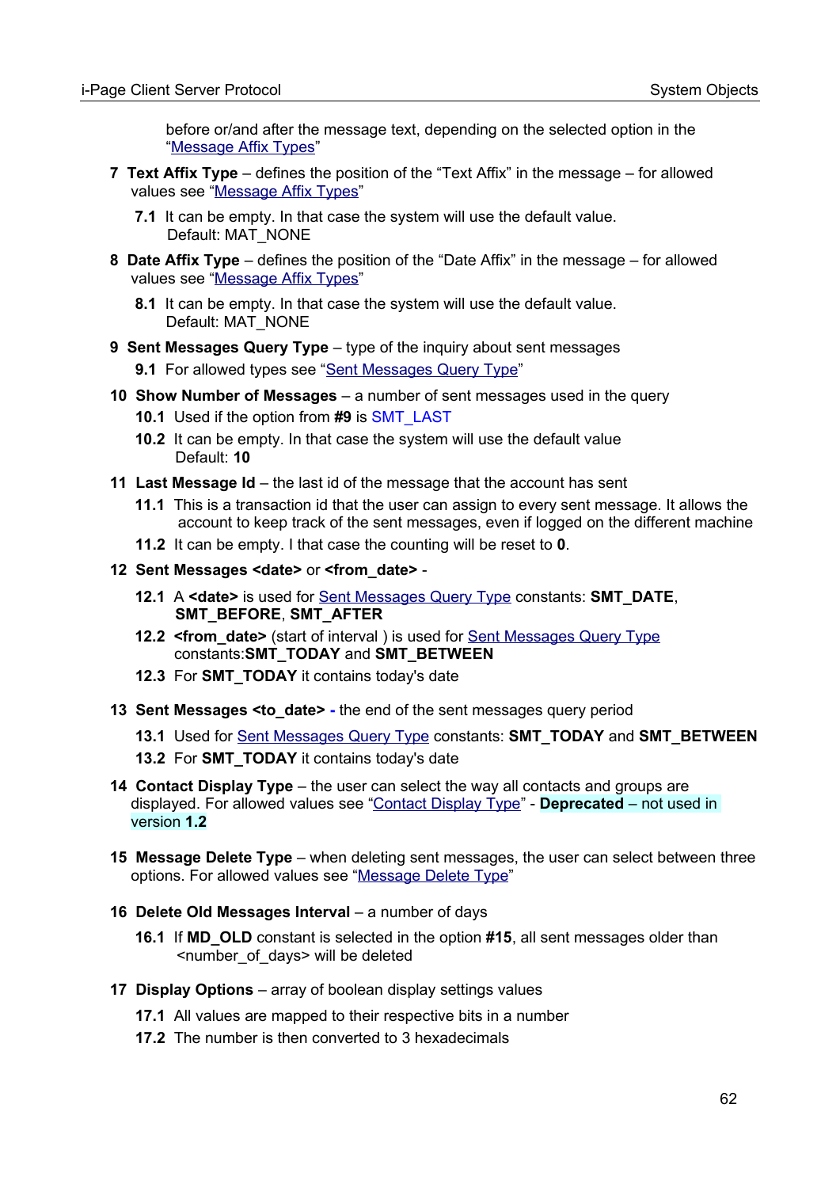before or/and after the message text, depending on the selected option in the "Message Affix Types"

**7 Text Affix Type** – defines the position of the "Text Affix" in the message – for allowed values see "Message Affix Types"

  **7.1** It can be empty. In that case the system will use the default value. Default: MAT_NONE

**8 Date Affix Type** – defines the position of the "Date Affix" in the message – for allowed values see "Message Affix Types"

  **8.1** It can be empty. In that case the system will use the default value. Default: MAT_NONE

**9 Sent Messages Query Type** – type of the inquiry about sent messages

  **9.1** For allowed types see "Sent Messages Query Type"

**10 Show Number of Messages** – a number of sent messages used in the query

  **10.1** Used if the option from **#9** is SMT_LAST

  **10.2** It can be empty. In that case the system will use the default value Default: **10**

**11 Last Message Id** – the last id of the message that the account has sent

  **11.1** This is a transaction id that the user can assign to every sent message. It allows the account to keep track of the sent messages, even if logged on the different machine

  **11.2** It can be empty. I that case the counting will be reset to **0**.

**12 Sent Messages <date>** or **<from_date>** -

  **12.1** A **<date>** is used for Sent Messages Query Type constants: **SMT_DATE**, **SMT_BEFORE**, **SMT_AFTER**

  **12.2** **<from_date>** (start of interval ) is used for Sent Messages Query Type constants:**SMT_TODAY** and **SMT_BETWEEN**

  **12.3** For **SMT_TODAY** it contains today's date

**13 Sent Messages <to_date> -** the end of the sent messages query period

  **13.1** Used for Sent Messages Query Type constants: **SMT_TODAY** and **SMT_BETWEEN**

  **13.2** For **SMT_TODAY** it contains today's date

**14 Contact Display Type** – the user can select the way all contacts and groups are displayed. For allowed values see "Contact Display Type" - **Deprecated** – not used in version **1.2**

**15 Message Delete Type** – when deleting sent messages, the user can select between three options. For allowed values see "Message Delete Type"

**16 Delete Old Messages Interval** – a number of days

  **16.1** If **MD_OLD** constant is selected in the option **#15**, all sent messages older than <number_of_days> will be deleted

**17 Display Options** – array of boolean display settings values

  **17.1** All values are mapped to their respective bits in a number

  **17.2** The number is then converted to 3 hexadecimals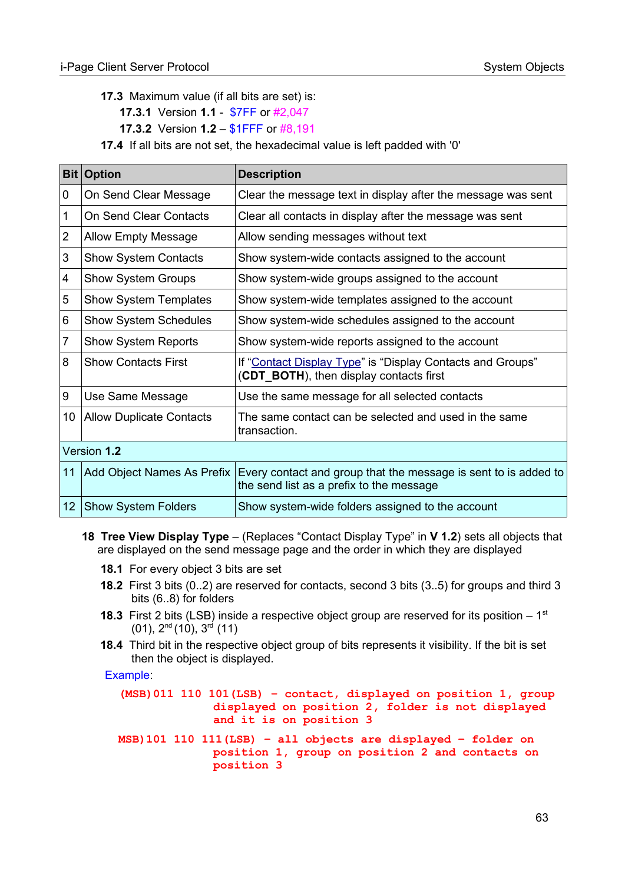**17.3** Maximum value (if all bits are set) is:

**17.3.1** Version **1.1** - $7FF or #2,047

**17.3.2** Version **1.2** – $1FFF or #8,191

**17.4** If all bits are not set, the hexadecimal value is left padded with '0'

| Bit | Option | Description |
|---|---|---|
| 0 | On Send Clear Message | Clear the message text in display after the message was sent |
| 1 | On Send Clear Contacts | Clear all contacts in display after the message was sent |
| 2 | Allow Empty Message | Allow sending messages without text |
| 3 | Show System Contacts | Show system-wide contacts assigned to the account |
| 4 | Show System Groups | Show system-wide groups assigned to the account |
| 5 | Show System Templates | Show system-wide templates assigned to the account |
| 6 | Show System Schedules | Show system-wide schedules assigned to the account |
| 7 | Show System Reports | Show system-wide reports assigned to the account |
| 8 | Show Contacts First | If "Contact Display Type" is "Display Contacts and Groups" (**CDT_BOTH**), then display contacts first |
| 9 | Use Same Message | Use the same message for all selected contacts |
| 10 | Allow Duplicate Contacts | The same contact can be selected and used in the same transaction. |
| Version **1.2** | | |
| 11 | Add Object Names As Prefix | Every contact and group that the message is sent to is added to the send list as a prefix to the message |
| 12 | Show System Folders | Show system-wide folders assigned to the account |

**18 Tree View Display Type** – (Replaces "Contact Display Type" in **V 1.2**) sets all objects that are displayed on the send message page and the order in which they are displayed

**18.1** For every object 3 bits are set

**18.2** First 3 bits (0..2) are reserved for contacts, second 3 bits (3..5) for groups and third 3 bits (6..8) for folders

**18.3** First 2 bits (LSB) inside a respective object group are reserved for its position – 1st (01), 2nd (10), 3rd (11)

**18.4** Third bit in the respective object group of bits represents it visibility. If the bit is set then the object is displayed.

Example:

```
(MSB)011 110 101(LSB) – contact, displayed on position 1, group
                        displayed on position 2, folder is not displayed
                        and it is on position 3

MSB)101 110 111(LSB) – all objects are displayed – folder on
                        position 1, group on position 2 and contacts on
                        position 3
```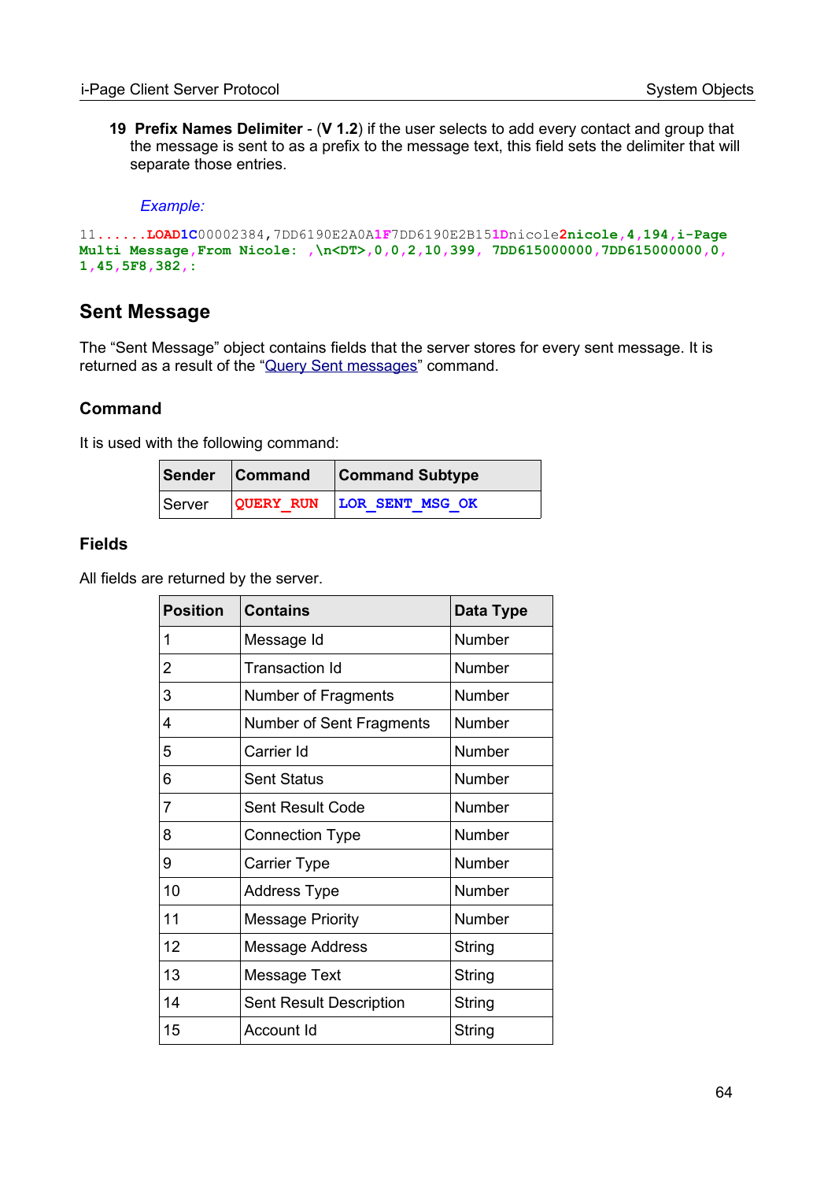19 **Prefix Names Delimiter** - (**V 1.2**) if the user selects to add every contact and group that the message is sent to as a prefix to the message text, this field sets the delimiter that will separate those entries.

*Example:*

```
11......LOAD1C00002384,7DD6190E2A0A1F7DD6190E2B151Dnicole2nicole,4,194,i-Page
Multi Message,From Nicole: ,\n<DT>,0,0,2,10,399, 7DD615000000,7DD615000000,0,
1,45,5F8,382,:
```

## Sent Message

The “Sent Message” object contains fields that the server stores for every sent message. It is returned as a result of the “Query Sent messages” command.

### Command

It is used with the following command:

| Sender | Command | Command Subtype |
|---|---|---|
| Server | QUERY_RUN | LOR_SENT_MSG_OK |

### Fields

All fields are returned by the server.

| Position | Contains | Data Type |
|---|---|---|
| 1 | Message Id | Number |
| 2 | Transaction Id | Number |
| 3 | Number of Fragments | Number |
| 4 | Number of Sent Fragments | Number |
| 5 | Carrier Id | Number |
| 6 | Sent Status | Number |
| 7 | Sent Result Code | Number |
| 8 | Connection Type | Number |
| 9 | Carrier Type | Number |
| 10 | Address Type | Number |
| 11 | Message Priority | Number |
| 12 | Message Address | String |
| 13 | Message Text | String |
| 14 | Sent Result Description | String |
| 15 | Account Id | String |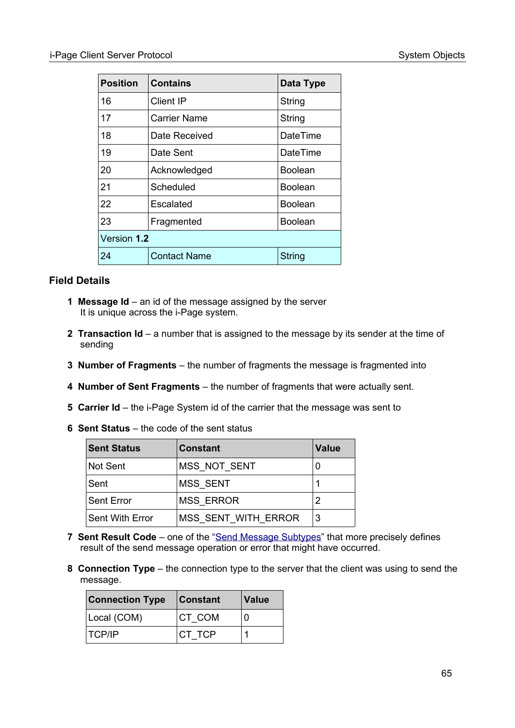| Position | Contains | Data Type |
|---|---|---|
| 16 | Client IP | String |
| 17 | Carrier Name | String |
| 18 | Date Received | DateTime |
| 19 | Date Sent | DateTime |
| 20 | Acknowledged | Boolean |
| 21 | Scheduled | Boolean |
| 22 | Escalated | Boolean |
| 23 | Fragmented | Boolean |
| Version **1.2** | | |
| 24 | Contact Name | String |

### Field Details

1. **Message Id** – an id of the message assigned by the server
   It is unique across the i-Page system.

2. **Transaction Id** – a number that is assigned to the message by its sender at the time of sending

3. **Number of Fragments** – the number of fragments the message is fragmented into

4. **Number of Sent Fragments** – the number of fragments that were actually sent.

5. **Carrier Id** – the i-Page System id of the carrier that the message was sent to

6. **Sent Status** – the code of the sent status

   | Sent Status | Constant | Value |
   |---|---|---|
   | Not Sent | MSS_NOT_SENT | 0 |
   | Sent | MSS_SENT | 1 |
   | Sent Error | MSS_ERROR | 2 |
   | Sent With Error | MSS_SENT_WITH_ERROR | 3 |

7. **Sent Result Code** – one of the "Send Message Subtypes" that more precisely defines result of the send message operation or error that might have occurred.

8. **Connection Type** – the connection type to the server that the client was using to send the message.

   | Connection Type | Constant | Value |
   |---|---|---|
   | Local (COM) | CT_COM | 0 |
   | TCP/IP | CT_TCP | 1 |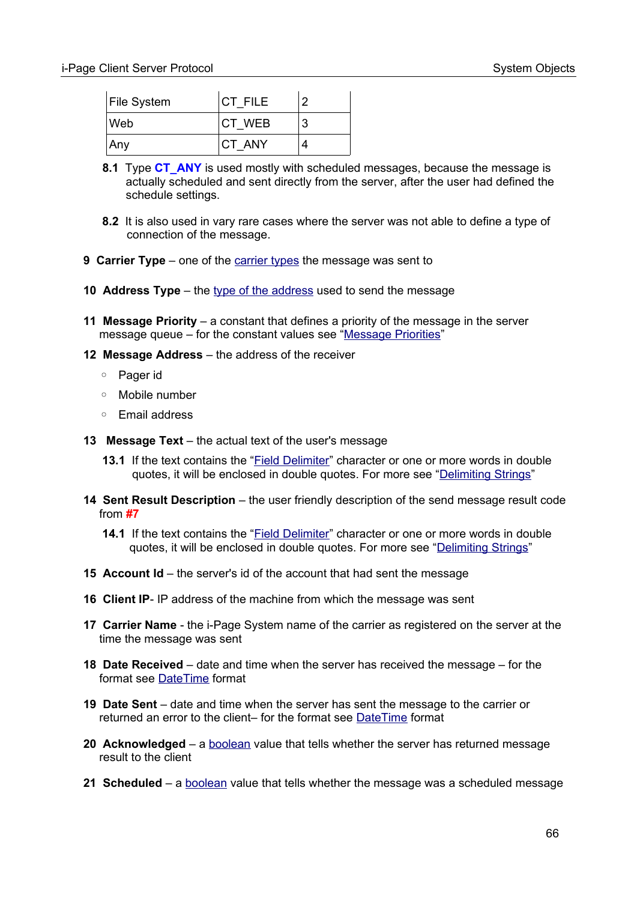| File System | CT_FILE | 2 |
|---|---|---|
| Web | CT_WEB | 3 |
| Any | CT_ANY | 4 |

**8.1** Type **CT_ANY** is used mostly with scheduled messages, because the message is actually scheduled and sent directly from the server, after the user had defined the schedule settings.

**8.2** It is also used in vary rare cases where the server was not able to define a type of connection of the message.

**9 Carrier Type** – one of the carrier types the message was sent to

**10 Address Type** – the type of the address used to send the message

**11 Message Priority** – a constant that defines a priority of the message in the server message queue – for the constant values see "Message Priorities"

**12 Message Address** – the address of the receiver

- Pager id
- Mobile number
- Email address

**13 Message Text** – the actual text of the user's message

**13.1** If the text contains the "Field Delimiter" character or one or more words in double quotes, it will be enclosed in double quotes. For more see "Delimiting Strings"

**14 Sent Result Description** – the user friendly description of the send message result code from **#7**

**14.1** If the text contains the "Field Delimiter" character or one or more words in double quotes, it will be enclosed in double quotes. For more see "Delimiting Strings"

**15 Account Id** – the server's id of the account that had sent the message

**16 Client IP**- IP address of the machine from which the message was sent

**17 Carrier Name** - the i-Page System name of the carrier as registered on the server at the time the message was sent

**18 Date Received** – date and time when the server has received the message – for the format see DateTime format

**19 Date Sent** – date and time when the server has sent the message to the carrier or returned an error to the client– for the format see DateTime format

**20 Acknowledged** – a boolean value that tells whether the server has returned message result to the client

**21 Scheduled** – a boolean value that tells whether the message was a scheduled message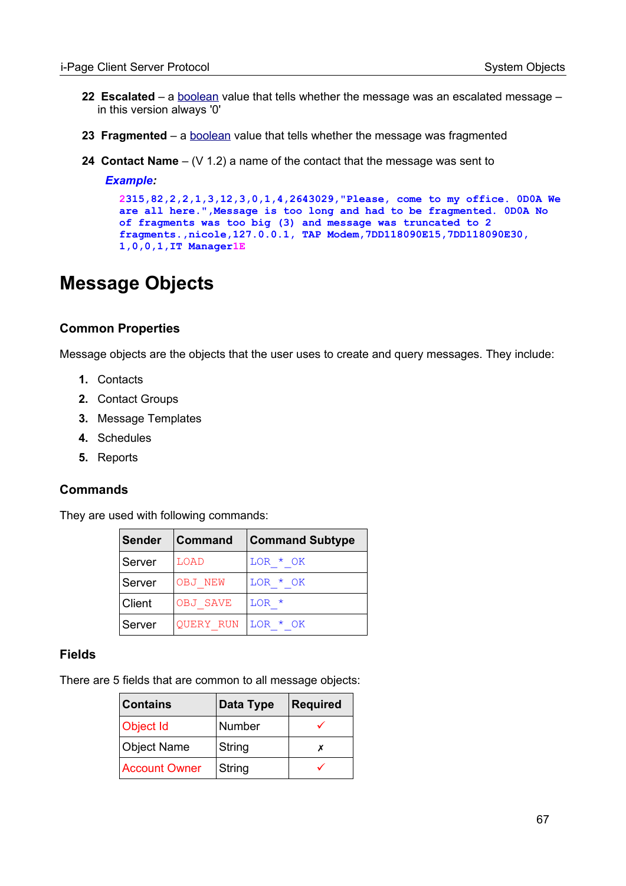**22 Escalated** – a boolean value that tells whether the message was an escalated message – in this version always '0'

**23 Fragmented** – a boolean value that tells whether the message was fragmented

**24 Contact Name** – (V 1.2) a name of the contact that the message was sent to

***Example:***

```
2315,82,2,2,1,3,12,3,0,1,4,2643029,"Please, come to my office. 0D0A We
are all here.",Message is too long and had to be fragmented. 0D0A No
of fragments was too big (3) and message was truncated to 2
fragments.,nicole,127.0.0.1, TAP Modem,7DD118090E15,7DD118090E30,
1,0,0,1,IT Manager1E
```

# Message Objects

## Common Properties

Message objects are the objects that the user uses to create and query messages. They include:

1. Contacts
2. Contact Groups
3. Message Templates
4. Schedules
5. Reports

## Commands

They are used with following commands:

| Sender | Command | Command Subtype |
|---|---|---|
| Server | LOAD | LOR_*_OK |
| Server | OBJ_NEW | LOR_*_OK |
| Client | OBJ_SAVE | LOR_* |
| Server | QUERY_RUN | LOR_*_OK |

## Fields

There are 5 fields that are common to all message objects:

| Contains | Data Type | Required |
|---|---|---|
| Object Id | Number | ✓ |
| Object Name | String | ✗ |
| Account Owner | String | ✓ |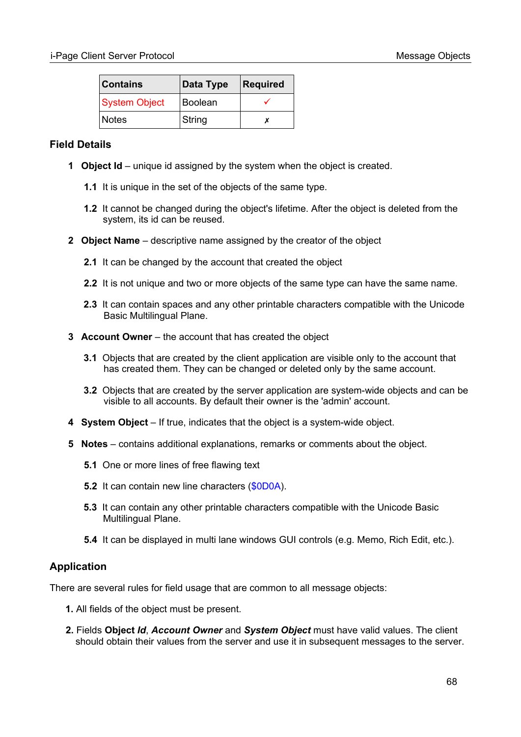| Contains | Data Type | Required |
|---|---|---|
| System Object | Boolean | ✓ |
| Notes | String | ✗ |

### Field Details

1 **Object Id** – unique id assigned by the system when the object is created.

  **1.1** It is unique in the set of the objects of the same type.

  **1.2** It cannot be changed during the object's lifetime. After the object is deleted from the system, its id can be reused.

2 **Object Name** – descriptive name assigned by the creator of the object

  **2.1** It can be changed by the account that created the object

  **2.2** It is not unique and two or more objects of the same type can have the same name.

  **2.3** It can contain spaces and any other printable characters compatible with the Unicode Basic Multilingual Plane.

3 **Account Owner** – the account that has created the object

  **3.1** Objects that are created by the client application are visible only to the account that has created them. They can be changed or deleted only by the same account.

  **3.2** Objects that are created by the server application are system-wide objects and can be visible to all accounts. By default their owner is the 'admin' account.

4 **System Object** – If true, indicates that the object is a system-wide object.

5 **Notes** – contains additional explanations, remarks or comments about the object.

  **5.1** One or more lines of free flawing text

  **5.2** It can contain new line characters ($0D0A).

  **5.3** It can contain any other printable characters compatible with the Unicode Basic Multilingual Plane.

  **5.4** It can be displayed in multi lane windows GUI controls (e.g. Memo, Rich Edit, etc.).

### Application

There are several rules for field usage that are common to all message objects:

1. All fields of the object must be present.

2. Fields **Object *Id***, ***Account Owner*** and ***System Object*** must have valid values. The client should obtain their values from the server and use it in subsequent messages to the server.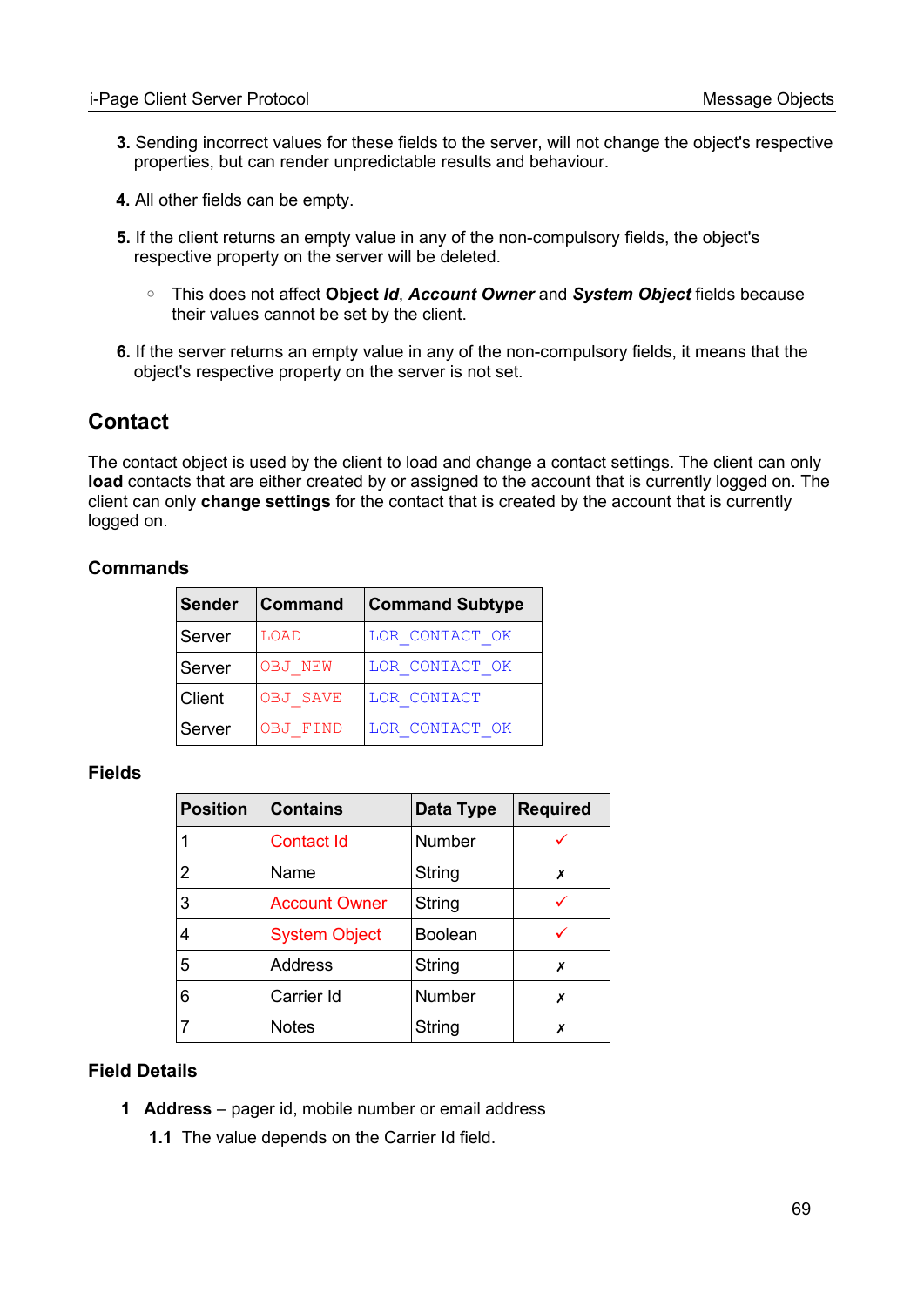3. Sending incorrect values for these fields to the server, will not change the object's respective properties, but can render unpredictable results and behaviour.

4. All other fields can be empty.

5. If the client returns an empty value in any of the non-compulsory fields, the object's respective property on the server will be deleted.

   - This does not affect **Object *Id***, ***Account Owner*** and ***System Object*** fields because their values cannot be set by the client.

6. If the server returns an empty value in any of the non-compulsory fields, it means that the object's respective property on the server is not set.

## Contact

The contact object is used by the client to load and change a contact settings. The client can only **load** contacts that are either created by or assigned to the account that is currently logged on. The client can only **change settings** for the contact that is created by the account that is currently logged on.

### Commands

| Sender | Command | Command Subtype |
|---|---|---|
| Server | `LOAD` | `LOR_CONTACT_OK` |
| Server | `OBJ_NEW` | `LOR_CONTACT_OK` |
| Client | `OBJ_SAVE` | `LOR_CONTACT` |
| Server | `OBJ_FIND` | `LOR_CONTACT_OK` |

### Fields

| Position | Contains | Data Type | Required |
|---|---|---|---|
| 1 | Contact Id | Number | ✓ |
| 2 | Name | String | ✗ |
| 3 | Account Owner | String | ✓ |
| 4 | System Object | Boolean | ✓ |
| 5 | Address | String | ✗ |
| 6 | Carrier Id | Number | ✗ |
| 7 | Notes | String | ✗ |

### Field Details

1 **Address** – pager id, mobile number or email address

1.1 The value depends on the Carrier Id field.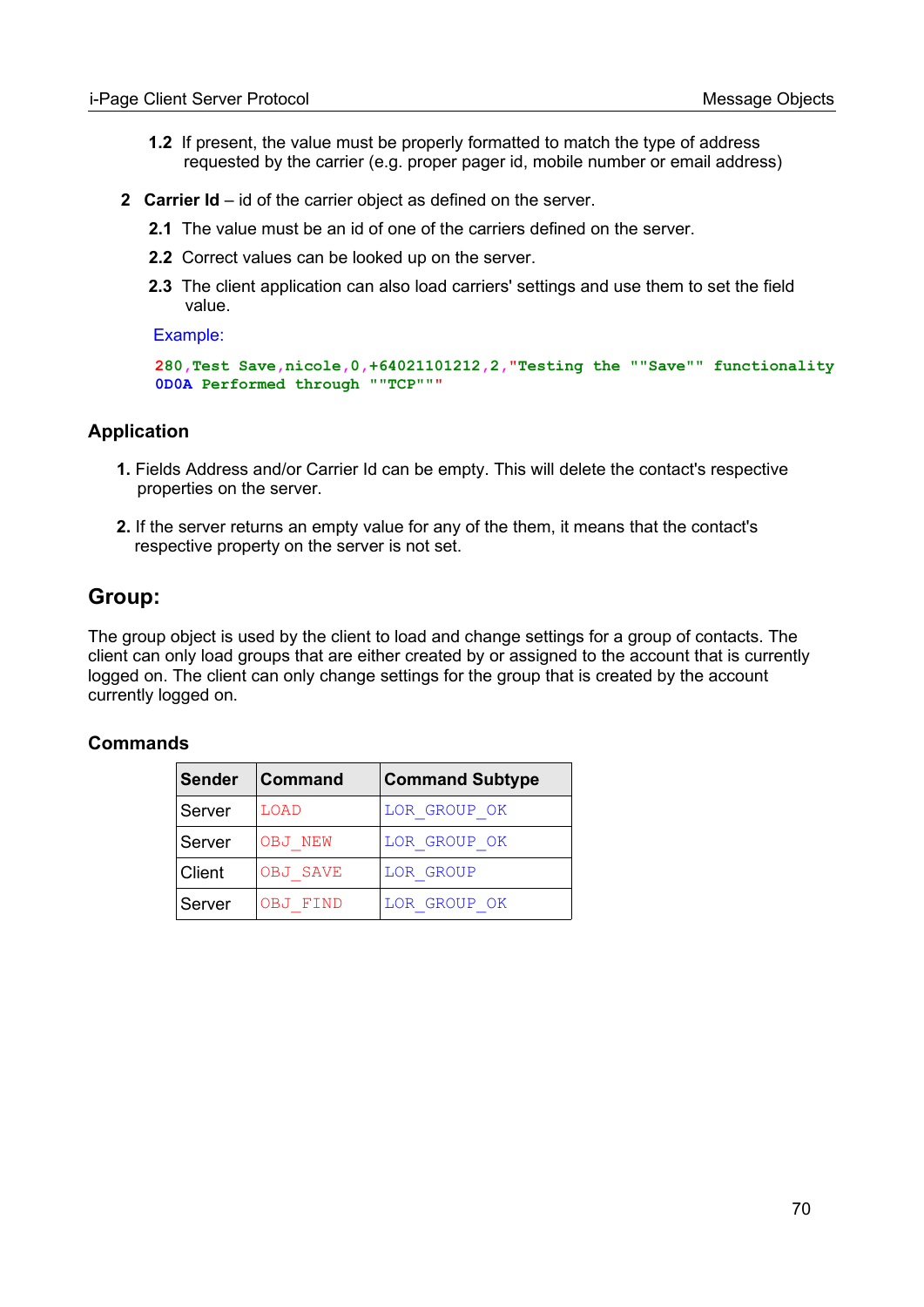1.2 If present, the value must be properly formatted to match the type of address requested by the carrier (e.g. proper pager id, mobile number or email address)

2 **Carrier Id** – id of the carrier object as defined on the server.

2.1 The value must be an id of one of the carriers defined on the server.

2.2 Correct values can be looked up on the server.

2.3 The client application can also load carriers' settings and use them to set the field value.

Example:

```
280,Test Save,nicole,0,+64021101212,2,"Testing the ""Save"" functionality
0D0A Performed through ""TCP"""
```

## Application

1. Fields Address and/or Carrier Id can be empty. This will delete the contact's respective properties on the server.

2. If the server returns an empty value for any of the them, it means that the contact's respective property on the server is not set.

# Group:

The group object is used by the client to load and change settings for a group of contacts. The client can only load groups that are either created by or assigned to the account that is currently logged on. The client can only change settings for the group that is created by the account currently logged on.

## Commands

| Sender | Command | Command Subtype |
|---|---|---|
| Server | LOAD | LOR_GROUP_OK |
| Server | OBJ_NEW | LOR_GROUP_OK |
| Client | OBJ_SAVE | LOR_GROUP |
| Server | OBJ_FIND | LOR_GROUP_OK |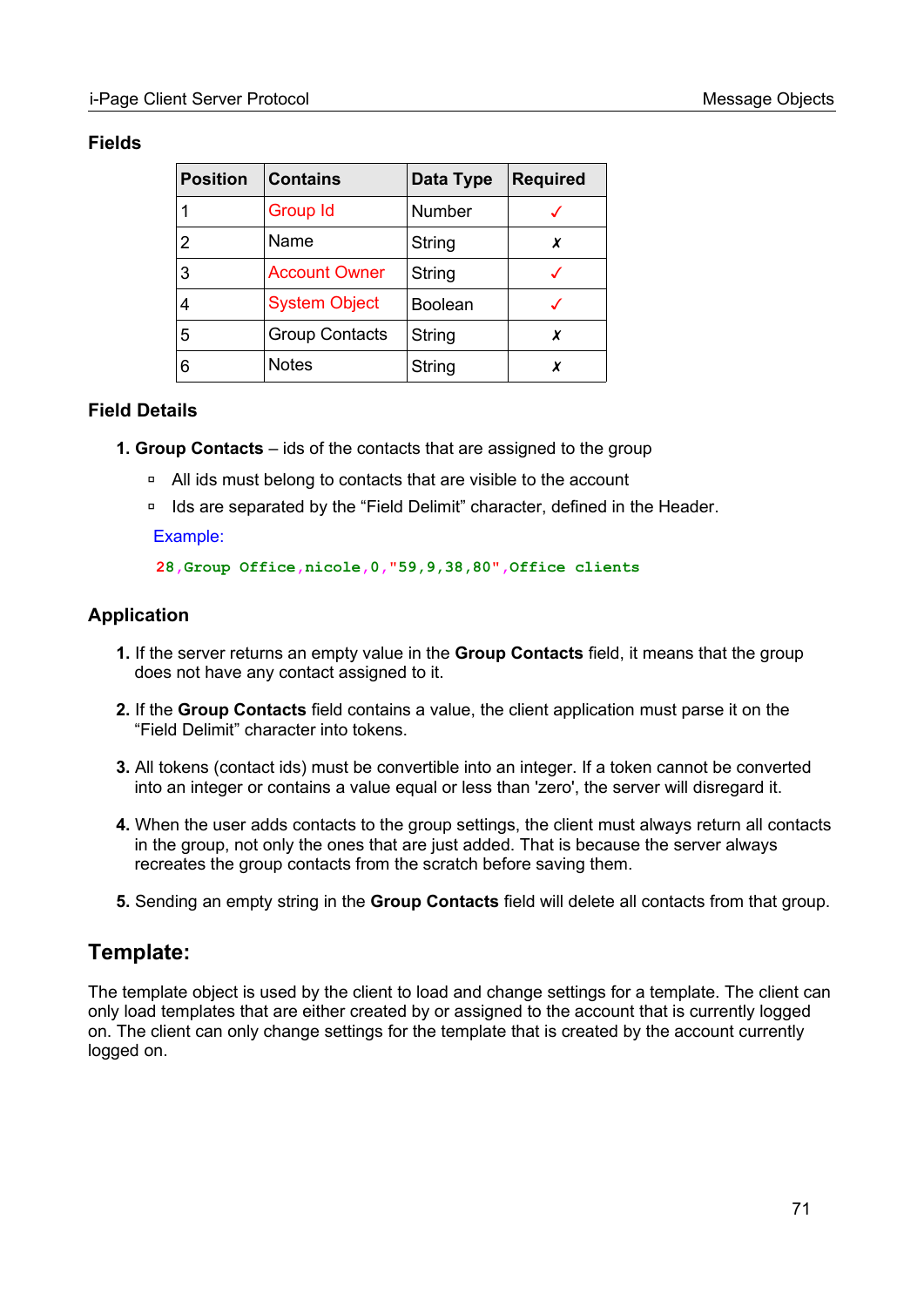### Fields

| Position | Contains | Data Type | Required |
| --- | --- | --- | --- |
| 1 | Group Id | Number | ✓ |
| 2 | Name | String | ✗ |
| 3 | Account Owner | String | ✓ |
| 4 | System Object | Boolean | ✓ |
| 5 | Group Contacts | String | ✗ |
| 6 | Notes | String | ✗ |

### Field Details

1. **Group Contacts** – ids of the contacts that are assigned to the group
   - All ids must belong to contacts that are visible to the account
   - Ids are separated by the “Field Delimit” character, defined in the Header.

   Example:

   ```
   28,Group Office,nicole,0,"59,9,38,80",Office clients
   ```

### Application

1. If the server returns an empty value in the **Group Contacts** field, it means that the group does not have any contact assigned to it.

2. If the **Group Contacts** field contains a value, the client application must parse it on the “Field Delimit” character into tokens.

3. All tokens (contact ids) must be convertible into an integer. If a token cannot be converted into an integer or contains a value equal or less than 'zero', the server will disregard it.

4. When the user adds contacts to the group settings, the client must always return all contacts in the group, not only the ones that are just added. That is because the server always recreates the group contacts from the scratch before saving them.

5. Sending an empty string in the **Group Contacts** field will delete all contacts from that group.

## Template:

The template object is used by the client to load and change settings for a template. The client can only load templates that are either created by or assigned to the account that is currently logged on. The client can only change settings for the template that is created by the account currently logged on.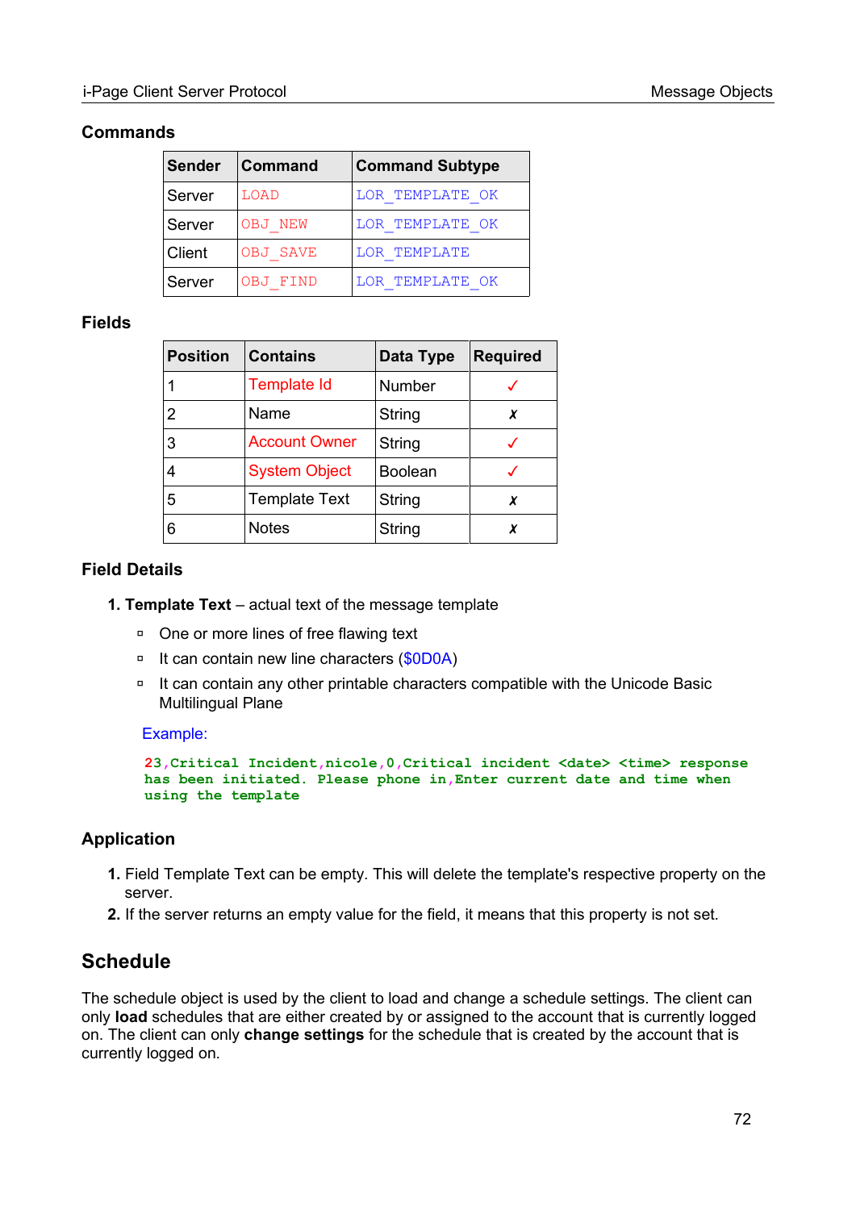### Commands

| Sender | Command | Command Subtype |
|---|---|---|
| Server | LOAD | LOR_TEMPLATE_OK |
| Server | OBJ_NEW | LOR_TEMPLATE_OK |
| Client | OBJ_SAVE | LOR_TEMPLATE |
| Server | OBJ_FIND | LOR_TEMPLATE_OK |

### Fields

| Position | Contains | Data Type | Required |
|---|---|---|---|
| 1 | Template Id | Number | ✓ |
| 2 | Name | String | ✗ |
| 3 | Account Owner | String | ✓ |
| 4 | System Object | Boolean | ✓ |
| 5 | Template Text | String | ✗ |
| 6 | Notes | String | ✗ |

### Field Details

1. **Template Text** – actual text of the message template
   - One or more lines of free flawing text
   - It can contain new line characters ($0D0A)
   - It can contain any other printable characters compatible with the Unicode Basic Multilingual Plane

   Example:

   ```
   23,Critical Incident,nicole,0,Critical incident <date> <time> response
   has been initiated. Please phone in,Enter current date and time when
   using the template
   ```

### Application

1. Field Template Text can be empty. This will delete the template's respective property on the server.
2. If the server returns an empty value for the field, it means that this property is not set.

## Schedule

The schedule object is used by the client to load and change a schedule settings. The client can only **load** schedules that are either created by or assigned to the account that is currently logged on. The client can only **change settings** for the schedule that is created by the account that is currently logged on.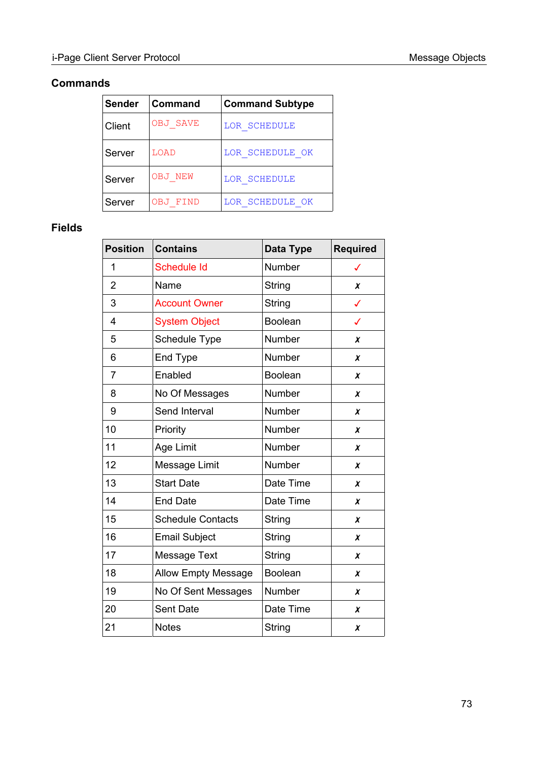## Commands

| Sender | Command | Command Subtype |
|---|---|---|
| Client | OBJ_SAVE | LOR_SCHEDULE |
| Server | LOAD | LOR_SCHEDULE_OK |
| Server | OBJ_NEW | LOR_SCHEDULE |
| Server | OBJ_FIND | LOR_SCHEDULE_OK |

## Fields

| Position | Contains | Data Type | Required |
|---|---|---|---|
| 1 | Schedule Id | Number | ✓ |
| 2 | Name | String | ✗ |
| 3 | Account Owner | String | ✓ |
| 4 | System Object | Boolean | ✓ |
| 5 | Schedule Type | Number | ✗ |
| 6 | End Type | Number | ✗ |
| 7 | Enabled | Boolean | ✗ |
| 8 | No Of Messages | Number | ✗ |
| 9 | Send Interval | Number | ✗ |
| 10 | Priority | Number | ✗ |
| 11 | Age Limit | Number | ✗ |
| 12 | Message Limit | Number | ✗ |
| 13 | Start Date | Date Time | ✗ |
| 14 | End Date | Date Time | ✗ |
| 15 | Schedule Contacts | String | ✗ |
| 16 | Email Subject | String | ✗ |
| 17 | Message Text | String | ✗ |
| 18 | Allow Empty Message | Boolean | ✗ |
| 19 | No Of Sent Messages | Number | ✗ |
| 20 | Sent Date | Date Time | ✗ |
| 21 | Notes | String | ✗ |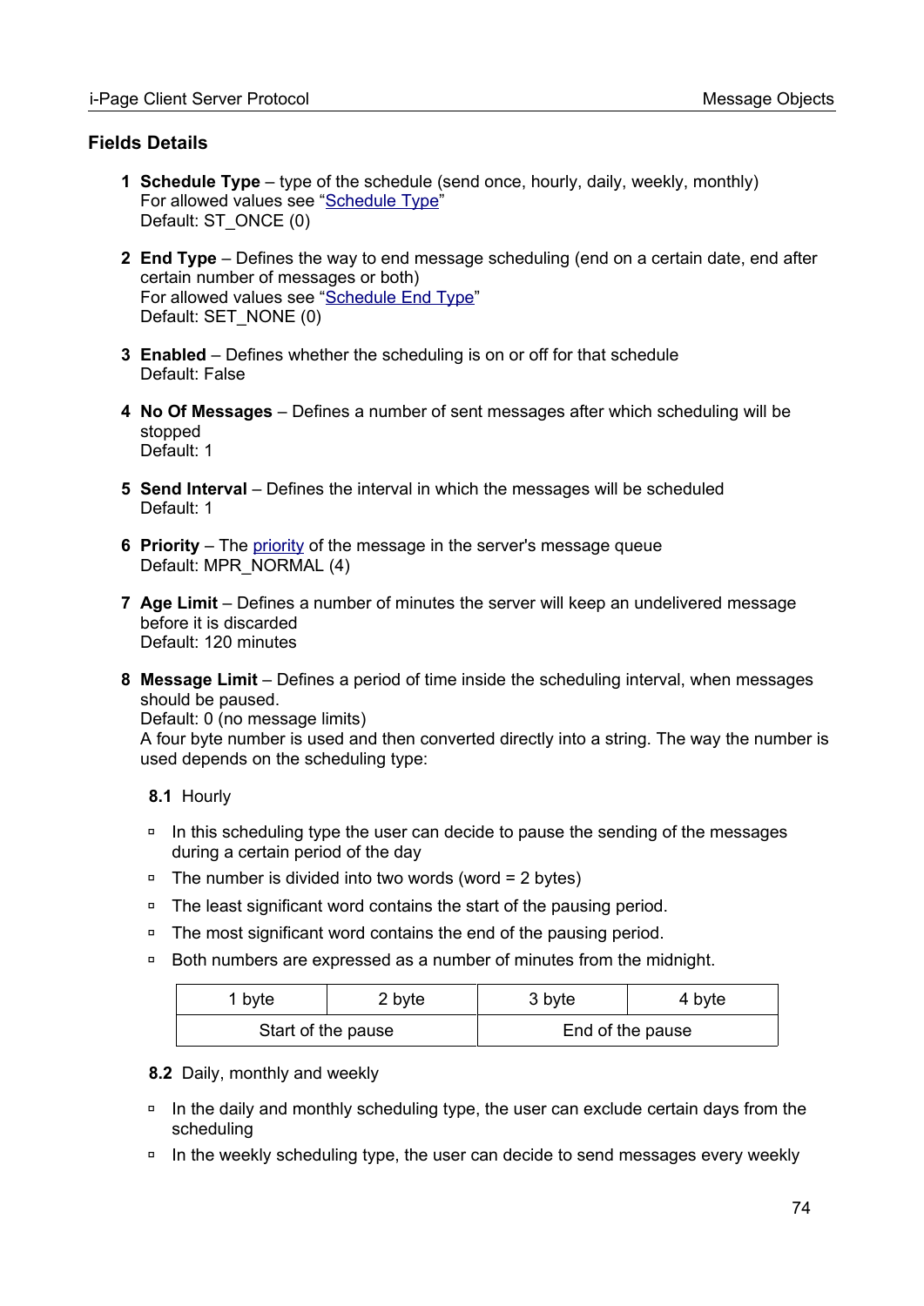## Fields Details

1. **Schedule Type** – type of the schedule (send once, hourly, daily, weekly, monthly)
   For allowed values see "Schedule Type"
   Default: ST_ONCE (0)

2. **End Type** – Defines the way to end message scheduling (end on a certain date, end after certain number of messages or both)
   For allowed values see "Schedule End Type"
   Default: SET_NONE (0)

3. **Enabled** – Defines whether the scheduling is on or off for that schedule
   Default: False

4. **No Of Messages** – Defines a number of sent messages after which scheduling will be stopped
   Default: 1

5. **Send Interval** – Defines the interval in which the messages will be scheduled
   Default: 1

6. **Priority** – The priority of the message in the server's message queue
   Default: MPR_NORMAL (4)

7. **Age Limit** – Defines a number of minutes the server will keep an undelivered message before it is discarded
   Default: 120 minutes

8. **Message Limit** – Defines a period of time inside the scheduling interval, when messages should be paused.
   Default: 0 (no message limits)
   A four byte number is used and then converted directly into a string. The way the number is used depends on the scheduling type:

   **8.1** Hourly

   - In this scheduling type the user can decide to pause the sending of the messages during a certain period of the day
   - The number is divided into two words (word = 2 bytes)
   - The least significant word contains the start of the pausing period.
   - The most significant word contains the end of the pausing period.
   - Both numbers are expressed as a number of minutes from the midnight.

   | 1 byte | 2 byte | 3 byte | 4 byte |
   |---|---|---|---|
   | Start of the pause | | End of the pause | |

   **8.2** Daily, monthly and weekly

   - In the daily and monthly scheduling type, the user can exclude certain days from the scheduling
   - In the weekly scheduling type, the user can decide to send messages every weekly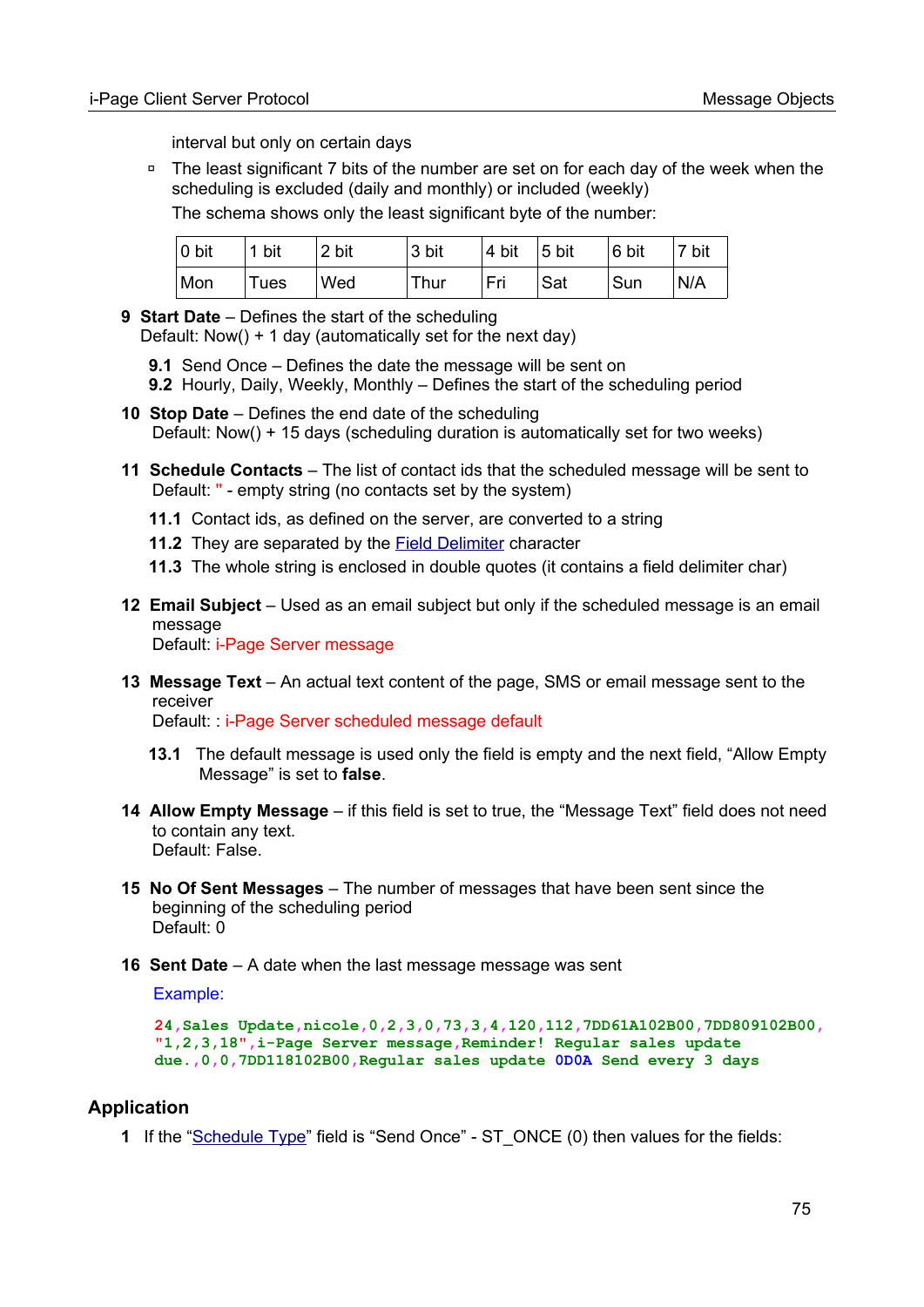interval but only on certain days

- The least significant 7 bits of the number are set on for each day of the week when the scheduling is excluded (daily and monthly) or included (weekly)

  The schema shows only the least significant byte of the number:

| 0 bit | 1 bit | 2 bit | 3 bit | 4 bit | 5 bit | 6 bit | 7 bit |
|---|---|---|---|---|---|---|---|
| Mon | Tues | Wed | Thur | Fri | Sat | Sun | N/A |

**9 Start Date** – Defines the start of the scheduling
Default: Now() + 1 day (automatically set for the next day)

**9.1** Send Once – Defines the date the message will be sent on
**9.2** Hourly, Daily, Weekly, Monthly – Defines the start of the scheduling period

**10 Stop Date** – Defines the end date of the scheduling
Default: Now() + 15 days (scheduling duration is automatically set for two weeks)

**11 Schedule Contacts** – The list of contact ids that the scheduled message will be sent to
Default: '' - empty string (no contacts set by the system)

**11.1** Contact ids, as defined on the server, are converted to a string
**11.2** They are separated by the Field Delimiter character
**11.3** The whole string is enclosed in double quotes (it contains a field delimiter char)

**12 Email Subject** – Used as an email subject but only if the scheduled message is an email message
Default: i-Page Server message

**13 Message Text** – An actual text content of the page, SMS or email message sent to the receiver
Default: : i-Page Server scheduled message default

**13.1** The default message is used only the field is empty and the next field, “Allow Empty Message” is set to **false**.

**14 Allow Empty Message** – if this field is set to true, the “Message Text” field does not need to contain any text.
Default: False.

**15 No Of Sent Messages** – The number of messages that have been sent since the beginning of the scheduling period
Default: 0

**16 Sent Date** – A date when the last message message was sent

Example:

```
24,Sales Update,nicole,0,2,3,0,73,3,4,120,112,7DD61A102B00,7DD809102B00,
"1,2,3,18",i-Page Server message,Reminder! Regular sales update
due.,0,0,7DD118102B00,Regular sales update 0D0A Send every 3 days
```

## Application

1 If the “Schedule Type” field is “Send Once” - ST_ONCE (0) then values for the fields: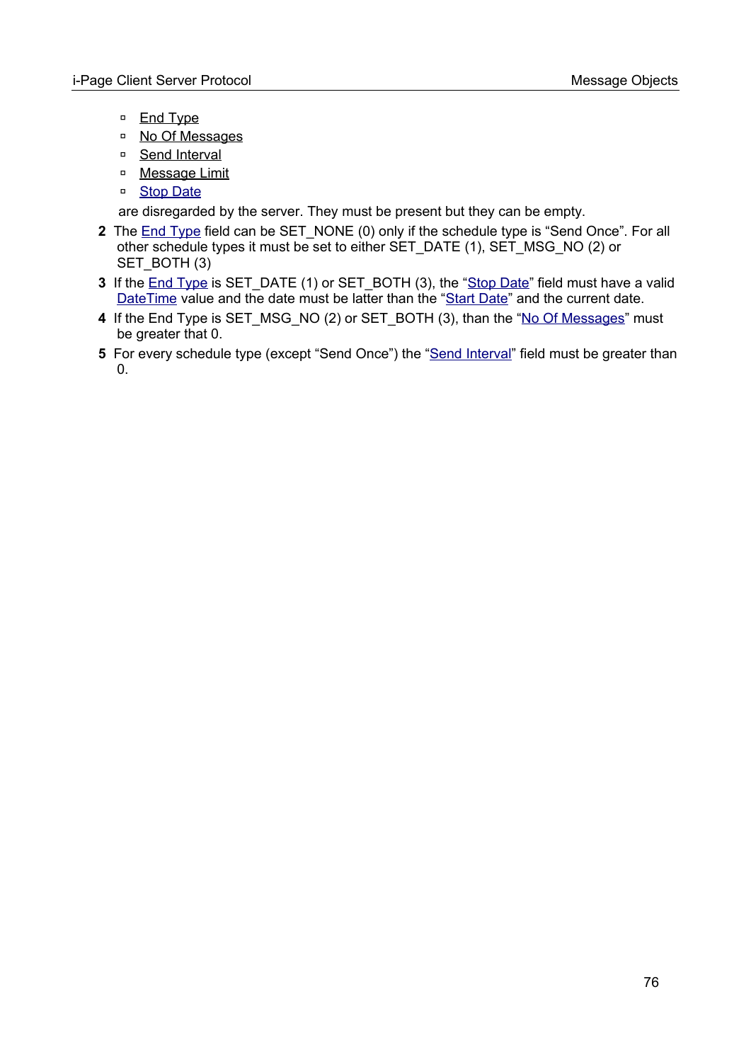- End Type
- No Of Messages
- Send Interval
- Message Limit
- Stop Date

are disregarded by the server. They must be present but they can be empty.

**2** The End Type field can be SET_NONE (0) only if the schedule type is “Send Once”. For all other schedule types it must be set to either SET_DATE (1), SET_MSG_NO (2) or SET_BOTH (3)

**3** If the End Type is SET_DATE (1) or SET_BOTH (3), the “Stop Date” field must have a valid DateTime value and the date must be latter than the “Start Date” and the current date.

**4** If the End Type is SET_MSG_NO (2) or SET_BOTH (3), than the “No Of Messages” must be greater that 0.

**5** For every schedule type (except “Send Once”) the “Send Interval” field must be greater than 0.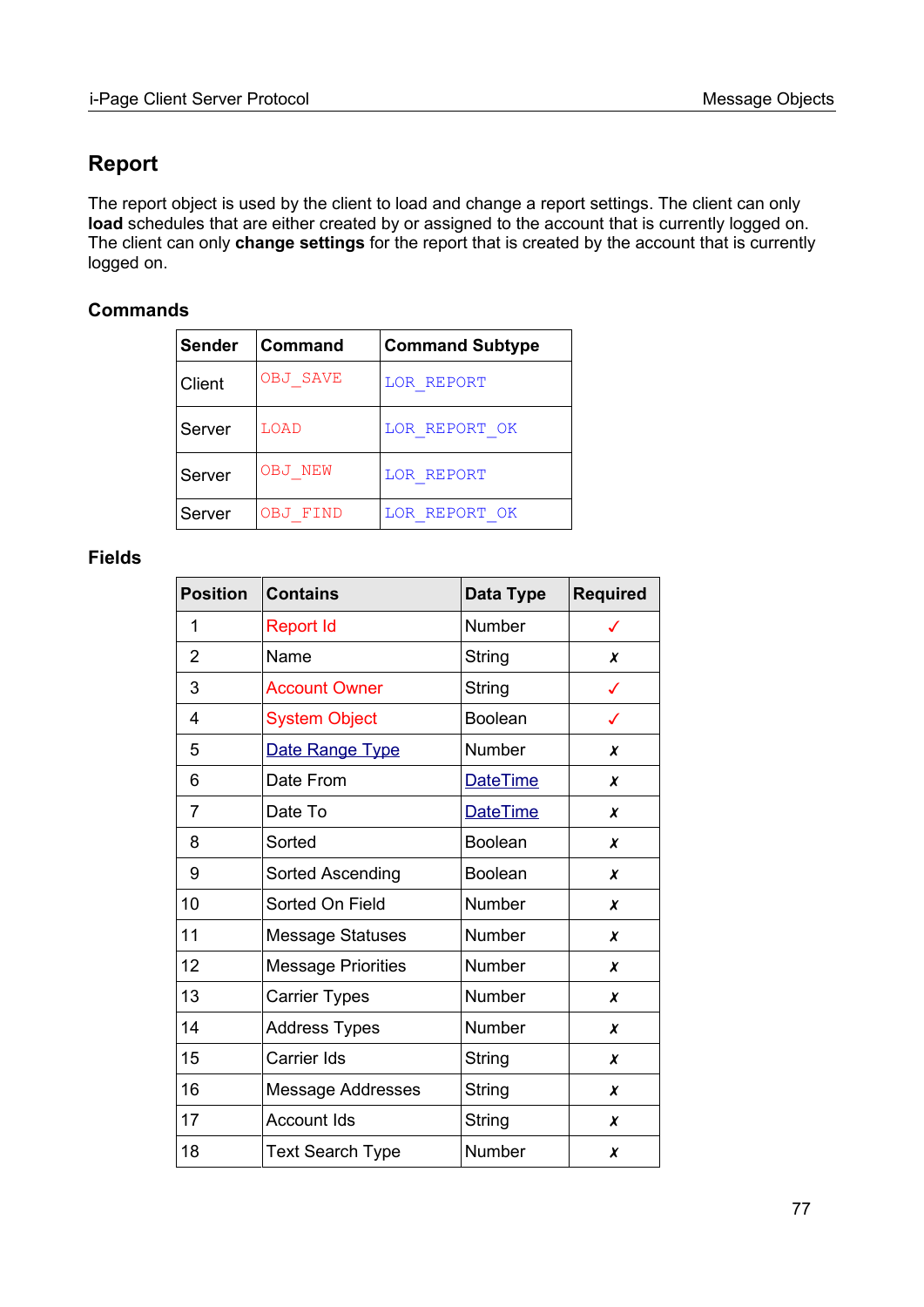## Report

The report object is used by the client to load and change a report settings. The client can only **load** schedules that are either created by or assigned to the account that is currently logged on. The client can only **change settings** for the report that is created by the account that is currently logged on.

### Commands

| Sender | Command | Command Subtype |
|---|---|---|
| Client | OBJ_SAVE | LOR_REPORT |
| Server | LOAD | LOR_REPORT_OK |
| Server | OBJ_NEW | LOR_REPORT |
| Server | OBJ_FIND | LOR_REPORT_OK |

### Fields

| Position | Contains | Data Type | Required |
|---|---|---|---|
| 1 | Report Id | Number | ✓ |
| 2 | Name | String | ✗ |
| 3 | Account Owner | String | ✓ |
| 4 | System Object | Boolean | ✓ |
| 5 | Date Range Type | Number | ✗ |
| 6 | Date From | DateTime | ✗ |
| 7 | Date To | DateTime | ✗ |
| 8 | Sorted | Boolean | ✗ |
| 9 | Sorted Ascending | Boolean | ✗ |
| 10 | Sorted On Field | Number | ✗ |
| 11 | Message Statuses | Number | ✗ |
| 12 | Message Priorities | Number | ✗ |
| 13 | Carrier Types | Number | ✗ |
| 14 | Address Types | Number | ✗ |
| 15 | Carrier Ids | String | ✗ |
| 16 | Message Addresses | String | ✗ |
| 17 | Account Ids | String | ✗ |
| 18 | Text Search Type | Number | ✗ |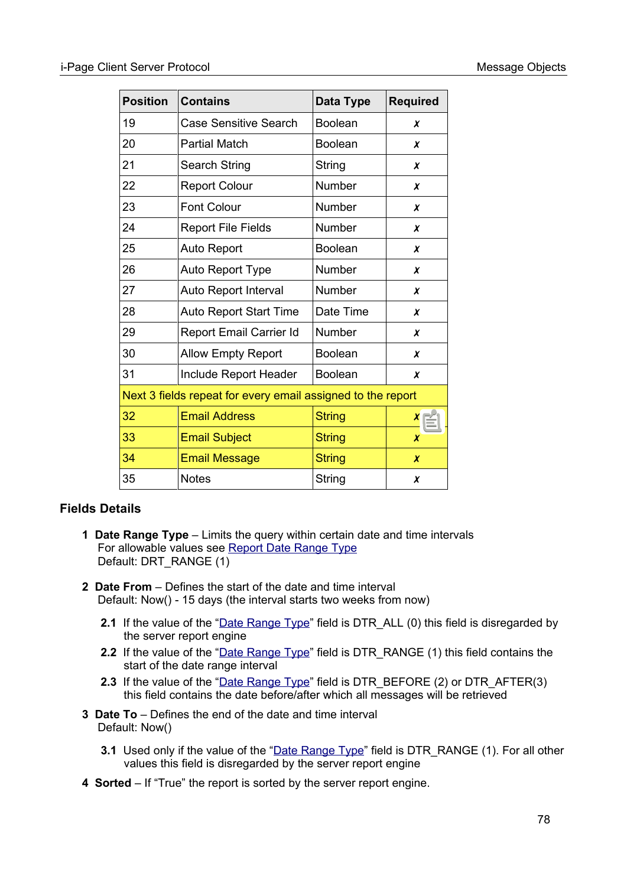| Position | Contains | Data Type | Required |
|---|---|---|---|
| 19 | Case Sensitive Search | Boolean | ✗ |
| 20 | Partial Match | Boolean | ✗ |
| 21 | Search String | String | ✗ |
| 22 | Report Colour | Number | ✗ |
| 23 | Font Colour | Number | ✗ |
| 24 | Report File Fields | Number | ✗ |
| 25 | Auto Report | Boolean | ✗ |
| 26 | Auto Report Type | Number | ✗ |
| 27 | Auto Report Interval | Number | ✗ |
| 28 | Auto Report Start Time | Date Time | ✗ |
| 29 | Report Email Carrier Id | Number | ✗ |
| 30 | Allow Empty Report | Boolean | ✗ |
| 31 | Include Report Header | Boolean | ✗ |
| Next 3 fields repeat for every email assigned to the report | | | |
| 32 | Email Address | String | ✗ |
| 33 | Email Subject | String | ✗ |
| 34 | Email Message | String | ✗ |
| 35 | Notes | String | ✗ |

## Fields Details

**1 Date Range Type** – Limits the query within certain date and time intervals
For allowable values see Report Date Range Type
Default: DRT_RANGE (1)

**2 Date From** – Defines the start of the date and time interval
Default: Now() - 15 days (the interval starts two weeks from now)

- **2.1** If the value of the "Date Range Type" field is DTR_ALL (0) this field is disregarded by the server report engine
- **2.2** If the value of the "Date Range Type" field is DTR_RANGE (1) this field contains the start of the date range interval
- **2.3** If the value of the "Date Range Type" field is DTR_BEFORE (2) or DTR_AFTER(3) this field contains the date before/after which all messages will be retrieved

**3 Date To** – Defines the end of the date and time interval
Default: Now()

- **3.1** Used only if the value of the "Date Range Type" field is DTR_RANGE (1). For all other values this field is disregarded by the server report engine

**4 Sorted** – If "True" the report is sorted by the server report engine.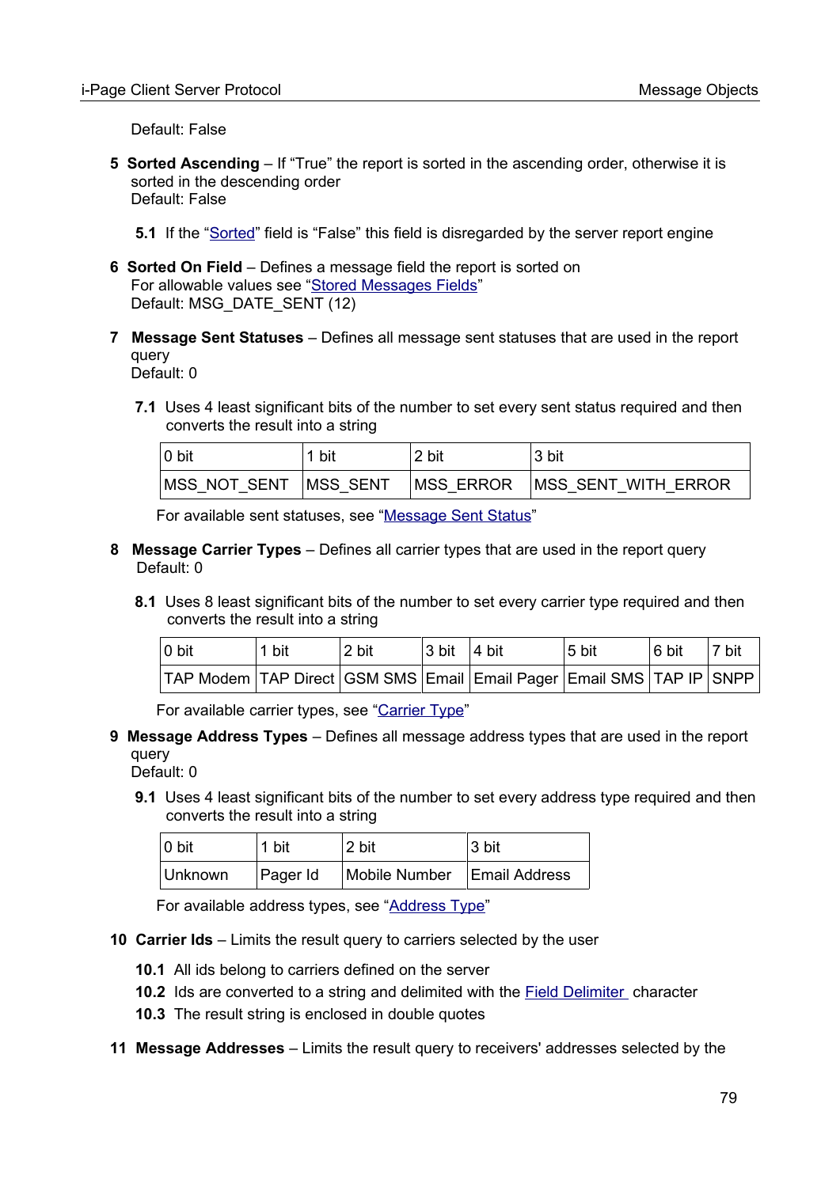Default: False

**5 Sorted Ascending** – If "True" the report is sorted in the ascending order, otherwise it is sorted in the descending order
Default: False

**5.1** If the "Sorted" field is "False" this field is disregarded by the server report engine

**6 Sorted On Field** – Defines a message field the report is sorted on
For allowable values see "Stored Messages Fields"
Default: MSG_DATE_SENT (12)

**7 Message Sent Statuses** – Defines all message sent statuses that are used in the report query
Default: 0

**7.1** Uses 4 least significant bits of the number to set every sent status required and then converts the result into a string

| 0 bit | 1 bit | 2 bit | 3 bit |
|---|---|---|---|
| MSS_NOT_SENT | MSS_SENT | MSS_ERROR | MSS_SENT_WITH_ERROR |

For available sent statuses, see "Message Sent Status"

**8 Message Carrier Types** – Defines all carrier types that are used in the report query
Default: 0

**8.1** Uses 8 least significant bits of the number to set every carrier type required and then converts the result into a string

| 0 bit | 1 bit | 2 bit | 3 bit | 4 bit | 5 bit | 6 bit | 7 bit |
|---|---|---|---|---|---|---|---|
| TAP Modem | TAP Direct | GSM SMS | Email | Email Pager | Email SMS | TAP IP | SNPP |

For available carrier types, see "Carrier Type"

**9 Message Address Types** – Defines all message address types that are used in the report query
Default: 0

**9.1** Uses 4 least significant bits of the number to set every address type required and then converts the result into a string

| 0 bit | 1 bit | 2 bit | 3 bit |
|---|---|---|---|
| Unknown | Pager Id | Mobile Number | Email Address |

For available address types, see "Address Type"

**10 Carrier Ids** – Limits the result query to carriers selected by the user

**10.1** All ids belong to carriers defined on the server
**10.2** Ids are converted to a string and delimited with the Field Delimiter character
**10.3** The result string is enclosed in double quotes

**11 Message Addresses** – Limits the result query to receivers' addresses selected by the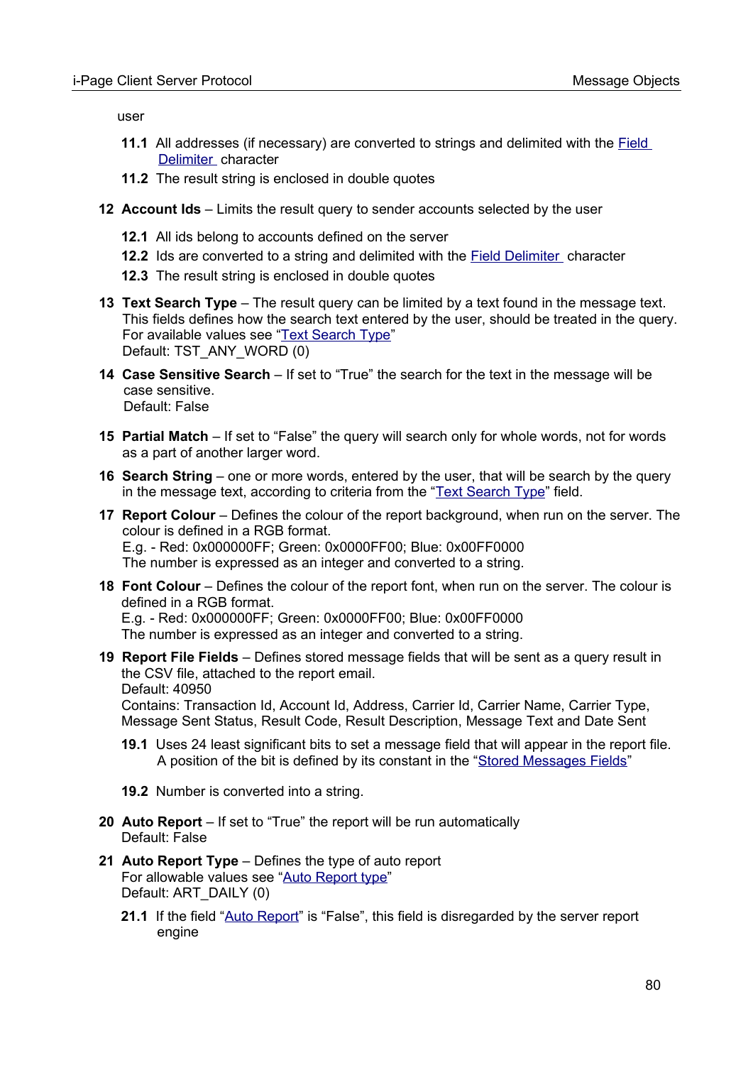user

**11.1** All addresses (if necessary) are converted to strings and delimited with the Field Delimiter character

**11.2** The result string is enclosed in double quotes

**12 Account Ids** – Limits the result query to sender accounts selected by the user

**12.1** All ids belong to accounts defined on the server

**12.2** Ids are converted to a string and delimited with the Field Delimiter character

**12.3** The result string is enclosed in double quotes

**13 Text Search Type** – The result query can be limited by a text found in the message text. This fields defines how the search text entered by the user, should be treated in the query. For available values see "Text Search Type"
Default: TST_ANY_WORD (0)

**14 Case Sensitive Search** – If set to "True" the search for the text in the message will be case sensitive.
Default: False

**15 Partial Match** – If set to "False" the query will search only for whole words, not for words as a part of another larger word.

**16 Search String** – one or more words, entered by the user, that will be search by the query in the message text, according to criteria from the "Text Search Type" field.

**17 Report Colour** – Defines the colour of the report background, when run on the server. The colour is defined in a RGB format.
E.g. - Red: 0x000000FF; Green: 0x0000FF00; Blue: 0x00FF0000
The number is expressed as an integer and converted to a string.

**18 Font Colour** – Defines the colour of the report font, when run on the server. The colour is defined in a RGB format.
E.g. - Red: 0x000000FF; Green: 0x0000FF00; Blue: 0x00FF0000
The number is expressed as an integer and converted to a string.

**19 Report File Fields** – Defines stored message fields that will be sent as a query result in the CSV file, attached to the report email.
Default: 40950
Contains: Transaction Id, Account Id, Address, Carrier Id, Carrier Name, Carrier Type, Message Sent Status, Result Code, Result Description, Message Text and Date Sent

**19.1** Uses 24 least significant bits to set a message field that will appear in the report file. A position of the bit is defined by its constant in the "Stored Messages Fields"

**19.2** Number is converted into a string.

**20 Auto Report** – If set to "True" the report will be run automatically
Default: False

**21 Auto Report Type** – Defines the type of auto report
For allowable values see "Auto Report type"
Default: ART_DAILY (0)

**21.1** If the field "Auto Report" is "False", this field is disregarded by the server report engine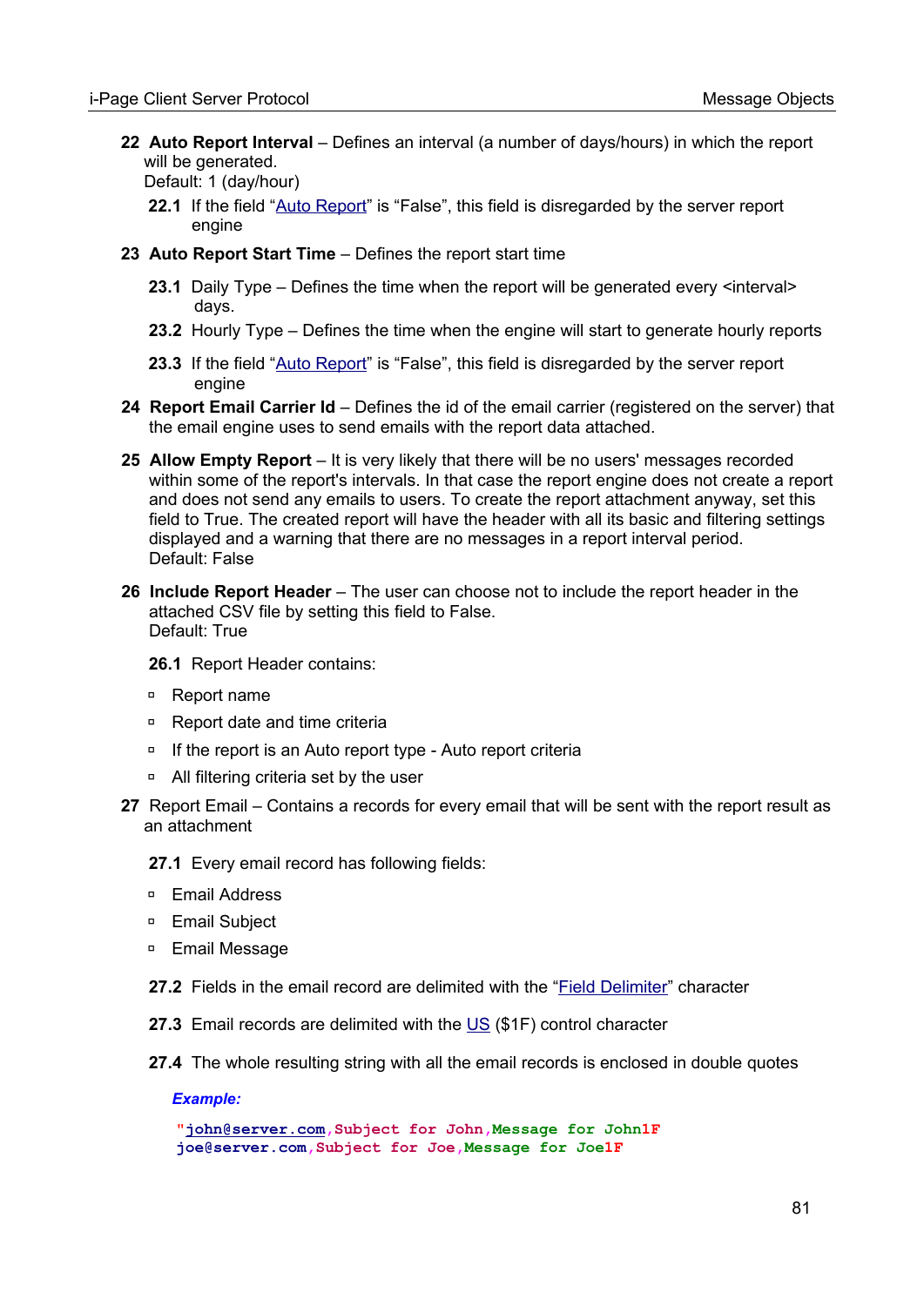**22 Auto Report Interval** – Defines an interval (a number of days/hours) in which the report will be generated.
Default: 1 (day/hour)

**22.1** If the field "Auto Report" is "False", this field is disregarded by the server report engine

**23 Auto Report Start Time** – Defines the report start time

**23.1** Daily Type – Defines the time when the report will be generated every <interval> days.

**23.2** Hourly Type – Defines the time when the engine will start to generate hourly reports

**23.3** If the field "Auto Report" is "False", this field is disregarded by the server report engine

**24 Report Email Carrier Id** – Defines the id of the email carrier (registered on the server) that the email engine uses to send emails with the report data attached.

**25 Allow Empty Report** – It is very likely that there will be no users' messages recorded within some of the report's intervals. In that case the report engine does not create a report and does not send any emails to users. To create the report attachment anyway, set this field to True. The created report will have the header with all its basic and filtering settings displayed and a warning that there are no messages in a report interval period.
Default: False

**26 Include Report Header** – The user can choose not to include the report header in the attached CSV file by setting this field to False.
Default: True

**26.1** Report Header contains:

- Report name
- Report date and time criteria
- If the report is an Auto report type - Auto report criteria
- All filtering criteria set by the user

**27** Report Email – Contains a records for every email that will be sent with the report result as an attachment

**27.1** Every email record has following fields:

- Email Address
- Email Subject
- Email Message

**27.2** Fields in the email record are delimited with the "Field Delimiter" character

**27.3** Email records are delimited with the US ($1F) control character

**27.4** The whole resulting string with all the email records is enclosed in double quotes

***Example:***

```
"john@server.com,Subject for John,Message for John1F
joe@server.com,Subject for Joe,Message for Joe1F
```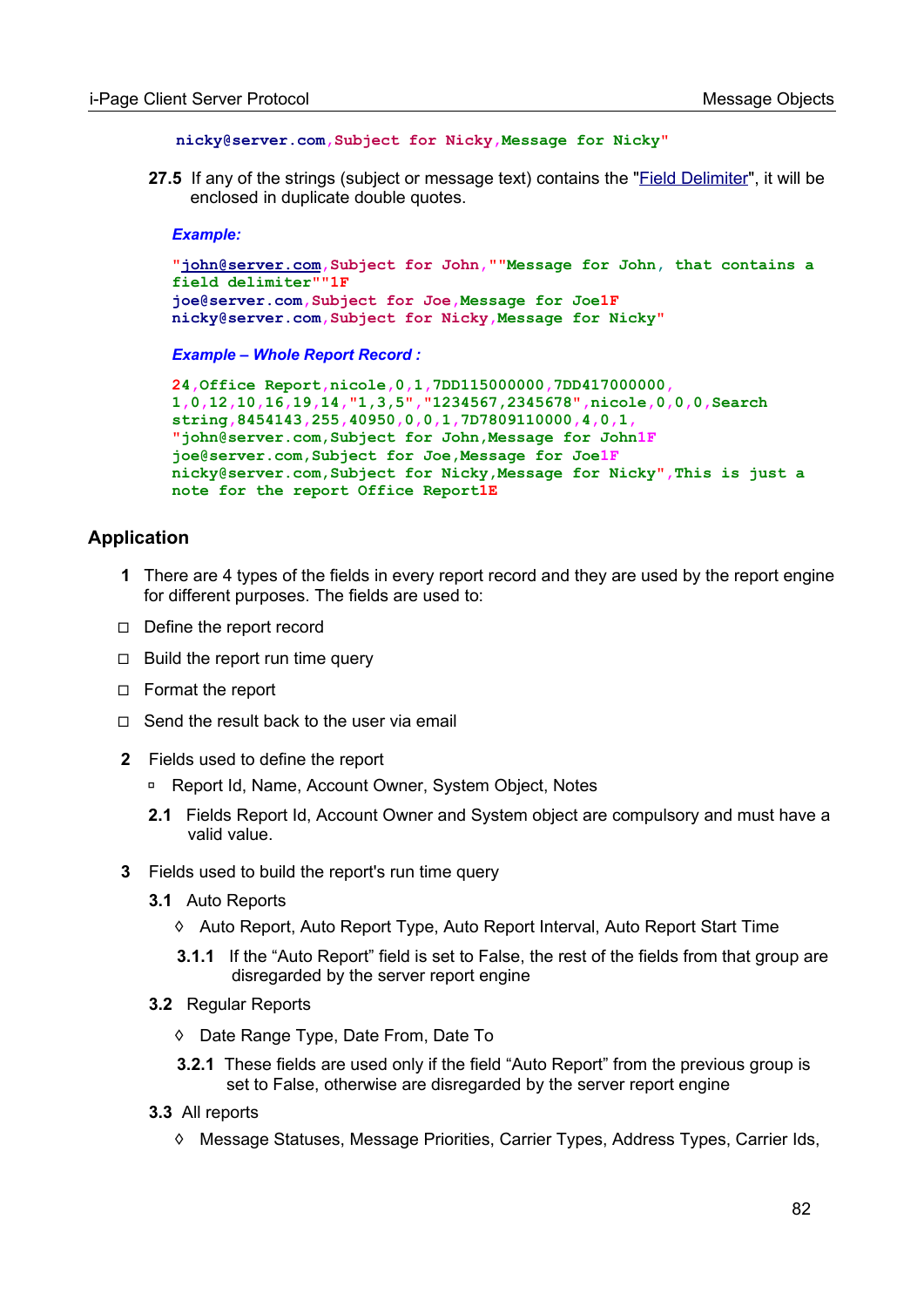```
nicky@server.com,Subject for Nicky,Message for Nicky"
```

**27.5** If any of the strings (subject or message text) contains the "Field Delimiter", it will be enclosed in duplicate double quotes.

***Example:***

```
"john@server.com,Subject for John,""Message for John, that contains a
field delimiter""1F
joe@server.com,Subject for Joe,Message for Joe1F
nicky@server.com,Subject for Nicky,Message for Nicky"
```

***Example – Whole Report Record :***

```
24,Office Report,nicole,0,1,7DD115000000,7DD417000000,
1,0,12,10,16,19,14,"1,3,5","1234567,2345678",nicole,0,0,0,Search
string,8454143,255,40950,0,0,1,7D7809110000,4,0,1,
"john@server.com,Subject for John,Message for John1F
joe@server.com,Subject for Joe,Message for Joe1F
nicky@server.com,Subject for Nicky,Message for Nicky",This is just a
note for the report Office Report1E
```

## Application

**1** There are 4 types of the fields in every report record and they are used by the report engine for different purposes. The fields are used to:

- Define the report record
- Build the report run time query
- Format the report
- Send the result back to the user via email

**2** Fields used to define the report

- Report Id, Name, Account Owner, System Object, Notes

**2.1** Fields Report Id, Account Owner and System object are compulsory and must have a valid value.

**3** Fields used to build the report's run time query

**3.1** Auto Reports

- ◊ Auto Report, Auto Report Type, Auto Report Interval, Auto Report Start Time

**3.1.1** If the “Auto Report” field is set to False, the rest of the fields from that group are disregarded by the server report engine

**3.2** Regular Reports

- ◊ Date Range Type, Date From, Date To

**3.2.1** These fields are used only if the field “Auto Report” from the previous group is set to False, otherwise are disregarded by the server report engine

**3.3** All reports

- ◊ Message Statuses, Message Priorities, Carrier Types, Address Types, Carrier Ids,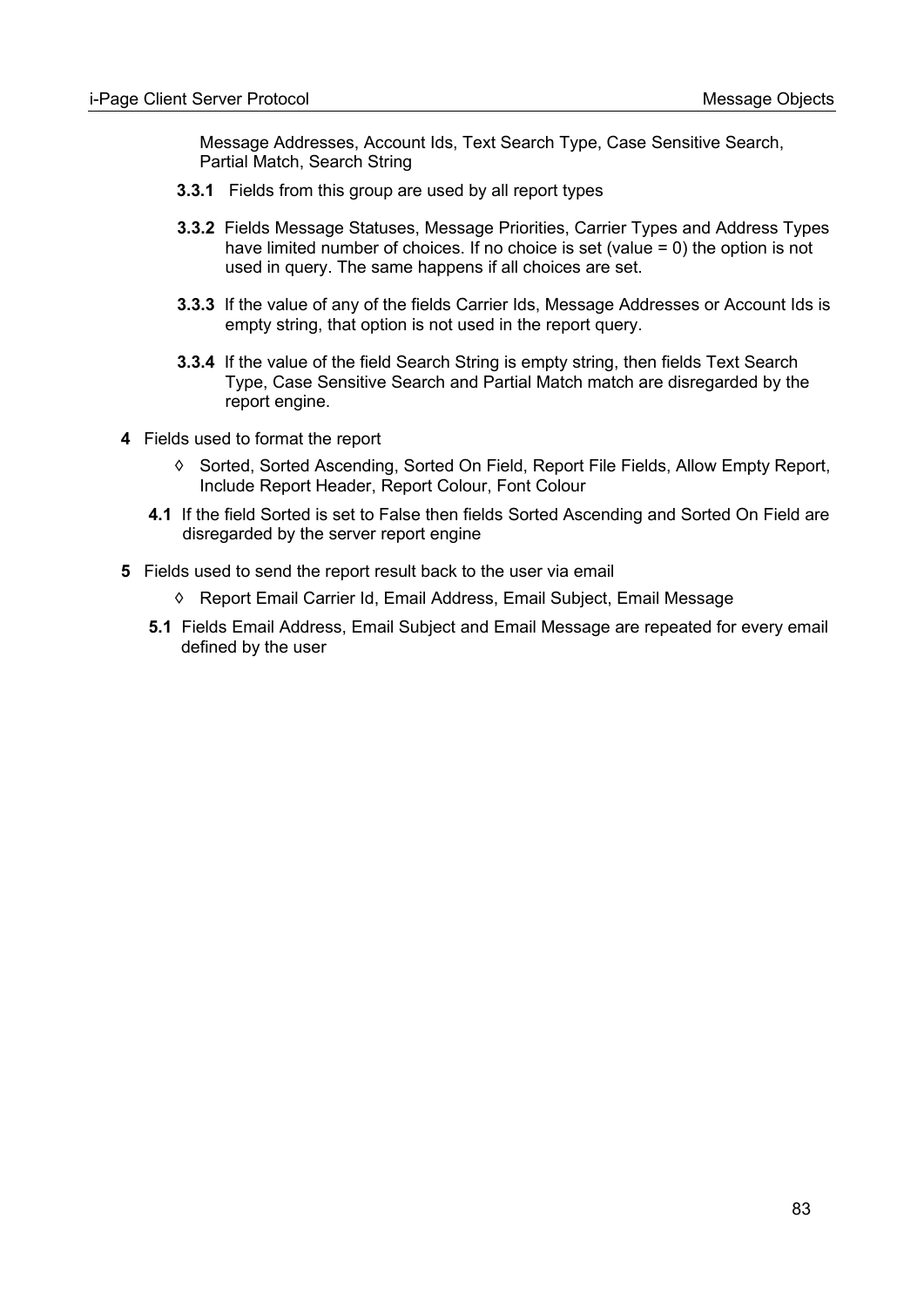Message Addresses, Account Ids, Text Search Type, Case Sensitive Search, Partial Match, Search String

**3.3.1** Fields from this group are used by all report types

**3.3.2** Fields Message Statuses, Message Priorities, Carrier Types and Address Types have limited number of choices. If no choice is set (value = 0) the option is not used in query. The same happens if all choices are set.

**3.3.3** If the value of any of the fields Carrier Ids, Message Addresses or Account Ids is empty string, that option is not used in the report query.

**3.3.4** If the value of the field Search String is empty string, then fields Text Search Type, Case Sensitive Search and Partial Match match are disregarded by the report engine.

**4** Fields used to format the report

◊ Sorted, Sorted Ascending, Sorted On Field, Report File Fields, Allow Empty Report, Include Report Header, Report Colour, Font Colour

**4.1** If the field Sorted is set to False then fields Sorted Ascending and Sorted On Field are disregarded by the server report engine

**5** Fields used to send the report result back to the user via email

◊ Report Email Carrier Id, Email Address, Email Subject, Email Message

**5.1** Fields Email Address, Email Subject and Email Message are repeated for every email defined by the user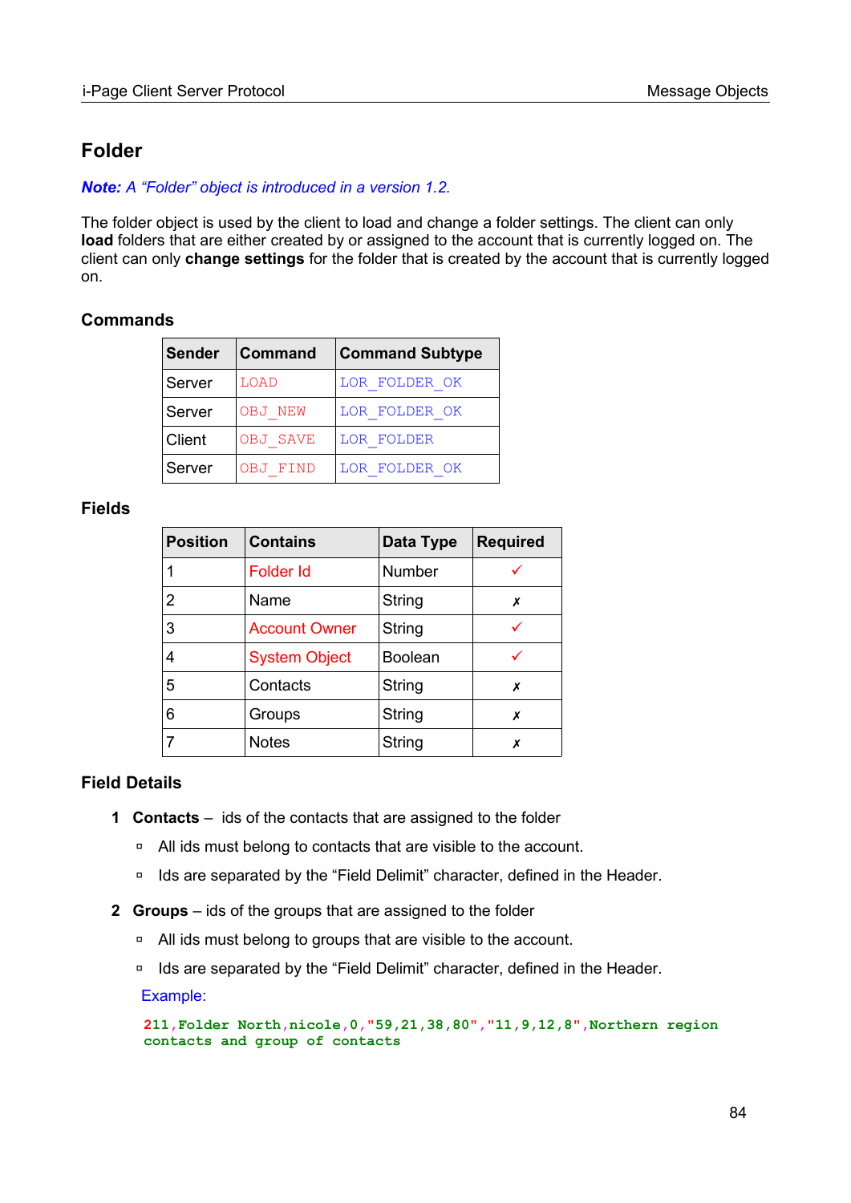# Folder

***Note:*** *A "Folder" object is introduced in a version 1.2.*

The folder object is used by the client to load and change a folder settings. The client can only **load** folders that are either created by or assigned to the account that is currently logged on. The client can only **change settings** for the folder that is created by the account that is currently logged on.

## Commands

| Sender | Command | Command Subtype |
|---|---|---|
| Server | LOAD | LOR_FOLDER_OK |
| Server | OBJ_NEW | LOR_FOLDER_OK |
| Client | OBJ_SAVE | LOR_FOLDER |
| Server | OBJ_FIND | LOR_FOLDER_OK |

## Fields

| Position | Contains | Data Type | Required |
|---|---|---|---|
| 1 | Folder Id | Number | ✓ |
| 2 | Name | String | ✗ |
| 3 | Account Owner | String | ✓ |
| 4 | System Object | Boolean | ✓ |
| 5 | Contacts | String | ✗ |
| 6 | Groups | String | ✗ |
| 7 | Notes | String | ✗ |

## Field Details

1. **Contacts** – ids of the contacts that are assigned to the folder
   - All ids must belong to contacts that are visible to the account.
   - Ids are separated by the "Field Delimit" character, defined in the Header.

2. **Groups** – ids of the groups that are assigned to the folder
   - All ids must belong to groups that are visible to the account.
   - Ids are separated by the "Field Delimit" character, defined in the Header.

   Example:

   ```
   211,Folder North,nicole,0,"59,21,38,80","11,9,12,8",Northern region
   contacts and group of contacts
   ```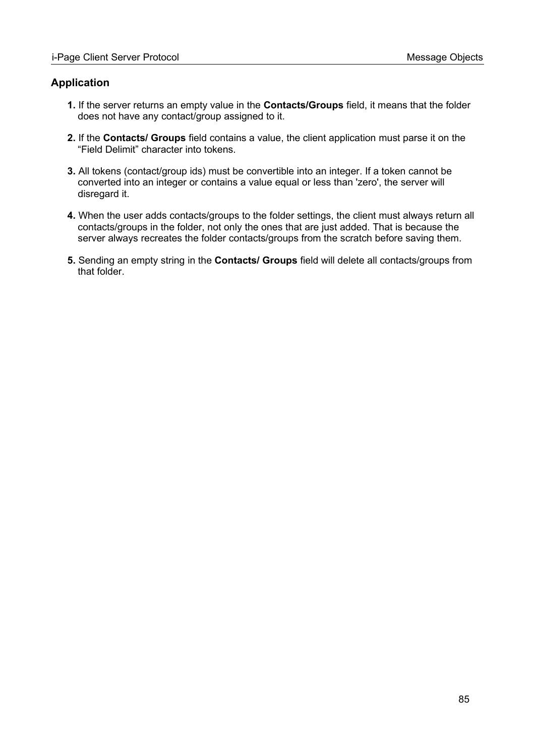### Application

**1.** If the server returns an empty value in the **Contacts/Groups** field, it means that the folder does not have any contact/group assigned to it.

**2.** If the **Contacts/ Groups** field contains a value, the client application must parse it on the “Field Delimit” character into tokens.

**3.** All tokens (contact/group ids) must be convertible into an integer. If a token cannot be converted into an integer or contains a value equal or less than 'zero', the server will disregard it.

**4.** When the user adds contacts/groups to the folder settings, the client must always return all contacts/groups in the folder, not only the ones that are just added. That is because the server always recreates the folder contacts/groups from the scratch before saving them.

**5.** Sending an empty string in the **Contacts/ Groups** field will delete all contacts/groups from that folder.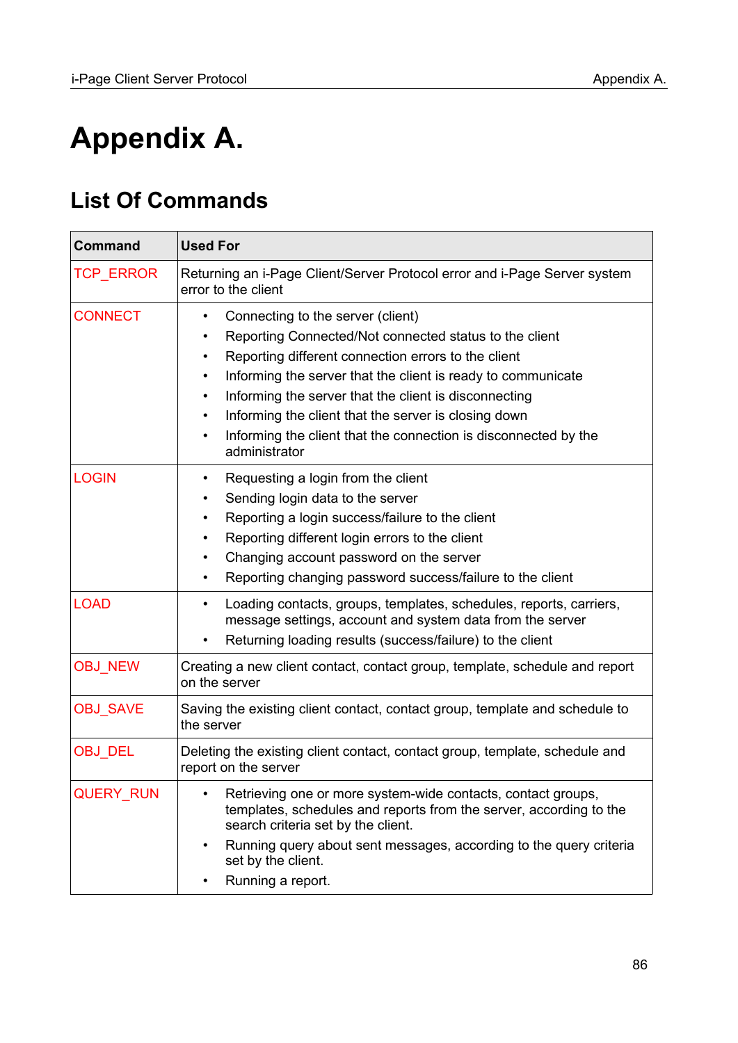# Appendix A.

## List Of Commands

| Command | Used For |
|---|---|
| TCP_ERROR | Returning an i-Page Client/Server Protocol error and i-Page Server system error to the client |
| CONNECT | • Connecting to the server (client)<br>• Reporting Connected/Not connected status to the client<br>• Reporting different connection errors to the client<br>• Informing the server that the client is ready to communicate<br>• Informing the server that the client is disconnecting<br>• Informing the client that the server is closing down<br>• Informing the client that the connection is disconnected by the administrator |
| LOGIN | • Requesting a login from the client<br>• Sending login data to the server<br>• Reporting a login success/failure to the client<br>• Reporting different login errors to the client<br>• Changing account password on the server<br>• Reporting changing password success/failure to the client |
| LOAD | • Loading contacts, groups, templates, schedules, reports, carriers, message settings, account and system data from the server<br>• Returning loading results (success/failure) to the client |
| OBJ_NEW | Creating a new client contact, contact group, template, schedule and report on the server |
| OBJ_SAVE | Saving the existing client contact, contact group, template and schedule to the server |
| OBJ_DEL | Deleting the existing client contact, contact group, template, schedule and report on the server |
| QUERY_RUN | • Retrieving one or more system-wide contacts, contact groups, templates, schedules and reports from the server, according to the search criteria set by the client.<br>• Running query about sent messages, according to the query criteria set by the client.<br>• Running a report. |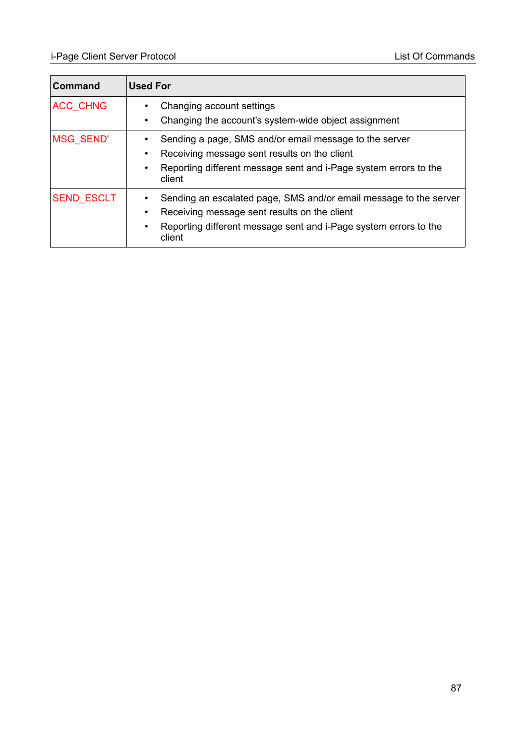| Command | Used For |
|---|---|
| ACC_CHNG | • Changing account settings<br>• Changing the account's system-wide object assignment |
| MSG_SEND' | • Sending a page, SMS and/or email message to the server<br>• Receiving message sent results on the client<br>• Reporting different message sent and i-Page system errors to the client |
| SEND_ESCLT | • Sending an escalated page, SMS and/or email message to the server<br>• Receiving message sent results on the client<br>• Reporting different message sent and i-Page system errors to the client |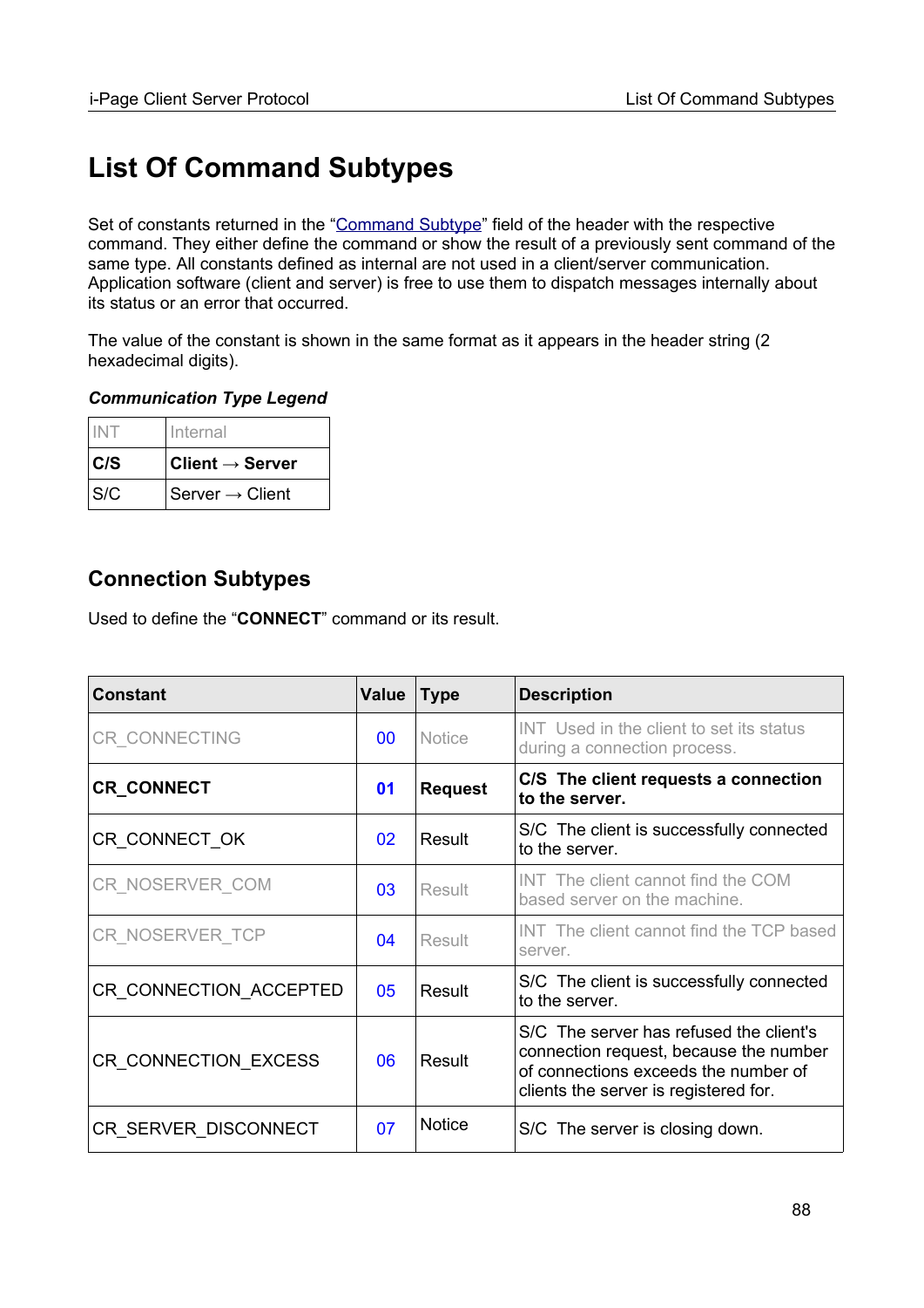# List Of Command Subtypes

Set of constants returned in the "Command Subtype" field of the header with the respective command. They either define the command or show the result of a previously sent command of the same type. All constants defined as internal are not used in a client/server communication. Application software (client and server) is free to use them to dispatch messages internally about its status or an error that occurred.

The value of the constant is shown in the same format as it appears in the header string (2 hexadecimal digits).

***Communication Type Legend***

| | |
|---|---|
| INT | Internal |
| **C/S** | **Client → Server** |
| S/C | Server → Client |

## Connection Subtypes

Used to define the "**CONNECT**" command or its result.

| Constant | Value | Type | Description |
|---|---|---|---|
| CR_CONNECTING | 00 | Notice | INT Used in the client to set its status during a connection process. |
| **CR_CONNECT** | **01** | **Request** | **C/S The client requests a connection to the server.** |
| CR_CONNECT_OK | 02 | Result | S/C The client is successfully connected to the server. |
| CR_NOSERVER_COM | 03 | Result | INT The client cannot find the COM based server on the machine. |
| CR_NOSERVER_TCP | 04 | Result | INT The client cannot find the TCP based server. |
| CR_CONNECTION_ACCEPTED | 05 | Result | S/C The client is successfully connected to the server. |
| CR_CONNECTION_EXCESS | 06 | Result | S/C The server has refused the client's connection request, because the number of connections exceeds the number of clients the server is registered for. |
| CR_SERVER_DISCONNECT | 07 | Notice | S/C The server is closing down. |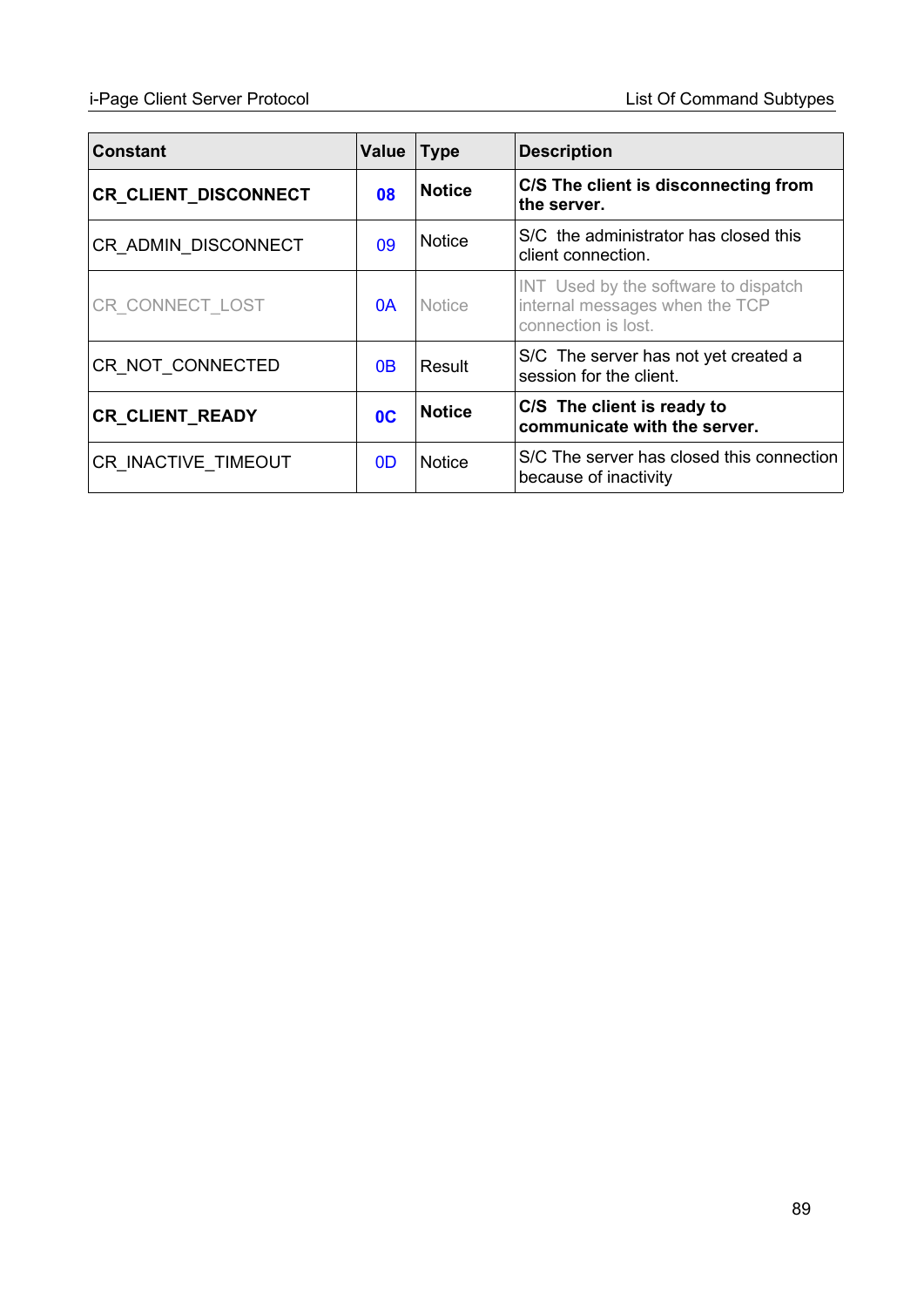| Constant | Value | Type | Description |
|---|---|---|---|
| **CR_CLIENT_DISCONNECT** | **08** | **Notice** | **C/S The client is disconnecting from the server.** |
| CR_ADMIN_DISCONNECT | 09 | Notice | S/C the administrator has closed this client connection. |
| CR_CONNECT_LOST | 0A | Notice | INT Used by the software to dispatch internal messages when the TCP connection is lost. |
| CR_NOT_CONNECTED | 0B | Result | S/C The server has not yet created a session for the client. |
| **CR_CLIENT_READY** | **0C** | **Notice** | **C/S The client is ready to communicate with the server.** |
| CR_INACTIVE_TIMEOUT | 0D | Notice | S/C The server has closed this connection because of inactivity |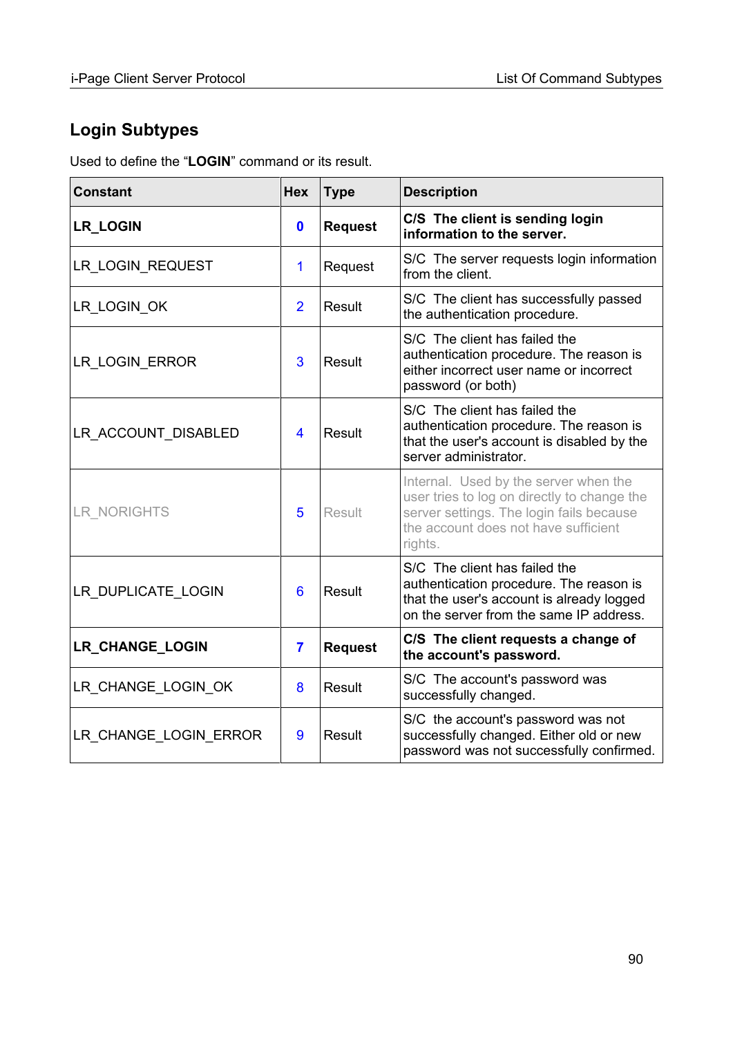## Login Subtypes

Used to define the "**LOGIN**" command or its result.

| Constant | Hex | Type | Description |
|---|---|---|---|
| **LR_LOGIN** | **0** | **Request** | **C/S The client is sending login information to the server.** |
| LR_LOGIN_REQUEST | 1 | Request | S/C The server requests login information from the client. |
| LR_LOGIN_OK | 2 | Result | S/C The client has successfully passed the authentication procedure. |
| LR_LOGIN_ERROR | 3 | Result | S/C The client has failed the authentication procedure. The reason is either incorrect user name or incorrect password (or both) |
| LR_ACCOUNT_DISABLED | 4 | Result | S/C The client has failed the authentication procedure. The reason is that the user's account is disabled by the server administrator. |
| LR_NORIGHTS | 5 | Result | Internal. Used by the server when the user tries to log on directly to change the server settings. The login fails because the account does not have sufficient rights. |
| LR_DUPLICATE_LOGIN | 6 | Result | S/C The client has failed the authentication procedure. The reason is that the user's account is already logged on the server from the same IP address. |
| **LR_CHANGE_LOGIN** | **7** | **Request** | **C/S The client requests a change of the account's password.** |
| LR_CHANGE_LOGIN_OK | 8 | Result | S/C The account's password was successfully changed. |
| LR_CHANGE_LOGIN_ERROR | 9 | Result | S/C the account's password was not successfully changed. Either old or new password was not successfully confirmed. |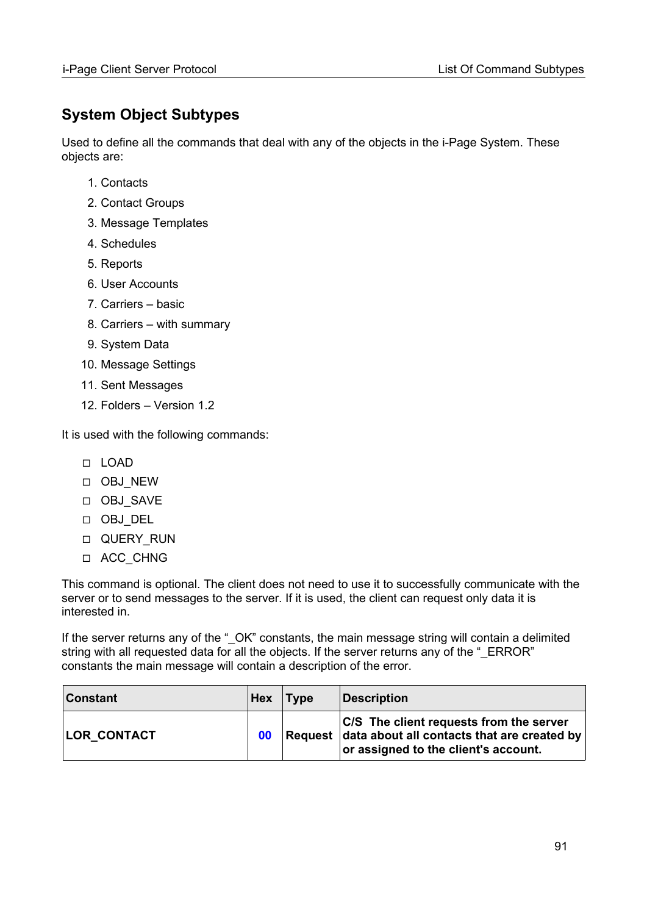## System Object Subtypes

Used to define all the commands that deal with any of the objects in the i-Page System. These objects are:

1. Contacts
2. Contact Groups
3. Message Templates
4. Schedules
5. Reports
6. User Accounts
7. Carriers – basic
8. Carriers – with summary
9. System Data
10. Message Settings
11. Sent Messages
12. Folders – Version 1.2

It is used with the following commands:

- LOAD
- OBJ_NEW
- OBJ_SAVE
- OBJ_DEL
- QUERY_RUN
- ACC_CHNG

This command is optional. The client does not need to use it to successfully communicate with the server or to send messages to the server. If it is used, the client can request only data it is interested in.

If the server returns any of the "_OK" constants, the main message string will contain a delimited string with all requested data for all the objects. If the server returns any of the "_ERROR" constants the main message will contain a description of the error.

| Constant | Hex | Type | Description |
|---|---|---|---|
| **LOR_CONTACT** | **00** | **Request** | **C/S The client requests from the server data about all contacts that are created by or assigned to the client's account.** |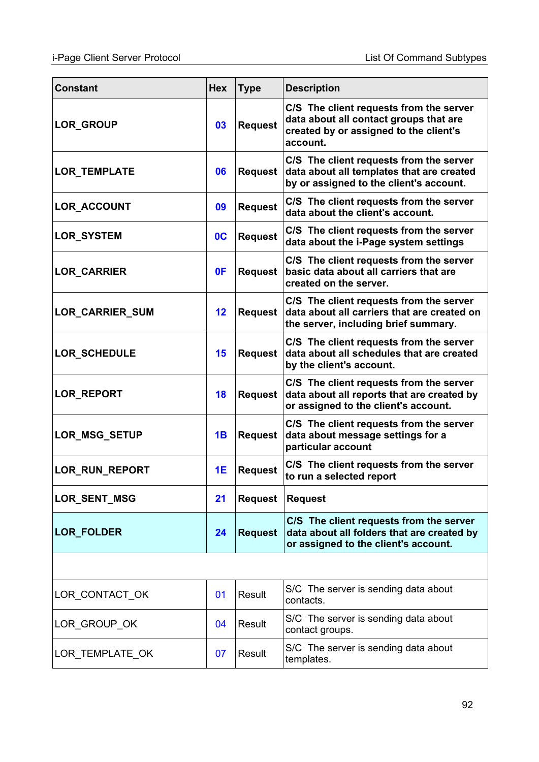| Constant | Hex | Type | Description |
|---|---|---|---|
| **LOR_GROUP** | **03** | **Request** | **C/S The client requests from the server data about all contact groups that are created by or assigned to the client's account.** |
| **LOR_TEMPLATE** | **06** | **Request** | **C/S The client requests from the server data about all templates that are created by or assigned to the client's account.** |
| **LOR_ACCOUNT** | **09** | **Request** | **C/S The client requests from the server data about the client's account.** |
| **LOR_SYSTEM** | **0C** | **Request** | **C/S The client requests from the server data about the i-Page system settings** |
| **LOR_CARRIER** | **0F** | **Request** | **C/S The client requests from the server basic data about all carriers that are created on the server.** |
| **LOR_CARRIER_SUM** | **12** | **Request** | **C/S The client requests from the server data about all carriers that are created on the server, including brief summary.** |
| **LOR_SCHEDULE** | **15** | **Request** | **C/S The client requests from the server data about all schedules that are created by the client's account.** |
| **LOR_REPORT** | **18** | **Request** | **C/S The client requests from the server data about all reports that are created by or assigned to the client's account.** |
| **LOR_MSG_SETUP** | **1B** | **Request** | **C/S The client requests from the server data about message settings for a particular account** |
| **LOR_RUN_REPORT** | **1E** | **Request** | **C/S The client requests from the server to run a selected report** |
| **LOR_SENT_MSG** | **21** | **Request** | **Request** |
| **LOR_FOLDER** | **24** | **Request** | **C/S The client requests from the server data about all folders that are created by or assigned to the client's account.** |
| | | | |
| LOR_CONTACT_OK | 01 | Result | S/C The server is sending data about contacts. |
| LOR_GROUP_OK | 04 | Result | S/C The server is sending data about contact groups. |
| LOR_TEMPLATE_OK | 07 | Result | S/C The server is sending data about templates. |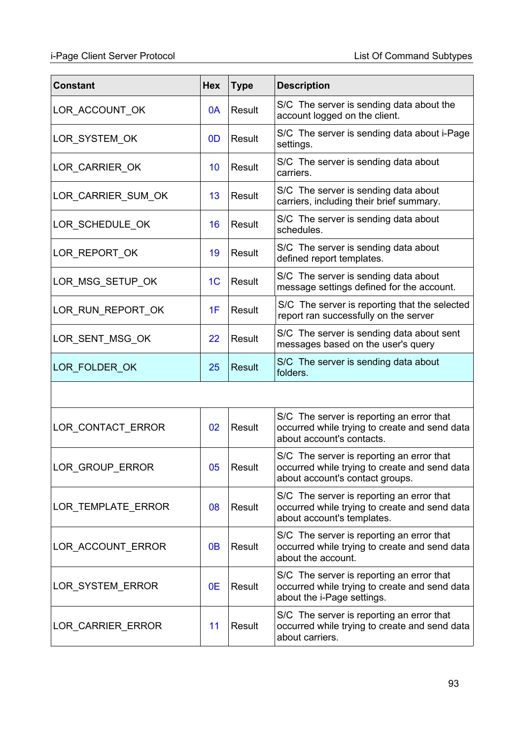| Constant | Hex | Type | Description |
|---|---|---|---|
| LOR_ACCOUNT_OK | 0A | Result | S/C The server is sending data about the account logged on the client. |
| LOR_SYSTEM_OK | 0D | Result | S/C The server is sending data about i-Page settings. |
| LOR_CARRIER_OK | 10 | Result | S/C The server is sending data about carriers. |
| LOR_CARRIER_SUM_OK | 13 | Result | S/C The server is sending data about carriers, including their brief summary. |
| LOR_SCHEDULE_OK | 16 | Result | S/C The server is sending data about schedules. |
| LOR_REPORT_OK | 19 | Result | S/C The server is sending data about defined report templates. |
| LOR_MSG_SETUP_OK | 1C | Result | S/C The server is sending data about message settings defined for the account. |
| LOR_RUN_REPORT_OK | 1F | Result | S/C The server is reporting that the selected report ran successfully on the server |
| LOR_SENT_MSG_OK | 22 | Result | S/C The server is sending data about sent messages based on the user's query |
| LOR_FOLDER_OK | 25 | Result | S/C The server is sending data about folders. |
| | | | |
| LOR_CONTACT_ERROR | 02 | Result | S/C The server is reporting an error that occurred while trying to create and send data about account's contacts. |
| LOR_GROUP_ERROR | 05 | Result | S/C The server is reporting an error that occurred while trying to create and send data about account's contact groups. |
| LOR_TEMPLATE_ERROR | 08 | Result | S/C The server is reporting an error that occurred while trying to create and send data about account's templates. |
| LOR_ACCOUNT_ERROR | 0B | Result | S/C The server is reporting an error that occurred while trying to create and send data about the account. |
| LOR_SYSTEM_ERROR | 0E | Result | S/C The server is reporting an error that occurred while trying to create and send data about the i-Page settings. |
| LOR_CARRIER_ERROR | 11 | Result | S/C The server is reporting an error that occurred while trying to create and send data about carriers. |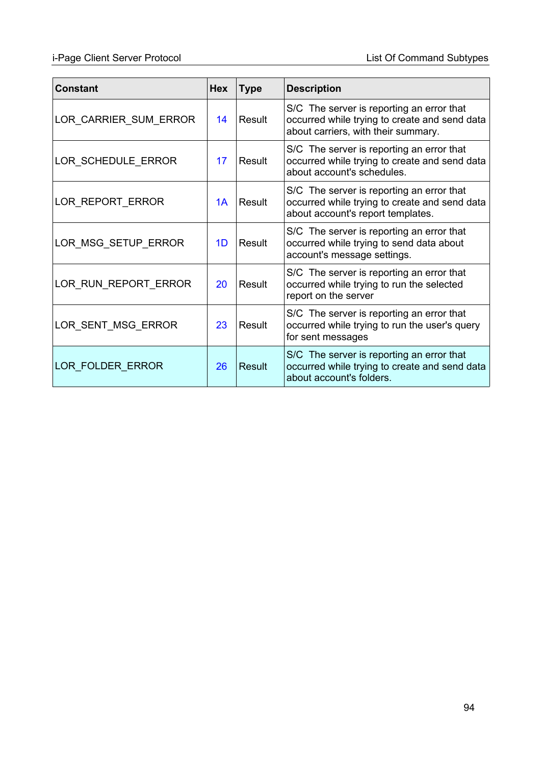| Constant | Hex | Type | Description |
|---|---|---|---|
| LOR_CARRIER_SUM_ERROR | 14 | Result | S/C The server is reporting an error that occurred while trying to create and send data about carriers, with their summary. |
| LOR_SCHEDULE_ERROR | 17 | Result | S/C The server is reporting an error that occurred while trying to create and send data about account's schedules. |
| LOR_REPORT_ERROR | 1A | Result | S/C The server is reporting an error that occurred while trying to create and send data about account's report templates. |
| LOR_MSG_SETUP_ERROR | 1D | Result | S/C The server is reporting an error that occurred while trying to send data about account's message settings. |
| LOR_RUN_REPORT_ERROR | 20 | Result | S/C The server is reporting an error that occurred while trying to run the selected report on the server |
| LOR_SENT_MSG_ERROR | 23 | Result | S/C The server is reporting an error that occurred while trying to run the user's query for sent messages |
| LOR_FOLDER_ERROR | 26 | Result | S/C The server is reporting an error that occurred while trying to create and send data about account's folders. |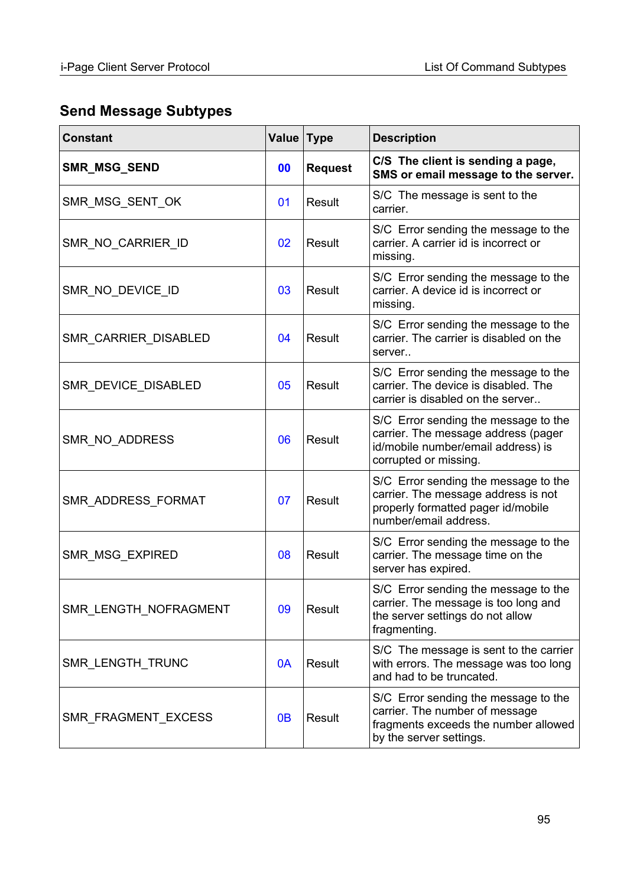## Send Message Subtypes

| Constant | Value | Type | Description |
|---|---|---|---|
| **SMR_MSG_SEND** | **00** | **Request** | **C/S The client is sending a page, SMS or email message to the server.** |
| SMR_MSG_SENT_OK | 01 | Result | S/C The message is sent to the carrier. |
| SMR_NO_CARRIER_ID | 02 | Result | S/C Error sending the message to the carrier. A carrier id is incorrect or missing. |
| SMR_NO_DEVICE_ID | 03 | Result | S/C Error sending the message to the carrier. A device id is incorrect or missing. |
| SMR_CARRIER_DISABLED | 04 | Result | S/C Error sending the message to the carrier. The carrier is disabled on the server.. |
| SMR_DEVICE_DISABLED | 05 | Result | S/C Error sending the message to the carrier. The device is disabled. The carrier is disabled on the server.. |
| SMR_NO_ADDRESS | 06 | Result | S/C Error sending the message to the carrier. The message address (pager id/mobile number/email address) is corrupted or missing. |
| SMR_ADDRESS_FORMAT | 07 | Result | S/C Error sending the message to the carrier. The message address is not properly formatted pager id/mobile number/email address. |
| SMR_MSG_EXPIRED | 08 | Result | S/C Error sending the message to the carrier. The message time on the server has expired. |
| SMR_LENGTH_NOFRAGMENT | 09 | Result | S/C Error sending the message to the carrier. The message is too long and the server settings do not allow fragmenting. |
| SMR_LENGTH_TRUNC | 0A | Result | S/C The message is sent to the carrier with errors. The message was too long and had to be truncated. |
| SMR_FRAGMENT_EXCESS | 0B | Result | S/C Error sending the message to the carrier. The number of message fragments exceeds the number allowed by the server settings. |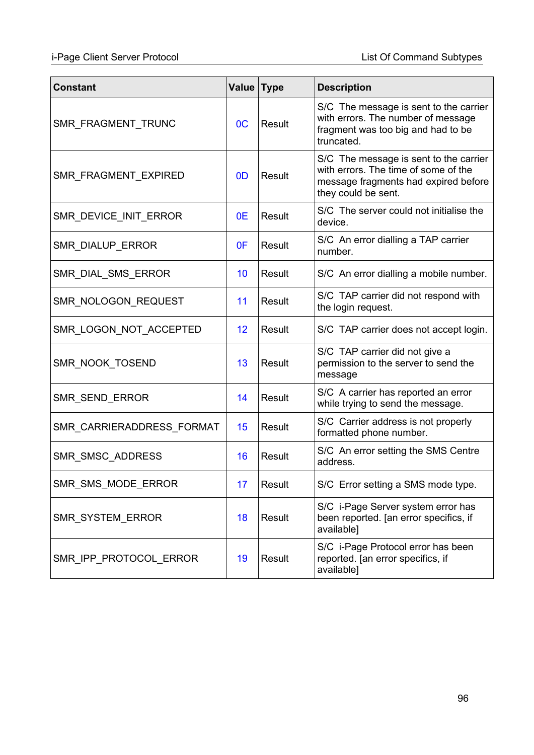| Constant | Value | Type | Description |
|---|---|---|---|
| SMR_FRAGMENT_TRUNC | 0C | Result | S/C The message is sent to the carrier with errors. The number of message fragment was too big and had to be truncated. |
| SMR_FRAGMENT_EXPIRED | 0D | Result | S/C The message is sent to the carrier with errors. The time of some of the message fragments had expired before they could be sent. |
| SMR_DEVICE_INIT_ERROR | 0E | Result | S/C The server could not initialise the device. |
| SMR_DIALUP_ERROR | 0F | Result | S/C An error dialling a TAP carrier number. |
| SMR_DIAL_SMS_ERROR | 10 | Result | S/C An error dialling a mobile number. |
| SMR_NOLOGON_REQUEST | 11 | Result | S/C TAP carrier did not respond with the login request. |
| SMR_LOGON_NOT_ACCEPTED | 12 | Result | S/C TAP carrier does not accept login. |
| SMR_NOOK_TOSEND | 13 | Result | S/C TAP carrier did not give a permission to the server to send the message |
| SMR_SEND_ERROR | 14 | Result | S/C A carrier has reported an error while trying to send the message. |
| SMR_CARRIERADDRESS_FORMAT | 15 | Result | S/C Carrier address is not properly formatted phone number. |
| SMR_SMSC_ADDRESS | 16 | Result | S/C An error setting the SMS Centre address. |
| SMR_SMS_MODE_ERROR | 17 | Result | S/C Error setting a SMS mode type. |
| SMR_SYSTEM_ERROR | 18 | Result | S/C i-Page Server system error has been reported. [an error specifics, if available] |
| SMR_IPP_PROTOCOL_ERROR | 19 | Result | S/C i-Page Protocol error has been reported. [an error specifics, if available] |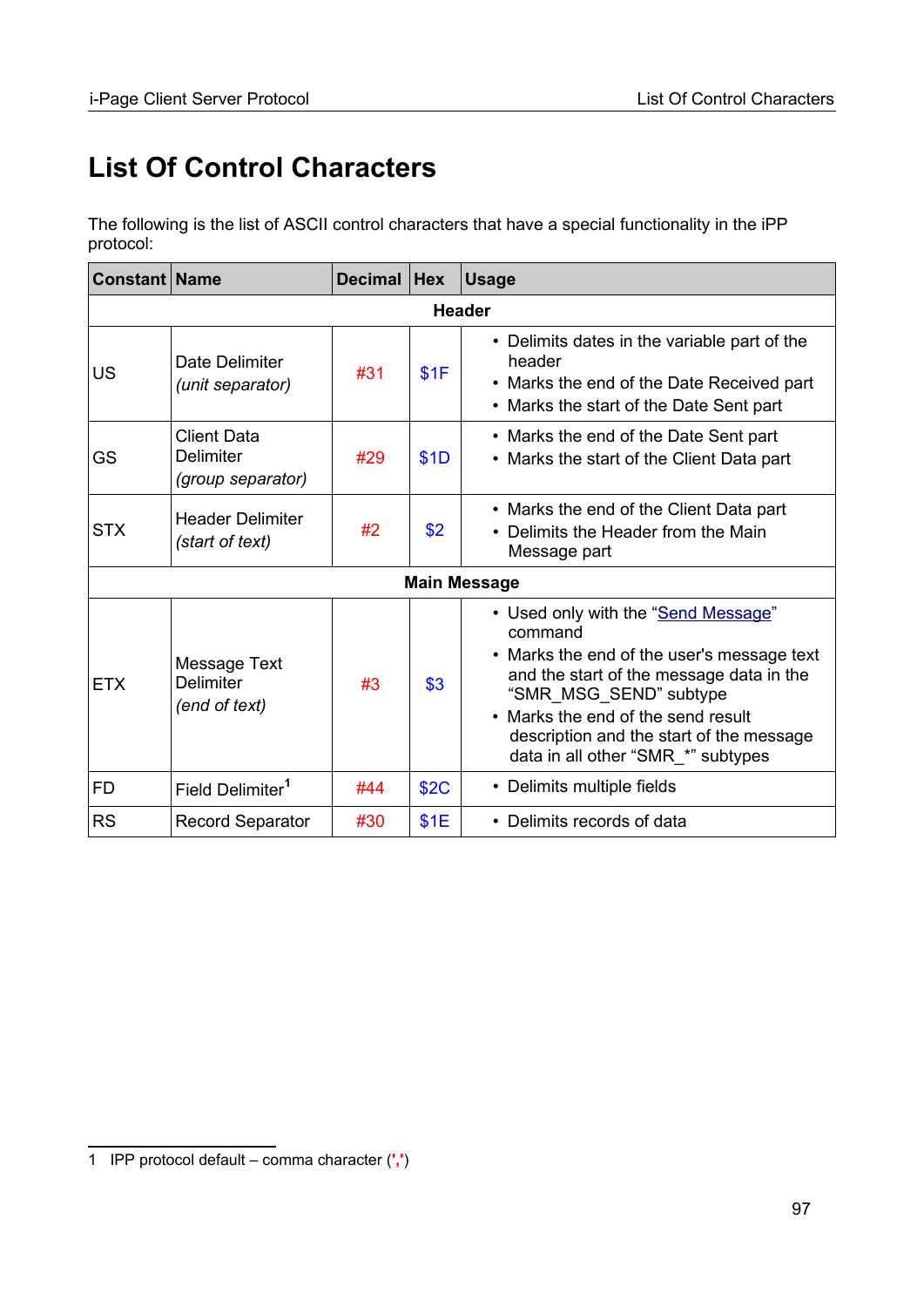# List Of Control Characters

The following is the list of ASCII control characters that have a special functionality in the iPP protocol:

| Constant | Name | Decimal | Hex | Usage |
|---|---|---|---|---|
| | | | | **Header** |
| US | Date Delimiter *(unit separator)* | #31 | $1F | • Delimits dates in the variable part of the header<br>• Marks the end of the Date Received part<br>• Marks the start of the Date Sent part |
| GS | Client Data Delimiter *(group separator)* | #29 | $1D | • Marks the end of the Date Sent part<br>• Marks the start of the Client Data part |
| STX | Header Delimiter *(start of text)* | #2 | $2 | • Marks the end of the Client Data part<br>• Delimits the Header from the Main Message part |
| | | | | **Main Message** |
| ETX | Message Text Delimiter *(end of text)* | #3 | $3 | • Used only with the "Send Message" command<br>• Marks the end of the user's message text and the start of the message data in the "SMR_MSG_SEND" subtype<br>• Marks the end of the send result description and the start of the message data in all other "SMR_*" subtypes |
| FD | Field Delimiter[1] | #44 | $2C | • Delimits multiple fields |
| RS | Record Separator | #30 | $1E | • Delimits records of data |

1 IPP protocol default – comma character (',')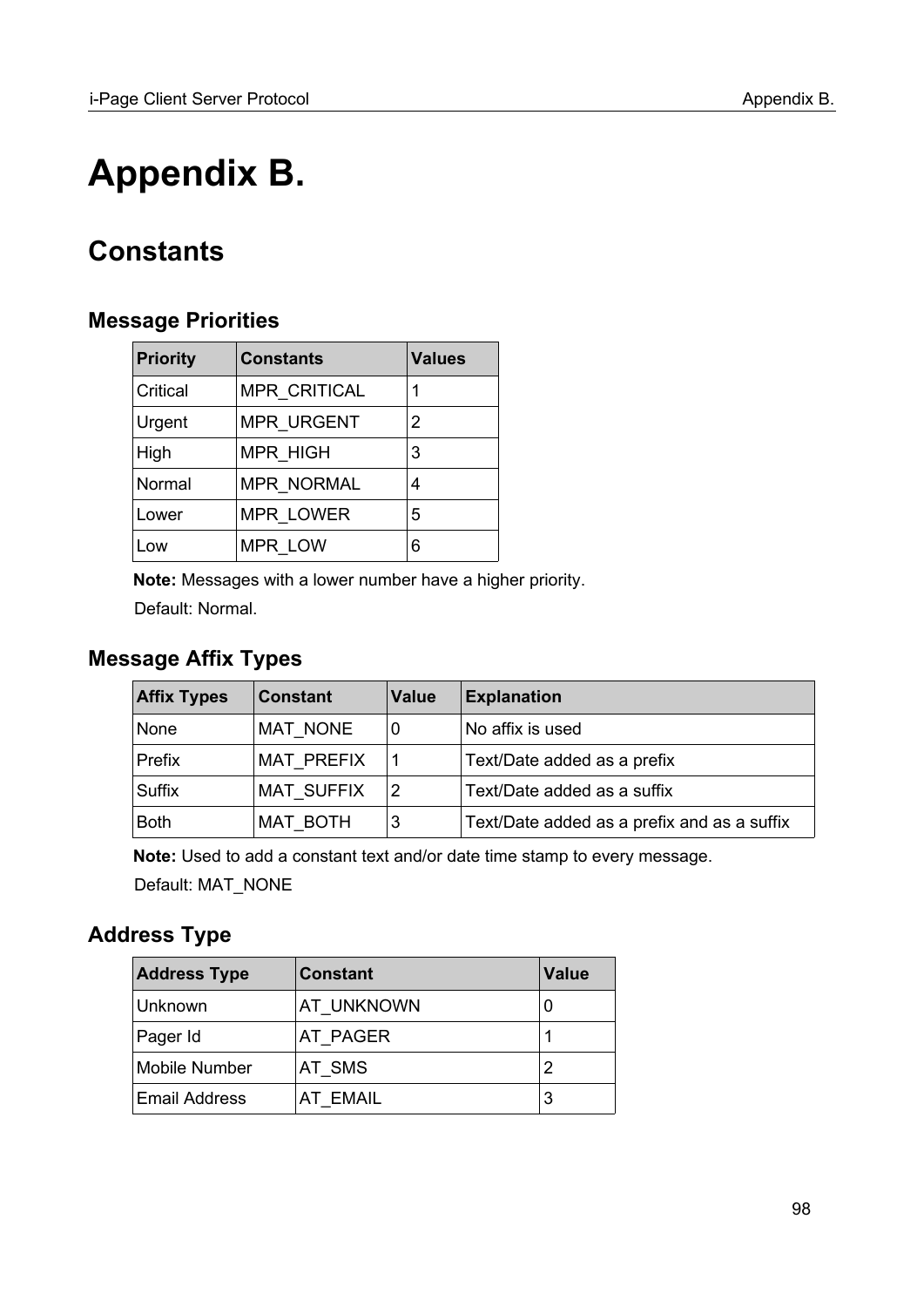# Appendix B.

## Constants

### Message Priorities

| Priority | Constants | Values |
|---|---|---|
| Critical | MPR_CRITICAL | 1 |
| Urgent | MPR_URGENT | 2 |
| High | MPR_HIGH | 3 |
| Normal | MPR_NORMAL | 4 |
| Lower | MPR_LOWER | 5 |
| Low | MPR_LOW | 6 |

**Note:** Messages with a lower number have a higher priority.

Default: Normal.

### Message Affix Types

| Affix Types | Constant | Value | Explanation |
|---|---|---|---|
| None | MAT_NONE | 0 | No affix is used |
| Prefix | MAT_PREFIX | 1 | Text/Date added as a prefix |
| Suffix | MAT_SUFFIX | 2 | Text/Date added as a suffix |
| Both | MAT_BOTH | 3 | Text/Date added as a prefix and as a suffix |

**Note:** Used to add a constant text and/or date time stamp to every message.

Default: MAT_NONE

### Address Type

| Address Type | Constant | Value |
|---|---|---|
| Unknown | AT_UNKNOWN | 0 |
| Pager Id | AT_PAGER | 1 |
| Mobile Number | AT_SMS | 2 |
| Email Address | AT_EMAIL | 3 |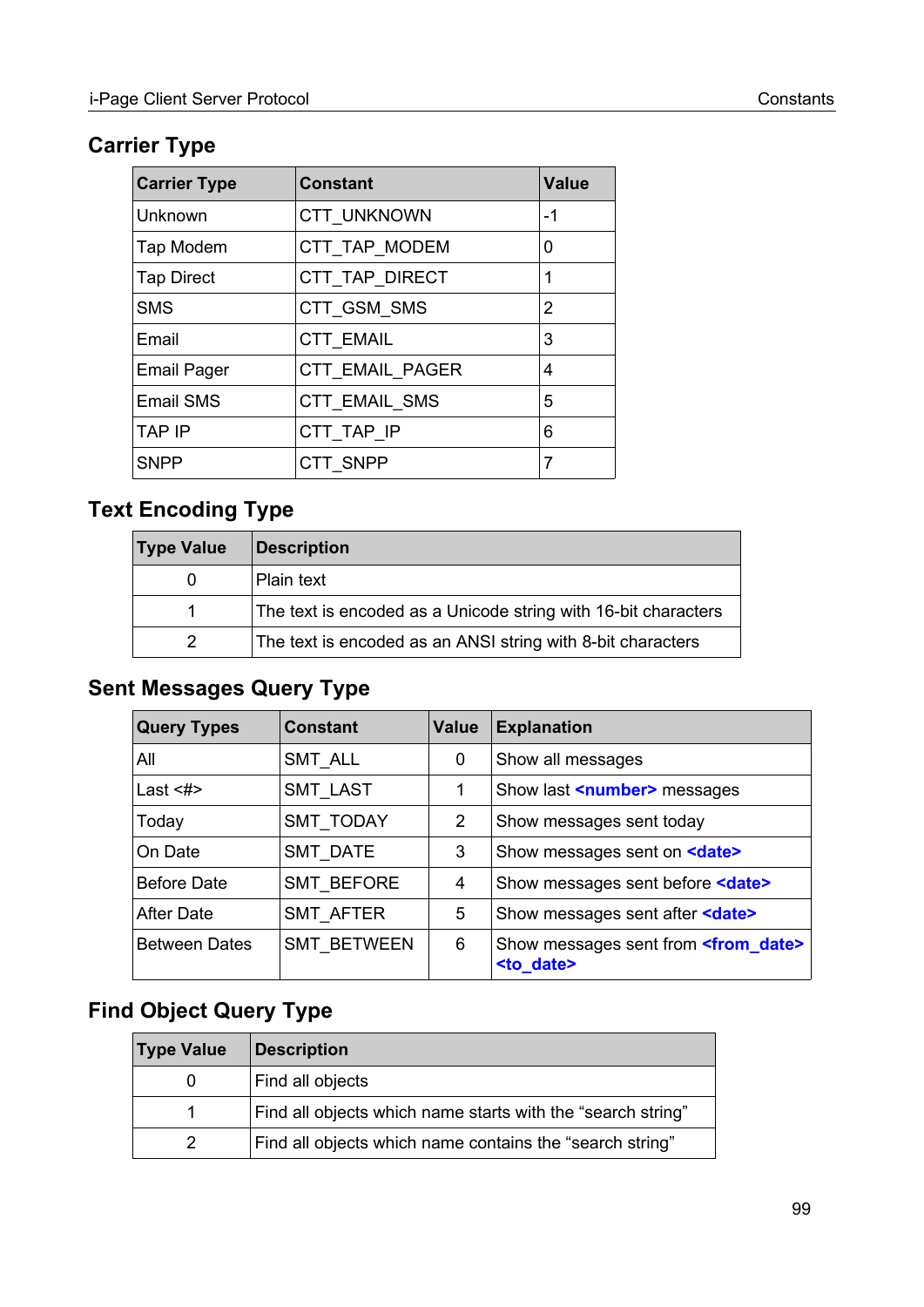## Carrier Type

| Carrier Type | Constant | Value |
|---|---|---|
| Unknown | CTT_UNKNOWN | -1 |
| Tap Modem | CTT_TAP_MODEM | 0 |
| Tap Direct | CTT_TAP_DIRECT | 1 |
| SMS | CTT_GSM_SMS | 2 |
| Email | CTT_EMAIL | 3 |
| Email Pager | CTT_EMAIL_PAGER | 4 |
| Email SMS | CTT_EMAIL_SMS | 5 |
| TAP IP | CTT_TAP_IP | 6 |
| SNPP | CTT_SNPP | 7 |

## Text Encoding Type

| Type Value | Description |
|---|---|
| 0 | Plain text |
| 1 | The text is encoded as a Unicode string with 16-bit characters |
| 2 | The text is encoded as an ANSI string with 8-bit characters |

## Sent Messages Query Type

| Query Types | Constant | Value | Explanation |
|---|---|---|---|
| All | SMT_ALL | 0 | Show all messages |
| Last <#> | SMT_LAST | 1 | Show last **<number>** messages |
| Today | SMT_TODAY | 2 | Show messages sent today |
| On Date | SMT_DATE | 3 | Show messages sent on **<date>** |
| Before Date | SMT_BEFORE | 4 | Show messages sent before **<date>** |
| After Date | SMT_AFTER | 5 | Show messages sent after **<date>** |
| Between Dates | SMT_BETWEEN | 6 | Show messages sent from **<from_date>** **<to_date>** |

## Find Object Query Type

| Type Value | Description |
|---|---|
| 0 | Find all objects |
| 1 | Find all objects which name starts with the “search string” |
| 2 | Find all objects which name contains the “search string” |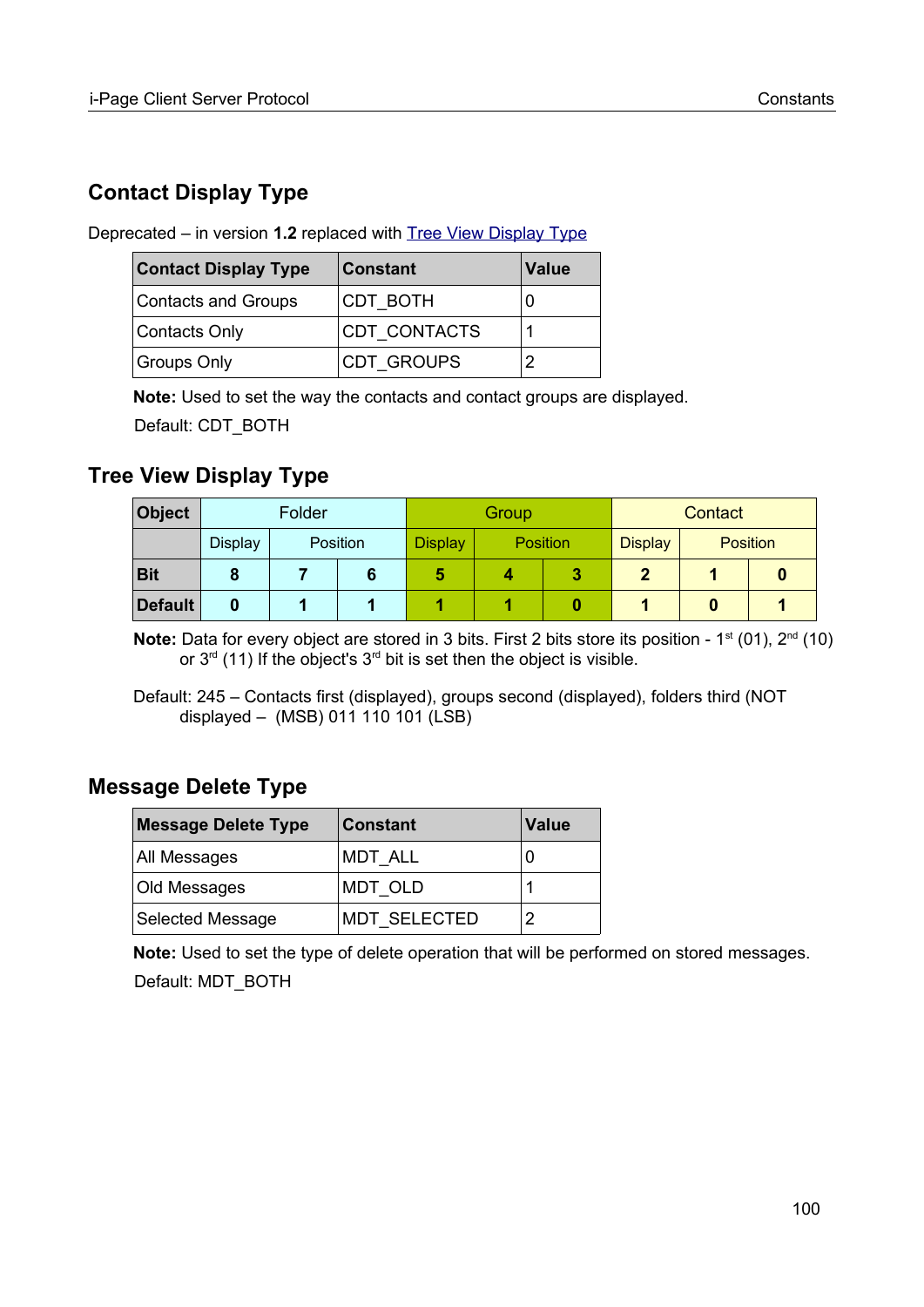## Contact Display Type

Deprecated – in version **1.2** replaced with Tree View Display Type

| Contact Display Type | Constant | Value |
|---|---|---|
| Contacts and Groups | CDT_BOTH | 0 |
| Contacts Only | CDT_CONTACTS | 1 |
| Groups Only | CDT_GROUPS | 2 |

**Note:** Used to set the way the contacts and contact groups are displayed.

Default: CDT_BOTH

## Tree View Display Type

| Object | Folder | | | Group | | | Contact | | |
|---|---|---|---|---|---|---|---|---|---|
| | Display | Position | | Display | Position | | Display | Position | |
| **Bit** | **8** | **7** | **6** | **5** | **4** | **3** | **2** | **1** | **0** |
| **Default** | **0** | **1** | **1** | **1** | **1** | **0** | **1** | **0** | **1** |

**Note:** Data for every object are stored in 3 bits. First 2 bits store its position - 1st (01), 2nd (10) or 3rd (11) If the object's 3rd bit is set then the object is visible.

Default: 245 – Contacts first (displayed), groups second (displayed), folders third (NOT displayed – (MSB) 011 110 101 (LSB)

## Message Delete Type

| Message Delete Type | Constant | Value |
|---|---|---|
| All Messages | MDT_ALL | 0 |
| Old Messages | MDT_OLD | 1 |
| Selected Message | MDT_SELECTED | 2 |

**Note:** Used to set the type of delete operation that will be performed on stored messages.

Default: MDT_BOTH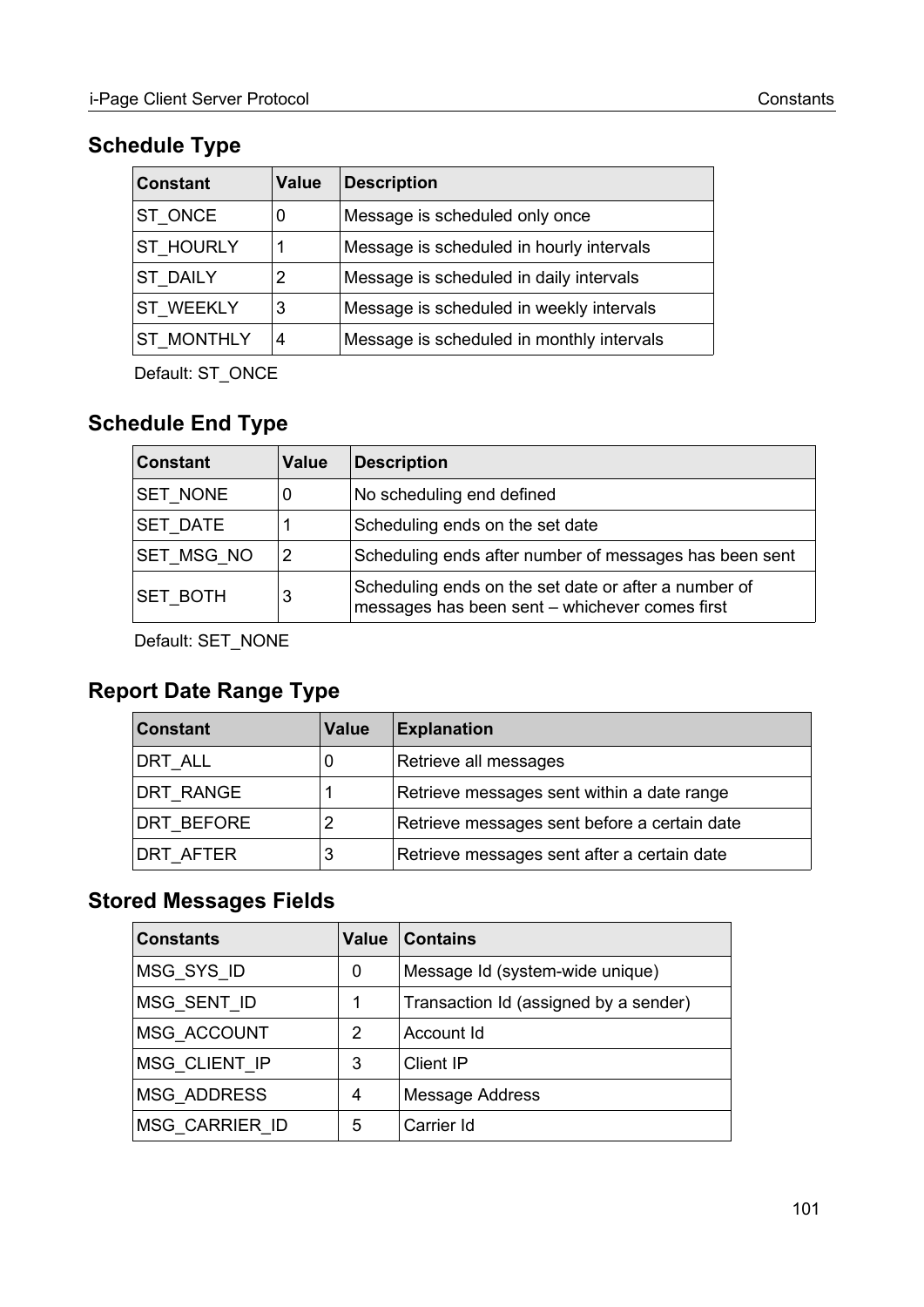## Schedule Type

| Constant | Value | Description |
|---|---|---|
| ST_ONCE | 0 | Message is scheduled only once |
| ST_HOURLY | 1 | Message is scheduled in hourly intervals |
| ST_DAILY | 2 | Message is scheduled in daily intervals |
| ST_WEEKLY | 3 | Message is scheduled in weekly intervals |
| ST_MONTHLY | 4 | Message is scheduled in monthly intervals |

Default: ST_ONCE

## Schedule End Type

| Constant | Value | Description |
|---|---|---|
| SET_NONE | 0 | No scheduling end defined |
| SET_DATE | 1 | Scheduling ends on the set date |
| SET_MSG_NO | 2 | Scheduling ends after number of messages has been sent |
| SET_BOTH | 3 | Scheduling ends on the set date or after a number of messages has been sent – whichever comes first |

Default: SET_NONE

## Report Date Range Type

| Constant | Value | Explanation |
|---|---|---|
| DRT_ALL | 0 | Retrieve all messages |
| DRT_RANGE | 1 | Retrieve messages sent within a date range |
| DRT_BEFORE | 2 | Retrieve messages sent before a certain date |
| DRT_AFTER | 3 | Retrieve messages sent after a certain date |

## Stored Messages Fields

| Constants | Value | Contains |
|---|---|---|
| MSG_SYS_ID | 0 | Message Id (system-wide unique) |
| MSG_SENT_ID | 1 | Transaction Id (assigned by a sender) |
| MSG_ACCOUNT | 2 | Account Id |
| MSG_CLIENT_IP | 3 | Client IP |
| MSG_ADDRESS | 4 | Message Address |
| MSG_CARRIER_ID | 5 | Carrier Id |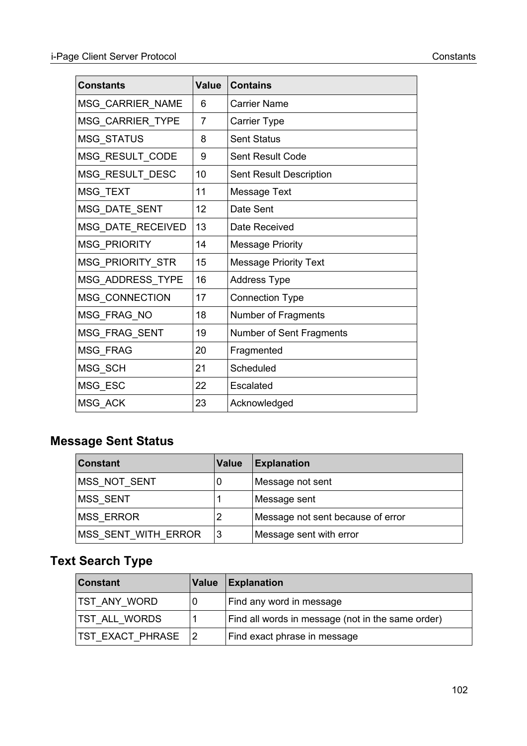| Constants | Value | Contains |
|---|---|---|
| MSG_CARRIER_NAME | 6 | Carrier Name |
| MSG_CARRIER_TYPE | 7 | Carrier Type |
| MSG_STATUS | 8 | Sent Status |
| MSG_RESULT_CODE | 9 | Sent Result Code |
| MSG_RESULT_DESC | 10 | Sent Result Description |
| MSG_TEXT | 11 | Message Text |
| MSG_DATE_SENT | 12 | Date Sent |
| MSG_DATE_RECEIVED | 13 | Date Received |
| MSG_PRIORITY | 14 | Message Priority |
| MSG_PRIORITY_STR | 15 | Message Priority Text |
| MSG_ADDRESS_TYPE | 16 | Address Type |
| MSG_CONNECTION | 17 | Connection Type |
| MSG_FRAG_NO | 18 | Number of Fragments |
| MSG_FRAG_SENT | 19 | Number of Sent Fragments |
| MSG_FRAG | 20 | Fragmented |
| MSG_SCH | 21 | Scheduled |
| MSG_ESC | 22 | Escalated |
| MSG_ACK | 23 | Acknowledged |

## Message Sent Status

| Constant | Value | Explanation |
|---|---|---|
| MSS_NOT_SENT | 0 | Message not sent |
| MSS_SENT | 1 | Message sent |
| MSS_ERROR | 2 | Message not sent because of error |
| MSS_SENT_WITH_ERROR | 3 | Message sent with error |

## Text Search Type

| Constant | Value | Explanation |
|---|---|---|
| TST_ANY_WORD | 0 | Find any word in message |
| TST_ALL_WORDS | 1 | Find all words in message (not in the same order) |
| TST_EXACT_PHRASE | 2 | Find exact phrase in message |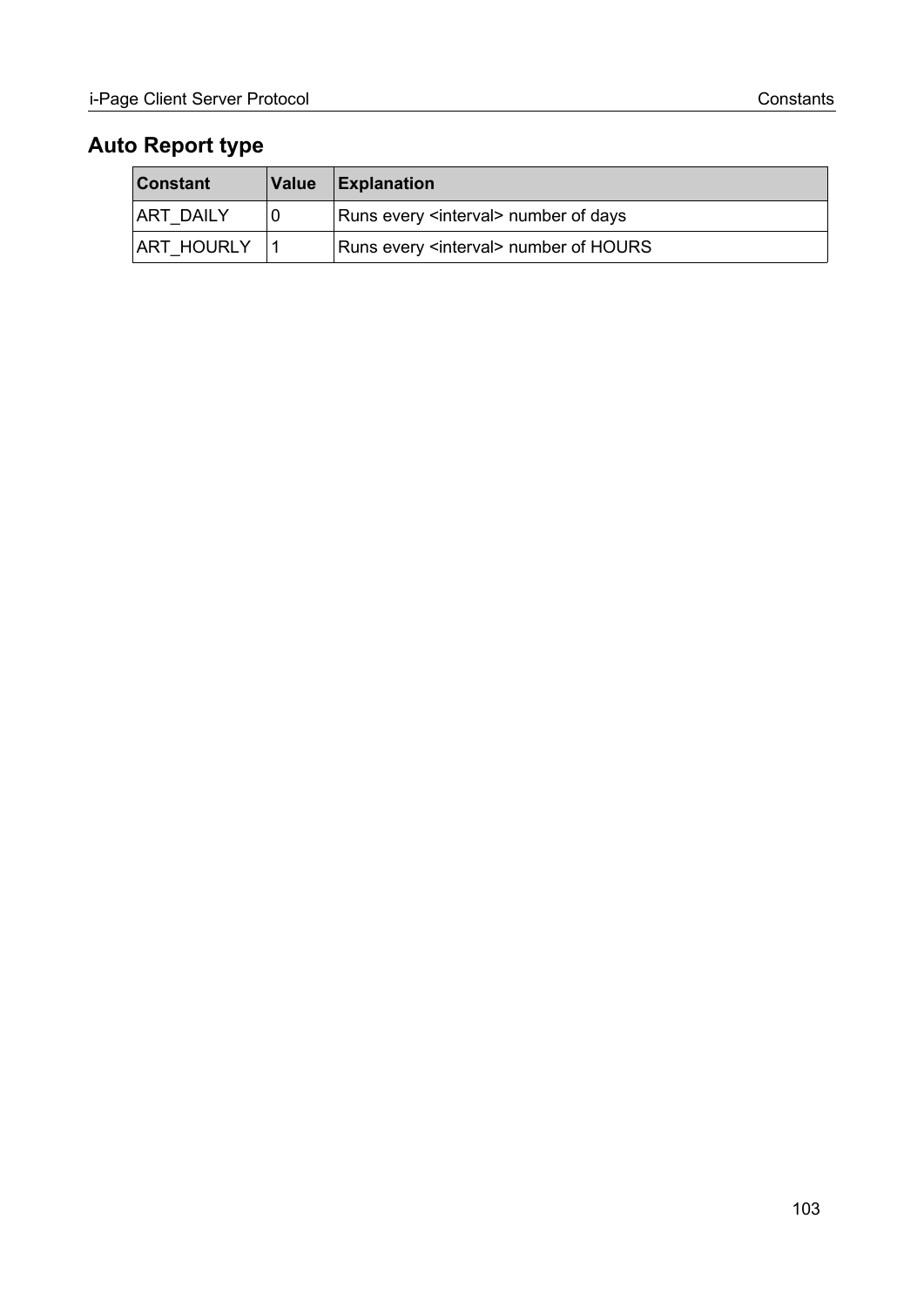## Auto Report type

| Constant | Value | Explanation |
| --- | --- | --- |
| ART_DAILY | 0 | Runs every <interval> number of days |
| ART_HOURLY | 1 | Runs every <interval> number of HOURS |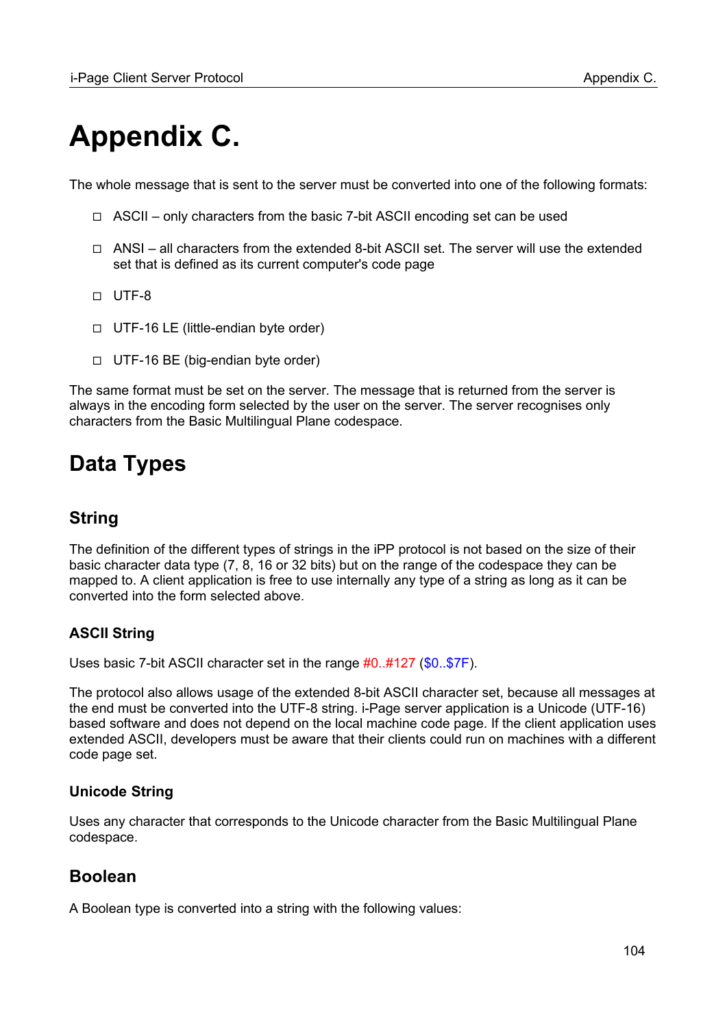# Appendix C.

The whole message that is sent to the server must be converted into one of the following formats:

- ASCII – only characters from the basic 7-bit ASCII encoding set can be used
- ANSI – all characters from the extended 8-bit ASCII set. The server will use the extended set that is defined as its current computer's code page
- UTF-8
- UTF-16 LE (little-endian byte order)
- UTF-16 BE (big-endian byte order)

The same format must be set on the server. The message that is returned from the server is always in the encoding form selected by the user on the server. The server recognises only characters from the Basic Multilingual Plane codespace.

## Data Types

### String

The definition of the different types of strings in the iPP protocol is not based on the size of their basic character data type (7, 8, 16 or 32 bits) but on the range of the codespace they can be mapped to. A client application is free to use internally any type of a string as long as it can be converted into the form selected above.

#### ASCII String

Uses basic 7-bit ASCII character set in the range #0..#127 ($0..$7F).

The protocol also allows usage of the extended 8-bit ASCII character set, because all messages at the end must be converted into the UTF-8 string. i-Page server application is a Unicode (UTF-16) based software and does not depend on the local machine code page. If the client application uses extended ASCII, developers must be aware that their clients could run on machines with a different code page set.

#### Unicode String

Uses any character that corresponds to the Unicode character from the Basic Multilingual Plane codespace.

### Boolean

A Boolean type is converted into a string with the following values: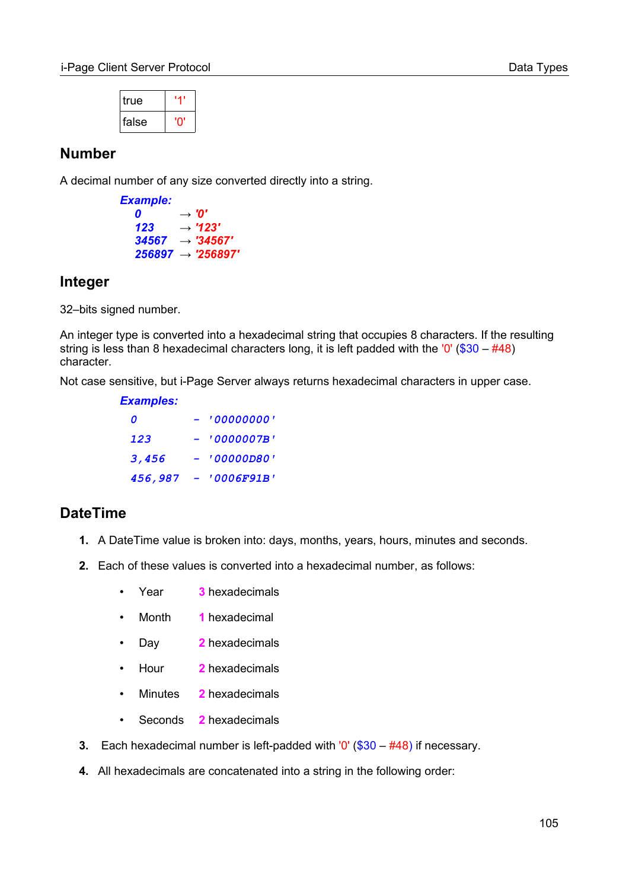| true | '1' |
|---|---|
| false | '0' |

## Number

A decimal number of any size converted directly into a string.

***Example:***
***0*** → ***'0'***
***123*** → ***'123'***
***34567*** → ***'34567'***
***256897*** → ***'256897'***

## Integer

32–bits signed number.

An integer type is converted into a hexadecimal string that occupies 8 characters. If the resulting string is less than 8 hexadecimal characters long, it is left padded with the '0' ($30 – #48) character.

Not case sensitive, but i-Page Server always returns hexadecimal characters in upper case.

***Examples:***

```
0        - '00000000'
123      - '0000007B'
3,456    - '00000D80'
456,987  - '0006F91B'
```

## DateTime

1. A DateTime value is broken into: days, months, years, hours, minutes and seconds.
2. Each of these values is converted into a hexadecimal number, as follows:
   - Year 3 hexadecimals
   - Month 1 hexadecimal
   - Day 2 hexadecimals
   - Hour 2 hexadecimals
   - Minutes 2 hexadecimals
   - Seconds 2 hexadecimals
3. Each hexadecimal number is left-padded with '0' ($30 – #48) if necessary.
4. All hexadecimals are concatenated into a string in the following order: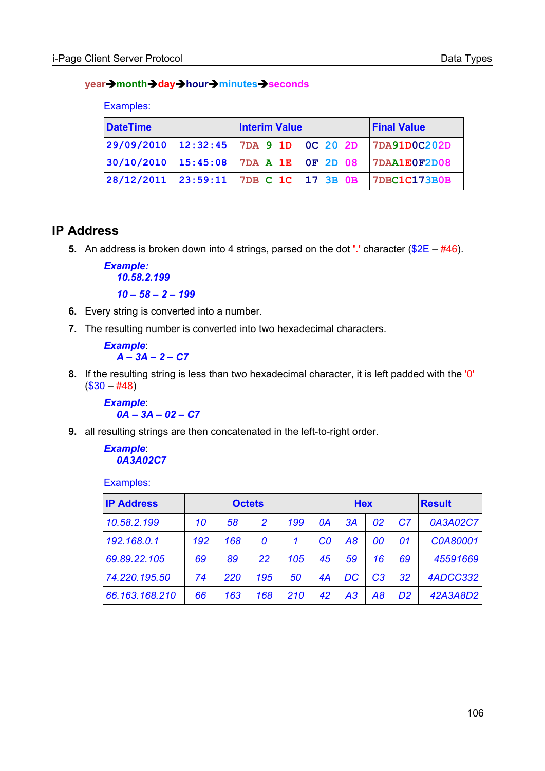year➔month➔day➔hour➔minutes➔seconds

Examples:

| DateTime | Interim Value | Final Value |
| --- | --- | --- |
| 29/09/2010 12:32:45 | 7DA 9 1D 0C 20 2D | 7DA91D0C202D |
| 30/10/2010 15:45:08 | 7DA A 1E 0F 2D 08 | 7DAA1E0F2D08 |
| 28/12/2011 23:59:11 | 7DB C 1C 17 3B 0B | 7DBC1C173B0B |

## IP Address

5. An address is broken down into 4 strings, parsed on the dot '.' character ($2E – #46).

   ***Example:***
   ***10.58.2.199***

   ***10 – 58 – 2 – 199***

6. Every string is converted into a number.
7. The resulting number is converted into two hexadecimal characters.

   ***Example***:
   ***A – 3A – 2 – C7***

8. If the resulting string is less than two hexadecimal character, it is left padded with the '0' ($30 – #48)

   ***Example***:
   ***0A – 3A – 02 – C7***

9. all resulting strings are then concatenated in the left-to-right order.

   ***Example***:
   ***0A3A02C7***

Examples:

| IP Address | Octets | | | | Hex | | | | Result |
| --- | --- | --- | --- | --- | --- | --- | --- | --- | --- |
| *10.58.2.199* | *10* | *58* | *2* | *199* | *0A* | *3A* | *02* | *C7* | *0A3A02C7* |
| *192.168.0.1* | *192* | *168* | *0* | *1* | *C0* | *A8* | *00* | *01* | *C0A80001* |
| *69.89.22.105* | *69* | *89* | *22* | *105* | *45* | *59* | *16* | *69* | *45591669* |
| *74.220.195.50* | *74* | *220* | *195* | *50* | *4A* | *DC* | *C3* | *32* | *4ADCC332* |
| *66.163.168.210* | *66* | *163* | *168* | *210* | *42* | *A3* | *A8* | *D2* | *42A3A8D2* |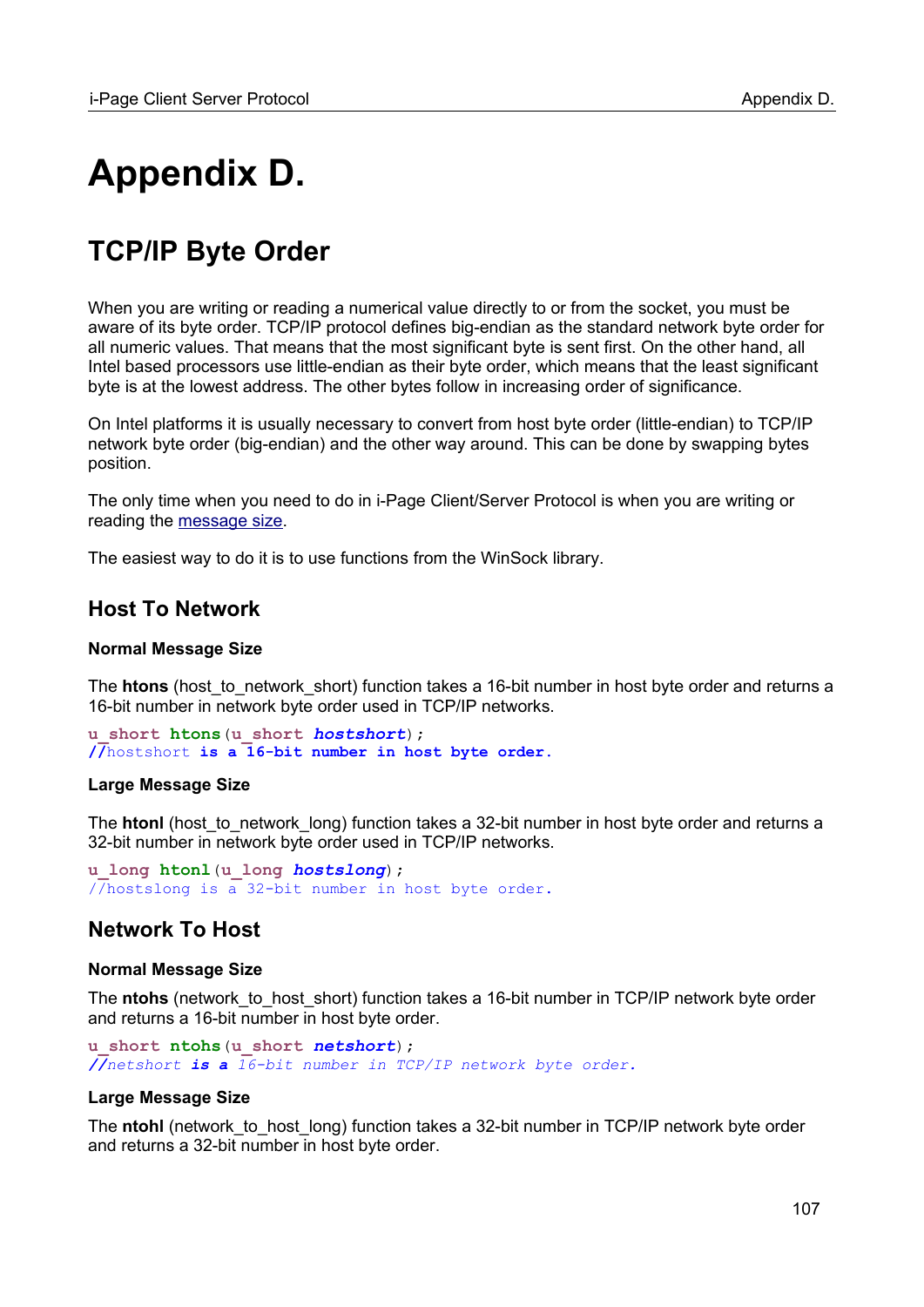# Appendix D.

## TCP/IP Byte Order

When you are writing or reading a numerical value directly to or from the socket, you must be aware of its byte order. TCP/IP protocol defines big-endian as the standard network byte order for all numeric values. That means that the most significant byte is sent first. On the other hand, all Intel based processors use little-endian as their byte order, which means that the least significant byte is at the lowest address. The other bytes follow in increasing order of significance.

On Intel platforms it is usually necessary to convert from host byte order (little-endian) to TCP/IP network byte order (big-endian) and the other way around. This can be done by swapping bytes position.

The only time when you need to do in i-Page Client/Server Protocol is when you are writing or reading the message size.

The easiest way to do it is to use functions from the WinSock library.

### Host To Network

#### Normal Message Size

The **htons** (host_to_network_short) function takes a 16-bit number in host byte order and returns a 16-bit number in network byte order used in TCP/IP networks.

```
u_short htons(u_short hostshort);
//hostshort is a 16-bit number in host byte order.
```

#### Large Message Size

The **htonl** (host_to_network_long) function takes a 32-bit number in host byte order and returns a 32-bit number in network byte order used in TCP/IP networks.

```
u_long htonl(u_long hostslong);
//hostslong is a 32-bit number in host byte order.
```

### Network To Host

#### Normal Message Size

The **ntohs** (network_to_host_short) function takes a 16-bit number in TCP/IP network byte order and returns a 16-bit number in host byte order.

```
u_short ntohs(u_short netshort);
//netshort is a 16-bit number in TCP/IP network byte order.
```

#### Large Message Size

The **ntohl** (network_to_host_long) function takes a 32-bit number in TCP/IP network byte order and returns a 32-bit number in host byte order.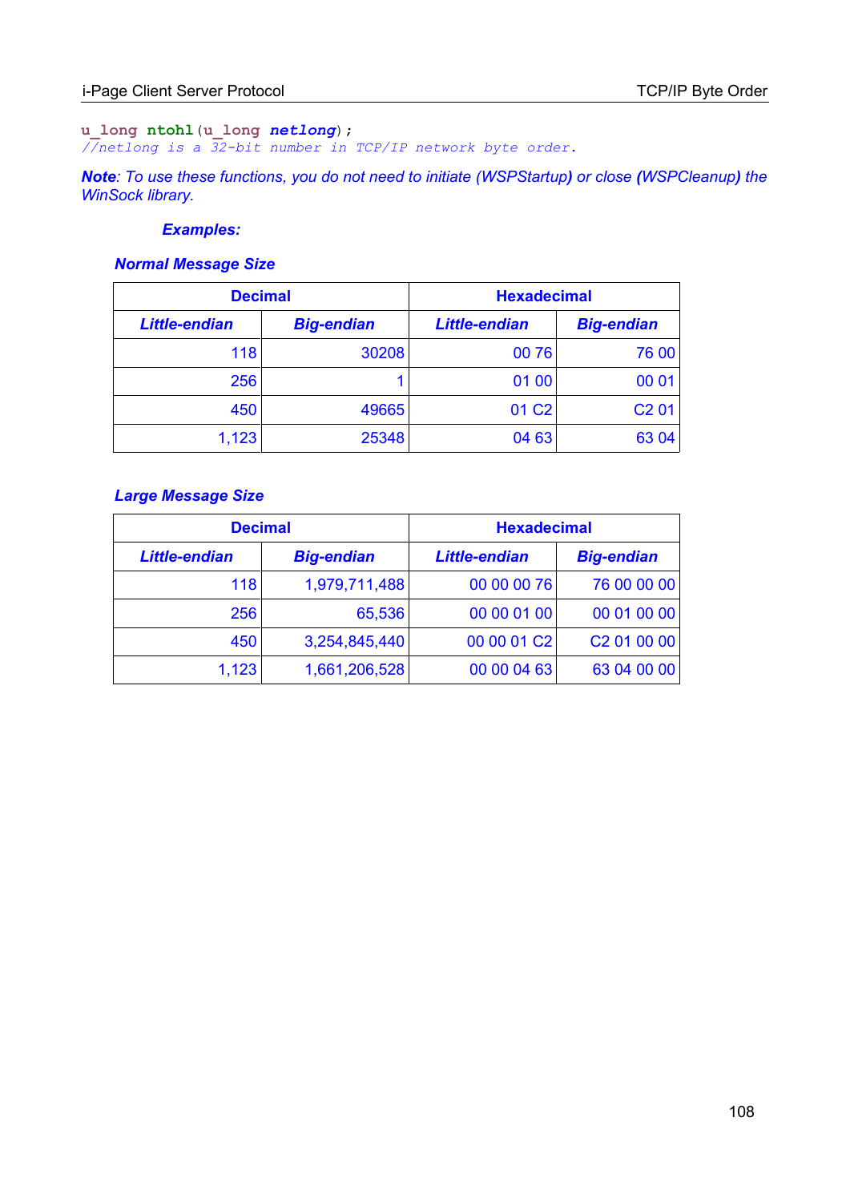```
u_long ntohl(u_long netlong);
//netlong is a 32-bit number in TCP/IP network byte order.
```

***Note**: To use these functions, you do not need to initiate (WSPStartup) or close (WSPCleanup) the WinSock library.*

***Examples:***

***Normal Message Size***

| **Decimal** | | **Hexadecimal** | |
|---|---|---|---|
| ***Little-endian*** | ***Big-endian*** | ***Little-endian*** | ***Big-endian*** |
| 118 | 30208 | 00 76 | 76 00 |
| 256 | 1 | 01 00 | 00 01 |
| 450 | 49665 | 01 C2 | C2 01 |
| 1,123 | 25348 | 04 63 | 63 04 |

***Large Message Size***

| **Decimal** | | **Hexadecimal** | |
|---|---|---|---|
| ***Little-endian*** | ***Big-endian*** | ***Little-endian*** | ***Big-endian*** |
| 118 | 1,979,711,488 | 00 00 00 76 | 76 00 00 00 |
| 256 | 65,536 | 00 00 01 00 | 00 01 00 00 |
| 450 | 3,254,845,440 | 00 00 01 C2 | C2 01 00 00 |
| 1,123 | 1,661,206,528 | 00 00 04 63 | 63 04 00 00 |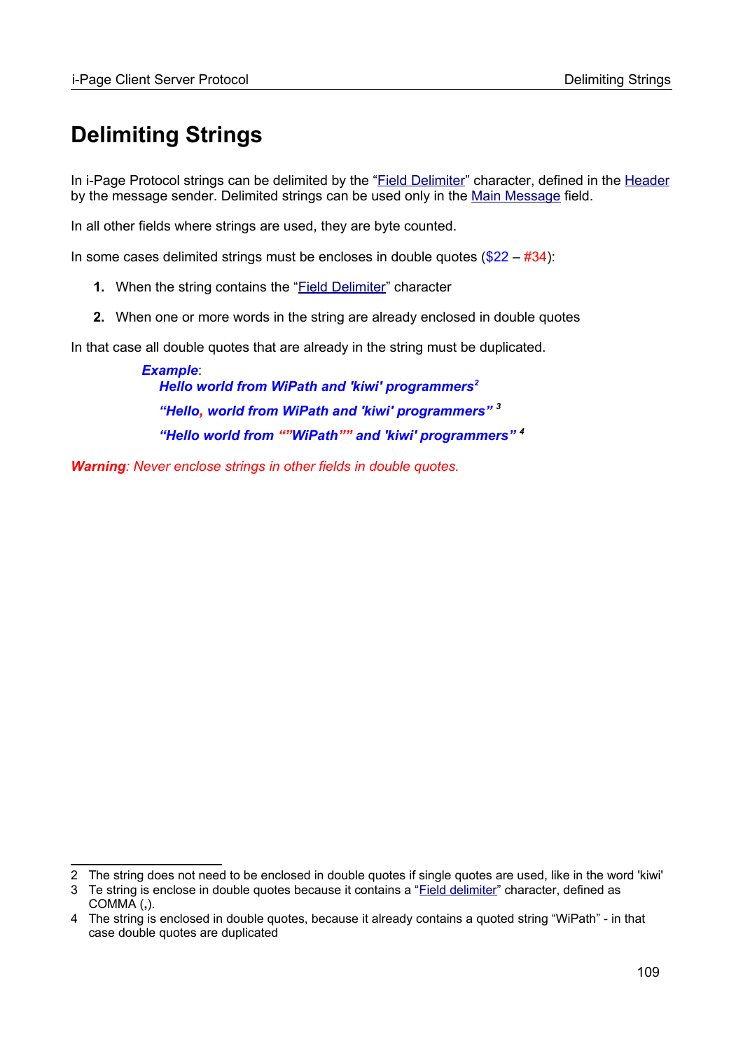# Delimiting Strings

In i-Page Protocol strings can be delimited by the "Field Delimiter" character, defined in the Header by the message sender. Delimited strings can be used only in the Main Message field.

In all other fields where strings are used, they are byte counted.

In some cases delimited strings must be encloses in double quotes ($22 – #34):

1. When the string contains the "Field Delimiter" character
2. When one or more words in the string are already enclosed in double quotes

In that case all double quotes that are already in the string must be duplicated.

> ***Example***:
> ***Hello world from WiPath and 'kiwi' programmers***[2]
> ***"Hello, world from WiPath and 'kiwi' programmers"***[3]
> ***"Hello world from ""WiPath"" and 'kiwi' programmers"***[4]

***Warning***: *Never enclose strings in other fields in double quotes.*

---

2 The string does not need to be enclosed in double quotes if single quotes are used, like in the word 'kiwi'

3 Te string is enclose in double quotes because it contains a "Field delimiter" character, defined as COMMA (**,**).

4 The string is enclosed in double quotes, because it already contains a quoted string "WiPath" - in that case double quotes are duplicated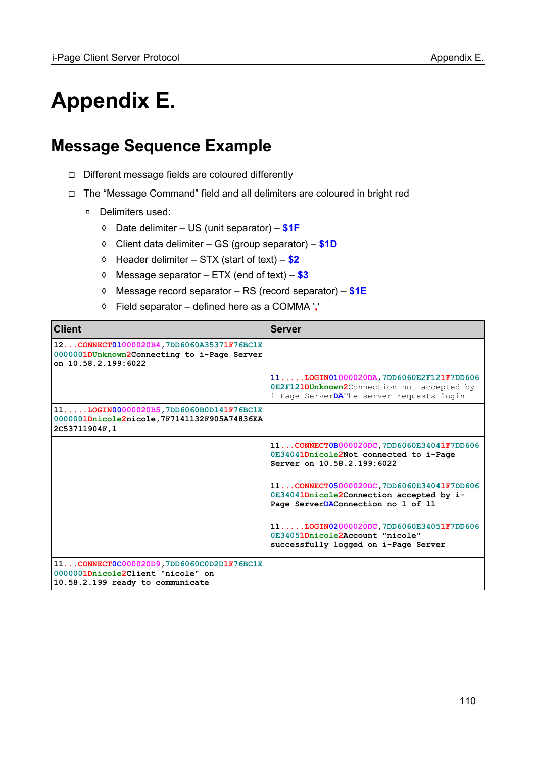# Appendix E.

## Message Sequence Example

- Different message fields are coloured differently
- The “Message Command” field and all delimiters are coloured in bright red
  - Delimiters used:
    - Date delimiter – US (unit separator) – **$1F**
    - Client data delimiter – GS (group separator) – **$1D**
    - Header delimiter – STX (start of text) – **$2**
    - Message separator – ETX (end of text) – **$3**
    - Message record separator – RS (record separator) – **$1E**
    - Field separator – defined here as a COMMA ','

| Client | Server |
|---|---|
| 12...CONNECT01000020B4,7DD6060A35371F76BC1E0000001DUnknown2Connecting to i-Page Server on 10.58.2.199:6022 | |
| | 11.....LOGIN01000020DA,7DD6060E2F121F7DD6060E2F121DUnknown2Connection not accepted by i-Page ServerDAThe server requests login |
| 11.....LOGIN00000020B5,7DD6060B0D141F76BC1E0000001Dnicole2nicole,7F7141132F905A74836EA2C53711904F,1 | |
| | 11...CONNECT0B000020DC,7DD6060E34041F7DD6060E34041Dnicole2Not connected to i-Page Server on 10.58.2.199:6022 |
| | 11...CONNECT05000020DC,7DD6060E34041F7DD6060E34041Dnicole2Connection accepted by i-Page ServerDAConnection no 1 of 11 |
| | 11.....LOGIN02000020DC,7DD6060E34051F7DD6060E34051Dnicole2Account "nicole" successfully logged on i-Page Server |
| 11...CONNECT0C000020D9,7DD6060C0D2D1F76BC1E0000001Dnicole2Client "nicole" on 10.58.2.199 ready to communicate | |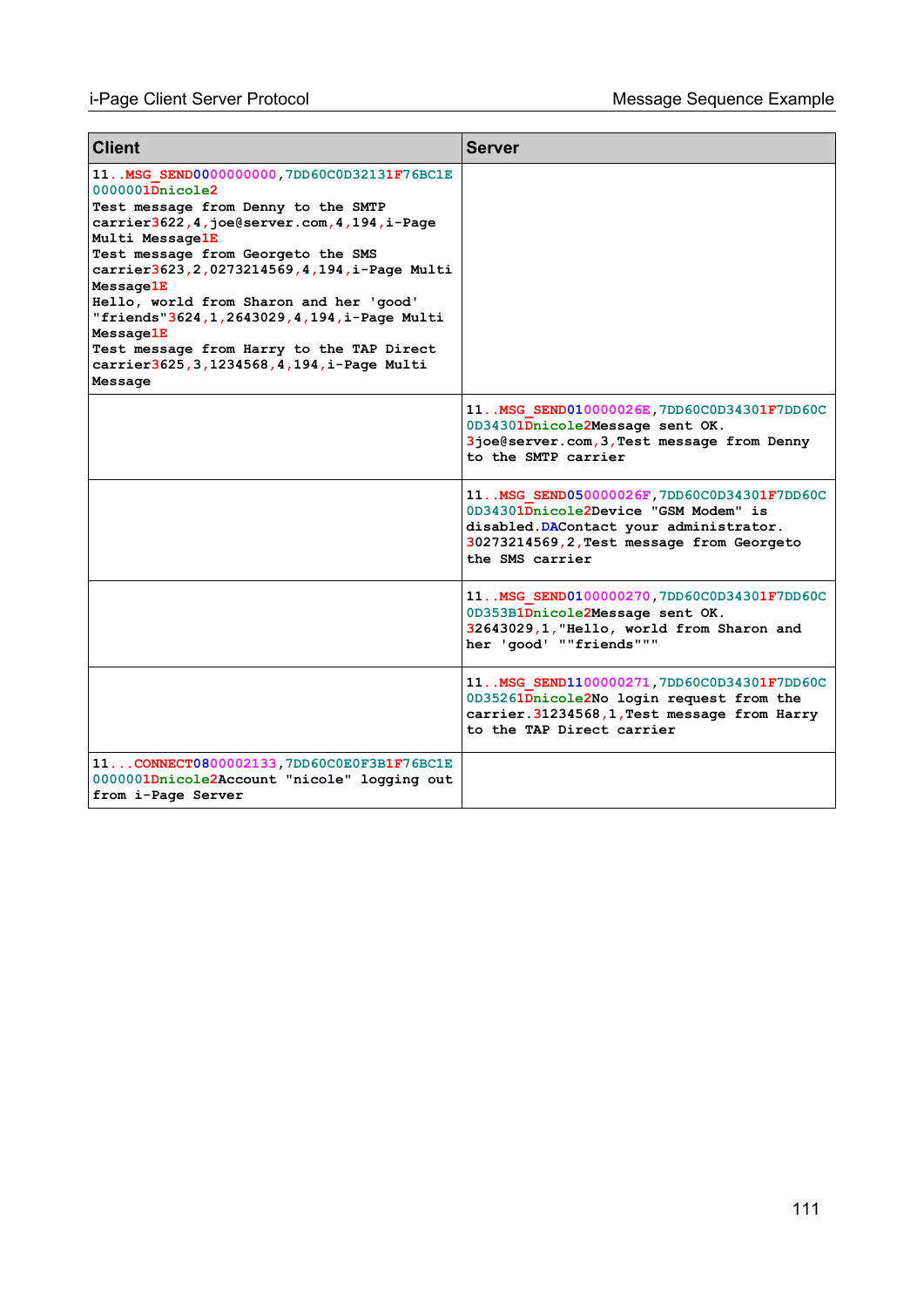| Client | Server |
|---|---|
| 11..MSG_SEND0000000000,7DD60C0D32131F76BC1E 0000001Dnicole2 Test message from Denny to the SMTP carrier3622,4,joe@server.com,4,194,i-Page Multi Message1E Test message from Georgeto the SMS carrier3623,2,0273214569,4,194,i-Page Multi Message1E Hello, world from Sharon and her 'good' "friends"3624,1,2643029,4,194,i-Page Multi Message1E Test message from Harry to the TAP Direct carrier3625,3,1234568,4,194,i-Page Multi Message | |
| | 11..MSG_SEND010000026E,7DD60C0D34301F7DD60C 0D34301Dnicole2Message sent OK. 3joe@server.com,3,Test message from Denny to the SMTP carrier |
| | 11..MSG_SEND050000026F,7DD60C0D34301F7DD60C 0D34301Dnicole2Device "GSM Modem" is disabled.DAContact your administrator. 30273214569,2,Test message from Georgeto the SMS carrier |
| | 11..MSG_SEND0100000270,7DD60C0D34301F7DD60C 0D353B1Dnicole2Message sent OK. 32643029,1,"Hello, world from Sharon and her 'good' ""friends""" |
| | 11..MSG_SEND1100000271,7DD60C0D34301F7DD60C 0D35261Dnicole2No login request from the carrier.31234568,1,Test message from Harry to the TAP Direct carrier |
| 11...CONNECT0800002133,7DD60C0E0F3B1F76BC1E 0000001Dnicole2Account "nicole" logging out from i-Page Server | |